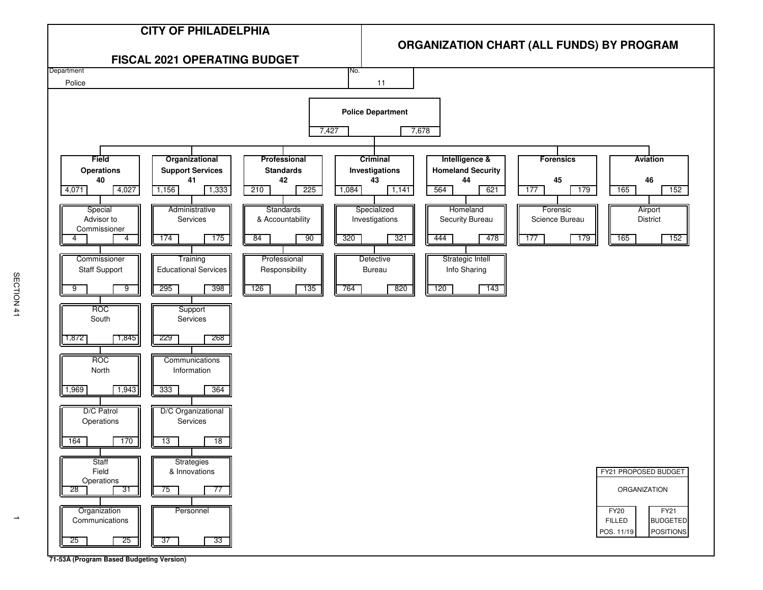# CITY OF PHILADELPHIA

## FISCAL 2021 OPERATING BUDGET

## ORGANIZATION CHART (ALL FUNDS) BY PROGRAM

Department: Police

No. 11

**Police Department**: 7,427 | 7,678

| Program | No. | FY20 Filled Pos. 11/19 | FY21 Budgeted Positions |
|---|---|---|---|
| **Field Operations** | 40 | 4,071 | 4,027 |
| Special Advisor to Commissioner | | 4 | 4 |
| Commissioner Staff Support | | 9 | 9 |
| ROC South | | 1,872 | 1,845 |
| ROC North | | 1,969 | 1,943 |
| D/C Patrol Operations | | 164 | 170 |
| Staff Field Operations | | 28 | 31 |
| Organization Communications | | 25 | 25 |
| **Organizational Support Services** | 41 | 1,156 | 1,333 |
| Administrative Services | | 174 | 175 |
| Training Educational Services | | 295 | 398 |
| Support Services | | 229 | 268 |
| Communications Information | | 333 | 364 |
| D/C Organizational Services | | 13 | 18 |
| Strategies & Innovations | | 75 | 77 |
| Personnel | | 37 | 33 |
| **Professional Standards** | 42 | 210 | 225 |
| Standards & Accountability | | 84 | 90 |
| Professional Responsibility | | 126 | 135 |
| **Criminal Investigations** | 43 | 1,084 | 1,141 |
| Specialized Investigations | | 320 | 321 |
| Detective Bureau | | 764 | 820 |
| **Intelligence & Homeland Security** | 44 | 564 | 621 |
| Homeland Security Bureau | | 444 | 478 |
| Strategic Intell Info Sharing | | 120 | 143 |
| **Forensics** | 45 | 177 | 179 |
| Forensic Science Bureau | | 177 | 179 |
| **Aviation** | 46 | 165 | 152 |
| Airport District | | 165 | 152 |

FY21 PROPOSED BUDGET — ORGANIZATION: FY20 FILLED POS. 11/19 | FY21 BUDGETED POSITIONS

71-53A (Program Based Budgeting Version)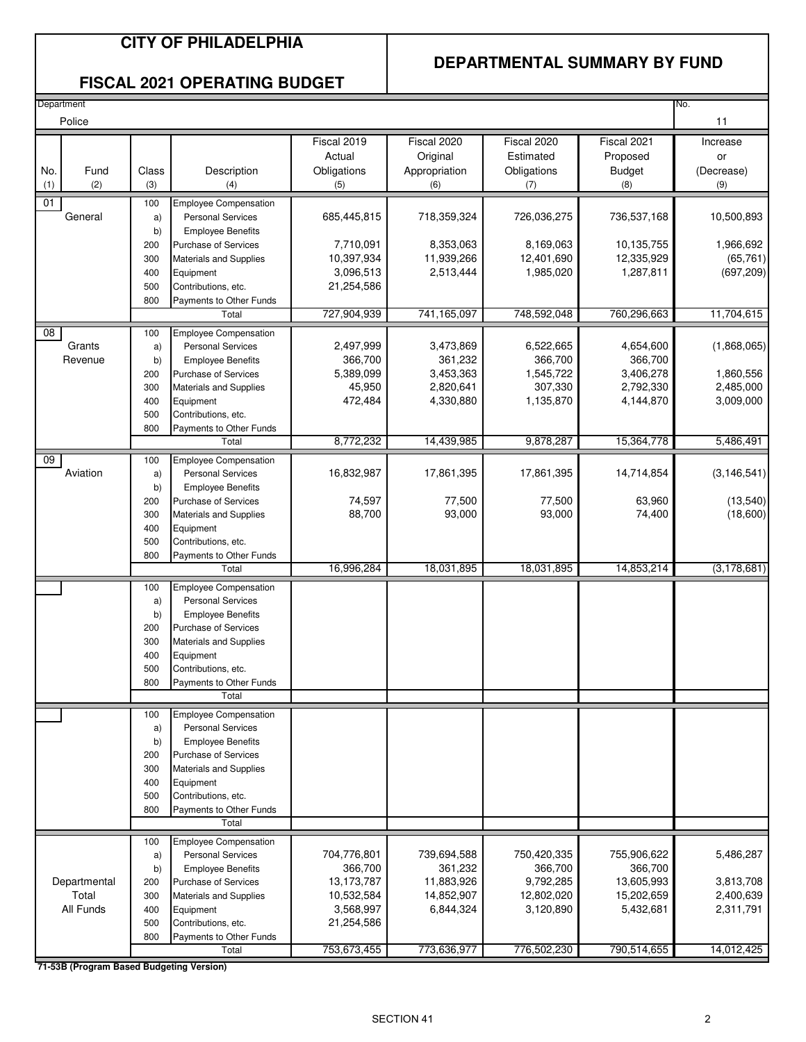# CITY OF PHILADELPHIA

## FISCAL 2021 OPERATING BUDGET

## DEPARTMENTAL SUMMARY BY FUND

Department: Police

No.: 11

| No. (1) | Fund (2) | Class (3) | Description (4) | Fiscal 2019 Actual Obligations (5) | Fiscal 2020 Original Appropriation (6) | Fiscal 2020 Estimated Obligations (7) | Fiscal 2021 Proposed Budget (8) | Increase or (Decrease) (9) |
|---|---|---|---|---|---|---|---|---|
| 01 | General | 100 | Employee Compensation | | | | | |
| | | a) | Personal Services | 685,445,815 | 718,359,324 | 726,036,275 | 736,537,168 | 10,500,893 |
| | | b) | Employee Benefits | | | | | |
| | | 200 | Purchase of Services | 7,710,091 | 8,353,063 | 8,169,063 | 10,135,755 | 1,966,692 |
| | | 300 | Materials and Supplies | 10,397,934 | 11,939,266 | 12,401,690 | 12,335,929 | (65,761) |
| | | 400 | Equipment | 3,096,513 | 2,513,444 | 1,985,020 | 1,287,811 | (697,209) |
| | | 500 | Contributions, etc. | 21,254,586 | | | | |
| | | 800 | Payments to Other Funds | | | | | |
| | | | Total | 727,904,939 | 741,165,097 | 748,592,048 | 760,296,663 | 11,704,615 |
| 08 | Grants Revenue | 100 | Employee Compensation | | | | | |
| | | a) | Personal Services | 2,497,999 | 3,473,869 | 6,522,665 | 4,654,600 | (1,868,065) |
| | | b) | Employee Benefits | 366,700 | 361,232 | 366,700 | 366,700 | |
| | | 200 | Purchase of Services | 5,389,099 | 3,453,363 | 1,545,722 | 3,406,278 | 1,860,556 |
| | | 300 | Materials and Supplies | 45,950 | 2,820,641 | 307,330 | 2,792,330 | 2,485,000 |
| | | 400 | Equipment | 472,484 | 4,330,880 | 1,135,870 | 4,144,870 | 3,009,000 |
| | | 500 | Contributions, etc. | | | | | |
| | | 800 | Payments to Other Funds | | | | | |
| | | | Total | 8,772,232 | 14,439,985 | 9,878,287 | 15,364,778 | 5,486,491 |
| 09 | Aviation | 100 | Employee Compensation | | | | | |
| | | a) | Personal Services | 16,832,987 | 17,861,395 | 17,861,395 | 14,714,854 | (3,146,541) |
| | | b) | Employee Benefits | | | | | |
| | | 200 | Purchase of Services | 74,597 | 77,500 | 77,500 | 63,960 | (13,540) |
| | | 300 | Materials and Supplies | 88,700 | 93,000 | 93,000 | 74,400 | (18,600) |
| | | 400 | Equipment | | | | | |
| | | 500 | Contributions, etc. | | | | | |
| | | 800 | Payments to Other Funds | | | | | |
| | | | Total | 16,996,284 | 18,031,895 | 18,031,895 | 14,853,214 | (3,178,681) |
| | | 100 | Employee Compensation | | | | | |
| | | a) | Personal Services | | | | | |
| | | b) | Employee Benefits | | | | | |
| | | 200 | Purchase of Services | | | | | |
| | | 300 | Materials and Supplies | | | | | |
| | | 400 | Equipment | | | | | |
| | | 500 | Contributions, etc. | | | | | |
| | | 800 | Payments to Other Funds | | | | | |
| | | | Total | | | | | |
| | | 100 | Employee Compensation | | | | | |
| | | a) | Personal Services | | | | | |
| | | b) | Employee Benefits | | | | | |
| | | 200 | Purchase of Services | | | | | |
| | | 300 | Materials and Supplies | | | | | |
| | | 400 | Equipment | | | | | |
| | | 500 | Contributions, etc. | | | | | |
| | | 800 | Payments to Other Funds | | | | | |
| | | | Total | | | | | |
| | Departmental Total All Funds | 100 | Employee Compensation | | | | | |
| | | a) | Personal Services | 704,776,801 | 739,694,588 | 750,420,335 | 755,906,622 | 5,486,287 |
| | | b) | Employee Benefits | 366,700 | 361,232 | 366,700 | 366,700 | |
| | | 200 | Purchase of Services | 13,173,787 | 11,883,926 | 9,792,285 | 13,605,993 | 3,813,708 |
| | | 300 | Materials and Supplies | 10,532,584 | 14,852,907 | 12,802,020 | 15,202,659 | 2,400,639 |
| | | 400 | Equipment | 3,568,997 | 6,844,324 | 3,120,890 | 5,432,681 | 2,311,791 |
| | | 500 | Contributions, etc. | 21,254,586 | | | | |
| | | 800 | Payments to Other Funds | | | | | |
| | | | Total | 753,673,455 | 773,636,977 | 776,502,230 | 790,514,655 | 14,012,425 |

**71-53B (Program Based Budgeting Version)**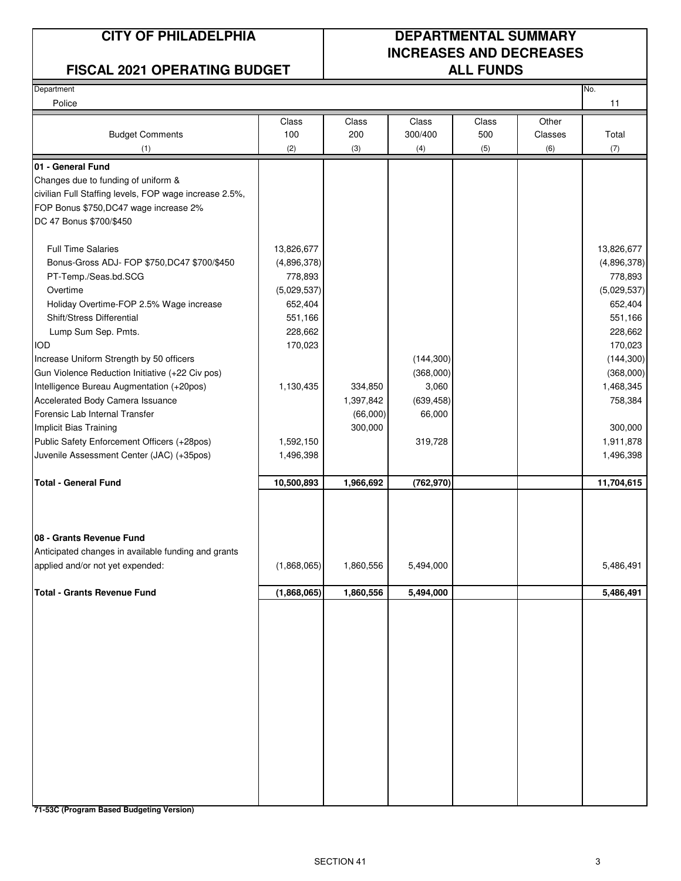# CITY OF PHILADELPHIA

## FISCAL 2021 OPERATING BUDGET

## DEPARTMENTAL SUMMARY INCREASES AND DECREASES ALL FUNDS

| Department | No. |
|---|---|
| Police | 11 |

| Budget Comments (1) | Class 100 (2) | Class 200 (3) | Class 300/400 (4) | Class 500 (5) | Other Classes (6) | Total (7) |
|---|---|---|---|---|---|---|
| **01 - General Fund** | | | | | | |
| Changes due to funding of uniform & civilian Full Staffing levels, FOP wage increase 2.5%, FOP Bonus $750,DC47 wage increase 2% DC 47 Bonus $700/$450 | | | | | | |
| Full Time Salaries | 13,826,677 | | | | | 13,826,677 |
| Bonus-Gross ADJ- FOP $750,DC47 $700/$450 | (4,896,378) | | | | | (4,896,378) |
| PT-Temp./Seas.bd.SCG | 778,893 | | | | | 778,893 |
| Overtime | (5,029,537) | | | | | (5,029,537) |
| Holiday Overtime-FOP 2.5% Wage increase | 652,404 | | | | | 652,404 |
| Shift/Stress Differential | 551,166 | | | | | 551,166 |
| Lump Sum Sep. Pmts. | 228,662 | | | | | 228,662 |
| IOD | 170,023 | | | | | 170,023 |
| Increase Uniform Strength by 50 officers | | | (144,300) | | | (144,300) |
| Gun Violence Reduction Initiative (+22 Civ pos) | | | (368,000) | | | (368,000) |
| Intelligence Bureau Augmentation (+20pos) | 1,130,435 | 334,850 | 3,060 | | | 1,468,345 |
| Accelerated Body Camera Issuance | | 1,397,842 | (639,458) | | | 758,384 |
| Forensic Lab Internal Transfer | | (66,000) | 66,000 | | | |
| Implicit Bias Training | | 300,000 | | | | 300,000 |
| Public Safety Enforcement Officers (+28pos) | 1,592,150 | | 319,728 | | | 1,911,878 |
| Juvenile Assessment Center (JAC) (+35pos) | 1,496,398 | | | | | 1,496,398 |
| **Total - General Fund** | **10,500,893** | **1,966,692** | **(762,970)** | | | **11,704,615** |
| **08 - Grants Revenue Fund** | | | | | | |
| Anticipated changes in available funding and grants applied and/or not yet expended: | (1,868,065) | 1,860,556 | 5,494,000 | | | 5,486,491 |
| **Total - Grants Revenue Fund** | **(1,868,065)** | **1,860,556** | **5,494,000** | | | **5,486,491** |

**71-53C (Program Based Budgeting Version)**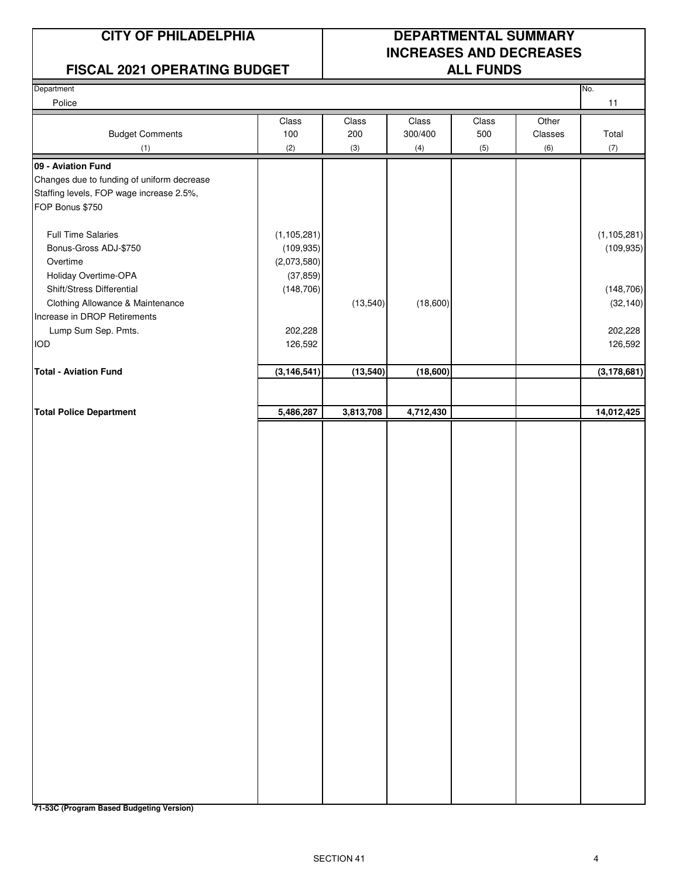# CITY OF PHILADELPHIA

## FISCAL 2021 OPERATING BUDGET

## DEPARTMENTAL SUMMARY INCREASES AND DECREASES ALL FUNDS

Department: Police

No. 11

| Budget Comments (1) | Class 100 (2) | Class 200 (3) | Class 300/400 (4) | Class 500 (5) | Other Classes (6) | Total (7) |
|---|---|---|---|---|---|---|
| **09 - Aviation Fund** | | | | | | |
| Changes due to funding of uniform decrease Staffing levels, FOP wage increase 2.5%, FOP Bonus $750 | | | | | | |
| Full Time Salaries | (1,105,281) | | | | | (1,105,281) |
| Bonus-Gross ADJ-$750 | (109,935) | | | | | (109,935) |
| Overtime | (2,073,580) | | | | | |
| Holiday Overtime-OPA | (37,859) | | | | | |
| Shift/Stress Differential | (148,706) | | | | | (148,706) |
| Clothing Allowance & Maintenance | | (13,540) | (18,600) | | | (32,140) |
| Increase in DROP Retirements | | | | | | |
| Lump Sum Sep. Pmts. | 202,228 | | | | | 202,228 |
| IOD | 126,592 | | | | | 126,592 |
| **Total - Aviation Fund** | **(3,146,541)** | **(13,540)** | **(18,600)** | | | **(3,178,681)** |
| **Total Police Department** | **5,486,287** | **3,813,708** | **4,712,430** | | | **14,012,425** |

**71-53C (Program Based Budgeting Version)**

SECTION 41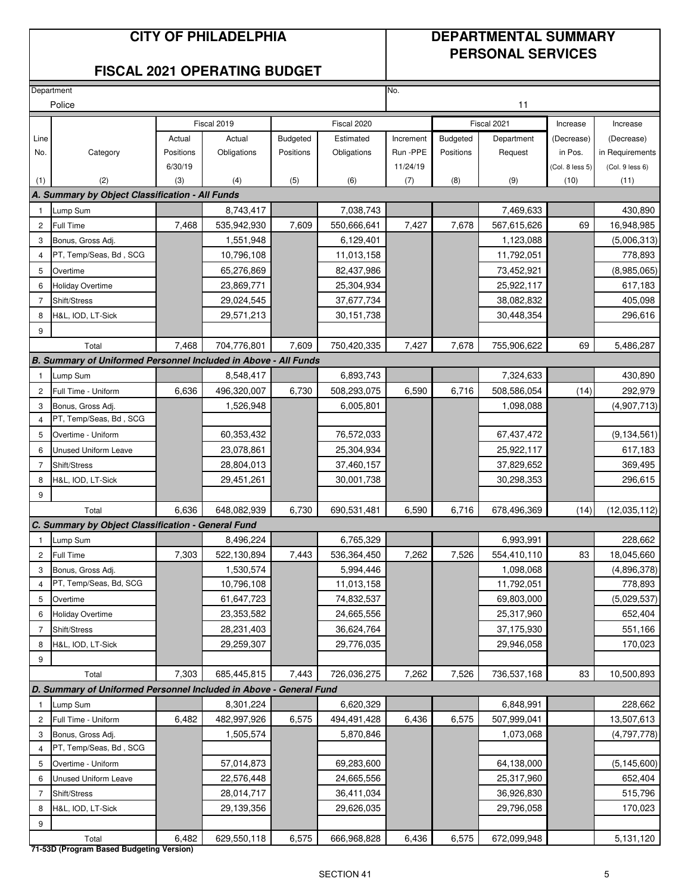# CITY OF PHILADELPHIA

## FISCAL 2021 OPERATING BUDGET

# DEPARTMENTAL SUMMARY PERSONAL SERVICES

Department: Police

No.: 11

| Line No. | Category | Fiscal 2019 Actual Positions 6/30/19 | Fiscal 2019 Actual Obligations | Fiscal 2020 Budgeted Positions | Fiscal 2020 Estimated Obligations | Increment Run -PPE 11/24/19 | Fiscal 2021 Budgeted Positions | Fiscal 2021 Department Request | Increase (Decrease) in Pos. (Col. 8 less 5) | Increase (Decrease) in Requirements (Col. 9 less 6) |
|---|---|---|---|---|---|---|---|---|---|---|
| (1) | (2) | (3) | (4) | (5) | (6) | (7) | (8) | (9) | (10) | (11) |
| ***A. Summary by Object Classification - All Funds*** | | | | | | | | | | |
| 1 | Lump Sum | | 8,743,417 | | 7,038,743 | | | 7,469,633 | | 430,890 |
| 2 | Full Time | 7,468 | 535,942,930 | 7,609 | 550,666,641 | 7,427 | 7,678 | 567,615,626 | 69 | 16,948,985 |
| 3 | Bonus, Gross Adj. | | 1,551,948 | | 6,129,401 | | | 1,123,088 | | (5,006,313) |
| 4 | PT, Temp/Seas, Bd , SCG | | 10,796,108 | | 11,013,158 | | | 11,792,051 | | 778,893 |
| 5 | Overtime | | 65,276,869 | | 82,437,986 | | | 73,452,921 | | (8,985,065) |
| 6 | Holiday Overtime | | 23,869,771 | | 25,304,934 | | | 25,922,117 | | 617,183 |
| 7 | Shift/Stress | | 29,024,545 | | 37,677,734 | | | 38,082,832 | | 405,098 |
| 8 | H&L, IOD, LT-Sick | | 29,571,213 | | 30,151,738 | | | 30,448,354 | | 296,616 |
| 9 | | | | | | | | | | |
| | Total | 7,468 | 704,776,801 | 7,609 | 750,420,335 | 7,427 | 7,678 | 755,906,622 | 69 | 5,486,287 |
| ***B. Summary of Uniformed Personnel Included in Above - All Funds*** | | | | | | | | | | |
| 1 | Lump Sum | | 8,548,417 | | 6,893,743 | | | 7,324,633 | | 430,890 |
| 2 | Full Time - Uniform | 6,636 | 496,320,007 | 6,730 | 508,293,075 | 6,590 | 6,716 | 508,586,054 | (14) | 292,979 |
| 3 | Bonus, Gross Adj. | | 1,526,948 | | 6,005,801 | | | 1,098,088 | | (4,907,713) |
| 4 | PT, Temp/Seas, Bd , SCG | | | | | | | | | |
| 5 | Overtime - Uniform | | 60,353,432 | | 76,572,033 | | | 67,437,472 | | (9,134,561) |
| 6 | Unused Uniform Leave | | 23,078,861 | | 25,304,934 | | | 25,922,117 | | 617,183 |
| 7 | Shift/Stress | | 28,804,013 | | 37,460,157 | | | 37,829,652 | | 369,495 |
| 8 | H&L, IOD, LT-Sick | | 29,451,261 | | 30,001,738 | | | 30,298,353 | | 296,615 |
| 9 | | | | | | | | | | |
| | Total | 6,636 | 648,082,939 | 6,730 | 690,531,481 | 6,590 | 6,716 | 678,496,369 | (14) | (12,035,112) |
| ***C. Summary by Object Classification - General Fund*** | | | | | | | | | | |
| 1 | Lump Sum | | 8,496,224 | | 6,765,329 | | | 6,993,991 | | 228,662 |
| 2 | Full Time | 7,303 | 522,130,894 | 7,443 | 536,364,450 | 7,262 | 7,526 | 554,410,110 | 83 | 18,045,660 |
| 3 | Bonus, Gross Adj. | | 1,530,574 | | 5,994,446 | | | 1,098,068 | | (4,896,378) |
| 4 | PT, Temp/Seas, Bd, SCG | | 10,796,108 | | 11,013,158 | | | 11,792,051 | | 778,893 |
| 5 | Overtime | | 61,647,723 | | 74,832,537 | | | 69,803,000 | | (5,029,537) |
| 6 | Holiday Overtime | | 23,353,582 | | 24,665,556 | | | 25,317,960 | | 652,404 |
| 7 | Shift/Stress | | 28,231,403 | | 36,624,764 | | | 37,175,930 | | 551,166 |
| 8 | H&L, IOD, LT-Sick | | 29,259,307 | | 29,776,035 | | | 29,946,058 | | 170,023 |
| 9 | | | | | | | | | | |
| | Total | 7,303 | 685,445,815 | 7,443 | 726,036,275 | 7,262 | 7,526 | 736,537,168 | 83 | 10,500,893 |
| ***D. Summary of Uniformed Personnel Included in Above - General Fund*** | | | | | | | | | | |
| 1 | Lump Sum | | 8,301,224 | | 6,620,329 | | | 6,848,991 | | 228,662 |
| 2 | Full Time - Uniform | 6,482 | 482,997,926 | 6,575 | 494,491,428 | 6,436 | 6,575 | 507,999,041 | | 13,507,613 |
| 3 | Bonus, Gross Adj. | | 1,505,574 | | 5,870,846 | | | 1,073,068 | | (4,797,778) |
| 4 | PT, Temp/Seas, Bd , SCG | | | | | | | | | |
| 5 | Overtime - Uniform | | 57,014,873 | | 69,283,600 | | | 64,138,000 | | (5,145,600) |
| 6 | Unused Uniform Leave | | 22,576,448 | | 24,665,556 | | | 25,317,960 | | 652,404 |
| 7 | Shift/Stress | | 28,014,717 | | 36,411,034 | | | 36,926,830 | | 515,796 |
| 8 | H&L, IOD, LT-Sick | | 29,139,356 | | 29,626,035 | | | 29,796,058 | | 170,023 |
| 9 | | | | | | | | | | |
| | Total | 6,482 | 629,550,118 | 6,575 | 666,968,828 | 6,436 | 6,575 | 672,099,948 | | 5,131,120 |

**71-53D (Program Based Budgeting Version)**

SECTION 41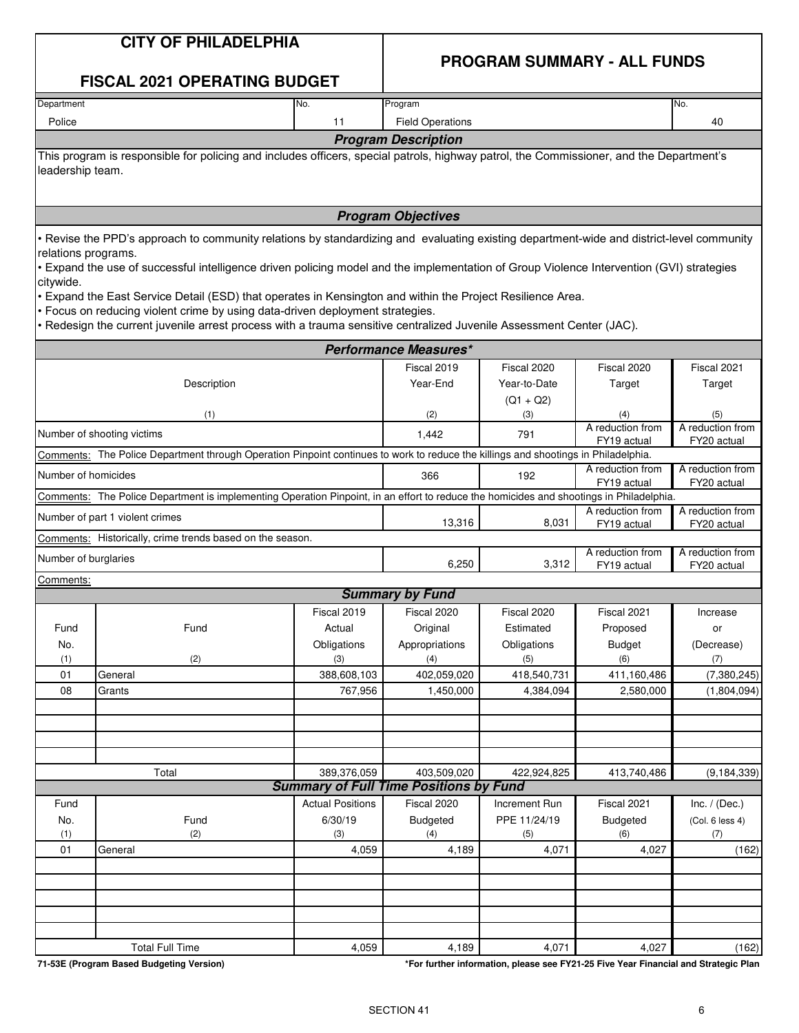# CITY OF PHILADELPHIA

## FISCAL 2021 OPERATING BUDGET

## PROGRAM SUMMARY - ALL FUNDS

| Department | No. | Program | No. |
|---|---|---|---|
| Police | 11 | Field Operations | 40 |

### *Program Description*

This program is responsible for policing and includes officers, special patrols, highway patrol, the Commissioner, and the Department's leadership team.

### *Program Objectives*

- Revise the PPD's approach to community relations by standardizing and evaluating existing department-wide and district-level community relations programs.
- Expand the use of successful intelligence driven policing model and the implementation of Group Violence Intervention (GVI) strategies citywide.
- Expand the East Service Detail (ESD) that operates in Kensington and within the Project Resilience Area.
- Focus on reducing violent crime by using data-driven deployment strategies.
- Redesign the current juvenile arrest process with a trauma sensitive centralized Juvenile Assessment Center (JAC).

### *Performance Measures**

| Description<br>(1) | Fiscal 2019 Year-End<br>(2) | Fiscal 2020 Year-to-Date (Q1 + Q2)<br>(3) | Fiscal 2020 Target<br>(4) | Fiscal 2021 Target<br>(5) |
|---|---|---|---|---|
| Number of shooting victims | 1,442 | 791 | A reduction from FY19 actual | A reduction from FY20 actual |
| Comments: The Police Department through Operation Pinpoint continues to work to reduce the killings and shootings in Philadelphia. | | | | |
| Number of homicides | 366 | 192 | A reduction from FY19 actual | A reduction from FY20 actual |
| Comments: The Police Department is implementing Operation Pinpoint, in an effort to reduce the homicides and shootings in Philadelphia. | | | | |
| Number of part 1 violent crimes | 13,316 | 8,031 | A reduction from FY19 actual | A reduction from FY20 actual |
| Comments: Historically, crime trends based on the season. | | | | |
| Number of burglaries | 6,250 | 3,312 | A reduction from FY19 actual | A reduction from FY20 actual |
| Comments: | | | | |

### *Summary by Fund*

| Fund No.<br>(1) | Fund<br>(2) | Fiscal 2019 Actual Obligations<br>(3) | Fiscal 2020 Original Appropriations<br>(4) | Fiscal 2020 Estimated Obligations<br>(5) | Fiscal 2021 Proposed Budget<br>(6) | Increase or (Decrease)<br>(7) |
|---|---|---|---|---|---|---|
| 01 | General | 388,608,103 | 402,059,020 | 418,540,731 | 411,160,486 | (7,380,245) |
| 08 | Grants | 767,956 | 1,450,000 | 4,384,094 | 2,580,000 | (1,804,094) |
| | Total | 389,376,059 | 403,509,020 | 422,924,825 | 413,740,486 | (9,184,339) |

### *Summary of Full Time Positions by Fund*

| Fund No.<br>(1) | Fund<br>(2) | Actual Positions 6/30/19<br>(3) | Fiscal 2020 Budgeted<br>(4) | Increment Run PPE 11/24/19<br>(5) | Fiscal 2021 Budgeted<br>(6) | Inc. / (Dec.) (Col. 6 less 4)<br>(7) |
|---|---|---|---|---|---|---|
| 01 | General | 4,059 | 4,189 | 4,071 | 4,027 | (162) |
| | Total Full Time | 4,059 | 4,189 | 4,071 | 4,027 | (162) |

**71-53E (Program Based Budgeting Version)**

***For further information, please see FY21-25 Five Year Financial and Strategic Plan**

SECTION 41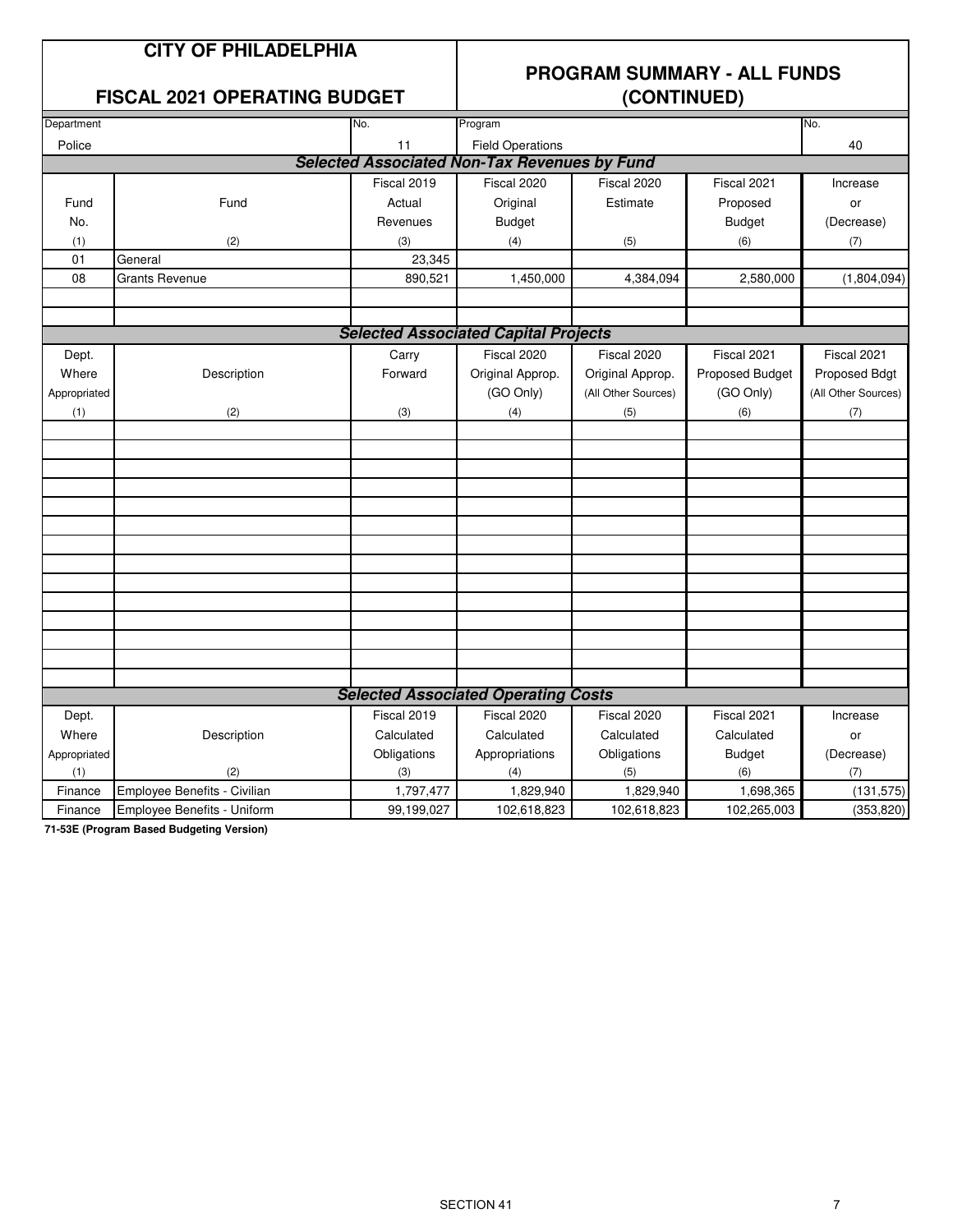# CITY OF PHILADELPHIA

## FISCAL 2021 OPERATING BUDGET

## PROGRAM SUMMARY - ALL FUNDS (CONTINUED)

| Department | No. | Program | No. |
|---|---|---|---|
| Police | 11 | Field Operations | 40 |

### *Selected Associated Non-Tax Revenues by Fund*

| Fund No. (1) | Fund (2) | Fiscal 2019 Actual Revenues (3) | Fiscal 2020 Original Budget (4) | Fiscal 2020 Estimate (5) | Fiscal 2021 Proposed Budget (6) | Increase or (Decrease) (7) |
|---|---|---|---|---|---|---|
| 01 | General | 23,345 | | | | |
| 08 | Grants Revenue | 890,521 | 1,450,000 | 4,384,094 | 2,580,000 | (1,804,094) |

### *Selected Associated Capital Projects*

| Dept. Where Appropriated (1) | Description (2) | Carry Forward (3) | Fiscal 2020 Original Approp. (GO Only) (4) | Fiscal 2020 Original Approp. (All Other Sources) (5) | Fiscal 2021 Proposed Budget (GO Only) (6) | Fiscal 2021 Proposed Bdgt (All Other Sources) (7) |
|---|---|---|---|---|---|---|
| | | | | | | |

### *Selected Associated Operating Costs*

| Dept. Where Appropriated (1) | Description (2) | Fiscal 2019 Calculated Obligations (3) | Fiscal 2020 Calculated Appropriations (4) | Fiscal 2020 Calculated Obligations (5) | Fiscal 2021 Calculated Budget (6) | Increase or (Decrease) (7) |
|---|---|---|---|---|---|---|
| Finance | Employee Benefits - Civilian | 1,797,477 | 1,829,940 | 1,829,940 | 1,698,365 | (131,575) |
| Finance | Employee Benefits - Uniform | 99,199,027 | 102,618,823 | 102,618,823 | 102,265,003 | (353,820) |

**71-53E (Program Based Budgeting Version)**

SECTION 41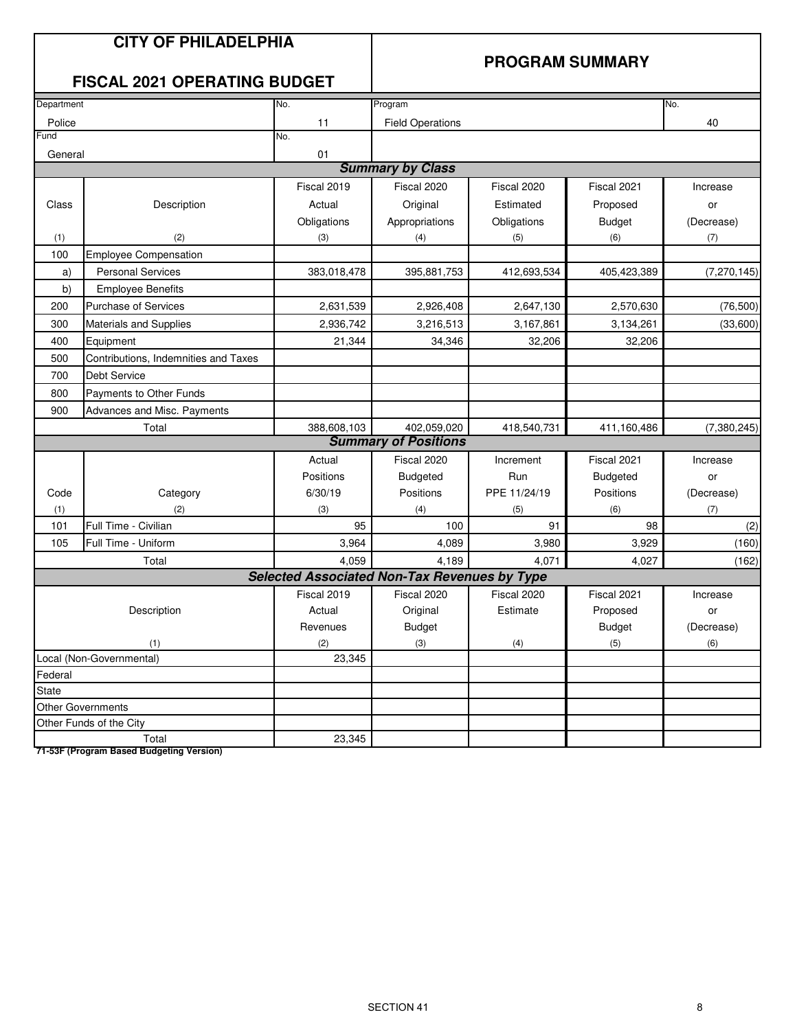# CITY OF PHILADELPHIA

## FISCAL 2021 OPERATING BUDGET

## PROGRAM SUMMARY

| Department | No. | Program | No. |
|---|---|---|---|
| Police | 11 | Field Operations | 40 |
| Fund | No. | | |
| General | 01 | | |

### Summary by Class

| Class<br>(1) | Description<br>(2) | Fiscal 2019 Actual Obligations<br>(3) | Fiscal 2020 Original Appropriations<br>(4) | Fiscal 2020 Estimated Obligations<br>(5) | Fiscal 2021 Proposed Budget<br>(6) | Increase or (Decrease)<br>(7) |
|---|---|---|---|---|---|---|
| 100 | Employee Compensation | | | | | |
| a) | Personal Services | 383,018,478 | 395,881,753 | 412,693,534 | 405,423,389 | (7,270,145) |
| b) | Employee Benefits | | | | | |
| 200 | Purchase of Services | 2,631,539 | 2,926,408 | 2,647,130 | 2,570,630 | (76,500) |
| 300 | Materials and Supplies | 2,936,742 | 3,216,513 | 3,167,861 | 3,134,261 | (33,600) |
| 400 | Equipment | 21,344 | 34,346 | 32,206 | 32,206 | |
| 500 | Contributions, Indemnities and Taxes | | | | | |
| 700 | Debt Service | | | | | |
| 800 | Payments to Other Funds | | | | | |
| 900 | Advances and Misc. Payments | | | | | |
| | Total | 388,608,103 | 402,059,020 | 418,540,731 | 411,160,486 | (7,380,245) |

### Summary of Positions

| Code<br>(1) | Category<br>(2) | Actual Positions 6/30/19<br>(3) | Fiscal 2020 Budgeted Positions<br>(4) | Increment Run PPE 11/24/19<br>(5) | Fiscal 2021 Budgeted Positions<br>(6) | Increase or (Decrease)<br>(7) |
|---|---|---|---|---|---|---|
| 101 | Full Time - Civilian | 95 | 100 | 91 | 98 | (2) |
| 105 | Full Time - Uniform | 3,964 | 4,089 | 3,980 | 3,929 | (160) |
| | Total | 4,059 | 4,189 | 4,071 | 4,027 | (162) |

### Selected Associated Non-Tax Revenues by Type

| Description<br>(1) | Fiscal 2019 Actual Revenues<br>(2) | Fiscal 2020 Original Budget<br>(3) | Fiscal 2020 Estimate<br>(4) | Fiscal 2021 Proposed Budget<br>(5) | Increase or (Decrease)<br>(6) |
|---|---|---|---|---|---|
| Local (Non-Governmental) | 23,345 | | | | |
| Federal | | | | | |
| State | | | | | |
| Other Governments | | | | | |
| Other Funds of the City | | | | | |
| Total | 23,345 | | | | |

71-53F (Program Based Budgeting Version)

SECTION 41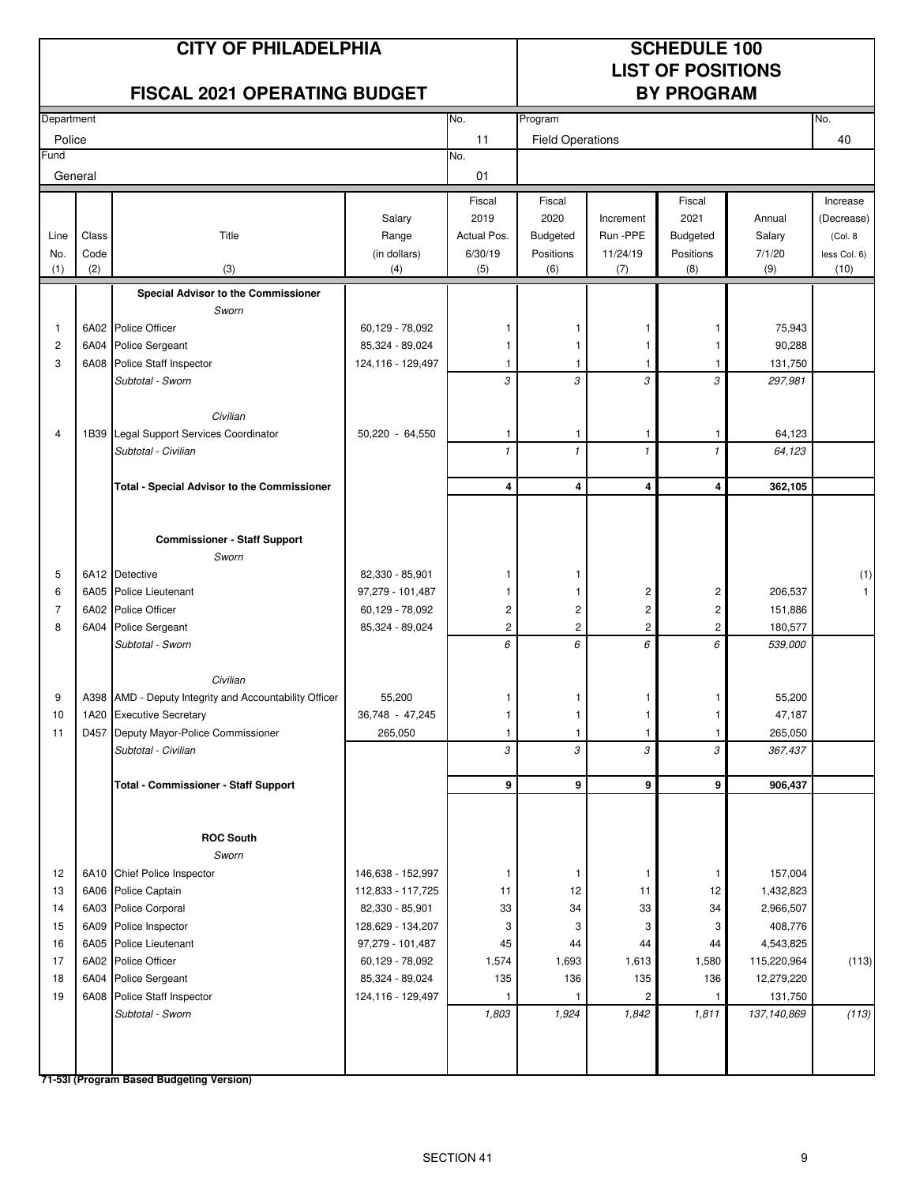# CITY OF PHILADELPHIA

## FISCAL 2021 OPERATING BUDGET

## SCHEDULE 100 LIST OF POSITIONS BY PROGRAM

| Department | No. | Program | No. |
|---|---|---|---|
| Police | 11 | Field Operations | 40 |
| **Fund** | **No.** | | |
| General | 01 | | |

| Line No. (1) | Class Code (2) | Title (3) | Salary Range (in dollars) (4) | Fiscal 2019 Actual Pos. 6/30/19 (5) | Fiscal 2020 Budgeted Positions (6) | Increment Run -PPE 11/24/19 (7) | Fiscal 2021 Budgeted Positions (8) | Annual Salary 7/1/20 (9) | Increase (Decrease) (Col. 8 less Col. 6) (10) |
|---|---|---|---|---|---|---|---|---|---|
| | | **Special Advisor to the Commissioner** | | | | | | | |
| | | *Sworn* | | | | | | | |
| 1 | 6A02 | Police Officer | 60,129 - 78,092 | 1 | 1 | 1 | 1 | 75,943 | |
| 2 | 6A04 | Police Sergeant | 85,324 - 89,024 | 1 | 1 | 1 | 1 | 90,288 | |
| 3 | 6A08 | Police Staff Inspector | 124,116 - 129,497 | 1 | 1 | 1 | 1 | 131,750 | |
| | | *Subtotal - Sworn* | | *3* | *3* | *3* | *3* | *297,981* | |
| | | *Civilian* | | | | | | | |
| 4 | 1B39 | Legal Support Services Coordinator | 50,220 - 64,550 | 1 | 1 | 1 | 1 | 64,123 | |
| | | *Subtotal - Civilian* | | *1* | *1* | *1* | *1* | *64,123* | |
| | | **Total - Special Advisor to the Commissioner** | | **4** | **4** | **4** | **4** | **362,105** | |
| | | **Commissioner - Staff Support** | | | | | | | |
| | | *Sworn* | | | | | | | |
| 5 | 6A12 | Detective | 82,330 - 85,901 | 1 | 1 | | | | (1) |
| 6 | 6A05 | Police Lieutenant | 97,279 - 101,487 | 1 | 1 | 2 | 2 | 206,537 | 1 |
| 7 | 6A02 | Police Officer | 60,129 - 78,092 | 2 | 2 | 2 | 2 | 151,886 | |
| 8 | 6A04 | Police Sergeant | 85,324 - 89,024 | 2 | 2 | 2 | 2 | 180,577 | |
| | | *Subtotal - Sworn* | | *6* | *6* | *6* | *6* | *539,000* | |
| | | *Civilian* | | | | | | | |
| 9 | A398 | AMD - Deputy Integrity and Accountability Officer | 55,200 | 1 | 1 | 1 | 1 | 55,200 | |
| 10 | 1A20 | Executive Secretary | 36,748 - 47,245 | 1 | 1 | 1 | 1 | 47,187 | |
| 11 | D457 | Deputy Mayor-Police Commissioner | 265,050 | 1 | 1 | 1 | 1 | 265,050 | |
| | | *Subtotal - Civilian* | | *3* | *3* | *3* | *3* | *367,437* | |
| | | **Total - Commissioner - Staff Support** | | **9** | **9** | **9** | **9** | **906,437** | |
| | | **ROC South** | | | | | | | |
| | | *Sworn* | | | | | | | |
| 12 | 6A10 | Chief Police Inspector | 146,638 - 152,997 | 1 | 1 | 1 | 1 | 157,004 | |
| 13 | 6A06 | Police Captain | 112,833 - 117,725 | 11 | 12 | 11 | 12 | 1,432,823 | |
| 14 | 6A03 | Police Corporal | 82,330 - 85,901 | 33 | 34 | 33 | 34 | 2,966,507 | |
| 15 | 6A09 | Police Inspector | 128,629 - 134,207 | 3 | 3 | 3 | 3 | 408,776 | |
| 16 | 6A05 | Police Lieutenant | 97,279 - 101,487 | 45 | 44 | 44 | 44 | 4,543,825 | |
| 17 | 6A02 | Police Officer | 60,129 - 78,092 | 1,574 | 1,693 | 1,613 | 1,580 | 115,220,964 | (113) |
| 18 | 6A04 | Police Sergeant | 85,324 - 89,024 | 135 | 136 | 135 | 136 | 12,279,220 | |
| 19 | 6A08 | Police Staff Inspector | 124,116 - 129,497 | 1 | 1 | 2 | 1 | 131,750 | |
| | | *Subtotal - Sworn* | | *1,803* | *1,924* | *1,842* | *1,811* | *137,140,869* | *(113)* |

**71-53I (Program Based Budgeting Version)**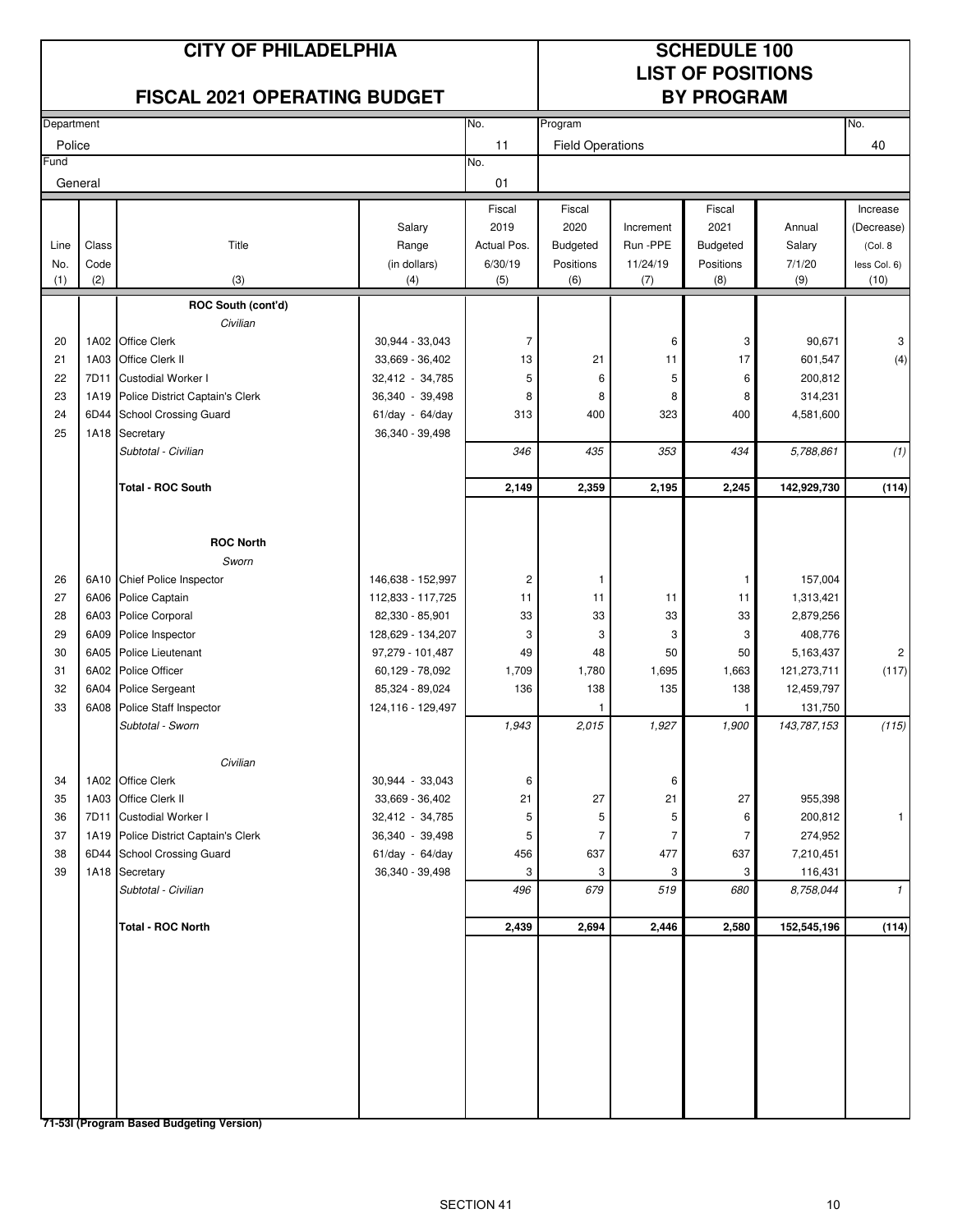# CITY OF PHILADELPHIA

## FISCAL 2021 OPERATING BUDGET

## SCHEDULE 100 LIST OF POSITIONS BY PROGRAM

| Department | No. | Program | No. |
|---|---|---|---|
| Police | 11 | Field Operations | 40 |
| **Fund** | **No.** | | |
| General | 01 | | |

| Line No. (1) | Class Code (2) | Title (3) | Salary Range (in dollars) (4) | Fiscal 2019 Actual Pos. 6/30/19 (5) | Fiscal 2020 Budgeted Positions (6) | Increment Run -PPE 11/24/19 (7) | Fiscal 2021 Budgeted Positions (8) | Annual Salary 7/1/20 (9) | Increase (Decrease) (Col. 8 less Col. 6) (10) |
|---|---|---|---|---|---|---|---|---|---|
| | | **ROC South (cont'd)** | | | | | | | |
| | | *Civilian* | | | | | | | |
| 20 | 1A02 | Office Clerk | 30,944 - 33,043 | 7 | | 6 | 3 | 90,671 | 3 |
| 21 | 1A03 | Office Clerk II | 33,669 - 36,402 | 13 | 21 | 11 | 17 | 601,547 | (4) |
| 22 | 7D11 | Custodial Worker I | 32,412 - 34,785 | 5 | 6 | 5 | 6 | 200,812 | |
| 23 | 1A19 | Police District Captain's Clerk | 36,340 - 39,498 | 8 | 8 | 8 | 8 | 314,231 | |
| 24 | 6D44 | School Crossing Guard | 61/day - 64/day | 313 | 400 | 323 | 400 | 4,581,600 | |
| 25 | 1A18 | Secretary | 36,340 - 39,498 | | | | | | |
| | | *Subtotal - Civilian* | | *346* | *435* | *353* | *434* | *5,788,861* | *(1)* |
| | | **Total - ROC South** | | **2,149** | **2,359** | **2,195** | **2,245** | **142,929,730** | **(114)** |
| | | **ROC North** | | | | | | | |
| | | *Sworn* | | | | | | | |
| 26 | 6A10 | Chief Police Inspector | 146,638 - 152,997 | 2 | 1 | | 1 | 157,004 | |
| 27 | 6A06 | Police Captain | 112,833 - 117,725 | 11 | 11 | 11 | 11 | 1,313,421 | |
| 28 | 6A03 | Police Corporal | 82,330 - 85,901 | 33 | 33 | 33 | 33 | 2,879,256 | |
| 29 | 6A09 | Police Inspector | 128,629 - 134,207 | 3 | 3 | 3 | 3 | 408,776 | |
| 30 | 6A05 | Police Lieutenant | 97,279 - 101,487 | 49 | 48 | 50 | 50 | 5,163,437 | 2 |
| 31 | 6A02 | Police Officer | 60,129 - 78,092 | 1,709 | 1,780 | 1,695 | 1,663 | 121,273,711 | (117) |
| 32 | 6A04 | Police Sergeant | 85,324 - 89,024 | 136 | 138 | 135 | 138 | 12,459,797 | |
| 33 | 6A08 | Police Staff Inspector | 124,116 - 129,497 | | 1 | | 1 | 131,750 | |
| | | *Subtotal - Sworn* | | *1,943* | *2,015* | *1,927* | *1,900* | *143,787,153* | *(115)* |
| | | *Civilian* | | | | | | | |
| 34 | 1A02 | Office Clerk | 30,944 - 33,043 | 6 | | 6 | | | |
| 35 | 1A03 | Office Clerk II | 33,669 - 36,402 | 21 | 27 | 21 | 27 | 955,398 | |
| 36 | 7D11 | Custodial Worker I | 32,412 - 34,785 | 5 | 5 | 5 | 6 | 200,812 | 1 |
| 37 | 1A19 | Police District Captain's Clerk | 36,340 - 39,498 | 5 | 7 | 7 | 7 | 274,952 | |
| 38 | 6D44 | School Crossing Guard | 61/day - 64/day | 456 | 637 | 477 | 637 | 7,210,451 | |
| 39 | 1A18 | Secretary | 36,340 - 39,498 | 3 | 3 | 3 | 3 | 116,431 | |
| | | *Subtotal - Civilian* | | *496* | *679* | *519* | *680* | *8,758,044* | *1* |
| | | **Total - ROC North** | | **2,439** | **2,694** | **2,446** | **2,580** | **152,545,196** | **(114)** |

**71-53I (Program Based Budgeting Version)**

SECTION 41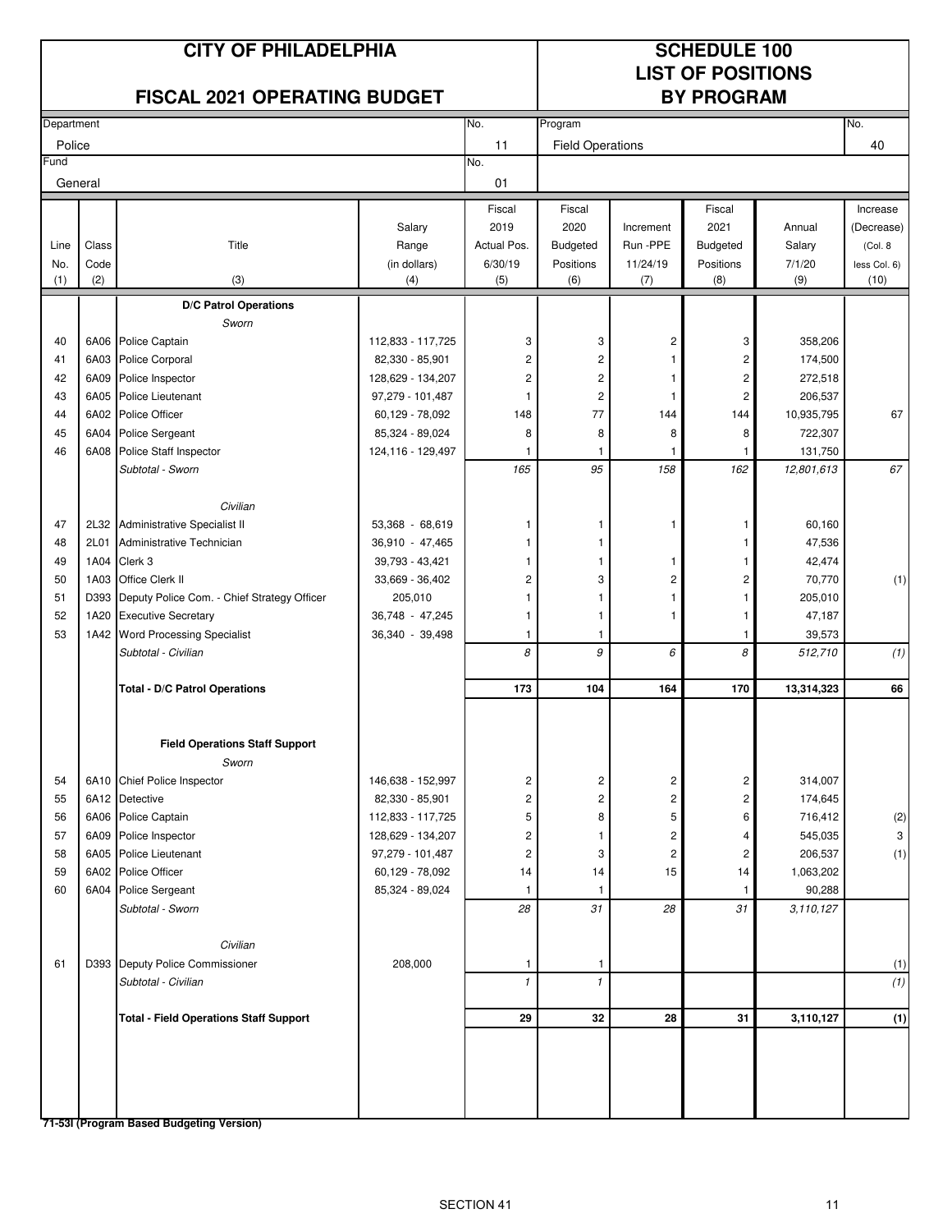# CITY OF PHILADELPHIA

## FISCAL 2021 OPERATING BUDGET

## SCHEDULE 100 LIST OF POSITIONS BY PROGRAM

| Department | No. | Program | No. |
|---|---|---|---|
| Police | 11 | Field Operations | 40 |
| **Fund** | **No.** | | |
| General | 01 | | |

| Line No. (1) | Class Code (2) | Title (3) | Salary Range (in dollars) (4) | Fiscal 2019 Actual Pos. 6/30/19 (5) | Fiscal 2020 Budgeted Positions (6) | Increment Run -PPE 11/24/19 (7) | Fiscal 2021 Budgeted Positions (8) | Annual Salary 7/1/20 (9) | Increase (Decrease) (Col. 8 less Col. 6) (10) |
|---|---|---|---|---|---|---|---|---|---|
| | | **D/C Patrol Operations** | | | | | | | |
| | | *Sworn* | | | | | | | |
| 40 | 6A06 | Police Captain | 112,833 - 117,725 | 3 | 3 | 2 | 3 | 358,206 | |
| 41 | 6A03 | Police Corporal | 82,330 - 85,901 | 2 | 2 | 1 | 2 | 174,500 | |
| 42 | 6A09 | Police Inspector | 128,629 - 134,207 | 2 | 2 | 1 | 2 | 272,518 | |
| 43 | 6A05 | Police Lieutenant | 97,279 - 101,487 | 1 | 2 | 1 | 2 | 206,537 | |
| 44 | 6A02 | Police Officer | 60,129 - 78,092 | 148 | 77 | 144 | 144 | 10,935,795 | 67 |
| 45 | 6A04 | Police Sergeant | 85,324 - 89,024 | 8 | 8 | 8 | 8 | 722,307 | |
| 46 | 6A08 | Police Staff Inspector | 124,116 - 129,497 | 1 | 1 | 1 | 1 | 131,750 | |
| | | *Subtotal - Sworn* | | *165* | *95* | *158* | *162* | *12,801,613* | *67* |
| | | *Civilian* | | | | | | | |
| 47 | 2L32 | Administrative Specialist II | 53,368 - 68,619 | 1 | 1 | 1 | 1 | 60,160 | |
| 48 | 2L01 | Administrative Technician | 36,910 - 47,465 | 1 | 1 | | 1 | 47,536 | |
| 49 | 1A04 | Clerk 3 | 39,793 - 43,421 | 1 | 1 | 1 | 1 | 42,474 | |
| 50 | 1A03 | Office Clerk II | 33,669 - 36,402 | 2 | 3 | 2 | 2 | 70,770 | (1) |
| 51 | D393 | Deputy Police Com. - Chief Strategy Officer | 205,010 | 1 | 1 | 1 | 1 | 205,010 | |
| 52 | 1A20 | Executive Secretary | 36,748 - 47,245 | 1 | 1 | 1 | 1 | 47,187 | |
| 53 | 1A42 | Word Processing Specialist | 36,340 - 39,498 | 1 | 1 | | 1 | 39,573 | |
| | | *Subtotal - Civilian* | | *8* | *9* | *6* | *8* | *512,710* | *(1)* |
| | | **Total - D/C Patrol Operations** | | **173** | **104** | **164** | **170** | **13,314,323** | **66** |
| | | **Field Operations Staff Support** | | | | | | | |
| | | *Sworn* | | | | | | | |
| 54 | 6A10 | Chief Police Inspector | 146,638 - 152,997 | 2 | 2 | 2 | 2 | 314,007 | |
| 55 | 6A12 | Detective | 82,330 - 85,901 | 2 | 2 | 2 | 2 | 174,645 | |
| 56 | 6A06 | Police Captain | 112,833 - 117,725 | 5 | 8 | 5 | 6 | 716,412 | (2) |
| 57 | 6A09 | Police Inspector | 128,629 - 134,207 | 2 | 1 | 2 | 4 | 545,035 | 3 |
| 58 | 6A05 | Police Lieutenant | 97,279 - 101,487 | 2 | 3 | 2 | 2 | 206,537 | (1) |
| 59 | 6A02 | Police Officer | 60,129 - 78,092 | 14 | 14 | 15 | 14 | 1,063,202 | |
| 60 | 6A04 | Police Sergeant | 85,324 - 89,024 | 1 | 1 | | 1 | 90,288 | |
| | | *Subtotal - Sworn* | | *28* | *31* | *28* | *31* | *3,110,127* | |
| | | *Civilian* | | | | | | | |
| 61 | D393 | Deputy Police Commissioner | 208,000 | 1 | 1 | | | | (1) |
| | | *Subtotal - Civilian* | | *1* | *1* | | | | *(1)* |
| | | **Total - Field Operations Staff Support** | | **29** | **32** | **28** | **31** | **3,110,127** | **(1)** |

**71-53I (Program Based Budgeting Version)**

SECTION 41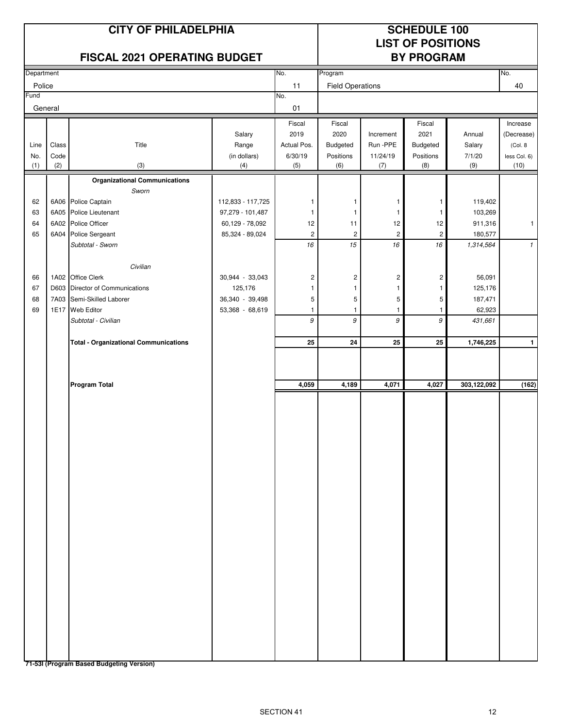# CITY OF PHILADELPHIA

## FISCAL 2021 OPERATING BUDGET

## SCHEDULE 100
## LIST OF POSITIONS
## BY PROGRAM

| Department | No. | Program | No. |
|---|---|---|---|
| Police | 11 | Field Operations | 40 |
| **Fund** | **No.** | | |
| General | 01 | | |

| Line No. (1) | Class Code (2) | Title (3) | Salary Range (in dollars) (4) | Fiscal 2019 Actual Pos. 6/30/19 (5) | Fiscal 2020 Budgeted Positions (6) | Increment Run -PPE 11/24/19 (7) | Fiscal 2021 Budgeted Positions (8) | Annual Salary 7/1/20 (9) | Increase (Decrease) (Col. 8 less Col. 6) (10) |
|---|---|---|---|---|---|---|---|---|---|
| | | **Organizational Communications** | | | | | | | |
| | | *Sworn* | | | | | | | |
| 62 | 6A06 | Police Captain | 112,833 - 117,725 | 1 | 1 | 1 | 1 | 119,402 | |
| 63 | 6A05 | Police Lieutenant | 97,279 - 101,487 | 1 | 1 | 1 | 1 | 103,269 | |
| 64 | 6A02 | Police Officer | 60,129 - 78,092 | 12 | 11 | 12 | 12 | 911,316 | 1 |
| 65 | 6A04 | Police Sergeant | 85,324 - 89,024 | 2 | 2 | 2 | 2 | 180,577 | |
| | | *Subtotal - Sworn* | | *16* | *15* | *16* | *16* | *1,314,564* | *1* |
| | | *Civilian* | | | | | | | |
| 66 | 1A02 | Office Clerk | 30,944 - 33,043 | 2 | 2 | 2 | 2 | 56,091 | |
| 67 | D603 | Director of Communications | 125,176 | 1 | 1 | 1 | 1 | 125,176 | |
| 68 | 7A03 | Semi-Skilled Laborer | 36,340 - 39,498 | 5 | 5 | 5 | 5 | 187,471 | |
| 69 | 1E17 | Web Editor | 53,368 - 68,619 | 1 | 1 | 1 | 1 | 62,923 | |
| | | *Subtotal - Civilian* | | *9* | *9* | *9* | *9* | *431,661* | |
| | | **Total - Organizational Communications** | | **25** | **24** | **25** | **25** | **1,746,225** | **1** |
| | | **Program Total** | | **4,059** | **4,189** | **4,071** | **4,027** | **303,122,092** | **(162)** |

**71-53I (Program Based Budgeting Version)**

SECTION 41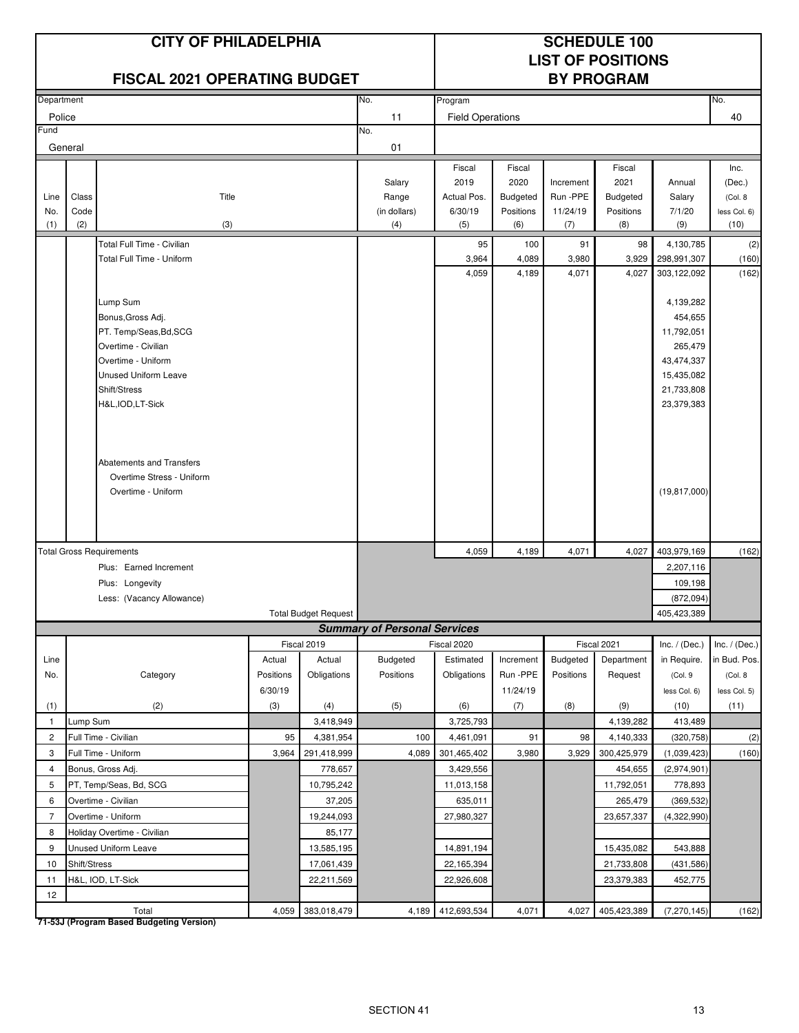# CITY OF PHILADELPHIA

## FISCAL 2021 OPERATING BUDGET

## SCHEDULE 100 LIST OF POSITIONS BY PROGRAM

| Department | No. | Program | No. |
|---|---|---|---|
| Police | 11 | Field Operations | 40 |
| Fund | No. | | |
| General | 01 | | |

| Line No. (1) | Class Code (2) | Title (3) | Salary Range (in dollars) (4) | Fiscal 2019 Actual Pos. 6/30/19 (5) | Fiscal 2020 Budgeted Positions (6) | Increment Run -PPE 11/24/19 (7) | Fiscal 2021 Budgeted Positions (8) | Annual Salary 7/1/20 (9) | Inc. (Dec.) (Col. 8 less Col. 6) (10) |
|---|---|---|---|---|---|---|---|---|---|
| | | Total Full Time - Civilian | | 95 | 100 | 91 | 98 | 4,130,785 | (2) |
| | | Total Full Time - Uniform | | 3,964 | 4,089 | 3,980 | 3,929 | 298,991,307 | (160) |
| | | | | 4,059 | 4,189 | 4,071 | 4,027 | 303,122,092 | (162) |
| | | Lump Sum | | | | | | 4,139,282 | |
| | | Bonus,Gross Adj. | | | | | | 454,655 | |
| | | PT. Temp/Seas,Bd,SCG | | | | | | 11,792,051 | |
| | | Overtime - Civilian | | | | | | 265,479 | |
| | | Overtime - Uniform | | | | | | 43,474,337 | |
| | | Unused Uniform Leave | | | | | | 15,435,082 | |
| | | Shift/Stress | | | | | | 21,733,808 | |
| | | H&L,IOD,LT-Sick | | | | | | 23,379,383 | |
| | | Abatements and Transfers | | | | | | | |
| | | Overtime Stress - Uniform | | | | | | | |
| | | Overtime - Uniform | | | | | | (19,817,000) | |
| Total Gross Requirements | | | | 4,059 | 4,189 | 4,071 | 4,027 | 403,979,169 | (162) |
| | | Plus: Earned Increment | | | | | | 2,207,116 | |
| | | Plus: Longevity | | | | | | 109,198 | |
| | | Less: (Vacancy Allowance) | | | | | | (872,094) | |
| | | Total Budget Request | | | | | | 405,423,389 | |

### Summary of Personal Services

| Line No. (1) | Category (2) | Fiscal 2019 Actual Positions 6/30/19 (3) | Fiscal 2019 Actual Obligations (4) | Fiscal 2020 Budgeted Positions (5) | Fiscal 2020 Estimated Obligations (6) | Increment Run -PPE 11/24/19 (7) | Fiscal 2021 Budgeted Positions (8) | Fiscal 2021 Department Request (9) | Inc. / (Dec.) in Require. (Col. 9 less Col. 6) (10) | Inc. / (Dec.) in Bud. Pos. (Col. 8 less Col. 5) (11) |
|---|---|---|---|---|---|---|---|---|---|---|
| 1 | Lump Sum | | 3,418,949 | | 3,725,793 | | | 4,139,282 | 413,489 | |
| 2 | Full Time - Civilian | 95 | 4,381,954 | 100 | 4,461,091 | 91 | 98 | 4,140,333 | (320,758) | (2) |
| 3 | Full Time - Uniform | 3,964 | 291,418,999 | 4,089 | 301,465,402 | 3,980 | 3,929 | 300,425,979 | (1,039,423) | (160) |
| 4 | Bonus, Gross Adj. | | 778,657 | | 3,429,556 | | | 454,655 | (2,974,901) | |
| 5 | PT, Temp/Seas, Bd, SCG | | 10,795,242 | | 11,013,158 | | | 11,792,051 | 778,893 | |
| 6 | Overtime - Civilian | | 37,205 | | 635,011 | | | 265,479 | (369,532) | |
| 7 | Overtime - Uniform | | 19,244,093 | | 27,980,327 | | | 23,657,337 | (4,322,990) | |
| 8 | Holiday Overtime - Civilian | | 85,177 | | | | | | | |
| 9 | Unused Uniform Leave | | 13,585,195 | | 14,891,194 | | | 15,435,082 | 543,888 | |
| 10 | Shift/Stress | | 17,061,439 | | 22,165,394 | | | 21,733,808 | (431,586) | |
| 11 | H&L, IOD, LT-Sick | | 22,211,569 | | 22,926,608 | | | 23,379,383 | 452,775 | |
| 12 | | | | | | | | | | |
| | Total | 4,059 | 383,018,479 | 4,189 | 412,693,534 | 4,071 | 4,027 | 405,423,389 | (7,270,145) | (162) |

**71-53J (Program Based Budgeting Version)**

SECTION 41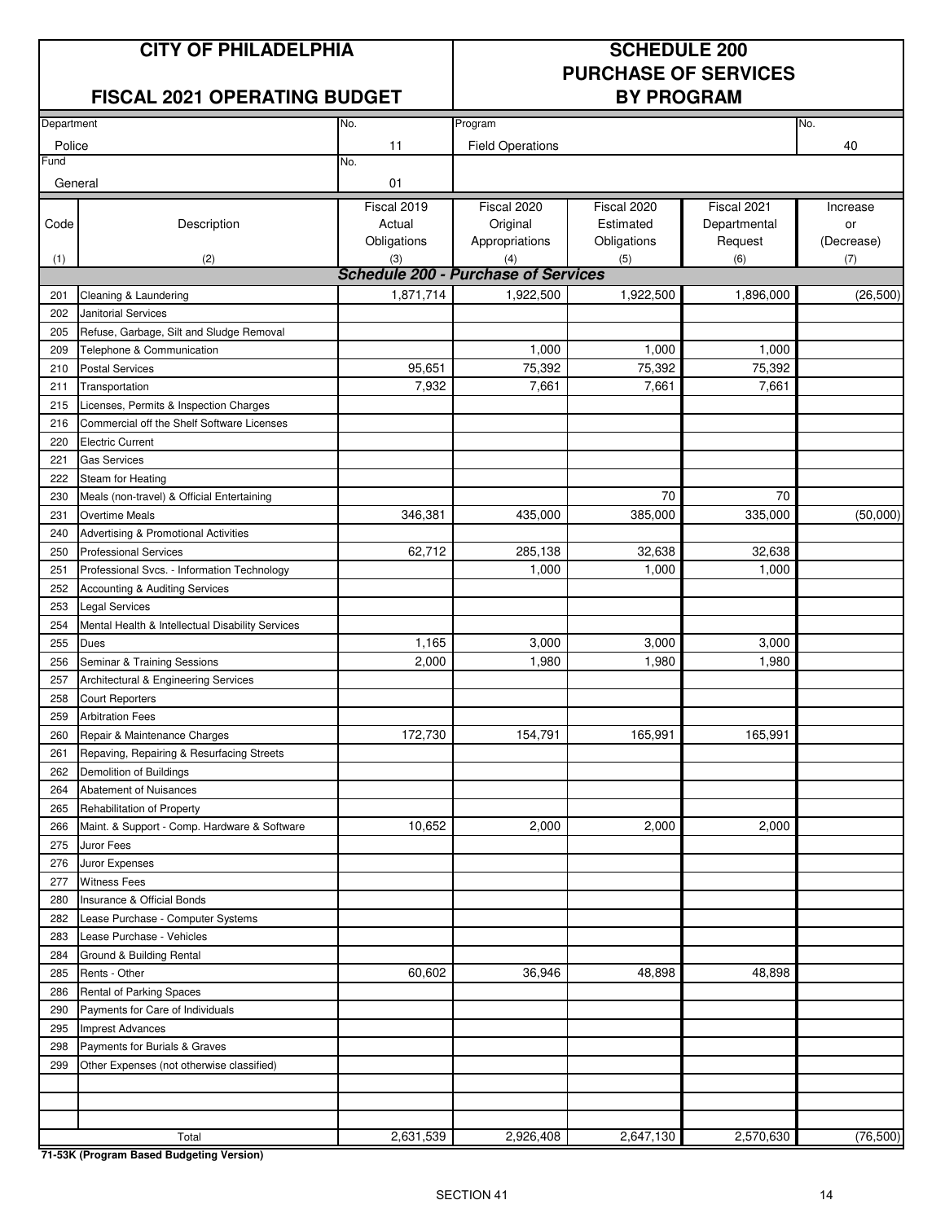# CITY OF PHILADELPHIA

## FISCAL 2021 OPERATING BUDGET

## SCHEDULE 200 PURCHASE OF SERVICES BY PROGRAM

| Department | No. | Program | No. |
|---|---|---|---|
| Police | 11 | Field Operations | 40 |
| **Fund** | **No.** | | |
| General | 01 | | |

| Code | Description | Fiscal 2019 Actual Obligations | Fiscal 2020 Original Appropriations | Fiscal 2020 Estimated Obligations | Fiscal 2021 Departmental Request | Increase or (Decrease) |
|---|---|---|---|---|---|---|
| (1) | (2) | (3) | (4) | (5) | (6) | (7) |
| | ***Schedule 200 - Purchase of Services*** | | | | | |
| 201 | Cleaning & Laundering | 1,871,714 | 1,922,500 | 1,922,500 | 1,896,000 | (26,500) |
| 202 | Janitorial Services | | | | | |
| 205 | Refuse, Garbage, Silt and Sludge Removal | | | | | |
| 209 | Telephone & Communication | | 1,000 | 1,000 | 1,000 | |
| 210 | Postal Services | 95,651 | 75,392 | 75,392 | 75,392 | |
| 211 | Transportation | 7,932 | 7,661 | 7,661 | 7,661 | |
| 215 | Licenses, Permits & Inspection Charges | | | | | |
| 216 | Commercial off the Shelf Software Licenses | | | | | |
| 220 | Electric Current | | | | | |
| 221 | Gas Services | | | | | |
| 222 | Steam for Heating | | | | | |
| 230 | Meals (non-travel) & Official Entertaining | | | 70 | 70 | |
| 231 | Overtime Meals | 346,381 | 435,000 | 385,000 | 335,000 | (50,000) |
| 240 | Advertising & Promotional Activities | | | | | |
| 250 | Professional Services | 62,712 | 285,138 | 32,638 | 32,638 | |
| 251 | Professional Svcs. - Information Technology | | 1,000 | 1,000 | 1,000 | |
| 252 | Accounting & Auditing Services | | | | | |
| 253 | Legal Services | | | | | |
| 254 | Mental Health & Intellectual Disability Services | | | | | |
| 255 | Dues | 1,165 | 3,000 | 3,000 | 3,000 | |
| 256 | Seminar & Training Sessions | 2,000 | 1,980 | 1,980 | 1,980 | |
| 257 | Architectural & Engineering Services | | | | | |
| 258 | Court Reporters | | | | | |
| 259 | Arbitration Fees | | | | | |
| 260 | Repair & Maintenance Charges | 172,730 | 154,791 | 165,991 | 165,991 | |
| 261 | Repaving, Repairing & Resurfacing Streets | | | | | |
| 262 | Demolition of Buildings | | | | | |
| 264 | Abatement of Nuisances | | | | | |
| 265 | Rehabilitation of Property | | | | | |
| 266 | Maint. & Support - Comp. Hardware & Software | 10,652 | 2,000 | 2,000 | 2,000 | |
| 275 | Juror Fees | | | | | |
| 276 | Juror Expenses | | | | | |
| 277 | Witness Fees | | | | | |
| 280 | Insurance & Official Bonds | | | | | |
| 282 | Lease Purchase - Computer Systems | | | | | |
| 283 | Lease Purchase - Vehicles | | | | | |
| 284 | Ground & Building Rental | | | | | |
| 285 | Rents - Other | 60,602 | 36,946 | 48,898 | 48,898 | |
| 286 | Rental of Parking Spaces | | | | | |
| 290 | Payments for Care of Individuals | | | | | |
| 295 | Imprest Advances | | | | | |
| 298 | Payments for Burials & Graves | | | | | |
| 299 | Other Expenses (not otherwise classified) | | | | | |
| | | | | | | |
| | | | | | | |
| | | | | | | |
| | Total | 2,631,539 | 2,926,408 | 2,647,130 | 2,570,630 | (76,500) |

**71-53K (Program Based Budgeting Version)**

SECTION 41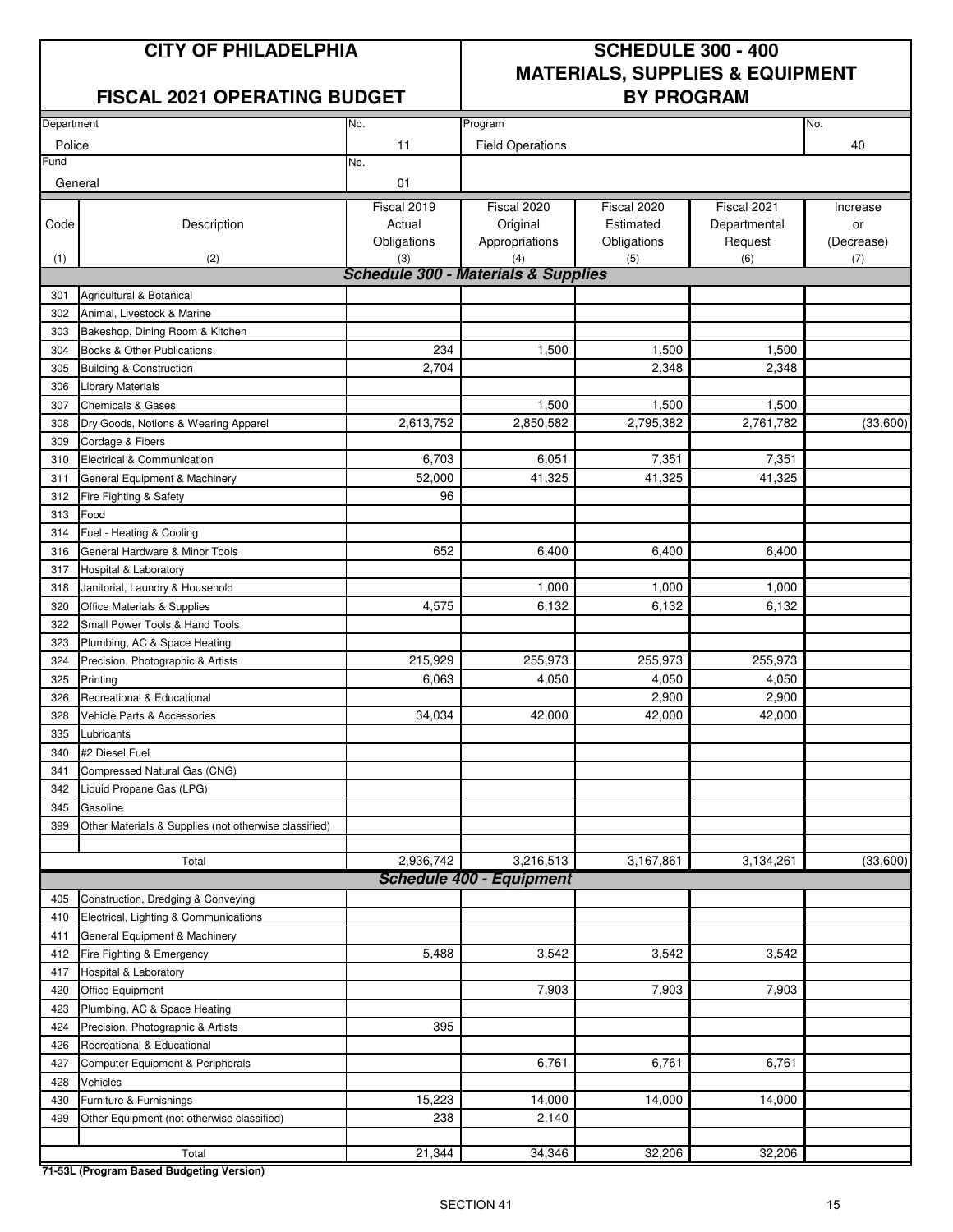# CITY OF PHILADELPHIA

## FISCAL 2021 OPERATING BUDGET

## SCHEDULE 300 - 400 MATERIALS, SUPPLIES & EQUIPMENT BY PROGRAM

| Department | No. | Program | No. |
|---|---|---|---|
| Police | 11 | Field Operations | 40 |
| Fund | No. | | |
| General | 01 | | |

| Code (1) | Description (2) | Fiscal 2019 Actual Obligations (3) | Fiscal 2020 Original Appropriations (4) | Fiscal 2020 Estimated Obligations (5) | Fiscal 2021 Departmental Request (6) | Increase or (Decrease) (7) |
|---|---|---|---|---|---|---|
| | ***Schedule 300 - Materials & Supplies*** | | | | | |
| 301 | Agricultural & Botanical | | | | | |
| 302 | Animal, Livestock & Marine | | | | | |
| 303 | Bakeshop, Dining Room & Kitchen | | | | | |
| 304 | Books & Other Publications | 234 | 1,500 | 1,500 | 1,500 | |
| 305 | Building & Construction | 2,704 | | 2,348 | 2,348 | |
| 306 | Library Materials | | | | | |
| 307 | Chemicals & Gases | | 1,500 | 1,500 | 1,500 | |
| 308 | Dry Goods, Notions & Wearing Apparel | 2,613,752 | 2,850,582 | 2,795,382 | 2,761,782 | (33,600) |
| 309 | Cordage & Fibers | | | | | |
| 310 | Electrical & Communication | 6,703 | 6,051 | 7,351 | 7,351 | |
| 311 | General Equipment & Machinery | 52,000 | 41,325 | 41,325 | 41,325 | |
| 312 | Fire Fighting & Safety | 96 | | | | |
| 313 | Food | | | | | |
| 314 | Fuel - Heating & Cooling | | | | | |
| 316 | General Hardware & Minor Tools | 652 | 6,400 | 6,400 | 6,400 | |
| 317 | Hospital & Laboratory | | | | | |
| 318 | Janitorial, Laundry & Household | | 1,000 | 1,000 | 1,000 | |
| 320 | Office Materials & Supplies | 4,575 | 6,132 | 6,132 | 6,132 | |
| 322 | Small Power Tools & Hand Tools | | | | | |
| 323 | Plumbing, AC & Space Heating | | | | | |
| 324 | Precision, Photographic & Artists | 215,929 | 255,973 | 255,973 | 255,973 | |
| 325 | Printing | 6,063 | 4,050 | 4,050 | 4,050 | |
| 326 | Recreational & Educational | | | 2,900 | 2,900 | |
| 328 | Vehicle Parts & Accessories | 34,034 | 42,000 | 42,000 | 42,000 | |
| 335 | Lubricants | | | | | |
| 340 | #2 Diesel Fuel | | | | | |
| 341 | Compressed Natural Gas (CNG) | | | | | |
| 342 | Liquid Propane Gas (LPG) | | | | | |
| 345 | Gasoline | | | | | |
| 399 | Other Materials & Supplies (not otherwise classified) | | | | | |
| | Total | 2,936,742 | 3,216,513 | 3,167,861 | 3,134,261 | (33,600) |
| | ***Schedule 400 - Equipment*** | | | | | |
| 405 | Construction, Dredging & Conveying | | | | | |
| 410 | Electrical, Lighting & Communications | | | | | |
| 411 | General Equipment & Machinery | | | | | |
| 412 | Fire Fighting & Emergency | 5,488 | 3,542 | 3,542 | 3,542 | |
| 417 | Hospital & Laboratory | | | | | |
| 420 | Office Equipment | | 7,903 | 7,903 | 7,903 | |
| 423 | Plumbing, AC & Space Heating | | | | | |
| 424 | Precision, Photographic & Artists | 395 | | | | |
| 426 | Recreational & Educational | | | | | |
| 427 | Computer Equipment & Peripherals | | 6,761 | 6,761 | 6,761 | |
| 428 | Vehicles | | | | | |
| 430 | Furniture & Furnishings | 15,223 | 14,000 | 14,000 | 14,000 | |
| 499 | Other Equipment (not otherwise classified) | 238 | 2,140 | | | |
| | Total | 21,344 | 34,346 | 32,206 | 32,206 | |

**71-53L (Program Based Budgeting Version)**

SECTION 41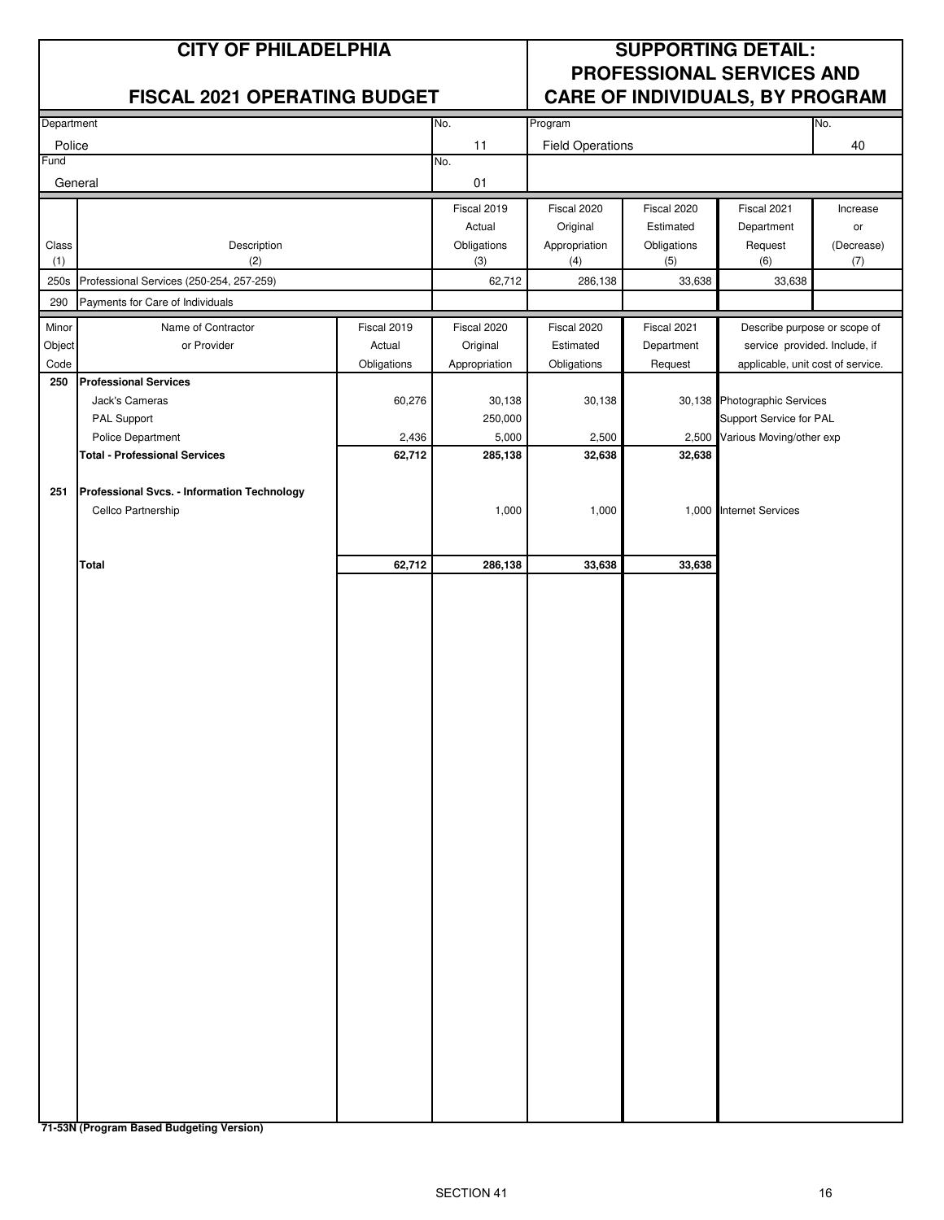# CITY OF PHILADELPHIA

## FISCAL 2021 OPERATING BUDGET

## SUPPORTING DETAIL: PROFESSIONAL SERVICES AND CARE OF INDIVIDUALS, BY PROGRAM

| Department | No. | Program | No. |
|---|---|---|---|
| Police | 11 | Field Operations | 40 |

| Fund | No. |
|---|---|
| General | 01 |

| Class (1) | Description (2) | Fiscal 2019 Actual Obligations (3) | Fiscal 2020 Original Appropriation (4) | Fiscal 2020 Estimated Obligations (5) | Fiscal 2021 Department Request (6) | Increase or (Decrease) (7) |
|---|---|---|---|---|---|---|
| 250s | Professional Services (250-254, 257-259) | 62,712 | 286,138 | 33,638 | 33,638 | |
| 290 | Payments for Care of Individuals | | | | | |

| Minor Object Code | Name of Contractor or Provider | Fiscal 2019 Actual Obligations | Fiscal 2020 Original Appropriation | Fiscal 2020 Estimated Obligations | Fiscal 2021 Department Request | Describe purpose or scope of service provided. Include, if applicable, unit cost of service. |
|---|---|---|---|---|---|---|
| **250** | **Professional Services** | | | | | |
| | Jack's Cameras | 60,276 | 30,138 | 30,138 | 30,138 | Photographic Services |
| | PAL Support | | 250,000 | | | Support Service for PAL |
| | Police Department | 2,436 | 5,000 | 2,500 | 2,500 | Various Moving/other exp |
| | **Total - Professional Services** | **62,712** | **285,138** | **32,638** | **32,638** | |
| **251** | **Professional Svcs. - Information Technology** | | | | | |
| | Cellco Partnership | | 1,000 | 1,000 | 1,000 | Internet Services |
| | **Total** | **62,712** | **286,138** | **33,638** | **33,638** | |

**71-53N (Program Based Budgeting Version)**

SECTION 41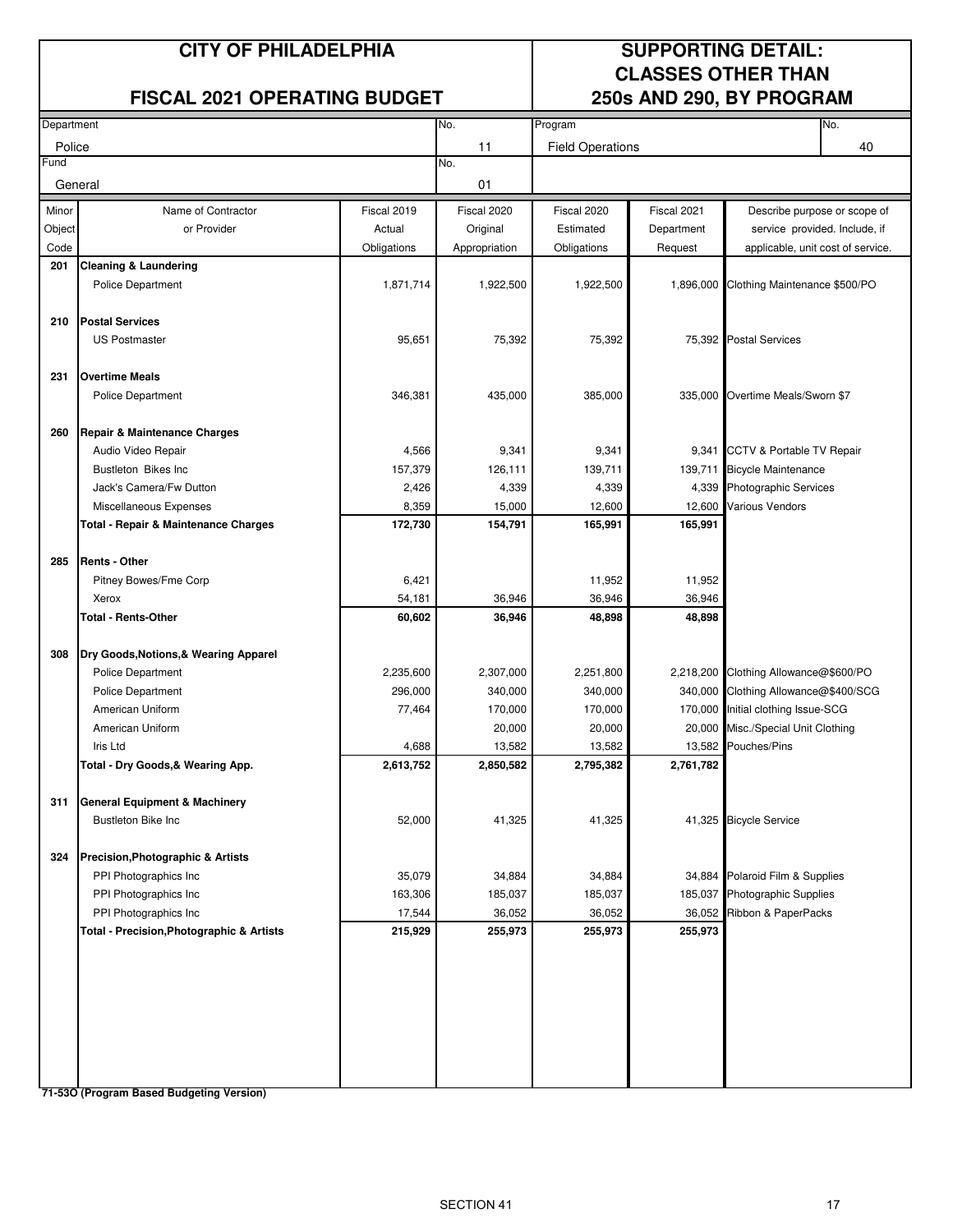# CITY OF PHILADELPHIA

## FISCAL 2021 OPERATING BUDGET

## SUPPORTING DETAIL: CLASSES OTHER THAN 250s AND 290, BY PROGRAM

| Department | No. | Program | No. |
|---|---|---|---|
| Police | 11 | Field Operations | 40 |
| **Fund** | **No.** | | |
| General | 01 | | |

| Minor Object Code | Name of Contractor or Provider | Fiscal 2019 Actual Obligations | Fiscal 2020 Original Appropriation | Fiscal 2020 Estimated Obligations | Fiscal 2021 Department Request | Describe purpose or scope of service provided. Include, if applicable, unit cost of service. |
|---|---|---|---|---|---|---|
| **201** | **Cleaning & Laundering** | | | | | |
| | Police Department | 1,871,714 | 1,922,500 | 1,922,500 | 1,896,000 | Clothing Maintenance $500/PO |
| **210** | **Postal Services** | | | | | |
| | US Postmaster | 95,651 | 75,392 | 75,392 | 75,392 | Postal Services |
| **231** | **Overtime Meals** | | | | | |
| | Police Department | 346,381 | 435,000 | 385,000 | 335,000 | Overtime Meals/Sworn $7 |
| **260** | **Repair & Maintenance Charges** | | | | | |
| | Audio Video Repair | 4,566 | 9,341 | 9,341 | 9,341 | CCTV & Portable TV Repair |
| | Bustleton Bikes Inc | 157,379 | 126,111 | 139,711 | 139,711 | Bicycle Maintenance |
| | Jack's Camera/Fw Dutton | 2,426 | 4,339 | 4,339 | 4,339 | Photographic Services |
| | Miscellaneous Expenses | 8,359 | 15,000 | 12,600 | 12,600 | Various Vendors |
| | **Total - Repair & Maintenance Charges** | **172,730** | **154,791** | **165,991** | **165,991** | |
| **285** | **Rents - Other** | | | | | |
| | Pitney Bowes/Fme Corp | 6,421 | | 11,952 | 11,952 | |
| | Xerox | 54,181 | 36,946 | 36,946 | 36,946 | |
| | **Total - Rents-Other** | **60,602** | **36,946** | **48,898** | **48,898** | |
| **308** | **Dry Goods,Notions,& Wearing Apparel** | | | | | |
| | Police Department | 2,235,600 | 2,307,000 | 2,251,800 | 2,218,200 | Clothing Allowance@$600/PO |
| | Police Department | 296,000 | 340,000 | 340,000 | 340,000 | Clothing Allowance@$400/SCG |
| | American Uniform | 77,464 | 170,000 | 170,000 | 170,000 | Initial clothing Issue-SCG |
| | American Uniform | | 20,000 | 20,000 | 20,000 | Misc./Special Unit Clothing |
| | Iris Ltd | 4,688 | 13,582 | 13,582 | 13,582 | Pouches/Pins |
| | **Total - Dry Goods,& Wearing App.** | **2,613,752** | **2,850,582** | **2,795,382** | **2,761,782** | |
| **311** | **General Equipment & Machinery** | | | | | |
| | Bustleton Bike Inc | 52,000 | 41,325 | 41,325 | 41,325 | Bicycle Service |
| **324** | **Precision,Photographic & Artists** | | | | | |
| | PPI Photographics Inc | 35,079 | 34,884 | 34,884 | 34,884 | Polaroid Film & Supplies |
| | PPI Photographics Inc | 163,306 | 185,037 | 185,037 | 185,037 | Photographic Supplies |
| | PPI Photographics Inc | 17,544 | 36,052 | 36,052 | 36,052 | Ribbon & PaperPacks |
| | **Total - Precision,Photographic & Artists** | **215,929** | **255,973** | **255,973** | **255,973** | |

**71-53O (Program Based Budgeting Version)**

SECTION 41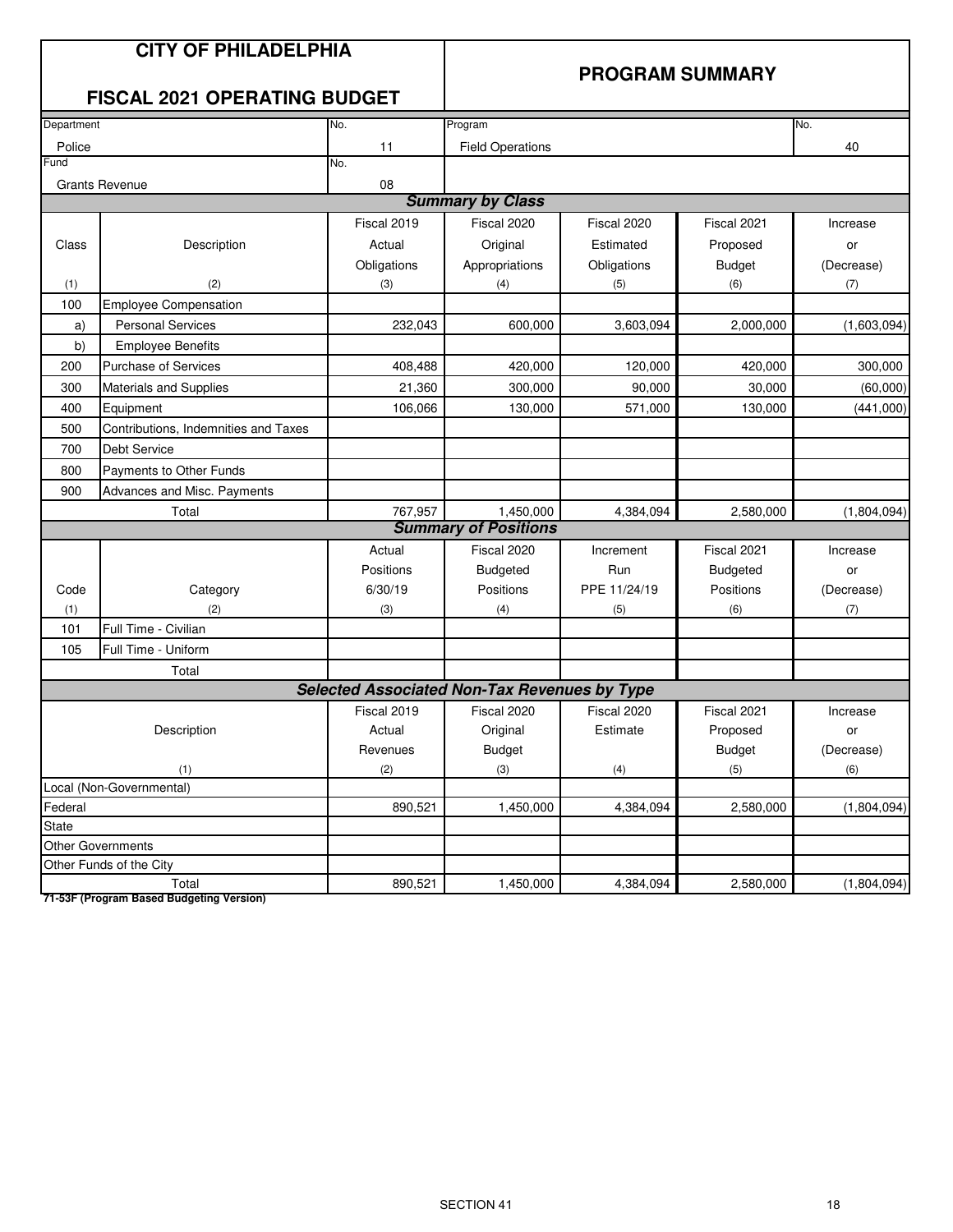# CITY OF PHILADELPHIA

## FISCAL 2021 OPERATING BUDGET

## PROGRAM SUMMARY

| Department | No. | Program | No. |
|---|---|---|---|
| Police | 11 | Field Operations | 40 |
| **Fund** | **No.** | | |
| Grants Revenue | 08 | | |

### *Summary by Class*

| Class (1) | Description (2) | Fiscal 2019 Actual Obligations (3) | Fiscal 2020 Original Appropriations (4) | Fiscal 2020 Estimated Obligations (5) | Fiscal 2021 Proposed Budget (6) | Increase or (Decrease) (7) |
|---|---|---|---|---|---|---|
| 100 | Employee Compensation | | | | | |
| a) | Personal Services | 232,043 | 600,000 | 3,603,094 | 2,000,000 | (1,603,094) |
| b) | Employee Benefits | | | | | |
| 200 | Purchase of Services | 408,488 | 420,000 | 120,000 | 420,000 | 300,000 |
| 300 | Materials and Supplies | 21,360 | 300,000 | 90,000 | 30,000 | (60,000) |
| 400 | Equipment | 106,066 | 130,000 | 571,000 | 130,000 | (441,000) |
| 500 | Contributions, Indemnities and Taxes | | | | | |
| 700 | Debt Service | | | | | |
| 800 | Payments to Other Funds | | | | | |
| 900 | Advances and Misc. Payments | | | | | |
| | Total | 767,957 | 1,450,000 | 4,384,094 | 2,580,000 | (1,804,094) |

### *Summary of Positions*

| Code (1) | Category (2) | Actual Positions 6/30/19 (3) | Fiscal 2020 Budgeted Positions (4) | Increment Run PPE 11/24/19 (5) | Fiscal 2021 Budgeted Positions (6) | Increase or (Decrease) (7) |
|---|---|---|---|---|---|---|
| 101 | Full Time - Civilian | | | | | |
| 105 | Full Time - Uniform | | | | | |
| | Total | | | | | |

### *Selected Associated Non-Tax Revenues by Type*

| Description (1) | Fiscal 2019 Actual Revenues (2) | Fiscal 2020 Original Budget (3) | Fiscal 2020 Estimate (4) | Fiscal 2021 Proposed Budget (5) | Increase or (Decrease) (6) |
|---|---|---|---|---|---|
| Local (Non-Governmental) | | | | | |
| Federal | 890,521 | 1,450,000 | 4,384,094 | 2,580,000 | (1,804,094) |
| State | | | | | |
| Other Governments | | | | | |
| Other Funds of the City | | | | | |
| Total | 890,521 | 1,450,000 | 4,384,094 | 2,580,000 | (1,804,094) |

**71-53F (Program Based Budgeting Version)**

SECTION 41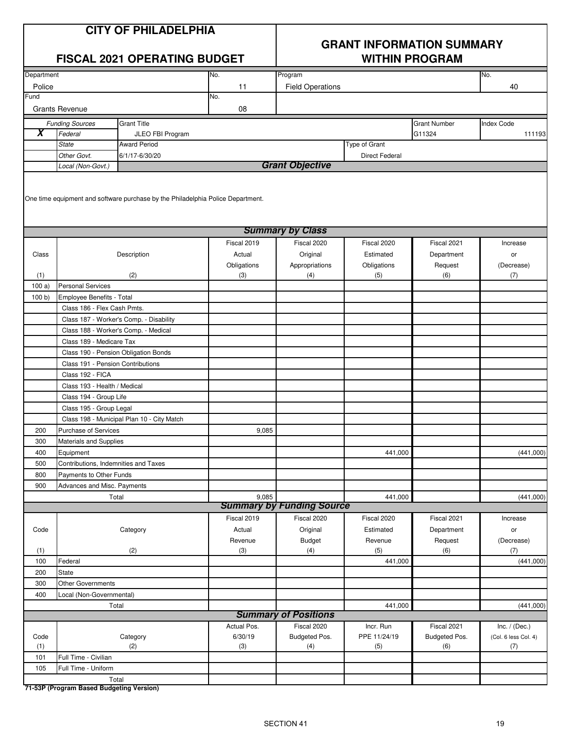# CITY OF PHILADELPHIA

## FISCAL 2021 OPERATING BUDGET

## GRANT INFORMATION SUMMARY WITHIN PROGRAM

| Department | No. | Program | No. |
|---|---|---|---|
| Police | 11 | Field Operations | 40 |
| **Fund** | **No.** | | |
| Grants Revenue | 08 | | |

| | Funding Sources | Grant Title | Grant Number | Index Code |
|---|---|---|---|---|
| X | Federal | JLEO FBI Program | G11324 | 111193 |
| | State | Award Period | Type of Grant | |
| | Other Govt. | 6/1/17-6/30/20 | Direct Federal | |
| | Local (Non-Govt.) | | | |

### Grant Objective

One time equipment and software purchase by the Philadelphia Police Department.

### Summary by Class

| Class (1) | Description (2) | Fiscal 2019 Actual Obligations (3) | Fiscal 2020 Original Appropriations (4) | Fiscal 2020 Estimated Obligations (5) | Fiscal 2021 Department Request (6) | Increase or (Decrease) (7) |
|---|---|---|---|---|---|---|
| 100 a) | Personal Services | | | | | |
| 100 b) | Employee Benefits - Total | | | | | |
| | Class 186 - Flex Cash Pmts. | | | | | |
| | Class 187 - Worker's Comp. - Disability | | | | | |
| | Class 188 - Worker's Comp. - Medical | | | | | |
| | Class 189 - Medicare Tax | | | | | |
| | Class 190 - Pension Obligation Bonds | | | | | |
| | Class 191 - Pension Contributions | | | | | |
| | Class 192 - FICA | | | | | |
| | Class 193 - Health / Medical | | | | | |
| | Class 194 - Group Life | | | | | |
| | Class 195 - Group Legal | | | | | |
| | Class 198 - Municipal Plan 10 - City Match | | | | | |
| 200 | Purchase of Services | 9,085 | | | | |
| 300 | Materials and Supplies | | | | | |
| 400 | Equipment | | | 441,000 | | (441,000) |
| 500 | Contributions, Indemnities and Taxes | | | | | |
| 800 | Payments to Other Funds | | | | | |
| 900 | Advances and Misc. Payments | | | | | |
| | Total | 9,085 | | 441,000 | | (441,000) |

### Summary by Funding Source

| Code (1) | Category (2) | Fiscal 2019 Actual Revenue (3) | Fiscal 2020 Original Budget (4) | Fiscal 2020 Estimated Revenue (5) | Fiscal 2021 Department Request (6) | Increase or (Decrease) (7) |
|---|---|---|---|---|---|---|
| 100 | Federal | | | 441,000 | | (441,000) |
| 200 | State | | | | | |
| 300 | Other Governments | | | | | |
| 400 | Local (Non-Governmental) | | | | | |
| | Total | | | 441,000 | | (441,000) |

### Summary of Positions

| Code (1) | Category (2) | Actual Pos. 6/30/19 (3) | Fiscal 2020 Budgeted Pos. (4) | Incr. Run PPE 11/24/19 (5) | Fiscal 2021 Budgeted Pos. (6) | Inc. / (Dec.) (Col. 6 less Col. 4) (7) |
|---|---|---|---|---|---|---|
| 101 | Full Time - Civilian | | | | | |
| 105 | Full Time - Uniform | | | | | |
| | Total | | | | | |

**71-53P (Program Based Budgeting Version)**

SECTION 41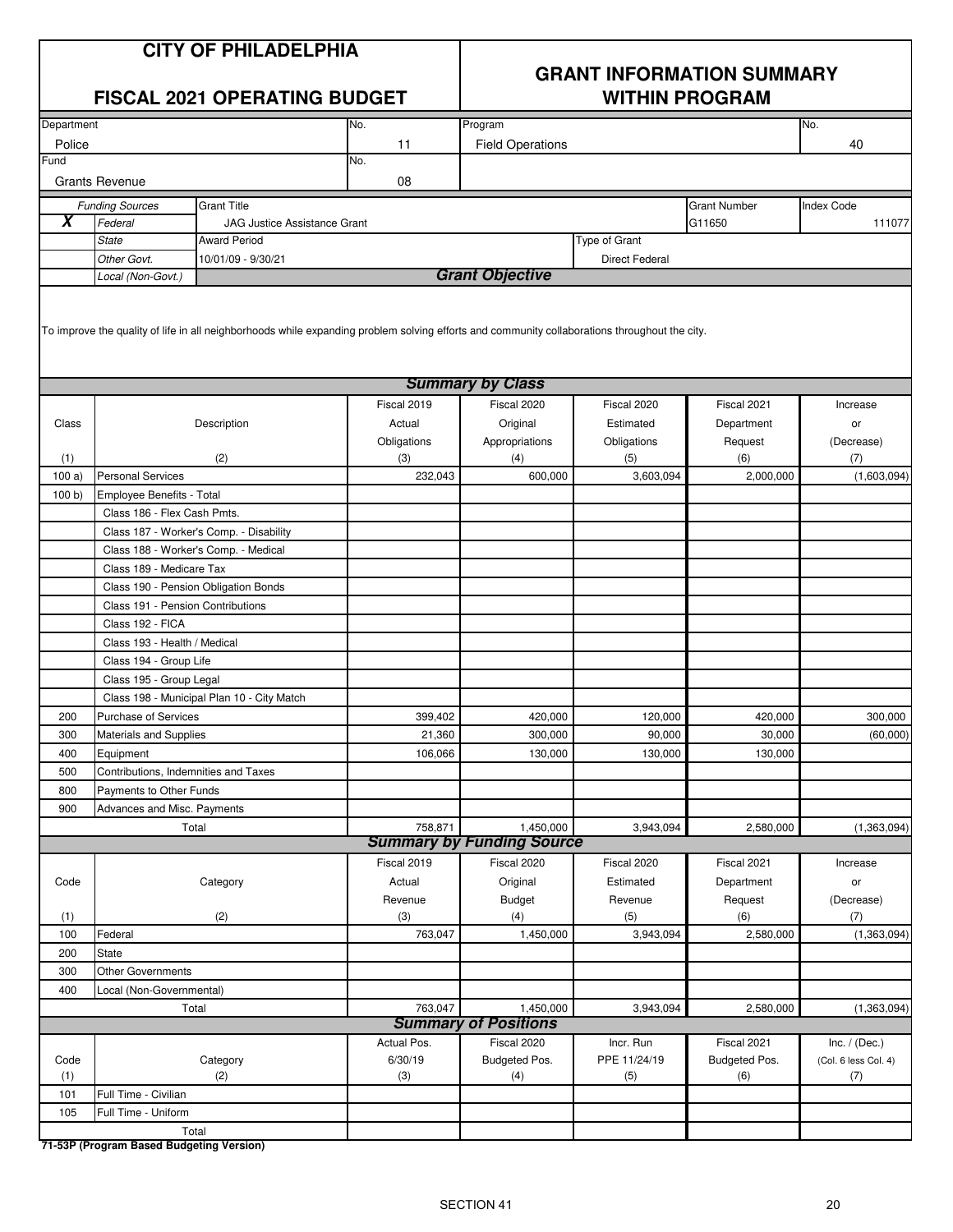# CITY OF PHILADELPHIA

## FISCAL 2021 OPERATING BUDGET

## GRANT INFORMATION SUMMARY WITHIN PROGRAM

| Department | No. | Program | No. |
|---|---|---|---|
| Police | 11 | Field Operations | 40 |
| **Fund** | **No.** | | |
| Grants Revenue | 08 | | |

| | Funding Sources | Grant Title | Grant Number | Index Code |
|---|---|---|---|---|
| **X** | *Federal* | JAG Justice Assistance Grant | G11650 | 111077 |
| | *State* | **Award Period** | **Type of Grant** | |
| | *Other Govt.* | 10/01/09 - 9/30/21 | Direct Federal | |
| | *Local (Non-Govt.)* | | | |

### *Grant Objective*

To improve the quality of life in all neighborhoods while expanding problem solving efforts and community collaborations throughout the city.

### *Summary by Class*

| Class (1) | Description (2) | Fiscal 2019 Actual Obligations (3) | Fiscal 2020 Original Appropriations (4) | Fiscal 2020 Estimated Obligations (5) | Fiscal 2021 Department Request (6) | Increase or (Decrease) (7) |
|---|---|---|---|---|---|---|
| 100 a) | Personal Services | 232,043 | 600,000 | 3,603,094 | 2,000,000 | (1,603,094) |
| 100 b) | Employee Benefits - Total | | | | | |
| | Class 186 - Flex Cash Pmts. | | | | | |
| | Class 187 - Worker's Comp. - Disability | | | | | |
| | Class 188 - Worker's Comp. - Medical | | | | | |
| | Class 189 - Medicare Tax | | | | | |
| | Class 190 - Pension Obligation Bonds | | | | | |
| | Class 191 - Pension Contributions | | | | | |
| | Class 192 - FICA | | | | | |
| | Class 193 - Health / Medical | | | | | |
| | Class 194 - Group Life | | | | | |
| | Class 195 - Group Legal | | | | | |
| | Class 198 - Municipal Plan 10 - City Match | | | | | |
| 200 | Purchase of Services | 399,402 | 420,000 | 120,000 | 420,000 | 300,000 |
| 300 | Materials and Supplies | 21,360 | 300,000 | 90,000 | 30,000 | (60,000) |
| 400 | Equipment | 106,066 | 130,000 | 130,000 | 130,000 | |
| 500 | Contributions, Indemnities and Taxes | | | | | |
| 800 | Payments to Other Funds | | | | | |
| 900 | Advances and Misc. Payments | | | | | |
| | Total | 758,871 | 1,450,000 | 3,943,094 | 2,580,000 | (1,363,094) |

### *Summary by Funding Source*

| Code (1) | Category (2) | Fiscal 2019 Actual Revenue (3) | Fiscal 2020 Original Budget (4) | Fiscal 2020 Estimated Revenue (5) | Fiscal 2021 Department Request (6) | Increase or (Decrease) (7) |
|---|---|---|---|---|---|---|
| 100 | Federal | 763,047 | 1,450,000 | 3,943,094 | 2,580,000 | (1,363,094) |
| 200 | State | | | | | |
| 300 | Other Governments | | | | | |
| 400 | Local (Non-Governmental) | | | | | |
| | Total | 763,047 | 1,450,000 | 3,943,094 | 2,580,000 | (1,363,094) |

### *Summary of Positions*

| Code (1) | Category (2) | Actual Pos. 6/30/19 (3) | Fiscal 2020 Budgeted Pos. (4) | Incr. Run PPE 11/24/19 (5) | Fiscal 2021 Budgeted Pos. (6) | Inc. / (Dec.) (Col. 6 less Col. 4) (7) |
|---|---|---|---|---|---|---|
| 101 | Full Time - Civilian | | | | | |
| 105 | Full Time - Uniform | | | | | |
| | Total | | | | | |

**71-53P (Program Based Budgeting Version)**

SECTION 41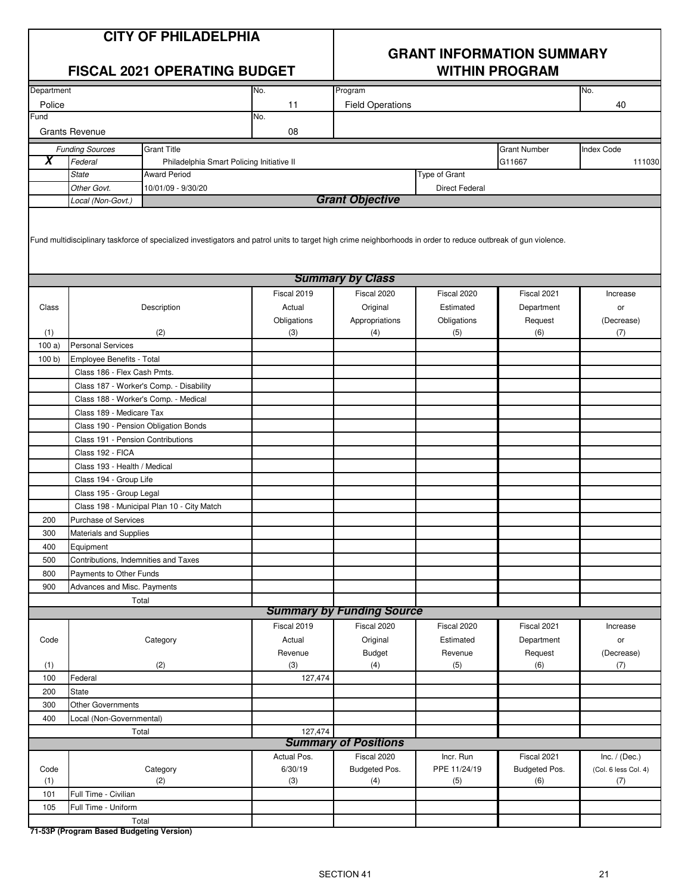# CITY OF PHILADELPHIA

## FISCAL 2021 OPERATING BUDGET

## GRANT INFORMATION SUMMARY WITHIN PROGRAM

| Department | No. | Program | No. |
|---|---|---|---|
| Police | 11 | Field Operations | 40 |

| Fund | No. |
|---|---|
| Grants Revenue | 08 |

| | Funding Sources | Grant Title | Grant Number | Index Code |
|---|---|---|---|---|
| **X** | *Federal* | Philadelphia Smart Policing Initiative II | G11667 | 111030 |
| | *State* | Award Period | Type of Grant | |
| | *Other Govt.* | 10/01/09 - 9/30/20 | Direct Federal | |
| | *Local (Non-Govt.)* | | | |

### *Grant Objective*

Fund multidisciplinary taskforce of specialized investigators and patrol units to target high crime neighborhoods in order to reduce outbreak of gun violence.

### *Summary by Class*

| Class (1) | Description (2) | Fiscal 2019 Actual Obligations (3) | Fiscal 2020 Original Appropriations (4) | Fiscal 2020 Estimated Obligations (5) | Fiscal 2021 Department Request (6) | Increase or (Decrease) (7) |
|---|---|---|---|---|---|---|
| 100 a) | Personal Services | | | | | |
| 100 b) | Employee Benefits - Total | | | | | |
| | Class 186 - Flex Cash Pmts. | | | | | |
| | Class 187 - Worker's Comp. - Disability | | | | | |
| | Class 188 - Worker's Comp. - Medical | | | | | |
| | Class 189 - Medicare Tax | | | | | |
| | Class 190 - Pension Obligation Bonds | | | | | |
| | Class 191 - Pension Contributions | | | | | |
| | Class 192 - FICA | | | | | |
| | Class 193 - Health / Medical | | | | | |
| | Class 194 - Group Life | | | | | |
| | Class 195 - Group Legal | | | | | |
| | Class 198 - Municipal Plan 10 - City Match | | | | | |
| 200 | Purchase of Services | | | | | |
| 300 | Materials and Supplies | | | | | |
| 400 | Equipment | | | | | |
| 500 | Contributions, Indemnities and Taxes | | | | | |
| 800 | Payments to Other Funds | | | | | |
| 900 | Advances and Misc. Payments | | | | | |
| | Total | | | | | |

### *Summary by Funding Source*

| Code (1) | Category (2) | Fiscal 2019 Actual Revenue (3) | Fiscal 2020 Original Budget (4) | Fiscal 2020 Estimated Revenue (5) | Fiscal 2021 Department Request (6) | Increase or (Decrease) (7) |
|---|---|---|---|---|---|---|
| 100 | Federal | 127,474 | | | | |
| 200 | State | | | | | |
| 300 | Other Governments | | | | | |
| 400 | Local (Non-Governmental) | | | | | |
| | Total | 127,474 | | | | |

### *Summary of Positions*

| Code (1) | Category (2) | Actual Pos. 6/30/19 (3) | Fiscal 2020 Budgeted Pos. (4) | Incr. Run PPE 11/24/19 (5) | Fiscal 2021 Budgeted Pos. (6) | Inc. / (Dec.) (Col. 6 less Col. 4) (7) |
|---|---|---|---|---|---|---|
| 101 | Full Time - Civilian | | | | | |
| 105 | Full Time - Uniform | | | | | |
| | Total | | | | | |

**71-53P (Program Based Budgeting Version)**

SECTION 41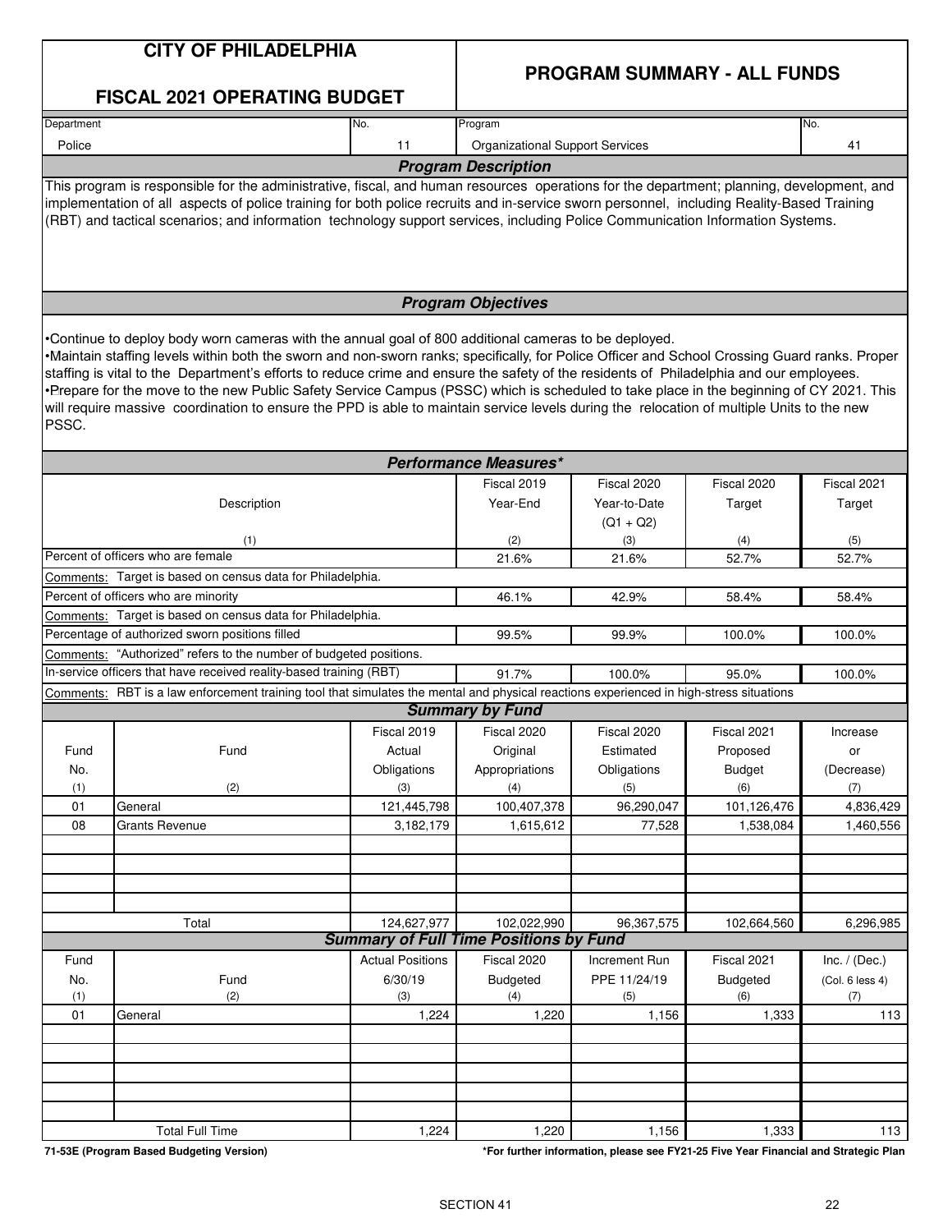# CITY OF PHILADELPHIA

## FISCAL 2021 OPERATING BUDGET

## PROGRAM SUMMARY - ALL FUNDS

| Department | No. | Program | No. |
|---|---|---|---|
| Police | 11 | Organizational Support Services | 41 |

### *Program Description*

This program is responsible for the administrative, fiscal, and human resources operations for the department; planning, development, and implementation of all aspects of police training for both police recruits and in-service sworn personnel, including Reality-Based Training (RBT) and tactical scenarios; and information technology support services, including Police Communication Information Systems.

### *Program Objectives*

- Continue to deploy body worn cameras with the annual goal of 800 additional cameras to be deployed.
- Maintain staffing levels within both the sworn and non-sworn ranks; specifically, for Police Officer and School Crossing Guard ranks. Proper staffing is vital to the Department's efforts to reduce crime and ensure the safety of the residents of Philadelphia and our employees.
- Prepare for the move to the new Public Safety Service Campus (PSSC) which is scheduled to take place in the beginning of CY 2021. This will require massive coordination to ensure the PPD is able to maintain service levels during the relocation of multiple Units to the new PSSC.

### *Performance Measures**

| Description (1) | Fiscal 2019 Year-End (2) | Fiscal 2020 Year-to-Date (Q1 + Q2) (3) | Fiscal 2020 Target (4) | Fiscal 2021 Target (5) |
|---|---|---|---|---|
| Percent of officers who are female | 21.6% | 21.6% | 52.7% | 52.7% |
| Comments: Target is based on census data for Philadelphia. | | | | |
| Percent of officers who are minority | 46.1% | 42.9% | 58.4% | 58.4% |
| Comments: Target is based on census data for Philadelphia. | | | | |
| Percentage of authorized sworn positions filled | 99.5% | 99.9% | 100.0% | 100.0% |
| Comments: "Authorized" refers to the number of budgeted positions. | | | | |
| In-service officers that have received reality-based training (RBT) | 91.7% | 100.0% | 95.0% | 100.0% |
| Comments: RBT is a law enforcement training tool that simulates the mental and physical reactions experienced in high-stress situations | | | | |

### *Summary by Fund*

| Fund No. (1) | Fund (2) | Fiscal 2019 Actual Obligations (3) | Fiscal 2020 Original Appropriations (4) | Fiscal 2020 Estimated Obligations (5) | Fiscal 2021 Proposed Budget (6) | Increase or (Decrease) (7) |
|---|---|---|---|---|---|---|
| 01 | General | 121,445,798 | 100,407,378 | 96,290,047 | 101,126,476 | 4,836,429 |
| 08 | Grants Revenue | 3,182,179 | 1,615,612 | 77,528 | 1,538,084 | 1,460,556 |
| | Total | 124,627,977 | 102,022,990 | 96,367,575 | 102,664,560 | 6,296,985 |

### *Summary of Full Time Positions by Fund*

| Fund No. (1) | Fund (2) | Actual Positions 6/30/19 (3) | Fiscal 2020 Budgeted (4) | Increment Run PPE 11/24/19 (5) | Fiscal 2021 Budgeted (6) | Inc. / (Dec.) (Col. 6 less 4) (7) |
|---|---|---|---|---|---|---|
| 01 | General | 1,224 | 1,220 | 1,156 | 1,333 | 113 |
| | Total Full Time | 1,224 | 1,220 | 1,156 | 1,333 | 113 |

71-53E (Program Based Budgeting Version)

*For further information, please see FY21-25 Five Year Financial and Strategic Plan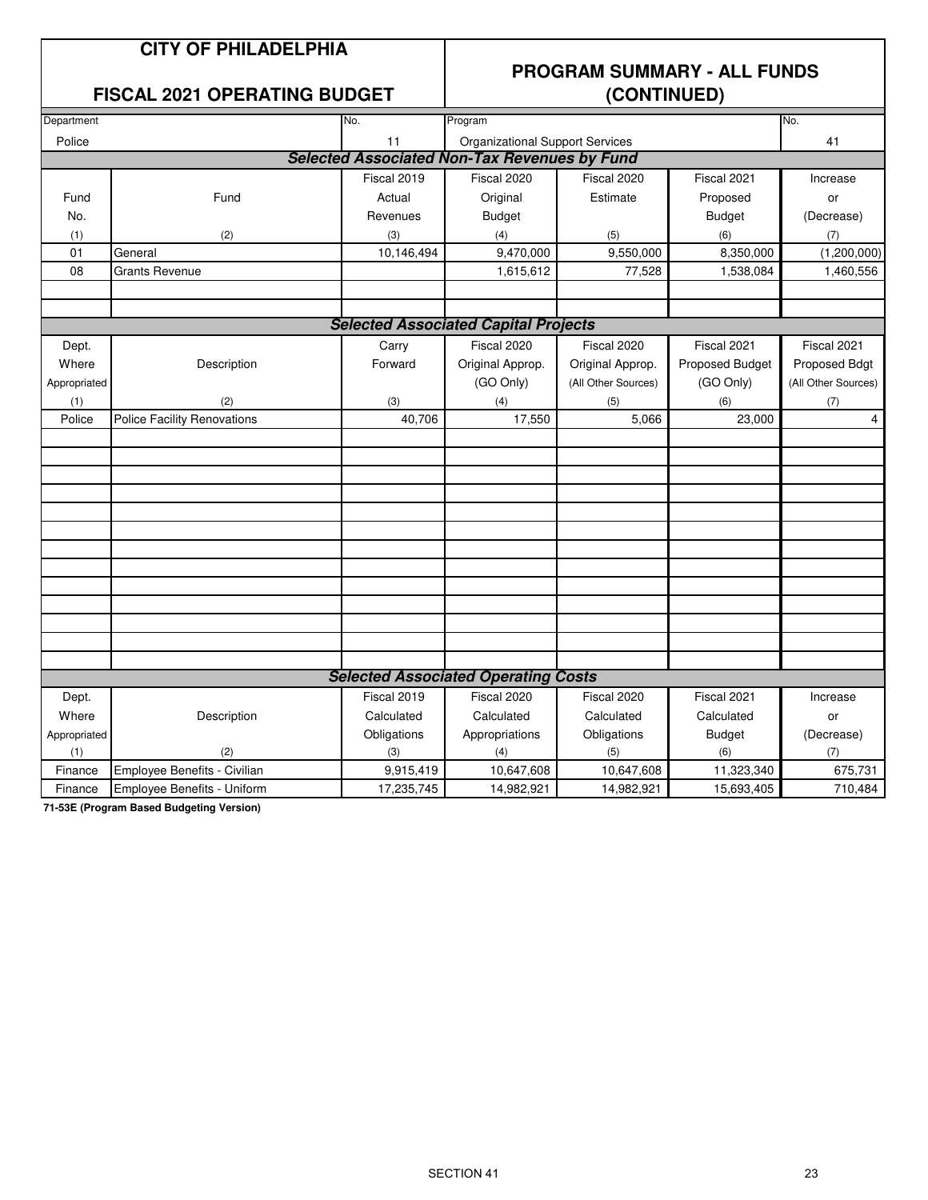# CITY OF PHILADELPHIA

## FISCAL 2021 OPERATING BUDGET

## PROGRAM SUMMARY - ALL FUNDS (CONTINUED)

| Department | No. | Program | No. |
|---|---|---|---|
| Police | 11 | Organizational Support Services | 41 |

### Selected Associated Non-Tax Revenues by Fund

| Fund No. | Fund | Fiscal 2019 Actual Revenues | Fiscal 2020 Original Budget | Fiscal 2020 Estimate | Fiscal 2021 Proposed Budget | Increase or (Decrease) |
|---|---|---|---|---|---|---|
| (1) | (2) | (3) | (4) | (5) | (6) | (7) |
| 01 | General | 10,146,494 | 9,470,000 | 9,550,000 | 8,350,000 | (1,200,000) |
| 08 | Grants Revenue | | 1,615,612 | 77,528 | 1,538,084 | 1,460,556 |

### Selected Associated Capital Projects

| Dept. Where Appropriated | Description | Carry Forward | Fiscal 2020 Original Approp. (GO Only) | Fiscal 2020 Original Approp. (All Other Sources) | Fiscal 2021 Proposed Budget (GO Only) | Fiscal 2021 Proposed Bdgt (All Other Sources) |
|---|---|---|---|---|---|---|
| (1) | (2) | (3) | (4) | (5) | (6) | (7) |
| Police | Police Facility Renovations | 40,706 | 17,550 | 5,066 | 23,000 | 4 |

### Selected Associated Operating Costs

| Dept. Where Appropriated | Description | Fiscal 2019 Calculated Obligations | Fiscal 2020 Calculated Appropriations | Fiscal 2020 Calculated Obligations | Fiscal 2021 Calculated Budget | Increase or (Decrease) |
|---|---|---|---|---|---|---|
| (1) | (2) | (3) | (4) | (5) | (6) | (7) |
| Finance | Employee Benefits - Civilian | 9,915,419 | 10,647,608 | 10,647,608 | 11,323,340 | 675,731 |
| Finance | Employee Benefits - Uniform | 17,235,745 | 14,982,921 | 14,982,921 | 15,693,405 | 710,484 |

**71-53E (Program Based Budgeting Version)**

SECTION 41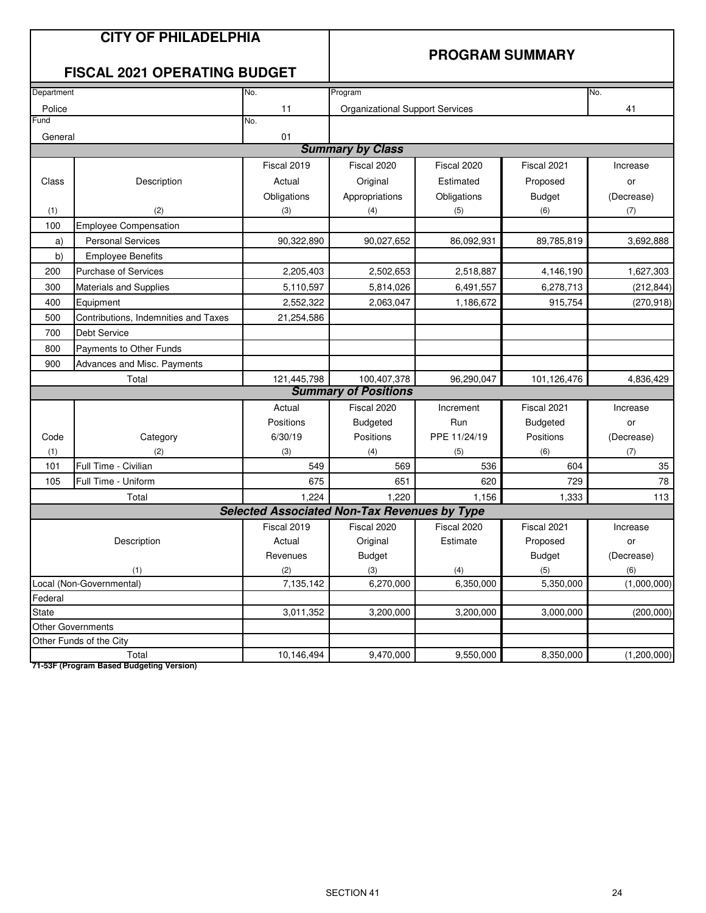# CITY OF PHILADELPHIA

## FISCAL 2021 OPERATING BUDGET

## PROGRAM SUMMARY

| Department | No. | Program | No. |
|---|---|---|---|
| Police | 11 | Organizational Support Services | 41 |
| Fund | No. | | |
| General | 01 | | |

### Summary by Class

| Class<br>(1) | Description<br>(2) | Fiscal 2019 Actual Obligations<br>(3) | Fiscal 2020 Original Appropriations<br>(4) | Fiscal 2020 Estimated Obligations<br>(5) | Fiscal 2021 Proposed Budget<br>(6) | Increase or (Decrease)<br>(7) |
|---|---|---|---|---|---|---|
| 100 | Employee Compensation | | | | | |
| a) | Personal Services | 90,322,890 | 90,027,652 | 86,092,931 | 89,785,819 | 3,692,888 |
| b) | Employee Benefits | | | | | |
| 200 | Purchase of Services | 2,205,403 | 2,502,653 | 2,518,887 | 4,146,190 | 1,627,303 |
| 300 | Materials and Supplies | 5,110,597 | 5,814,026 | 6,491,557 | 6,278,713 | (212,844) |
| 400 | Equipment | 2,552,322 | 2,063,047 | 1,186,672 | 915,754 | (270,918) |
| 500 | Contributions, Indemnities and Taxes | 21,254,586 | | | | |
| 700 | Debt Service | | | | | |
| 800 | Payments to Other Funds | | | | | |
| 900 | Advances and Misc. Payments | | | | | |
| | Total | 121,445,798 | 100,407,378 | 96,290,047 | 101,126,476 | 4,836,429 |

### Summary of Positions

| Code<br>(1) | Category<br>(2) | Actual Positions 6/30/19<br>(3) | Fiscal 2020 Budgeted Positions<br>(4) | Increment Run PPE 11/24/19<br>(5) | Fiscal 2021 Budgeted Positions<br>(6) | Increase or (Decrease)<br>(7) |
|---|---|---|---|---|---|---|
| 101 | Full Time - Civilian | 549 | 569 | 536 | 604 | 35 |
| 105 | Full Time - Uniform | 675 | 651 | 620 | 729 | 78 |
| | Total | 1,224 | 1,220 | 1,156 | 1,333 | 113 |

### Selected Associated Non-Tax Revenues by Type

| Description<br>(1) | Fiscal 2019 Actual Revenues<br>(2) | Fiscal 2020 Original Budget<br>(3) | Fiscal 2020 Estimate<br>(4) | Fiscal 2021 Proposed Budget<br>(5) | Increase or (Decrease)<br>(6) |
|---|---|---|---|---|---|
| Local (Non-Governmental) | 7,135,142 | 6,270,000 | 6,350,000 | 5,350,000 | (1,000,000) |
| Federal | | | | | |
| State | 3,011,352 | 3,200,000 | 3,200,000 | 3,000,000 | (200,000) |
| Other Governments | | | | | |
| Other Funds of the City | | | | | |
| Total | 10,146,494 | 9,470,000 | 9,550,000 | 8,350,000 | (1,200,000) |

**71-53F (Program Based Budgeting Version)**

SECTION 41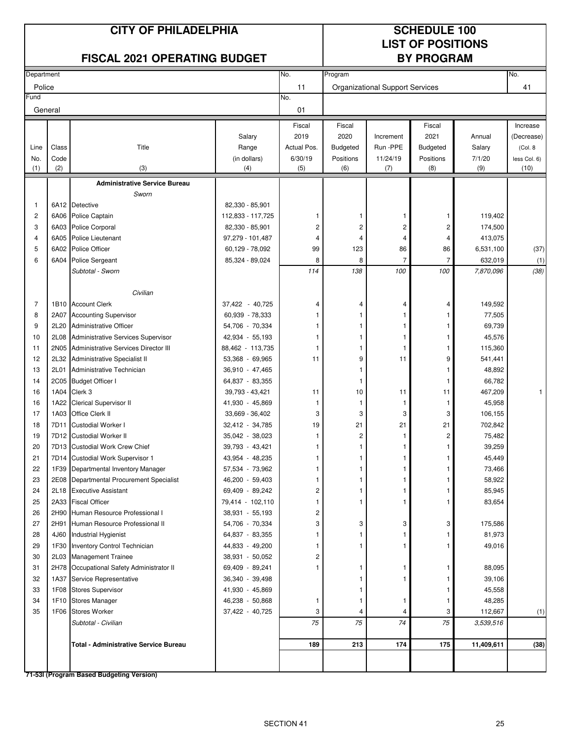# CITY OF PHILADELPHIA

## FISCAL 2021 OPERATING BUDGET

## SCHEDULE 100 LIST OF POSITIONS BY PROGRAM

| Department | No. | Program | No. |
|---|---|---|---|
| Police | 11 | Organizational Support Services | 41 |
| **Fund** | **No.** | | |
| General | 01 | | |

| Line No. (1) | Class Code (2) | Title (3) | Salary Range (in dollars) (4) | Fiscal 2019 Actual Pos. 6/30/19 (5) | Fiscal 2020 Budgeted Positions (6) | Increment Run -PPE 11/24/19 (7) | Fiscal 2021 Budgeted Positions (8) | Annual Salary 7/1/20 (9) | Increase (Decrease) (Col. 8 less Col. 6) (10) |
|---|---|---|---|---|---|---|---|---|---|
| | | **Administrative Service Bureau** | | | | | | | |
| | | *Sworn* | | | | | | | |
| 1 | 6A12 | Detective | 82,330 - 85,901 | | | | | | |
| 2 | 6A06 | Police Captain | 112,833 - 117,725 | 1 | 1 | 1 | 1 | 119,402 | |
| 3 | 6A03 | Police Corporal | 82,330 - 85,901 | 2 | 2 | 2 | 2 | 174,500 | |
| 4 | 6A05 | Police Lieutenant | 97,279 - 101,487 | 4 | 4 | 4 | 4 | 413,075 | |
| 5 | 6A02 | Police Officer | 60,129 - 78,092 | 99 | 123 | 86 | 86 | 6,531,100 | (37) |
| 6 | 6A04 | Police Sergeant | 85,324 - 89,024 | 8 | 8 | 7 | 7 | 632,019 | (1) |
| | | *Subtotal - Sworn* | | *114* | *138* | *100* | *100* | *7,870,096* | *(38)* |
| | | *Civilian* | | | | | | | |
| 7 | 1B10 | Account Clerk | 37,422 - 40,725 | 4 | 4 | 4 | 4 | 149,592 | |
| 8 | 2A07 | Accounting Supervisor | 60,939 - 78,333 | 1 | 1 | 1 | 1 | 77,505 | |
| 9 | 2L20 | Administrative Officer | 54,706 - 70,334 | 1 | 1 | 1 | 1 | 69,739 | |
| 10 | 2L08 | Administrative Services Supervisor | 42,934 - 55,193 | 1 | 1 | 1 | 1 | 45,576 | |
| 11 | 2N05 | Administrative Services Director III | 88,462 - 113,735 | 1 | 1 | 1 | 1 | 115,360 | |
| 12 | 2L32 | Administrative Specialist II | 53,368 - 69,965 | 11 | 9 | 11 | 9 | 541,441 | |
| 13 | 2L01 | Administrative Technician | 36,910 - 47,465 | | 1 | | 1 | 48,892 | |
| 14 | 2C05 | Budget Officer I | 64,837 - 83,355 | | 1 | | 1 | 66,782 | |
| 16 | 1A04 | Clerk 3 | 39,793 - 43,421 | 11 | 10 | 11 | 11 | 467,209 | 1 |
| 16 | 1A22 | Clerical Supervisor II | 41,930 - 45,869 | 1 | 1 | 1 | 1 | 45,958 | |
| 17 | 1A03 | Office Clerk II | 33,669 - 36,402 | 3 | 3 | 3 | 3 | 106,155 | |
| 18 | 7D11 | Custodial Worker I | 32,412 - 34,785 | 19 | 21 | 21 | 21 | 702,842 | |
| 19 | 7D12 | Custodial Worker II | 35,042 - 38,023 | 1 | 2 | 1 | 2 | 75,482 | |
| 20 | 7D13 | Custodial Work Crew Chief | 39,793 - 43,421 | 1 | 1 | 1 | 1 | 39,259 | |
| 21 | 7D14 | Custodial Work Supervisor 1 | 43,954 - 48,235 | 1 | 1 | 1 | 1 | 45,449 | |
| 22 | 1F39 | Departmental Inventory Manager | 57,534 - 73,962 | 1 | 1 | 1 | 1 | 73,466 | |
| 23 | 2E08 | Departmental Procurement Specialist | 46,200 - 59,403 | 1 | 1 | 1 | 1 | 58,922 | |
| 24 | 2L18 | Executive Assistant | 69,409 - 89,242 | 2 | 1 | 1 | 1 | 85,945 | |
| 25 | 2A33 | Fiscal Officer | 79,414 - 102,110 | 1 | 1 | 1 | 1 | 83,654 | |
| 26 | 2H90 | Human Resource Professional I | 38,931 - 55,193 | 2 | | | | | |
| 27 | 2H91 | Human Resource Professional II | 54,706 - 70,334 | 3 | 3 | 3 | 3 | 175,586 | |
| 28 | 4J60 | Industrial Hygienist | 64,837 - 83,355 | 1 | 1 | 1 | 1 | 81,973 | |
| 29 | 1F30 | Inventory Control Technician | 44,833 - 49,200 | 1 | 1 | 1 | 1 | 49,016 | |
| 30 | 2L03 | Management Trainee | 38,931 - 50,052 | 2 | | | | | |
| 31 | 2H78 | Occupational Safety Administrator II | 69,409 - 89,241 | 1 | 1 | 1 | 1 | 88,095 | |
| 32 | 1A37 | Service Representative | 36,340 - 39,498 | | 1 | 1 | 1 | 39,106 | |
| 33 | 1F08 | Stores Supervisor | 41,930 - 45,869 | | 1 | | 1 | 45,558 | |
| 34 | 1F10 | Stores Manager | 46,238 - 50,868 | 1 | 1 | 1 | 1 | 48,285 | |
| 35 | 1F06 | Stores Worker | 37,422 - 40,725 | 3 | 4 | 4 | 3 | 112,667 | (1) |
| | | *Subtotal - Civilian* | | *75* | *75* | *74* | *75* | *3,539,516* | |
| | | **Total - Administrative Service Bureau** | | **189** | **213** | **174** | **175** | **11,409,611** | **(38)** |

**71-53I (Program Based Budgeting Version)**

SECTION 41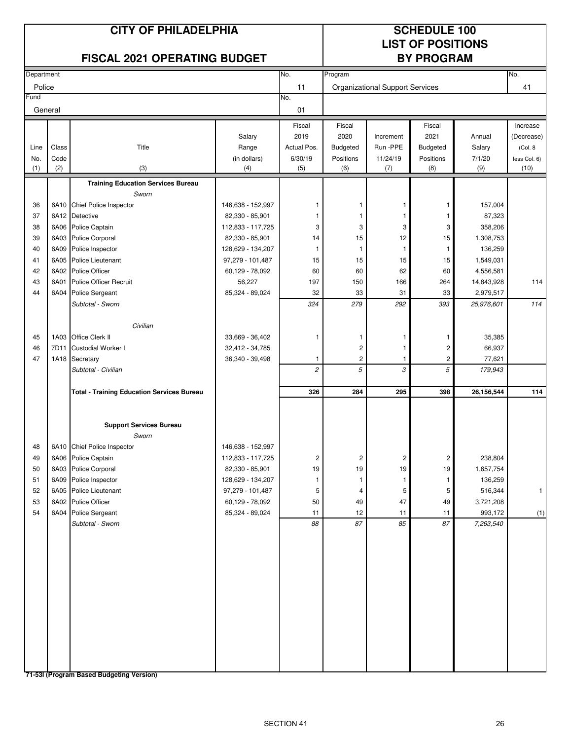# CITY OF PHILADELPHIA

## FISCAL 2021 OPERATING BUDGET

## SCHEDULE 100 LIST OF POSITIONS BY PROGRAM

| Department | No. | Program | No. |
|---|---|---|---|
| Police | 11 | Organizational Support Services | 41 |
| **Fund** | **No.** | | |
| General | 01 | | |

| Line No. (1) | Class Code (2) | Title (3) | Salary Range (in dollars) (4) | Fiscal 2019 Actual Pos. 6/30/19 (5) | Fiscal 2020 Budgeted Positions (6) | Increment Run -PPE 11/24/19 (7) | Fiscal 2021 Budgeted Positions (8) | Annual Salary 7/1/20 (9) | Increase (Decrease) (Col. 8 less Col. 6) (10) |
|---|---|---|---|---|---|---|---|---|---|
| | | **Training Education Services Bureau** | | | | | | | |
| | | *Sworn* | | | | | | | |
| 36 | 6A10 | Chief Police Inspector | 146,638 - 152,997 | 1 | 1 | 1 | 1 | 157,004 | |
| 37 | 6A12 | Detective | 82,330 - 85,901 | 1 | 1 | 1 | 1 | 87,323 | |
| 38 | 6A06 | Police Captain | 112,833 - 117,725 | 3 | 3 | 3 | 3 | 358,206 | |
| 39 | 6A03 | Police Corporal | 82,330 - 85,901 | 14 | 15 | 12 | 15 | 1,308,753 | |
| 40 | 6A09 | Police Inspector | 128,629 - 134,207 | 1 | 1 | 1 | 1 | 136,259 | |
| 41 | 6A05 | Police Lieutenant | 97,279 - 101,487 | 15 | 15 | 15 | 15 | 1,549,031 | |
| 42 | 6A02 | Police Officer | 60,129 - 78,092 | 60 | 60 | 62 | 60 | 4,556,581 | |
| 43 | 6A01 | Police Officer Recruit | 56,227 | 197 | 150 | 166 | 264 | 14,843,928 | 114 |
| 44 | 6A04 | Police Sergeant | 85,324 - 89,024 | 32 | 33 | 31 | 33 | 2,979,517 | |
| | | *Subtotal - Sworn* | | *324* | *279* | *292* | *393* | *25,976,601* | *114* |
| | | *Civilian* | | | | | | | |
| 45 | 1A03 | Office Clerk II | 33,669 - 36,402 | 1 | 1 | 1 | 1 | 35,385 | |
| 46 | 7D11 | Custodial Worker I | 32,412 - 34,785 | | 2 | 1 | 2 | 66,937 | |
| 47 | 1A18 | Secretary | 36,340 - 39,498 | 1 | 2 | 1 | 2 | 77,621 | |
| | | *Subtotal - Civilian* | | *2* | *5* | *3* | *5* | *179,943* | |
| | | **Total - Training Education Services Bureau** | | **326** | **284** | **295** | **398** | **26,156,544** | **114** |
| | | **Support Services Bureau** | | | | | | | |
| | | *Sworn* | | | | | | | |
| 48 | 6A10 | Chief Police Inspector | 146,638 - 152,997 | | | | | | |
| 49 | 6A06 | Police Captain | 112,833 - 117,725 | 2 | 2 | 2 | 2 | 238,804 | |
| 50 | 6A03 | Police Corporal | 82,330 - 85,901 | 19 | 19 | 19 | 19 | 1,657,754 | |
| 51 | 6A09 | Police Inspector | 128,629 - 134,207 | 1 | 1 | 1 | 1 | 136,259 | |
| 52 | 6A05 | Police Lieutenant | 97,279 - 101,487 | 5 | 4 | 5 | 5 | 516,344 | 1 |
| 53 | 6A02 | Police Officer | 60,129 - 78,092 | 50 | 49 | 47 | 49 | 3,721,208 | |
| 54 | 6A04 | Police Sergeant | 85,324 - 89,024 | 11 | 12 | 11 | 11 | 993,172 | (1) |
| | | *Subtotal - Sworn* | | *88* | *87* | *85* | *87* | *7,263,540* | |

**71-53I (Program Based Budgeting Version)**

SECTION 41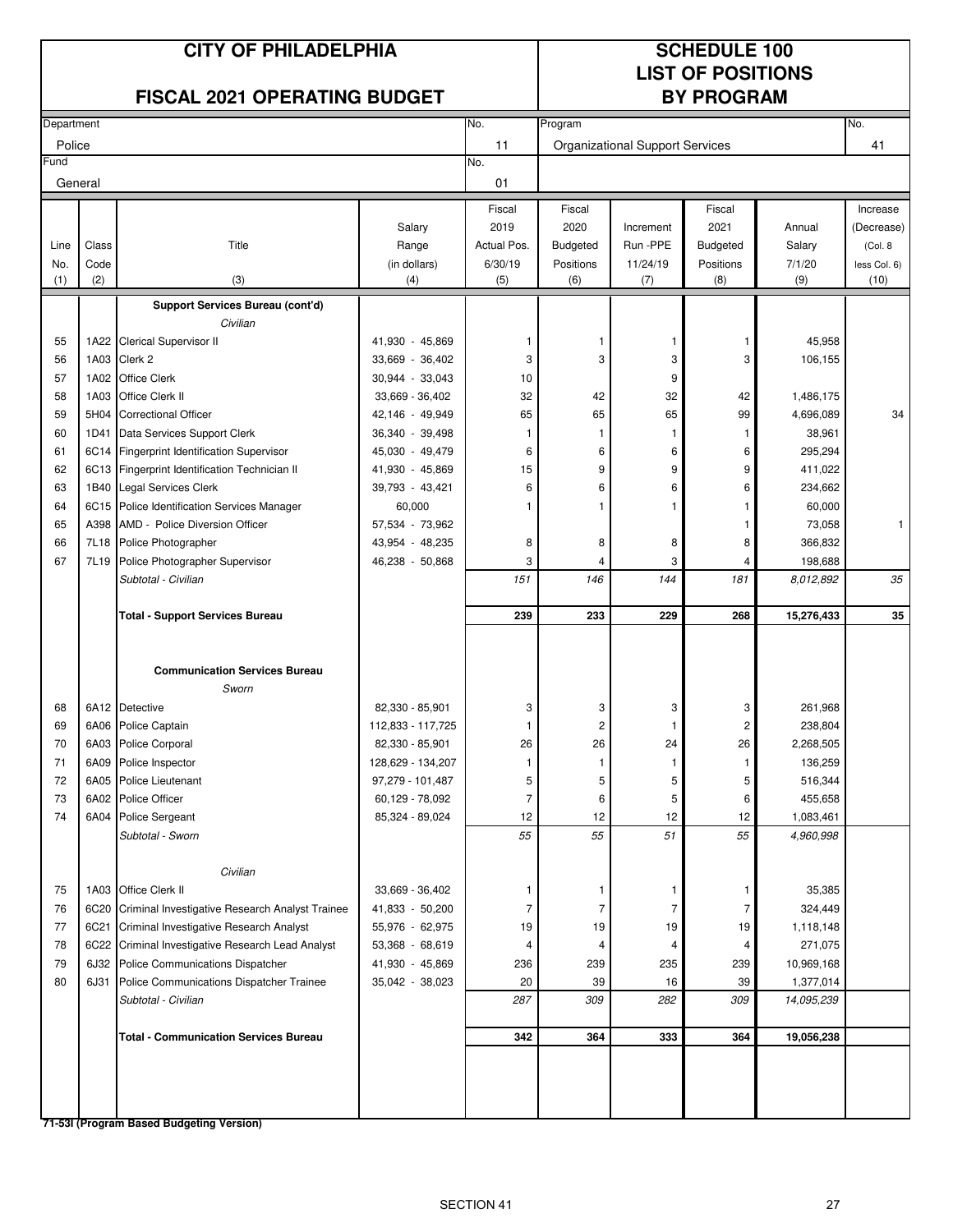# CITY OF PHILADELPHIA

## FISCAL 2021 OPERATING BUDGET

## SCHEDULE 100
## LIST OF POSITIONS
## BY PROGRAM

| Department | No. | Program | No. |
|---|---|---|---|
| Police | 11 | Organizational Support Services | 41 |
| Fund | No. | | |
| General | 01 | | |

| Line No. (1) | Class Code (2) | Title (3) | Salary Range (in dollars) (4) | Fiscal 2019 Actual Pos. 6/30/19 (5) | Fiscal 2020 Budgeted Positions (6) | Increment Run -PPE 11/24/19 (7) | Fiscal 2021 Budgeted Positions (8) | Annual Salary 7/1/20 (9) | Increase (Decrease) (Col. 8 less Col. 6) (10) |
|---|---|---|---|---|---|---|---|---|---|
| | | **Support Services Bureau (cont'd)** | | | | | | | |
| | | *Civilian* | | | | | | | |
| 55 | 1A22 | Clerical Supervisor II | 41,930 - 45,869 | 1 | 1 | 1 | 1 | 45,958 | |
| 56 | 1A03 | Clerk 2 | 33,669 - 36,402 | 3 | 3 | 3 | 3 | 106,155 | |
| 57 | 1A02 | Office Clerk | 30,944 - 33,043 | 10 | | 9 | | | |
| 58 | 1A03 | Office Clerk II | 33,669 - 36,402 | 32 | 42 | 32 | 42 | 1,486,175 | |
| 59 | 5H04 | Correctional Officer | 42,146 - 49,949 | 65 | 65 | 65 | 99 | 4,696,089 | 34 |
| 60 | 1D41 | Data Services Support Clerk | 36,340 - 39,498 | 1 | 1 | 1 | 1 | 38,961 | |
| 61 | 6C14 | Fingerprint Identification Supervisor | 45,030 - 49,479 | 6 | 6 | 6 | 6 | 295,294 | |
| 62 | 6C13 | Fingerprint Identification Technician II | 41,930 - 45,869 | 15 | 9 | 9 | 9 | 411,022 | |
| 63 | 1B40 | Legal Services Clerk | 39,793 - 43,421 | 6 | 6 | 6 | 6 | 234,662 | |
| 64 | 6C15 | Police Identification Services Manager | 60,000 | 1 | 1 | 1 | 1 | 60,000 | |
| 65 | A398 | AMD - Police Diversion Officer | 57,534 - 73,962 | | | | 1 | 73,058 | 1 |
| 66 | 7L18 | Police Photographer | 43,954 - 48,235 | 8 | 8 | 8 | 8 | 366,832 | |
| 67 | 7L19 | Police Photographer Supervisor | 46,238 - 50,868 | 3 | 4 | 3 | 4 | 198,688 | |
| | | *Subtotal - Civilian* | | *151* | *146* | *144* | *181* | *8,012,892* | *35* |
| | | **Total - Support Services Bureau** | | **239** | **233** | **229** | **268** | **15,276,433** | **35** |
| | | **Communication Services Bureau** | | | | | | | |
| | | *Sworn* | | | | | | | |
| 68 | 6A12 | Detective | 82,330 - 85,901 | 3 | 3 | 3 | 3 | 261,968 | |
| 69 | 6A06 | Police Captain | 112,833 - 117,725 | 1 | 2 | 1 | 2 | 238,804 | |
| 70 | 6A03 | Police Corporal | 82,330 - 85,901 | 26 | 26 | 24 | 26 | 2,268,505 | |
| 71 | 6A09 | Police Inspector | 128,629 - 134,207 | 1 | 1 | 1 | 1 | 136,259 | |
| 72 | 6A05 | Police Lieutenant | 97,279 - 101,487 | 5 | 5 | 5 | 5 | 516,344 | |
| 73 | 6A02 | Police Officer | 60,129 - 78,092 | 7 | 6 | 5 | 6 | 455,658 | |
| 74 | 6A04 | Police Sergeant | 85,324 - 89,024 | 12 | 12 | 12 | 12 | 1,083,461 | |
| | | *Subtotal - Sworn* | | *55* | *55* | *51* | *55* | *4,960,998* | |
| | | *Civilian* | | | | | | | |
| 75 | 1A03 | Office Clerk II | 33,669 - 36,402 | 1 | 1 | 1 | 1 | 35,385 | |
| 76 | 6C20 | Criminal Investigative Research Analyst Trainee | 41,833 - 50,200 | 7 | 7 | 7 | 7 | 324,449 | |
| 77 | 6C21 | Criminal Investigative Research Analyst | 55,976 - 62,975 | 19 | 19 | 19 | 19 | 1,118,148 | |
| 78 | 6C22 | Criminal Investigative Research Lead Analyst | 53,368 - 68,619 | 4 | 4 | 4 | 4 | 271,075 | |
| 79 | 6J32 | Police Communications Dispatcher | 41,930 - 45,869 | 236 | 239 | 235 | 239 | 10,969,168 | |
| 80 | 6J31 | Police Communications Dispatcher Trainee | 35,042 - 38,023 | 20 | 39 | 16 | 39 | 1,377,014 | |
| | | *Subtotal - Civilian* | | *287* | *309* | *282* | *309* | *14,095,239* | |
| | | **Total - Communication Services Bureau** | | **342** | **364** | **333** | **364** | **19,056,238** | |

**71-53I (Program Based Budgeting Version)**

SECTION 41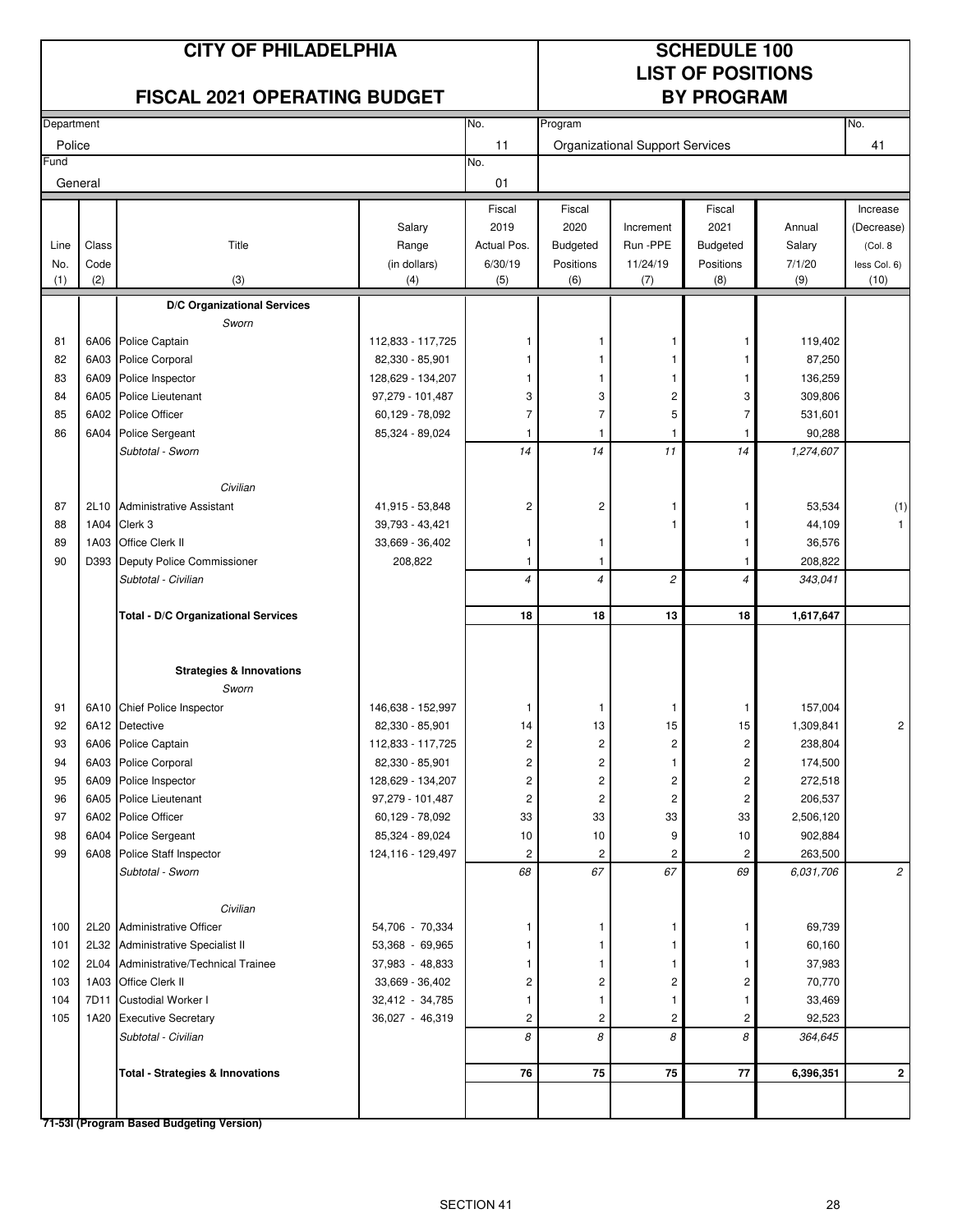# CITY OF PHILADELPHIA

## FISCAL 2021 OPERATING BUDGET

## SCHEDULE 100 LIST OF POSITIONS BY PROGRAM

| Department | No. | Program | No. |
|---|---|---|---|
| Police | 11 | Organizational Support Services | 41 |
| **Fund** | **No.** | | |
| General | 01 | | |

| Line No. (1) | Class Code (2) | Title (3) | Salary Range (in dollars) (4) | Fiscal 2019 Actual Pos. 6/30/19 (5) | Fiscal 2020 Budgeted Positions (6) | Increment Run -PPE 11/24/19 (7) | Fiscal 2021 Budgeted Positions (8) | Annual Salary 7/1/20 (9) | Increase (Decrease) (Col. 8 less Col. 6) (10) |
|---|---|---|---|---|---|---|---|---|---|
| | | **D/C Organizational Services** | | | | | | | |
| | | *Sworn* | | | | | | | |
| 81 | 6A06 | Police Captain | 112,833 - 117,725 | 1 | 1 | 1 | 1 | 119,402 | |
| 82 | 6A03 | Police Corporal | 82,330 - 85,901 | 1 | 1 | 1 | 1 | 87,250 | |
| 83 | 6A09 | Police Inspector | 128,629 - 134,207 | 1 | 1 | 1 | 1 | 136,259 | |
| 84 | 6A05 | Police Lieutenant | 97,279 - 101,487 | 3 | 3 | 2 | 3 | 309,806 | |
| 85 | 6A02 | Police Officer | 60,129 - 78,092 | 7 | 7 | 5 | 7 | 531,601 | |
| 86 | 6A04 | Police Sergeant | 85,324 - 89,024 | 1 | 1 | 1 | 1 | 90,288 | |
| | | *Subtotal - Sworn* | | *14* | *14* | *11* | *14* | *1,274,607* | |
| | | *Civilian* | | | | | | | |
| 87 | 2L10 | Administrative Assistant | 41,915 - 53,848 | 2 | 2 | 1 | 1 | 53,534 | (1) |
| 88 | 1A04 | Clerk 3 | 39,793 - 43,421 | | | 1 | 1 | 44,109 | 1 |
| 89 | 1A03 | Office Clerk II | 33,669 - 36,402 | 1 | 1 | | 1 | 36,576 | |
| 90 | D393 | Deputy Police Commissioner | 208,822 | 1 | 1 | | 1 | 208,822 | |
| | | *Subtotal - Civilian* | | *4* | *4* | *2* | *4* | *343,041* | |
| | | **Total - D/C Organizational Services** | | **18** | **18** | **13** | **18** | **1,617,647** | |
| | | **Strategies & Innovations** | | | | | | | |
| | | *Sworn* | | | | | | | |
| 91 | 6A10 | Chief Police Inspector | 146,638 - 152,997 | 1 | 1 | 1 | 1 | 157,004 | |
| 92 | 6A12 | Detective | 82,330 - 85,901 | 14 | 13 | 15 | 15 | 1,309,841 | 2 |
| 93 | 6A06 | Police Captain | 112,833 - 117,725 | 2 | 2 | 2 | 2 | 238,804 | |
| 94 | 6A03 | Police Corporal | 82,330 - 85,901 | 2 | 2 | 1 | 2 | 174,500 | |
| 95 | 6A09 | Police Inspector | 128,629 - 134,207 | 2 | 2 | 2 | 2 | 272,518 | |
| 96 | 6A05 | Police Lieutenant | 97,279 - 101,487 | 2 | 2 | 2 | 2 | 206,537 | |
| 97 | 6A02 | Police Officer | 60,129 - 78,092 | 33 | 33 | 33 | 33 | 2,506,120 | |
| 98 | 6A04 | Police Sergeant | 85,324 - 89,024 | 10 | 10 | 9 | 10 | 902,884 | |
| 99 | 6A08 | Police Staff Inspector | 124,116 - 129,497 | 2 | 2 | 2 | 2 | 263,500 | |
| | | *Subtotal - Sworn* | | *68* | *67* | *67* | *69* | *6,031,706* | *2* |
| | | *Civilian* | | | | | | | |
| 100 | 2L20 | Administrative Officer | 54,706 - 70,334 | 1 | 1 | 1 | 1 | 69,739 | |
| 101 | 2L32 | Administrative Specialist II | 53,368 - 69,965 | 1 | 1 | 1 | 1 | 60,160 | |
| 102 | 2L04 | Administrative/Technical Trainee | 37,983 - 48,833 | 1 | 1 | 1 | 1 | 37,983 | |
| 103 | 1A03 | Office Clerk II | 33,669 - 36,402 | 2 | 2 | 2 | 2 | 70,770 | |
| 104 | 7D11 | Custodial Worker I | 32,412 - 34,785 | 1 | 1 | 1 | 1 | 33,469 | |
| 105 | 1A20 | Executive Secretary | 36,027 - 46,319 | 2 | 2 | 2 | 2 | 92,523 | |
| | | *Subtotal - Civilian* | | *8* | *8* | *8* | *8* | *364,645* | |
| | | **Total - Strategies & Innovations** | | **76** | **75** | **75** | **77** | **6,396,351** | **2** |

**71-53I (Program Based Budgeting Version)**

SECTION 41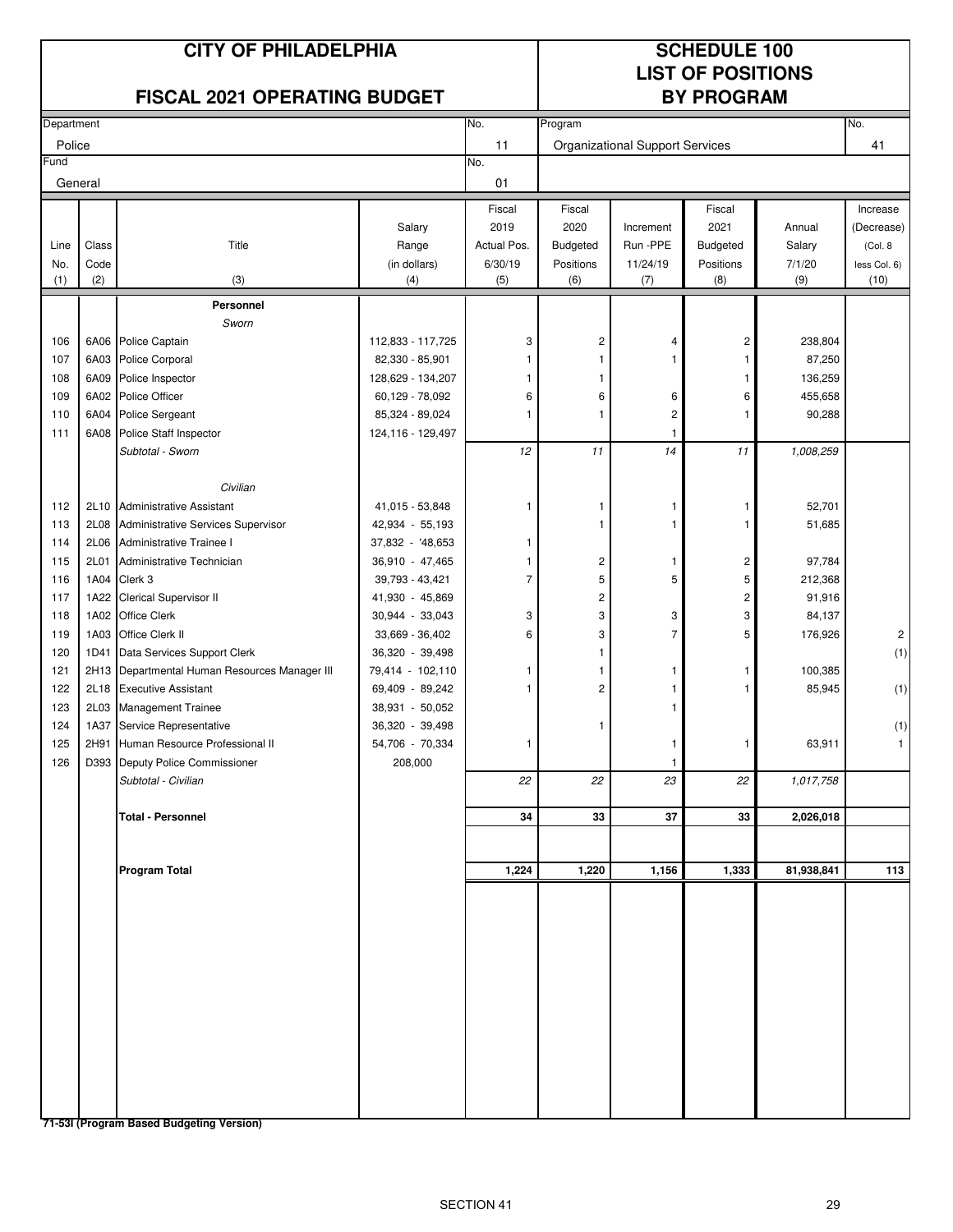# CITY OF PHILADELPHIA

## FISCAL 2021 OPERATING BUDGET

## SCHEDULE 100 LIST OF POSITIONS BY PROGRAM

| Department | No. | Program | No. |
|---|---|---|---|
| Police | 11 | Organizational Support Services | 41 |
| **Fund** | **No.** | | |
| General | 01 | | |

| Line No. (1) | Class Code (2) | Title (3) | Salary Range (in dollars) (4) | Fiscal 2019 Actual Pos. 6/30/19 (5) | Fiscal 2020 Budgeted Positions (6) | Increment Run -PPE 11/24/19 (7) | Fiscal 2021 Budgeted Positions (8) | Annual Salary 7/1/20 (9) | Increase (Decrease) (Col. 8 less Col. 6) (10) |
|---|---|---|---|---|---|---|---|---|---|
| | | **Personnel** | | | | | | | |
| | | *Sworn* | | | | | | | |
| 106 | 6A06 | Police Captain | 112,833 - 117,725 | 3 | 2 | 4 | 2 | 238,804 | |
| 107 | 6A03 | Police Corporal | 82,330 - 85,901 | 1 | 1 | 1 | 1 | 87,250 | |
| 108 | 6A09 | Police Inspector | 128,629 - 134,207 | 1 | 1 | | 1 | 136,259 | |
| 109 | 6A02 | Police Officer | 60,129 - 78,092 | 6 | 6 | 6 | 6 | 455,658 | |
| 110 | 6A04 | Police Sergeant | 85,324 - 89,024 | 1 | 1 | 2 | 1 | 90,288 | |
| 111 | 6A08 | Police Staff Inspector | 124,116 - 129,497 | | | 1 | | | |
| | | *Subtotal - Sworn* | | *12* | *11* | *14* | *11* | *1,008,259* | |
| | | *Civilian* | | | | | | | |
| 112 | 2L10 | Administrative Assistant | 41,015 - 53,848 | 1 | 1 | 1 | 1 | 52,701 | |
| 113 | 2L08 | Administrative Services Supervisor | 42,934 - 55,193 | | 1 | 1 | 1 | 51,685 | |
| 114 | 2L06 | Administrative Trainee I | 37,832 - '48,653 | 1 | | | | | |
| 115 | 2L01 | Administrative Technician | 36,910 - 47,465 | 1 | 2 | 1 | 2 | 97,784 | |
| 116 | 1A04 | Clerk 3 | 39,793 - 43,421 | 7 | 5 | 5 | 5 | 212,368 | |
| 117 | 1A22 | Clerical Supervisor II | 41,930 - 45,869 | | 2 | | 2 | 91,916 | |
| 118 | 1A02 | Office Clerk | 30,944 - 33,043 | 3 | 3 | 3 | 3 | 84,137 | |
| 119 | 1A03 | Office Clerk II | 33,669 - 36,402 | 6 | 3 | 7 | 5 | 176,926 | 2 |
| 120 | 1D41 | Data Services Support Clerk | 36,320 - 39,498 | | 1 | | | | (1) |
| 121 | 2H13 | Departmental Human Resources Manager III | 79,414 - 102,110 | 1 | 1 | 1 | 1 | 100,385 | |
| 122 | 2L18 | Executive Assistant | 69,409 - 89,242 | 1 | 2 | 1 | 1 | 85,945 | (1) |
| 123 | 2L03 | Management Trainee | 38,931 - 50,052 | | | 1 | | | |
| 124 | 1A37 | Service Representative | 36,320 - 39,498 | | 1 | | | | (1) |
| 125 | 2H91 | Human Resource Professional II | 54,706 - 70,334 | 1 | | 1 | 1 | 63,911 | 1 |
| 126 | D393 | Deputy Police Commissioner | 208,000 | | | 1 | | | |
| | | *Subtotal - Civilian* | | *22* | *22* | *23* | *22* | *1,017,758* | |
| | | **Total - Personnel** | | **34** | **33** | **37** | **33** | **2,026,018** | |
| | | **Program Total** | | **1,224** | **1,220** | **1,156** | **1,333** | **81,938,841** | **113** |

**71-53l (Program Based Budgeting Version)**

SECTION 41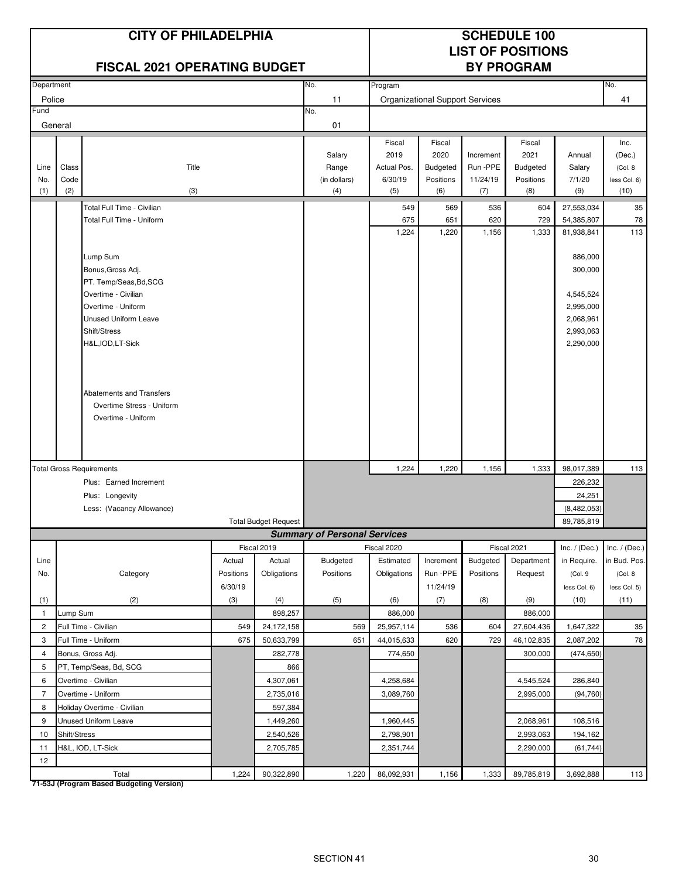# CITY OF PHILADELPHIA

## FISCAL 2021 OPERATING BUDGET

## SCHEDULE 100 LIST OF POSITIONS BY PROGRAM

| Department | No. | Program | No. |
|---|---|---|---|
| Police | 11 | Organizational Support Services | 41 |
| Fund | No. | | |
| General | 01 | | |

| Line No. (1) | Class Code (2) | Title (3) | Salary Range (in dollars) (4) | Fiscal 2019 Actual Pos. 6/30/19 (5) | Fiscal 2020 Budgeted Positions (6) | Increment Run -PPE 11/24/19 (7) | Fiscal 2021 Budgeted Positions (8) | Annual Salary 7/1/20 (9) | Inc. (Dec.) (Col. 8 less Col. 6) (10) |
|---|---|---|---|---|---|---|---|---|---|
| | | Total Full Time - Civilian | | 549 | 569 | 536 | 604 | 27,553,034 | 35 |
| | | Total Full Time - Uniform | | 675 | 651 | 620 | 729 | 54,385,807 | 78 |
| | | | | 1,224 | 1,220 | 1,156 | 1,333 | 81,938,841 | 113 |
| | | Lump Sum | | | | | | 886,000 | |
| | | Bonus,Gross Adj. | | | | | | 300,000 | |
| | | PT. Temp/Seas,Bd,SCG | | | | | | | |
| | | Overtime - Civilian | | | | | | 4,545,524 | |
| | | Overtime - Uniform | | | | | | 2,995,000 | |
| | | Unused Uniform Leave | | | | | | 2,068,961 | |
| | | Shift/Stress | | | | | | 2,993,063 | |
| | | H&L,IOD,LT-Sick | | | | | | 2,290,000 | |
| | | Abatements and Transfers | | | | | | | |
| | | Overtime Stress - Uniform | | | | | | | |
| | | Overtime - Uniform | | | | | | | |
| Total Gross Requirements | | | | 1,224 | 1,220 | 1,156 | 1,333 | 98,017,389 | 113 |
| | | Plus: Earned Increment | | | | | | 226,232 | |
| | | Plus: Longevity | | | | | | 24,251 | |
| | | Less: (Vacancy Allowance) | | | | | | (8,482,053) | |
| | | Total Budget Request | | | | | | 89,785,819 | |

### Summary of Personal Services

| Line No. (1) | Category (2) | Fiscal 2019 Actual Positions 6/30/19 (3) | Fiscal 2019 Actual Obligations (4) | Fiscal 2020 Budgeted Positions (5) | Fiscal 2020 Estimated Obligations (6) | Increment Run -PPE 11/24/19 (7) | Fiscal 2021 Budgeted Positions (8) | Fiscal 2021 Department Request (9) | Inc. / (Dec.) in Require. (Col. 9 less Col. 6) (10) | Inc. / (Dec.) in Bud. Pos. (Col. 8 less Col. 5) (11) |
|---|---|---|---|---|---|---|---|---|---|---|
| 1 | Lump Sum | | 898,257 | | 886,000 | | | 886,000 | | |
| 2 | Full Time - Civilian | 549 | 24,172,158 | 569 | 25,957,114 | 536 | 604 | 27,604,436 | 1,647,322 | 35 |
| 3 | Full Time - Uniform | 675 | 50,633,799 | 651 | 44,015,633 | 620 | 729 | 46,102,835 | 2,087,202 | 78 |
| 4 | Bonus, Gross Adj. | | 282,778 | | 774,650 | | | 300,000 | (474,650) | |
| 5 | PT, Temp/Seas, Bd, SCG | | 866 | | | | | | | |
| 6 | Overtime - Civilian | | 4,307,061 | | 4,258,684 | | | 4,545,524 | 286,840 | |
| 7 | Overtime - Uniform | | 2,735,016 | | 3,089,760 | | | 2,995,000 | (94,760) | |
| 8 | Holiday Overtime - Civilian | | 597,384 | | | | | | | |
| 9 | Unused Uniform Leave | | 1,449,260 | | 1,960,445 | | | 2,068,961 | 108,516 | |
| 10 | Shift/Stress | | 2,540,526 | | 2,798,901 | | | 2,993,063 | 194,162 | |
| 11 | H&L, IOD, LT-Sick | | 2,705,785 | | 2,351,744 | | | 2,290,000 | (61,744) | |
| 12 | | | | | | | | | | |
| | Total | 1,224 | 90,322,890 | 1,220 | 86,092,931 | 1,156 | 1,333 | 89,785,819 | 3,692,888 | 113 |

**71-53J (Program Based Budgeting Version)**

SECTION 41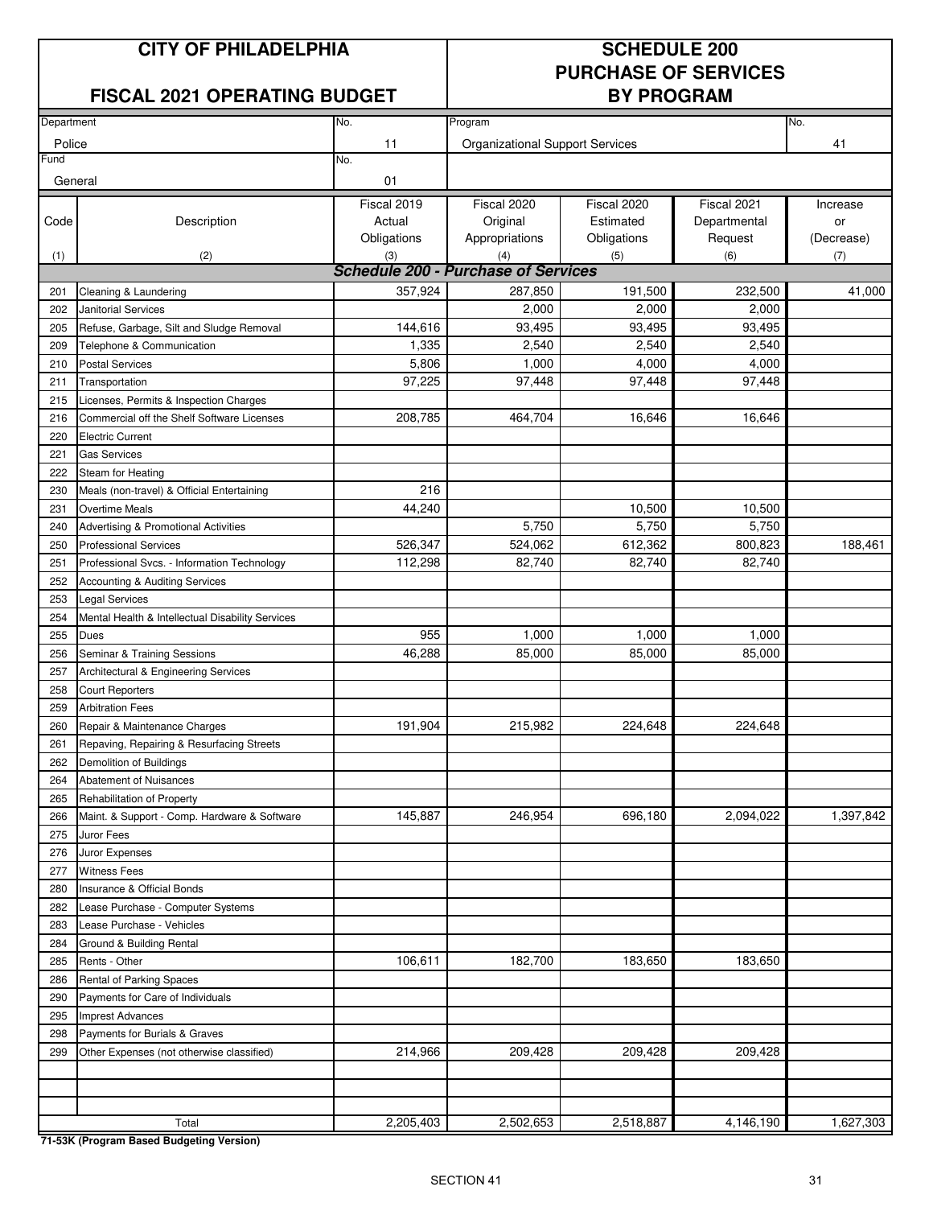| CITY OF PHILADELPHIA | | SCHEDULE 200 | | | | |
|---|---|---|---|---|---|---|
| FISCAL 2021 OPERATING BUDGET | | PURCHASE OF SERVICES BY PROGRAM | | | | |
| Department: Police | No. 11 | Program: Organizational Support Services | | | | No. 41 |
| Fund: General | No. 01 | | | | | |

| Code (1) | Description (2) | Fiscal 2019 Actual Obligations (3) | Fiscal 2020 Original Appropriations (4) | Fiscal 2020 Estimated Obligations (5) | Fiscal 2021 Departmental Request (6) | Increase or (Decrease) (7) |
|---|---|---|---|---|---|---|
| | ***Schedule 200 - Purchase of Services*** | | | | | |
| 201 | Cleaning & Laundering | 357,924 | 287,850 | 191,500 | 232,500 | 41,000 |
| 202 | Janitorial Services | | 2,000 | 2,000 | 2,000 | |
| 205 | Refuse, Garbage, Silt and Sludge Removal | 144,616 | 93,495 | 93,495 | 93,495 | |
| 209 | Telephone & Communication | 1,335 | 2,540 | 2,540 | 2,540 | |
| 210 | Postal Services | 5,806 | 1,000 | 4,000 | 4,000 | |
| 211 | Transportation | 97,225 | 97,448 | 97,448 | 97,448 | |
| 215 | Licenses, Permits & Inspection Charges | | | | | |
| 216 | Commercial off the Shelf Software Licenses | 208,785 | 464,704 | 16,646 | 16,646 | |
| 220 | Electric Current | | | | | |
| 221 | Gas Services | | | | | |
| 222 | Steam for Heating | | | | | |
| 230 | Meals (non-travel) & Official Entertaining | 216 | | | | |
| 231 | Overtime Meals | 44,240 | | 10,500 | 10,500 | |
| 240 | Advertising & Promotional Activities | | 5,750 | 5,750 | 5,750 | |
| 250 | Professional Services | 526,347 | 524,062 | 612,362 | 800,823 | 188,461 |
| 251 | Professional Svcs. - Information Technology | 112,298 | 82,740 | 82,740 | 82,740 | |
| 252 | Accounting & Auditing Services | | | | | |
| 253 | Legal Services | | | | | |
| 254 | Mental Health & Intellectual Disability Services | | | | | |
| 255 | Dues | 955 | 1,000 | 1,000 | 1,000 | |
| 256 | Seminar & Training Sessions | 46,288 | 85,000 | 85,000 | 85,000 | |
| 257 | Architectural & Engineering Services | | | | | |
| 258 | Court Reporters | | | | | |
| 259 | Arbitration Fees | | | | | |
| 260 | Repair & Maintenance Charges | 191,904 | 215,982 | 224,648 | 224,648 | |
| 261 | Repaving, Repairing & Resurfacing Streets | | | | | |
| 262 | Demolition of Buildings | | | | | |
| 264 | Abatement of Nuisances | | | | | |
| 265 | Rehabilitation of Property | | | | | |
| 266 | Maint. & Support - Comp. Hardware & Software | 145,887 | 246,954 | 696,180 | 2,094,022 | 1,397,842 |
| 275 | Juror Fees | | | | | |
| 276 | Juror Expenses | | | | | |
| 277 | Witness Fees | | | | | |
| 280 | Insurance & Official Bonds | | | | | |
| 282 | Lease Purchase - Computer Systems | | | | | |
| 283 | Lease Purchase - Vehicles | | | | | |
| 284 | Ground & Building Rental | | | | | |
| 285 | Rents - Other | 106,611 | 182,700 | 183,650 | 183,650 | |
| 286 | Rental of Parking Spaces | | | | | |
| 290 | Payments for Care of Individuals | | | | | |
| 295 | Imprest Advances | | | | | |
| 298 | Payments for Burials & Graves | | | | | |
| 299 | Other Expenses (not otherwise classified) | 214,966 | 209,428 | 209,428 | 209,428 | |
| | | | | | | |
| | | | | | | |
| | | | | | | |
| | Total | 2,205,403 | 2,502,653 | 2,518,887 | 4,146,190 | 1,627,303 |

**71-53K (Program Based Budgeting Version)**

SECTION 41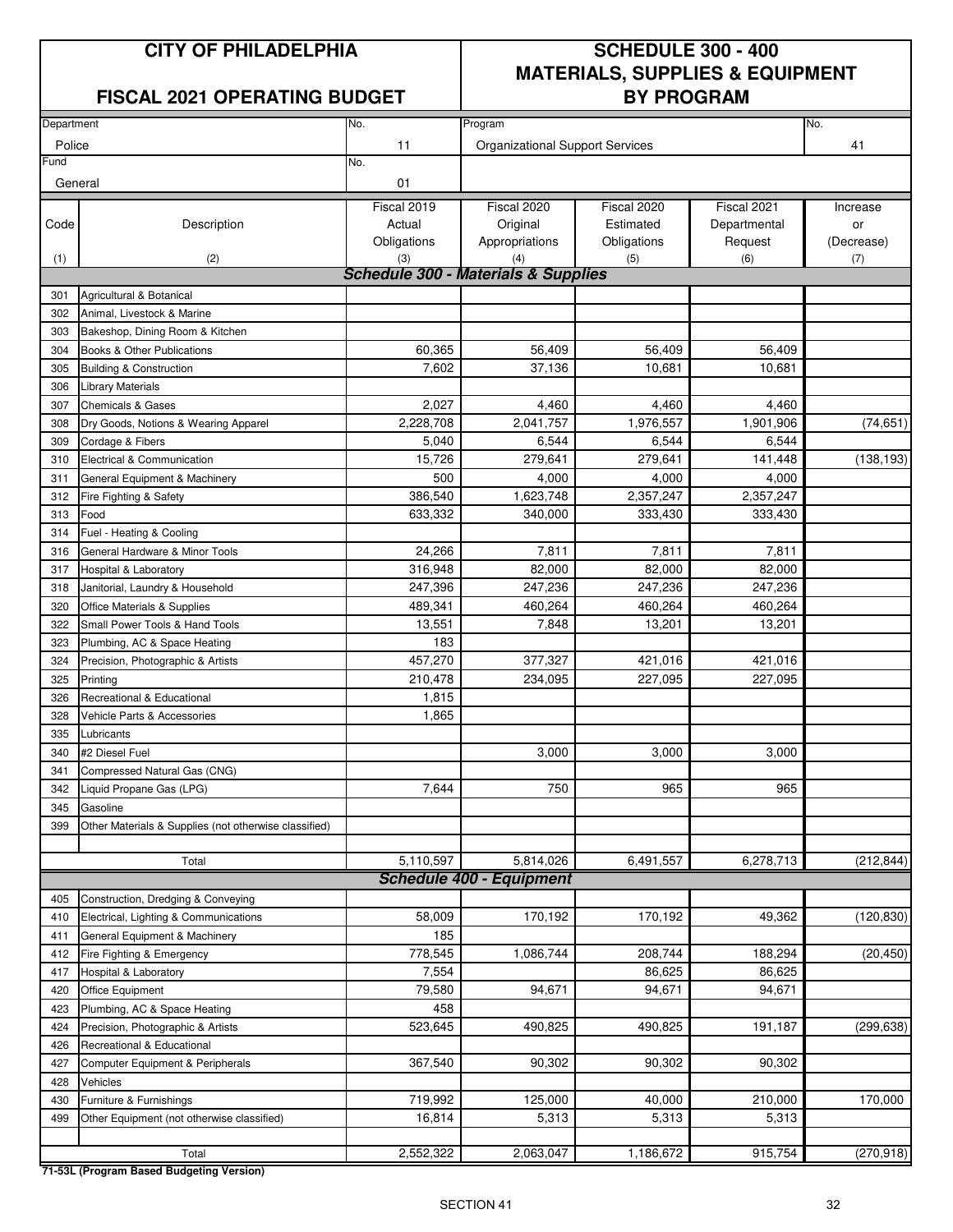# CITY OF PHILADELPHIA

## FISCAL 2021 OPERATING BUDGET

## SCHEDULE 300 - 400 MATERIALS, SUPPLIES & EQUIPMENT BY PROGRAM

| Department | No. | Program | No. |
|---|---|---|---|
| Police | 11 | Organizational Support Services | 41 |
| Fund | No. | | |
| General | 01 | | |

| Code (1) | Description (2) | Fiscal 2019 Actual Obligations (3) | Fiscal 2020 Original Appropriations (4) | Fiscal 2020 Estimated Obligations (5) | Fiscal 2021 Departmental Request (6) | Increase or (Decrease) (7) |
|---|---|---|---|---|---|---|
| | **Schedule 300 - Materials & Supplies** | | | | | |
| 301 | Agricultural & Botanical | | | | | |
| 302 | Animal, Livestock & Marine | | | | | |
| 303 | Bakeshop, Dining Room & Kitchen | | | | | |
| 304 | Books & Other Publications | 60,365 | 56,409 | 56,409 | 56,409 | |
| 305 | Building & Construction | 7,602 | 37,136 | 10,681 | 10,681 | |
| 306 | Library Materials | | | | | |
| 307 | Chemicals & Gases | 2,027 | 4,460 | 4,460 | 4,460 | |
| 308 | Dry Goods, Notions & Wearing Apparel | 2,228,708 | 2,041,757 | 1,976,557 | 1,901,906 | (74,651) |
| 309 | Cordage & Fibers | 5,040 | 6,544 | 6,544 | 6,544 | |
| 310 | Electrical & Communication | 15,726 | 279,641 | 279,641 | 141,448 | (138,193) |
| 311 | General Equipment & Machinery | 500 | 4,000 | 4,000 | 4,000 | |
| 312 | Fire Fighting & Safety | 386,540 | 1,623,748 | 2,357,247 | 2,357,247 | |
| 313 | Food | 633,332 | 340,000 | 333,430 | 333,430 | |
| 314 | Fuel - Heating & Cooling | | | | | |
| 316 | General Hardware & Minor Tools | 24,266 | 7,811 | 7,811 | 7,811 | |
| 317 | Hospital & Laboratory | 316,948 | 82,000 | 82,000 | 82,000 | |
| 318 | Janitorial, Laundry & Household | 247,396 | 247,236 | 247,236 | 247,236 | |
| 320 | Office Materials & Supplies | 489,341 | 460,264 | 460,264 | 460,264 | |
| 322 | Small Power Tools & Hand Tools | 13,551 | 7,848 | 13,201 | 13,201 | |
| 323 | Plumbing, AC & Space Heating | 183 | | | | |
| 324 | Precision, Photographic & Artists | 457,270 | 377,327 | 421,016 | 421,016 | |
| 325 | Printing | 210,478 | 234,095 | 227,095 | 227,095 | |
| 326 | Recreational & Educational | 1,815 | | | | |
| 328 | Vehicle Parts & Accessories | 1,865 | | | | |
| 335 | Lubricants | | | | | |
| 340 | #2 Diesel Fuel | | 3,000 | 3,000 | 3,000 | |
| 341 | Compressed Natural Gas (CNG) | | | | | |
| 342 | Liquid Propane Gas (LPG) | 7,644 | 750 | 965 | 965 | |
| 345 | Gasoline | | | | | |
| 399 | Other Materials & Supplies (not otherwise classified) | | | | | |
| | Total | 5,110,597 | 5,814,026 | 6,491,557 | 6,278,713 | (212,844) |
| | **Schedule 400 - Equipment** | | | | | |
| 405 | Construction, Dredging & Conveying | | | | | |
| 410 | Electrical, Lighting & Communications | 58,009 | 170,192 | 170,192 | 49,362 | (120,830) |
| 411 | General Equipment & Machinery | 185 | | | | |
| 412 | Fire Fighting & Emergency | 778,545 | 1,086,744 | 208,744 | 188,294 | (20,450) |
| 417 | Hospital & Laboratory | 7,554 | | 86,625 | 86,625 | |
| 420 | Office Equipment | 79,580 | 94,671 | 94,671 | 94,671 | |
| 423 | Plumbing, AC & Space Heating | 458 | | | | |
| 424 | Precision, Photographic & Artists | 523,645 | 490,825 | 490,825 | 191,187 | (299,638) |
| 426 | Recreational & Educational | | | | | |
| 427 | Computer Equipment & Peripherals | 367,540 | 90,302 | 90,302 | 90,302 | |
| 428 | Vehicles | | | | | |
| 430 | Furniture & Furnishings | 719,992 | 125,000 | 40,000 | 210,000 | 170,000 |
| 499 | Other Equipment (not otherwise classified) | 16,814 | 5,313 | 5,313 | 5,313 | |
| | Total | 2,552,322 | 2,063,047 | 1,186,672 | 915,754 | (270,918) |

**71-53L (Program Based Budgeting Version)**

SECTION 41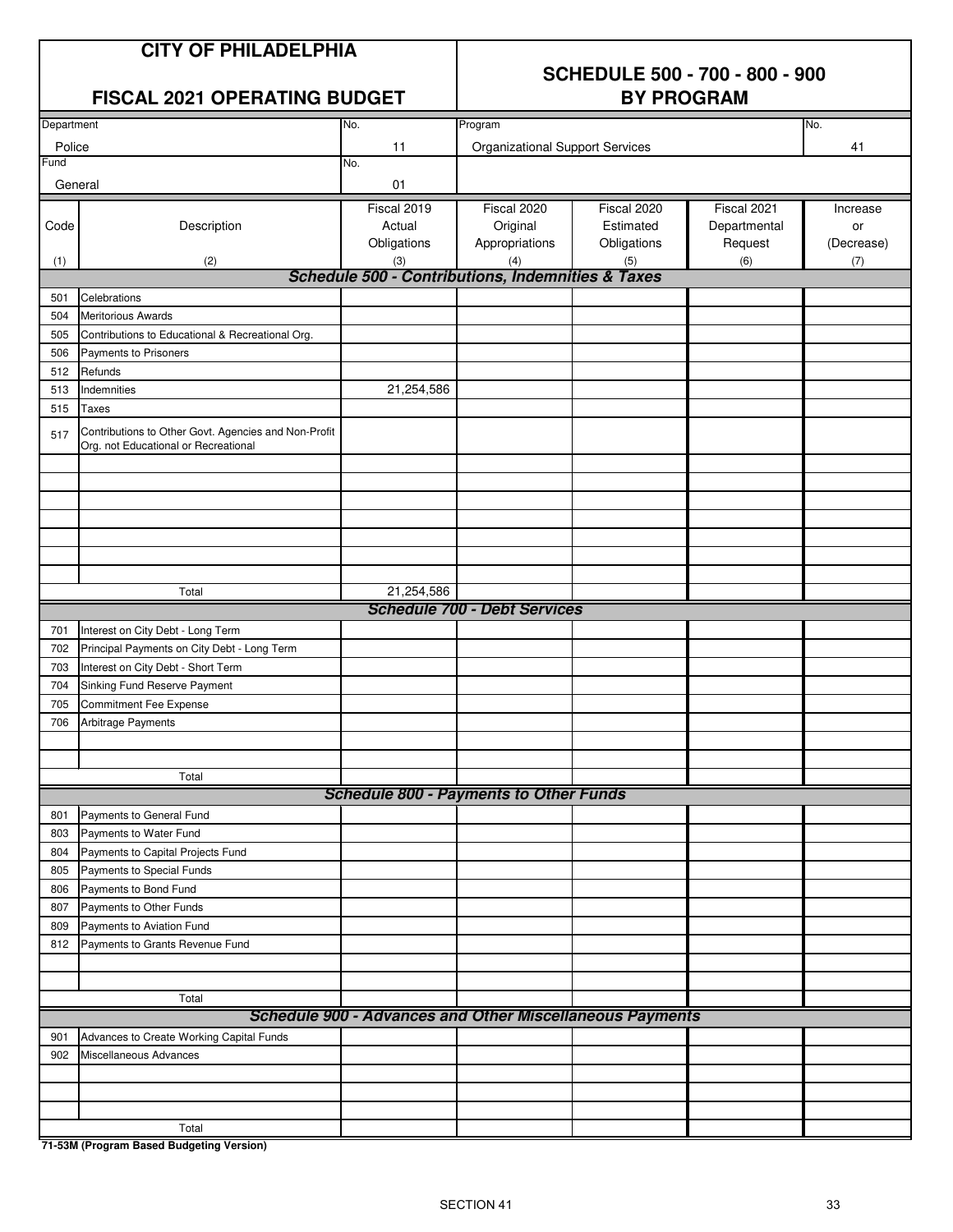# CITY OF PHILADELPHIA

## FISCAL 2021 OPERATING BUDGET

## SCHEDULE 500 - 700 - 800 - 900 BY PROGRAM

| Department | No. | Program | No. |
|---|---|---|---|
| Police | 11 | Organizational Support Services | 41 |
| Fund | No. | | |
| General | 01 | | |

| Code (1) | Description (2) | Fiscal 2019 Actual Obligations (3) | Fiscal 2020 Original Appropriations (4) | Fiscal 2020 Estimated Obligations (5) | Fiscal 2021 Departmental Request (6) | Increase or (Decrease) (7) |
|---|---|---|---|---|---|---|
| | ***Schedule 500 - Contributions, Indemnities & Taxes*** | | | | | |
| 501 | Celebrations | | | | | |
| 504 | Meritorious Awards | | | | | |
| 505 | Contributions to Educational & Recreational Org. | | | | | |
| 506 | Payments to Prisoners | | | | | |
| 512 | Refunds | | | | | |
| 513 | Indemnities | 21,254,586 | | | | |
| 515 | Taxes | | | | | |
| 517 | Contributions to Other Govt. Agencies and Non-Profit Org. not Educational or Recreational | | | | | |
| | Total | 21,254,586 | | | | |
| | ***Schedule 700 - Debt Services*** | | | | | |
| 701 | Interest on City Debt - Long Term | | | | | |
| 702 | Principal Payments on City Debt - Long Term | | | | | |
| 703 | Interest on City Debt - Short Term | | | | | |
| 704 | Sinking Fund Reserve Payment | | | | | |
| 705 | Commitment Fee Expense | | | | | |
| 706 | Arbitrage Payments | | | | | |
| | Total | | | | | |
| | ***Schedule 800 - Payments to Other Funds*** | | | | | |
| 801 | Payments to General Fund | | | | | |
| 803 | Payments to Water Fund | | | | | |
| 804 | Payments to Capital Projects Fund | | | | | |
| 805 | Payments to Special Funds | | | | | |
| 806 | Payments to Bond Fund | | | | | |
| 807 | Payments to Other Funds | | | | | |
| 809 | Payments to Aviation Fund | | | | | |
| 812 | Payments to Grants Revenue Fund | | | | | |
| | Total | | | | | |
| | ***Schedule 900 - Advances and Other Miscellaneous Payments*** | | | | | |
| 901 | Advances to Create Working Capital Funds | | | | | |
| 902 | Miscellaneous Advances | | | | | |
| | Total | | | | | |

**71-53M (Program Based Budgeting Version)**

SECTION 41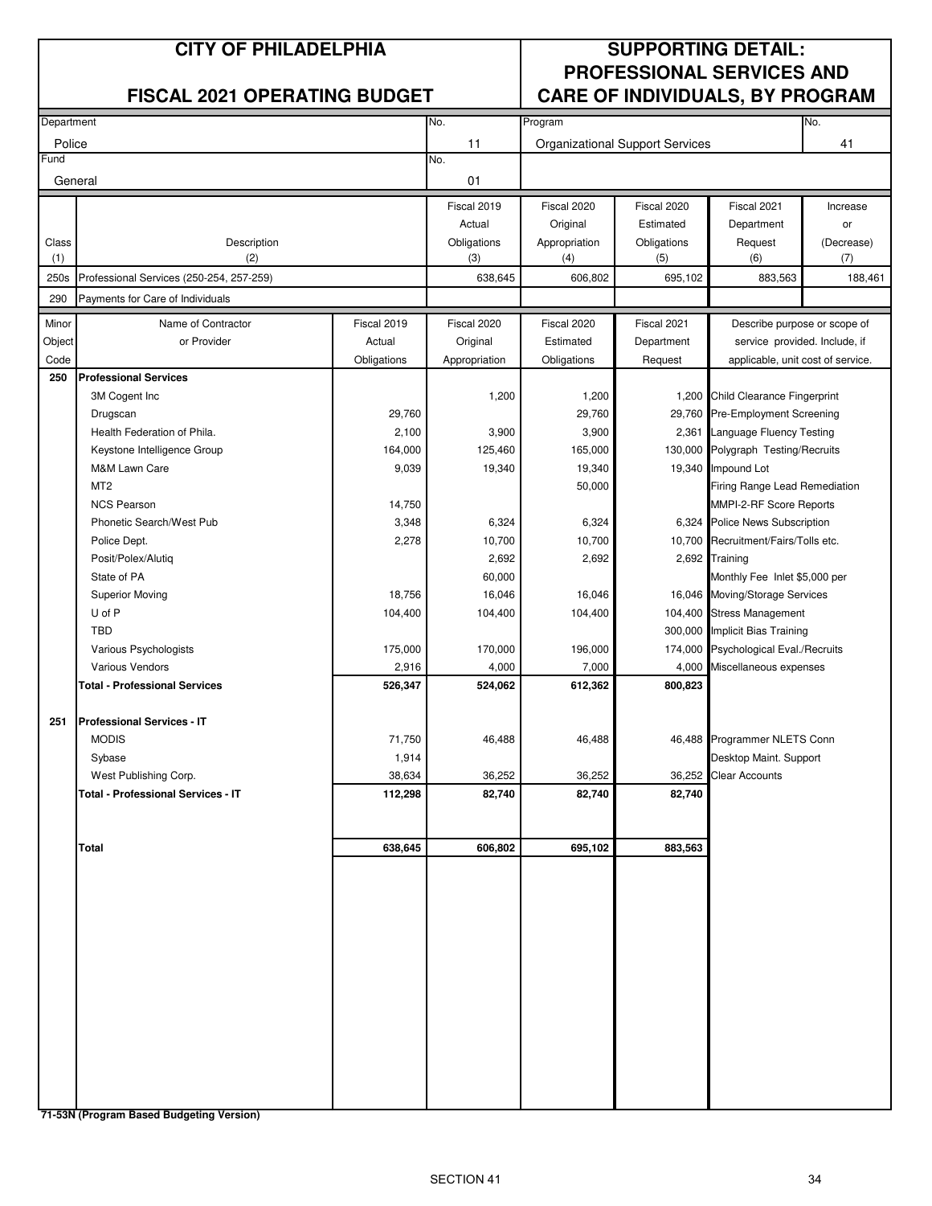# CITY OF PHILADELPHIA

## FISCAL 2021 OPERATING BUDGET

## SUPPORTING DETAIL: PROFESSIONAL SERVICES AND CARE OF INDIVIDUALS, BY PROGRAM

| Department | No. | Program | No. |
|---|---|---|---|
| Police | 11 | Organizational Support Services | 41 |
| **Fund** | **No.** | | |
| General | 01 | | |

| Class (1) | Description (2) | Fiscal 2019 Actual Obligations (3) | Fiscal 2020 Original Appropriation (4) | Fiscal 2020 Estimated Obligations (5) | Fiscal 2021 Department Request (6) | Increase or (Decrease) (7) |
|---|---|---|---|---|---|---|
| 250s | Professional Services (250-254, 257-259) | 638,645 | 606,802 | 695,102 | 883,563 | 188,461 |
| 290 | Payments for Care of Individuals | | | | | |

| Minor Object Code | Name of Contractor or Provider | Fiscal 2019 Actual Obligations | Fiscal 2020 Original Appropriation | Fiscal 2020 Estimated Obligations | Fiscal 2021 Department Request | Describe purpose or scope of service provided. Include, if applicable, unit cost of service. |
|---|---|---|---|---|---|---|
| **250** | **Professional Services** | | | | | |
| | 3M Cogent Inc | | 1,200 | 1,200 | 1,200 | Child Clearance Fingerprint |
| | Drugscan | 29,760 | | 29,760 | 29,760 | Pre-Employment Screening |
| | Health Federation of Phila. | 2,100 | 3,900 | 3,900 | 2,361 | Language Fluency Testing |
| | Keystone Intelligence Group | 164,000 | 125,460 | 165,000 | 130,000 | Polygraph Testing/Recruits |
| | M&M Lawn Care | 9,039 | 19,340 | 19,340 | 19,340 | Impound Lot |
| | MT2 | | | 50,000 | | Firing Range Lead Remediation |
| | NCS Pearson | 14,750 | | | | MMPI-2-RF Score Reports |
| | Phonetic Search/West Pub | 3,348 | 6,324 | 6,324 | 6,324 | Police News Subscription |
| | Police Dept. | 2,278 | 10,700 | 10,700 | 10,700 | Recruitment/Fairs/Tolls etc. |
| | Posit/Polex/Alutiq | | 2,692 | 2,692 | 2,692 | Training |
| | State of PA | | 60,000 | | | Monthly Fee Inlet $5,000 per |
| | Superior Moving | 18,756 | 16,046 | 16,046 | 16,046 | Moving/Storage Services |
| | U of P | 104,400 | 104,400 | 104,400 | 104,400 | Stress Management |
| | TBD | | | | 300,000 | Implicit Bias Training |
| | Various Psychologists | 175,000 | 170,000 | 196,000 | 174,000 | Psychological Eval./Recruits |
| | Various Vendors | 2,916 | 4,000 | 7,000 | 4,000 | Miscellaneous expenses |
| | **Total - Professional Services** | **526,347** | **524,062** | **612,362** | **800,823** | |
| **251** | **Professional Services - IT** | | | | | |
| | MODIS | 71,750 | 46,488 | 46,488 | 46,488 | Programmer NLETS Conn |
| | Sybase | 1,914 | | | | Desktop Maint. Support |
| | West Publishing Corp. | 38,634 | 36,252 | 36,252 | 36,252 | Clear Accounts |
| | **Total - Professional Services - IT** | **112,298** | **82,740** | **82,740** | **82,740** | |
| | **Total** | **638,645** | **606,802** | **695,102** | **883,563** | |

**71-53N (Program Based Budgeting Version)**

SECTION 41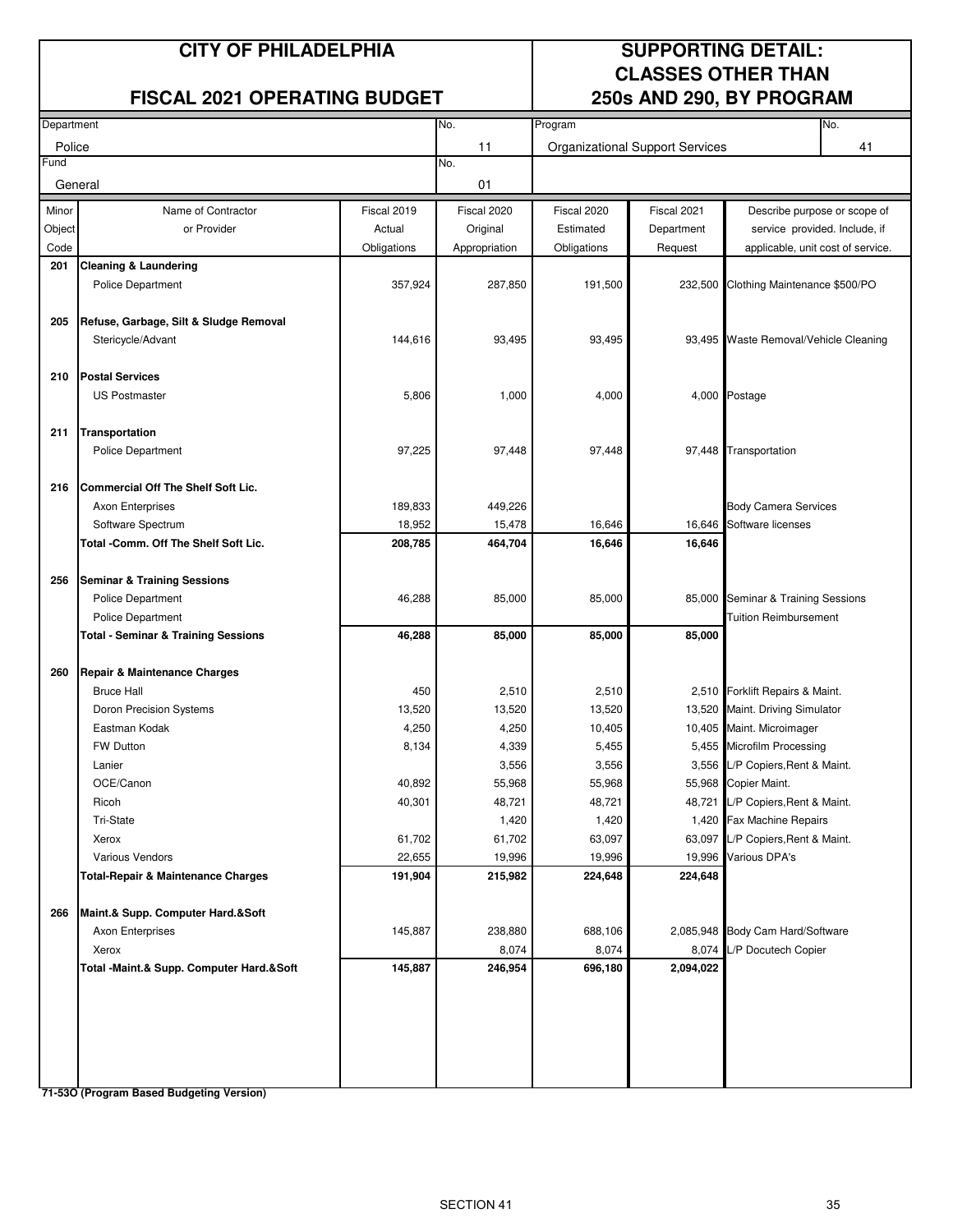# CITY OF PHILADELPHIA

## FISCAL 2021 OPERATING BUDGET

## SUPPORTING DETAIL: CLASSES OTHER THAN 250s AND 290, BY PROGRAM

| Department | No. | Program | No. |
|---|---|---|---|
| Police | 11 | Organizational Support Services | 41 |
| **Fund** | **No.** | | |
| General | 01 | | |

| Minor Object Code | Name of Contractor or Provider | Fiscal 2019 Actual Obligations | Fiscal 2020 Original Appropriation | Fiscal 2020 Estimated Obligations | Fiscal 2021 Department Request | Describe purpose or scope of service provided. Include, if applicable, unit cost of service. |
|---|---|---|---|---|---|---|
| **201** | **Cleaning & Laundering** | | | | | |
| | Police Department | 357,924 | 287,850 | 191,500 | 232,500 | Clothing Maintenance $500/PO |
| **205** | **Refuse, Garbage, Silt & Sludge Removal** | | | | | |
| | Stericycle/Advant | 144,616 | 93,495 | 93,495 | 93,495 | Waste Removal/Vehicle Cleaning |
| **210** | **Postal Services** | | | | | |
| | US Postmaster | 5,806 | 1,000 | 4,000 | 4,000 | Postage |
| **211** | **Transportation** | | | | | |
| | Police Department | 97,225 | 97,448 | 97,448 | 97,448 | Transportation |
| **216** | **Commercial Off The Shelf Soft Lic.** | | | | | |
| | Axon Enterprises | 189,833 | 449,226 | | | Body Camera Services |
| | Software Spectrum | 18,952 | 15,478 | 16,646 | 16,646 | Software licenses |
| | **Total -Comm. Off The Shelf Soft Lic.** | **208,785** | **464,704** | **16,646** | **16,646** | |
| **256** | **Seminar & Training Sessions** | | | | | |
| | Police Department | 46,288 | 85,000 | 85,000 | 85,000 | Seminar & Training Sessions |
| | Police Department | | | | | Tuition Reimbursement |
| | **Total - Seminar & Training Sessions** | **46,288** | **85,000** | **85,000** | **85,000** | |
| **260** | **Repair & Maintenance Charges** | | | | | |
| | Bruce Hall | 450 | 2,510 | 2,510 | 2,510 | Forklift Repairs & Maint. |
| | Doron Precision Systems | 13,520 | 13,520 | 13,520 | 13,520 | Maint. Driving Simulator |
| | Eastman Kodak | 4,250 | 4,250 | 10,405 | 10,405 | Maint. Microimager |
| | FW Dutton | 8,134 | 4,339 | 5,455 | 5,455 | Microfilm Processing |
| | Lanier | | 3,556 | 3,556 | 3,556 | L/P Copiers,Rent & Maint. |
| | OCE/Canon | 40,892 | 55,968 | 55,968 | 55,968 | Copier Maint. |
| | Ricoh | 40,301 | 48,721 | 48,721 | 48,721 | L/P Copiers,Rent & Maint. |
| | Tri-State | | 1,420 | 1,420 | 1,420 | Fax Machine Repairs |
| | Xerox | 61,702 | 61,702 | 63,097 | 63,097 | L/P Copiers,Rent & Maint. |
| | Various Vendors | 22,655 | 19,996 | 19,996 | 19,996 | Various DPA's |
| | **Total-Repair & Maintenance Charges** | **191,904** | **215,982** | **224,648** | **224,648** | |
| **266** | **Maint.& Supp. Computer Hard.&Soft** | | | | | |
| | Axon Enterprises | 145,887 | 238,880 | 688,106 | 2,085,948 | Body Cam Hard/Software |
| | Xerox | | 8,074 | 8,074 | 8,074 | L/P Docutech Copier |
| | **Total -Maint.& Supp. Computer Hard.&Soft** | **145,887** | **246,954** | **696,180** | **2,094,022** | |

**71-53O (Program Based Budgeting Version)**

SECTION 41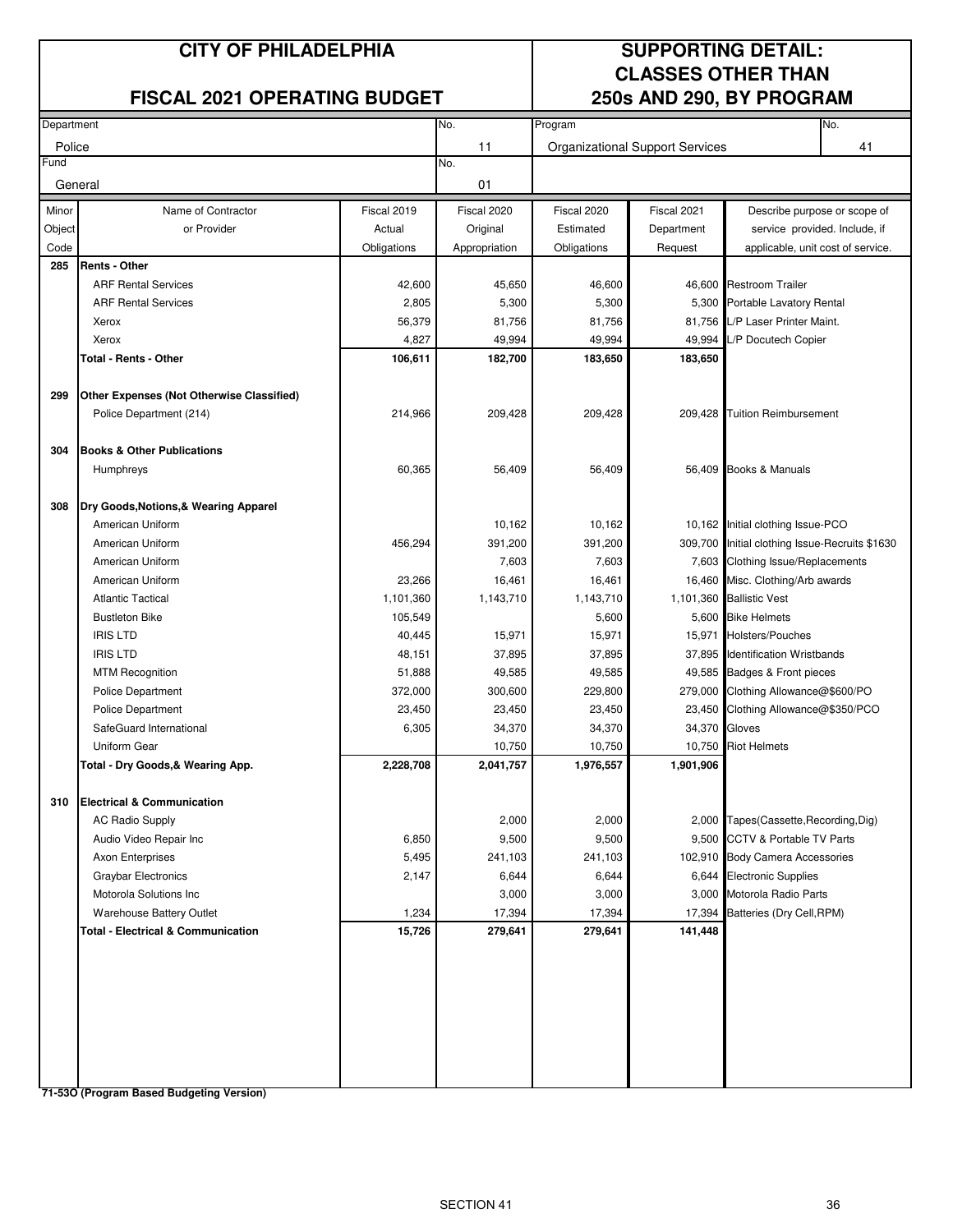# CITY OF PHILADELPHIA

## FISCAL 2021 OPERATING BUDGET

## SUPPORTING DETAIL: CLASSES OTHER THAN 250s AND 290, BY PROGRAM

| Department | No. | Program | No. |
|---|---|---|---|
| Police | 11 | Organizational Support Services | 41 |
| Fund | No. | | |
| General | 01 | | |

| Minor Object Code | Name of Contractor or Provider | Fiscal 2019 Actual Obligations | Fiscal 2020 Original Appropriation | Fiscal 2020 Estimated Obligations | Fiscal 2021 Department Request | Describe purpose or scope of service provided. Include, if applicable, unit cost of service. |
|---|---|---|---|---|---|---|
| **285** | **Rents - Other** | | | | | |
| | ARF Rental Services | 42,600 | 45,650 | 46,600 | 46,600 | Restroom Trailer |
| | ARF Rental Services | 2,805 | 5,300 | 5,300 | 5,300 | Portable Lavatory Rental |
| | Xerox | 56,379 | 81,756 | 81,756 | 81,756 | L/P Laser Printer Maint. |
| | Xerox | 4,827 | 49,994 | 49,994 | 49,994 | L/P Docutech Copier |
| | **Total - Rents - Other** | **106,611** | **182,700** | **183,650** | **183,650** | |
| **299** | **Other Expenses (Not Otherwise Classified)** | | | | | |
| | Police Department (214) | 214,966 | 209,428 | 209,428 | 209,428 | Tuition Reimbursement |
| **304** | **Books & Other Publications** | | | | | |
| | Humphreys | 60,365 | 56,409 | 56,409 | 56,409 | Books & Manuals |
| **308** | **Dry Goods,Notions,& Wearing Apparel** | | | | | |
| | American Uniform | | 10,162 | 10,162 | 10,162 | Initial clothing Issue-PCO |
| | American Uniform | 456,294 | 391,200 | 391,200 | 309,700 | Initial clothing Issue-Recruits $1630 |
| | American Uniform | | 7,603 | 7,603 | 7,603 | Clothing Issue/Replacements |
| | American Uniform | 23,266 | 16,461 | 16,461 | 16,460 | Misc. Clothing/Arb awards |
| | Atlantic Tactical | 1,101,360 | 1,143,710 | 1,143,710 | 1,101,360 | Ballistic Vest |
| | Bustleton Bike | 105,549 | | 5,600 | 5,600 | Bike Helmets |
| | IRIS LTD | 40,445 | 15,971 | 15,971 | 15,971 | Holsters/Pouches |
| | IRIS LTD | 48,151 | 37,895 | 37,895 | 37,895 | Identification Wristbands |
| | MTM Recognition | 51,888 | 49,585 | 49,585 | 49,585 | Badges & Front pieces |
| | Police Department | 372,000 | 300,600 | 229,800 | 279,000 | Clothing Allowance@$600/PO |
| | Police Department | 23,450 | 23,450 | 23,450 | 23,450 | Clothing Allowance@$350/PCO |
| | SafeGuard International | 6,305 | 34,370 | 34,370 | 34,370 | Gloves |
| | Uniform Gear | | 10,750 | 10,750 | 10,750 | Riot Helmets |
| | **Total - Dry Goods,& Wearing App.** | **2,228,708** | **2,041,757** | **1,976,557** | **1,901,906** | |
| **310** | **Electrical & Communication** | | | | | |
| | AC Radio Supply | | 2,000 | 2,000 | 2,000 | Tapes(Cassette,Recording,Dig) |
| | Audio Video Repair Inc | 6,850 | 9,500 | 9,500 | 9,500 | CCTV & Portable TV Parts |
| | Axon Enterprises | 5,495 | 241,103 | 241,103 | 102,910 | Body Camera Accessories |
| | Graybar Electronics | 2,147 | 6,644 | 6,644 | 6,644 | Electronic Supplies |
| | Motorola Solutions Inc | | 3,000 | 3,000 | 3,000 | Motorola Radio Parts |
| | Warehouse Battery Outlet | 1,234 | 17,394 | 17,394 | 17,394 | Batteries (Dry Cell,RPM) |
| | **Total - Electrical & Communication** | **15,726** | **279,641** | **279,641** | **141,448** | |

**71-53O (Program Based Budgeting Version)**

SECTION 41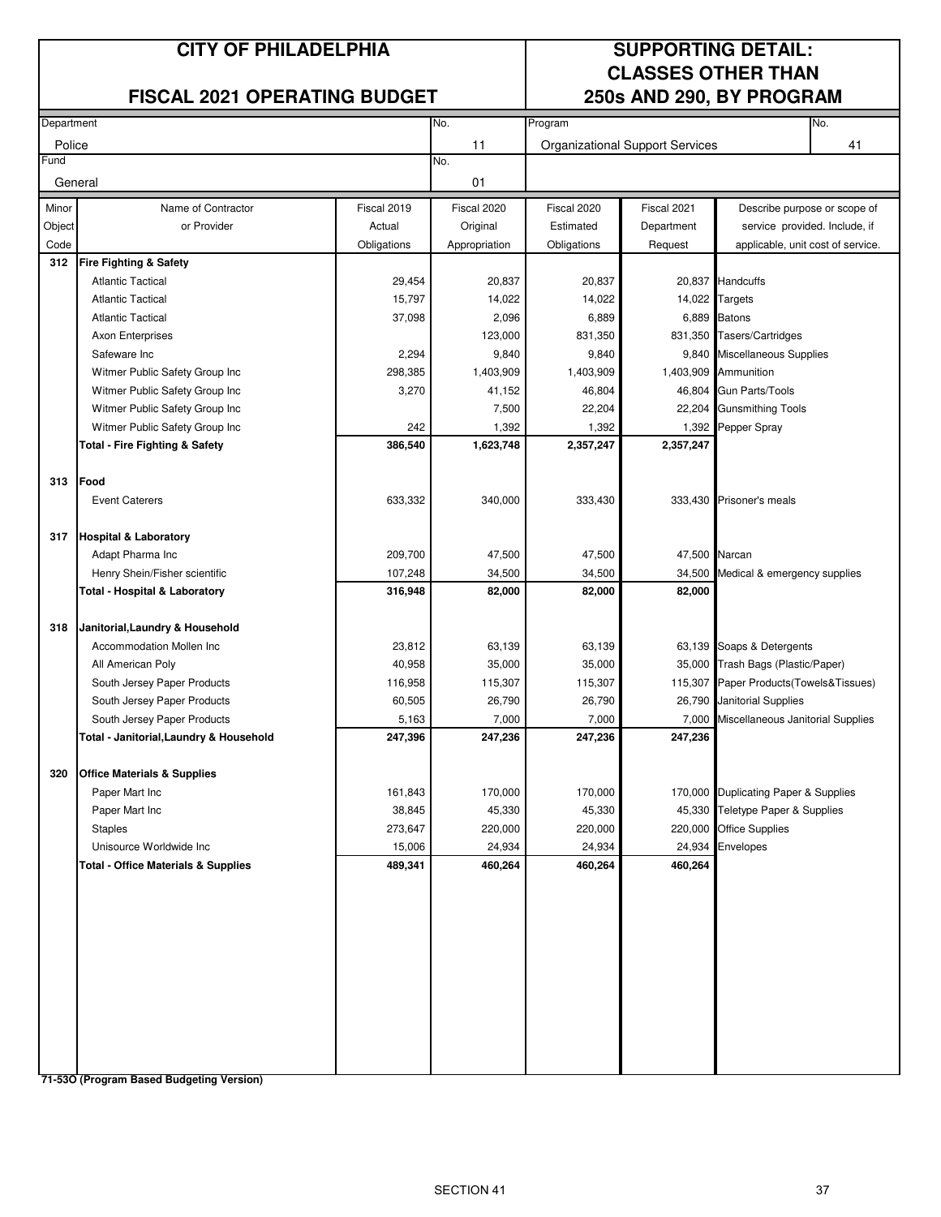# CITY OF PHILADELPHIA

## FISCAL 2021 OPERATING BUDGET

## SUPPORTING DETAIL: CLASSES OTHER THAN 250s AND 290, BY PROGRAM

| Department | No. | Program | No. |
|---|---|---|---|
| Police | 11 | Organizational Support Services | 41 |
| **Fund** | **No.** | | |
| General | 01 | | |

| Minor Object Code | Name of Contractor or Provider | Fiscal 2019 Actual Obligations | Fiscal 2020 Original Appropriation | Fiscal 2020 Estimated Obligations | Fiscal 2021 Department Request | Describe purpose or scope of service provided. Include, if applicable, unit cost of service. |
|---|---|---|---|---|---|---|
| **312** | **Fire Fighting & Safety** | | | | | |
| | Atlantic Tactical | 29,454 | 20,837 | 20,837 | 20,837 | Handcuffs |
| | Atlantic Tactical | 15,797 | 14,022 | 14,022 | 14,022 | Targets |
| | Atlantic Tactical | 37,098 | 2,096 | 6,889 | 6,889 | Batons |
| | Axon Enterprises | | 123,000 | 831,350 | 831,350 | Tasers/Cartridges |
| | Safeware Inc | 2,294 | 9,840 | 9,840 | 9,840 | Miscellaneous Supplies |
| | Witmer Public Safety Group Inc | 298,385 | 1,403,909 | 1,403,909 | 1,403,909 | Ammunition |
| | Witmer Public Safety Group Inc | 3,270 | 41,152 | 46,804 | 46,804 | Gun Parts/Tools |
| | Witmer Public Safety Group Inc | | 7,500 | 22,204 | 22,204 | Gunsmithing Tools |
| | Witmer Public Safety Group Inc | 242 | 1,392 | 1,392 | 1,392 | Pepper Spray |
| | **Total - Fire Fighting & Safety** | **386,540** | **1,623,748** | **2,357,247** | **2,357,247** | |
| **313** | **Food** | | | | | |
| | Event Caterers | 633,332 | 340,000 | 333,430 | 333,430 | Prisoner's meals |
| **317** | **Hospital & Laboratory** | | | | | |
| | Adapt Pharma Inc | 209,700 | 47,500 | 47,500 | 47,500 | Narcan |
| | Henry Shein/Fisher scientific | 107,248 | 34,500 | 34,500 | 34,500 | Medical & emergency supplies |
| | **Total - Hospital & Laboratory** | **316,948** | **82,000** | **82,000** | **82,000** | |
| **318** | **Janitorial,Laundry & Household** | | | | | |
| | Accommodation Mollen Inc | 23,812 | 63,139 | 63,139 | 63,139 | Soaps & Detergents |
| | All American Poly | 40,958 | 35,000 | 35,000 | 35,000 | Trash Bags (Plastic/Paper) |
| | South Jersey Paper Products | 116,958 | 115,307 | 115,307 | 115,307 | Paper Products(Towels&Tissues) |
| | South Jersey Paper Products | 60,505 | 26,790 | 26,790 | 26,790 | Janitorial Supplies |
| | South Jersey Paper Products | 5,163 | 7,000 | 7,000 | 7,000 | Miscellaneous Janitorial Supplies |
| | **Total - Janitorial,Laundry & Household** | **247,396** | **247,236** | **247,236** | **247,236** | |
| **320** | **Office Materials & Supplies** | | | | | |
| | Paper Mart Inc | 161,843 | 170,000 | 170,000 | 170,000 | Duplicating Paper & Supplies |
| | Paper Mart Inc | 38,845 | 45,330 | 45,330 | 45,330 | Teletype Paper & Supplies |
| | Staples | 273,647 | 220,000 | 220,000 | 220,000 | Office Supplies |
| | Unisource Worldwide Inc | 15,006 | 24,934 | 24,934 | 24,934 | Envelopes |
| | **Total - Office Materials & Supplies** | **489,341** | **460,264** | **460,264** | **460,264** | |

**71-53O (Program Based Budgeting Version)**

SECTION 41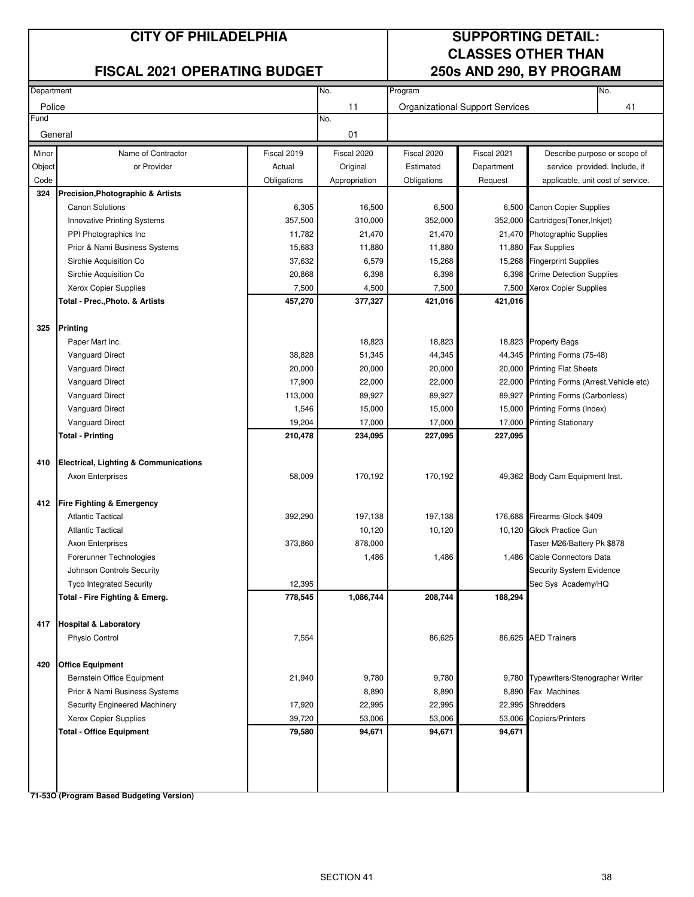# CITY OF PHILADELPHIA

## FISCAL 2021 OPERATING BUDGET

## SUPPORTING DETAIL: CLASSES OTHER THAN 250s AND 290, BY PROGRAM

| Department | No. | Program | No. |
|---|---|---|---|
| Police | 11 | Organizational Support Services | 41 |
| **Fund** | **No.** | | |
| General | 01 | | |

| Minor Object Code | Name of Contractor or Provider | Fiscal 2019 Actual Obligations | Fiscal 2020 Original Appropriation | Fiscal 2020 Estimated Obligations | Fiscal 2021 Department Request | Describe purpose or scope of service provided. Include, if applicable, unit cost of service. |
|---|---|---|---|---|---|---|
| **324** | **Precision,Photographic & Artists** | | | | | |
| | Canon Solutions | 6,305 | 16,500 | 6,500 | 6,500 | Canon Copier Supplies |
| | Innovative Printing Systems | 357,500 | 310,000 | 352,000 | 352,000 | Cartridges(Toner,Inkjet) |
| | PPI Photographics Inc | 11,782 | 21,470 | 21,470 | 21,470 | Photographic Supplies |
| | Prior & Nami Business Systems | 15,683 | 11,880 | 11,880 | 11,880 | Fax Supplies |
| | Sirchie Acquisition Co | 37,632 | 6,579 | 15,268 | 15,268 | Fingerprint Supplies |
| | Sirchie Acquisition Co | 20,868 | 6,398 | 6,398 | 6,398 | Crime Detection Supplies |
| | Xerox Copier Supplies | 7,500 | 4,500 | 7,500 | 7,500 | Xerox Copier Supplies |
| | **Total - Prec.,Photo. & Artists** | **457,270** | **377,327** | **421,016** | **421,016** | |
| **325** | **Printing** | | | | | |
| | Paper Mart Inc. | | 18,823 | 18,823 | 18,823 | Property Bags |
| | Vanguard Direct | 38,828 | 51,345 | 44,345 | 44,345 | Printing Forms (75-48) |
| | Vanguard Direct | 20,000 | 20,000 | 20,000 | 20,000 | Printing Flat Sheets |
| | Vanguard Direct | 17,900 | 22,000 | 22,000 | 22,000 | Printing Forms (Arrest,Vehicle etc) |
| | Vanguard Direct | 113,000 | 89,927 | 89,927 | 89,927 | Printing Forms (Carbonless) |
| | Vanguard Direct | 1,546 | 15,000 | 15,000 | 15,000 | Printing Forms (Index) |
| | Vanguard Direct | 19,204 | 17,000 | 17,000 | 17,000 | Printing Stationary |
| | **Total - Printing** | **210,478** | **234,095** | **227,095** | **227,095** | |
| **410** | **Electrical, Lighting & Communications** | | | | | |
| | Axon Enterprises | 58,009 | 170,192 | 170,192 | 49,362 | Body Cam Equipment Inst. |
| **412** | **Fire Fighting & Emergency** | | | | | |
| | Atlantic Tactical | 392,290 | 197,138 | 197,138 | 176,688 | Firearms-Glock $409 |
| | Atlantic Tactical | | 10,120 | 10,120 | 10,120 | Glock Practice Gun |
| | Axon Enterprises | 373,860 | 878,000 | | | Taser M26/Battery Pk $878 |
| | Forerunner Technologies | | 1,486 | 1,486 | 1,486 | Cable Connectors Data |
| | Johnson Controls Security | | | | | Security System Evidence |
| | Tyco Integrated Security | 12,395 | | | | Sec Sys Academy/HQ |
| | **Total - Fire Fighting & Emerg.** | **778,545** | **1,086,744** | **208,744** | **188,294** | |
| **417** | **Hospital & Laboratory** | | | | | |
| | Physio Control | 7,554 | | 86,625 | 86,625 | AED Trainers |
| **420** | **Office Equipment** | | | | | |
| | Bernstein Office Equipment | 21,940 | 9,780 | 9,780 | 9,780 | Typewriters/Stenographer Writer |
| | Prior & Nami Business Systems | | 8,890 | 8,890 | 8,890 | Fax Machines |
| | Security Engineered Machinery | 17,920 | 22,995 | 22,995 | 22,995 | Shredders |
| | Xerox Copier Supplies | 39,720 | 53,006 | 53,006 | 53,006 | Copiers/Printers |
| | **Total - Office Equipment** | **79,580** | **94,671** | **94,671** | **94,671** | |

**71-53O (Program Based Budgeting Version)**

SECTION 41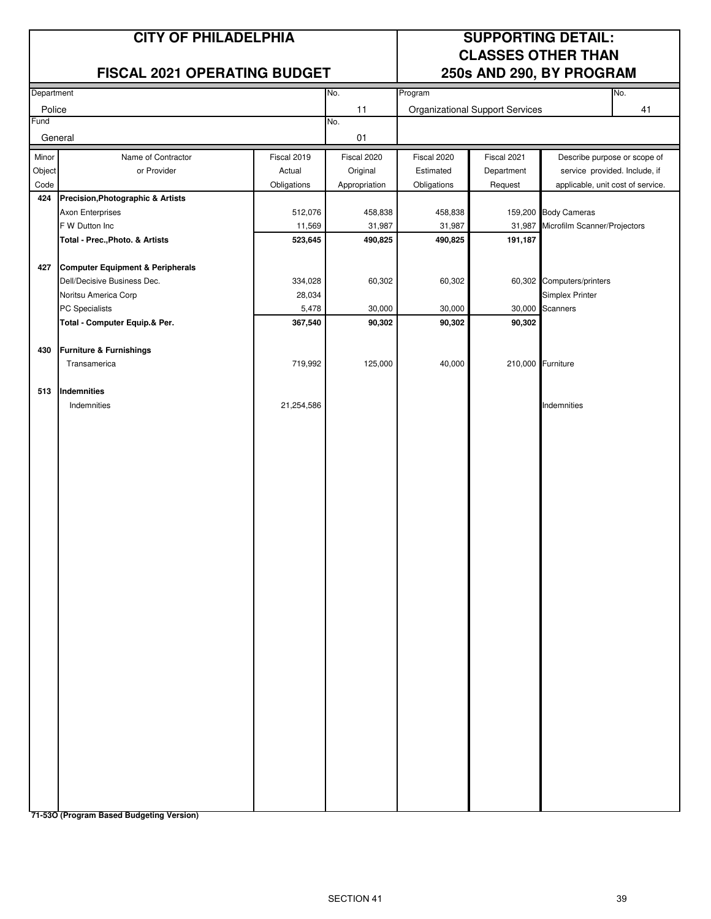# CITY OF PHILADELPHIA

## FISCAL 2021 OPERATING BUDGET

## SUPPORTING DETAIL: CLASSES OTHER THAN 250s AND 290, BY PROGRAM

| Department | No. | Program | No. |
|---|---|---|---|
| Police | 11 | Organizational Support Services | 41 |
| **Fund** | **No.** | | |
| General | 01 | | |

| Minor Object Code | Name of Contractor or Provider | Fiscal 2019 Actual Obligations | Fiscal 2020 Original Appropriation | Fiscal 2020 Estimated Obligations | Fiscal 2021 Department Request | Describe purpose or scope of service provided. Include, if applicable, unit cost of service. |
|---|---|---|---|---|---|---|
| **424** | **Precision,Photographic & Artists** | | | | | |
| | Axon Enterprises | 512,076 | 458,838 | 458,838 | 159,200 | Body Cameras |
| | F W Dutton Inc | 11,569 | 31,987 | 31,987 | 31,987 | Microfilm Scanner/Projectors |
| | **Total - Prec.,Photo. & Artists** | **523,645** | **490,825** | **490,825** | **191,187** | |
| **427** | **Computer Equipment & Peripherals** | | | | | |
| | Dell/Decisive Business Dec. | 334,028 | 60,302 | 60,302 | 60,302 | Computers/printers |
| | Noritsu America Corp | 28,034 | | | | Simplex Printer |
| | PC Specialists | 5,478 | 30,000 | 30,000 | 30,000 | Scanners |
| | **Total - Computer Equip.& Per.** | **367,540** | **90,302** | **90,302** | **90,302** | |
| **430** | **Furniture & Furnishings** | | | | | |
| | Transamerica | 719,992 | 125,000 | 40,000 | 210,000 | Furniture |
| **513** | **Indemnities** | | | | | |
| | Indemnities | 21,254,586 | | | | Indemnities |

**71-53O (Program Based Budgeting Version)**

SECTION 41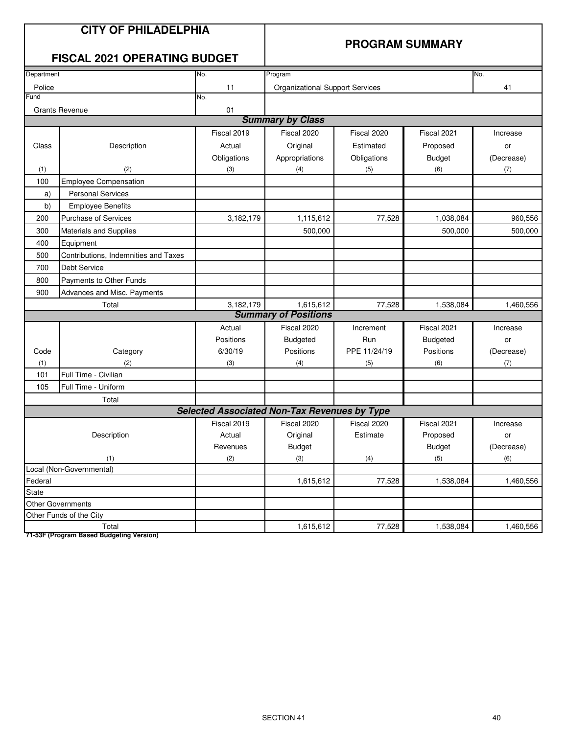# CITY OF PHILADELPHIA

## FISCAL 2021 OPERATING BUDGET

## PROGRAM SUMMARY

| Department | No. | Program | No. |
|---|---|---|---|
| Police | 11 | Organizational Support Services | 41 |
| Fund | No. | | |
| Grants Revenue | 01 | | |

### Summary by Class

| Class (1) | Description (2) | Fiscal 2019 Actual Obligations (3) | Fiscal 2020 Original Appropriations (4) | Fiscal 2020 Estimated Obligations (5) | Fiscal 2021 Proposed Budget (6) | Increase or (Decrease) (7) |
|---|---|---|---|---|---|---|
| 100 | Employee Compensation | | | | | |
| a) | Personal Services | | | | | |
| b) | Employee Benefits | | | | | |
| 200 | Purchase of Services | 3,182,179 | 1,115,612 | 77,528 | 1,038,084 | 960,556 |
| 300 | Materials and Supplies | | 500,000 | | 500,000 | 500,000 |
| 400 | Equipment | | | | | |
| 500 | Contributions, Indemnities and Taxes | | | | | |
| 700 | Debt Service | | | | | |
| 800 | Payments to Other Funds | | | | | |
| 900 | Advances and Misc. Payments | | | | | |
| | Total | 3,182,179 | 1,615,612 | 77,528 | 1,538,084 | 1,460,556 |

### Summary of Positions

| Code (1) | Category (2) | Actual Positions 6/30/19 (3) | Fiscal 2020 Budgeted Positions (4) | Increment Run PPE 11/24/19 (5) | Fiscal 2021 Budgeted Positions (6) | Increase or (Decrease) (7) |
|---|---|---|---|---|---|---|
| 101 | Full Time - Civilian | | | | | |
| 105 | Full Time - Uniform | | | | | |
| | Total | | | | | |

### Selected Associated Non-Tax Revenues by Type

| Description (1) | Fiscal 2019 Actual Revenues (2) | Fiscal 2020 Original Budget (3) | Fiscal 2020 Estimate (4) | Fiscal 2021 Proposed Budget (5) | Increase or (Decrease) (6) |
|---|---|---|---|---|---|
| Local (Non-Governmental) | | | | | |
| Federal | | 1,615,612 | 77,528 | 1,538,084 | 1,460,556 |
| State | | | | | |
| Other Governments | | | | | |
| Other Funds of the City | | | | | |
| Total | | 1,615,612 | 77,528 | 1,538,084 | 1,460,556 |

**71-53F (Program Based Budgeting Version)**

SECTION 41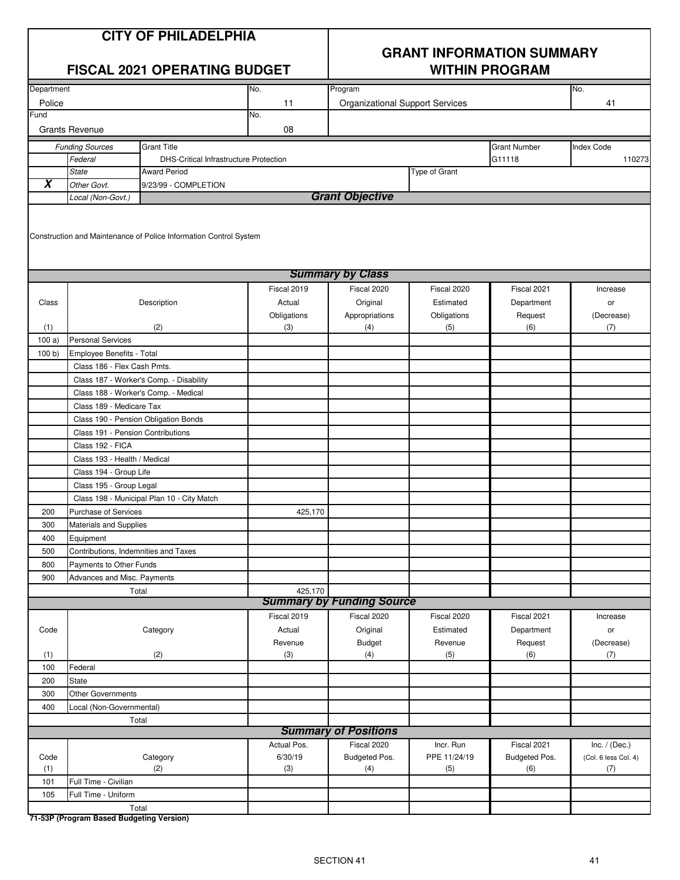# CITY OF PHILADELPHIA

## FISCAL 2021 OPERATING BUDGET

## GRANT INFORMATION SUMMARY WITHIN PROGRAM

| Department | No. | Program | No. |
|---|---|---|---|
| Police | 11 | Organizational Support Services | 41 |
| **Fund** | **No.** | | |
| Grants Revenue | 08 | | |

| | Funding Sources | Grant Title | Grant Number | Index Code |
|---|---|---|---|---|
| | *Federal* | DHS-Critical Infrastructure Protection | G11118 | 110273 |
| | *State* | Award Period | Type of Grant | |
| **X** | *Other Govt.* | 9/23/99 - COMPLETION | | |
| | *Local (Non-Govt.)* | | | |

### *Grant Objective*

Construction and Maintenance of Police Information Control System

### *Summary by Class*

| Class (1) | Description (2) | Fiscal 2019 Actual Obligations (3) | Fiscal 2020 Original Appropriations (4) | Fiscal 2020 Estimated Obligations (5) | Fiscal 2021 Department Request (6) | Increase or (Decrease) (7) |
|---|---|---|---|---|---|---|
| 100 a) | Personal Services | | | | | |
| 100 b) | Employee Benefits - Total | | | | | |
| | Class 186 - Flex Cash Pmts. | | | | | |
| | Class 187 - Worker's Comp. - Disability | | | | | |
| | Class 188 - Worker's Comp. - Medical | | | | | |
| | Class 189 - Medicare Tax | | | | | |
| | Class 190 - Pension Obligation Bonds | | | | | |
| | Class 191 - Pension Contributions | | | | | |
| | Class 192 - FICA | | | | | |
| | Class 193 - Health / Medical | | | | | |
| | Class 194 - Group Life | | | | | |
| | Class 195 - Group Legal | | | | | |
| | Class 198 - Municipal Plan 10 - City Match | | | | | |
| 200 | Purchase of Services | 425,170 | | | | |
| 300 | Materials and Supplies | | | | | |
| 400 | Equipment | | | | | |
| 500 | Contributions, Indemnities and Taxes | | | | | |
| 800 | Payments to Other Funds | | | | | |
| 900 | Advances and Misc. Payments | | | | | |
| | Total | 425,170 | | | | |

### *Summary by Funding Source*

| Code (1) | Category (2) | Fiscal 2019 Actual Revenue (3) | Fiscal 2020 Original Budget (4) | Fiscal 2020 Estimated Revenue (5) | Fiscal 2021 Department Request (6) | Increase or (Decrease) (7) |
|---|---|---|---|---|---|---|
| 100 | Federal | | | | | |
| 200 | State | | | | | |
| 300 | Other Governments | | | | | |
| 400 | Local (Non-Governmental) | | | | | |
| | Total | | | | | |

### *Summary of Positions*

| Code (1) | Category (2) | Actual Pos. 6/30/19 (3) | Fiscal 2020 Budgeted Pos. (4) | Incr. Run PPE 11/24/19 (5) | Fiscal 2021 Budgeted Pos. (6) | Inc. / (Dec.) (Col. 6 less Col. 4) (7) |
|---|---|---|---|---|---|---|
| 101 | Full Time - Civilian | | | | | |
| 105 | Full Time - Uniform | | | | | |
| | Total | | | | | |

**71-53P (Program Based Budgeting Version)**

SECTION 41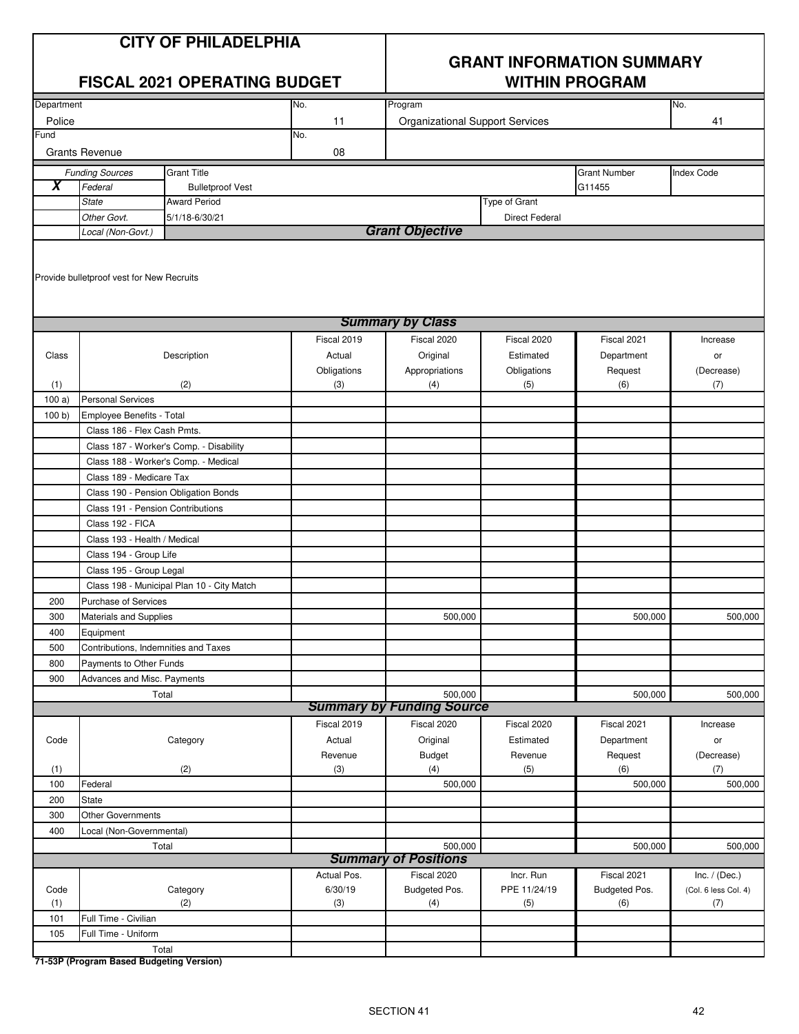# CITY OF PHILADELPHIA

## FISCAL 2021 OPERATING BUDGET

## GRANT INFORMATION SUMMARY WITHIN PROGRAM

| Department | No. | Program | No. |
|---|---|---|---|
| Police | 11 | Organizational Support Services | 41 |

| Fund | No. |
|---|---|
| Grants Revenue | 08 |

| | Funding Sources | Grant Title | Grant Number | Index Code |
|---|---|---|---|---|
| X | Federal | Bulletproof Vest | G11455 | |
| | State | Award Period | Type of Grant | |
| | Other Govt. | 5/1/18-6/30/21 | Direct Federal | |
| | Local (Non-Govt.) | | | |

### Grant Objective

Provide bulletproof vest for New Recruits

### Summary by Class

| Class (1) | Description (2) | Fiscal 2019 Actual Obligations (3) | Fiscal 2020 Original Appropriations (4) | Fiscal 2020 Estimated Obligations (5) | Fiscal 2021 Department Request (6) | Increase or (Decrease) (7) |
|---|---|---|---|---|---|---|
| 100 a) | Personal Services | | | | | |
| 100 b) | Employee Benefits - Total | | | | | |
| | Class 186 - Flex Cash Pmts. | | | | | |
| | Class 187 - Worker's Comp. - Disability | | | | | |
| | Class 188 - Worker's Comp. - Medical | | | | | |
| | Class 189 - Medicare Tax | | | | | |
| | Class 190 - Pension Obligation Bonds | | | | | |
| | Class 191 - Pension Contributions | | | | | |
| | Class 192 - FICA | | | | | |
| | Class 193 - Health / Medical | | | | | |
| | Class 194 - Group Life | | | | | |
| | Class 195 - Group Legal | | | | | |
| | Class 198 - Municipal Plan 10 - City Match | | | | | |
| 200 | Purchase of Services | | | | | |
| 300 | Materials and Supplies | | 500,000 | | 500,000 | 500,000 |
| 400 | Equipment | | | | | |
| 500 | Contributions, Indemnities and Taxes | | | | | |
| 800 | Payments to Other Funds | | | | | |
| 900 | Advances and Misc. Payments | | | | | |
| | Total | | 500,000 | | 500,000 | 500,000 |

### Summary by Funding Source

| Code (1) | Category (2) | Fiscal 2019 Actual Revenue (3) | Fiscal 2020 Original Budget (4) | Fiscal 2020 Estimated Revenue (5) | Fiscal 2021 Department Request (6) | Increase or (Decrease) (7) |
|---|---|---|---|---|---|---|
| 100 | Federal | | 500,000 | | 500,000 | 500,000 |
| 200 | State | | | | | |
| 300 | Other Governments | | | | | |
| 400 | Local (Non-Governmental) | | | | | |
| | Total | | 500,000 | | 500,000 | 500,000 |

### Summary of Positions

| Code (1) | Category (2) | Actual Pos. 6/30/19 (3) | Fiscal 2020 Budgeted Pos. (4) | Incr. Run PPE 11/24/19 (5) | Fiscal 2021 Budgeted Pos. (6) | Inc. / (Dec.) (Col. 6 less Col. 4) (7) |
|---|---|---|---|---|---|---|
| 101 | Full Time - Civilian | | | | | |
| 105 | Full Time - Uniform | | | | | |
| | Total | | | | | |

**71-53P (Program Based Budgeting Version)**

SECTION 41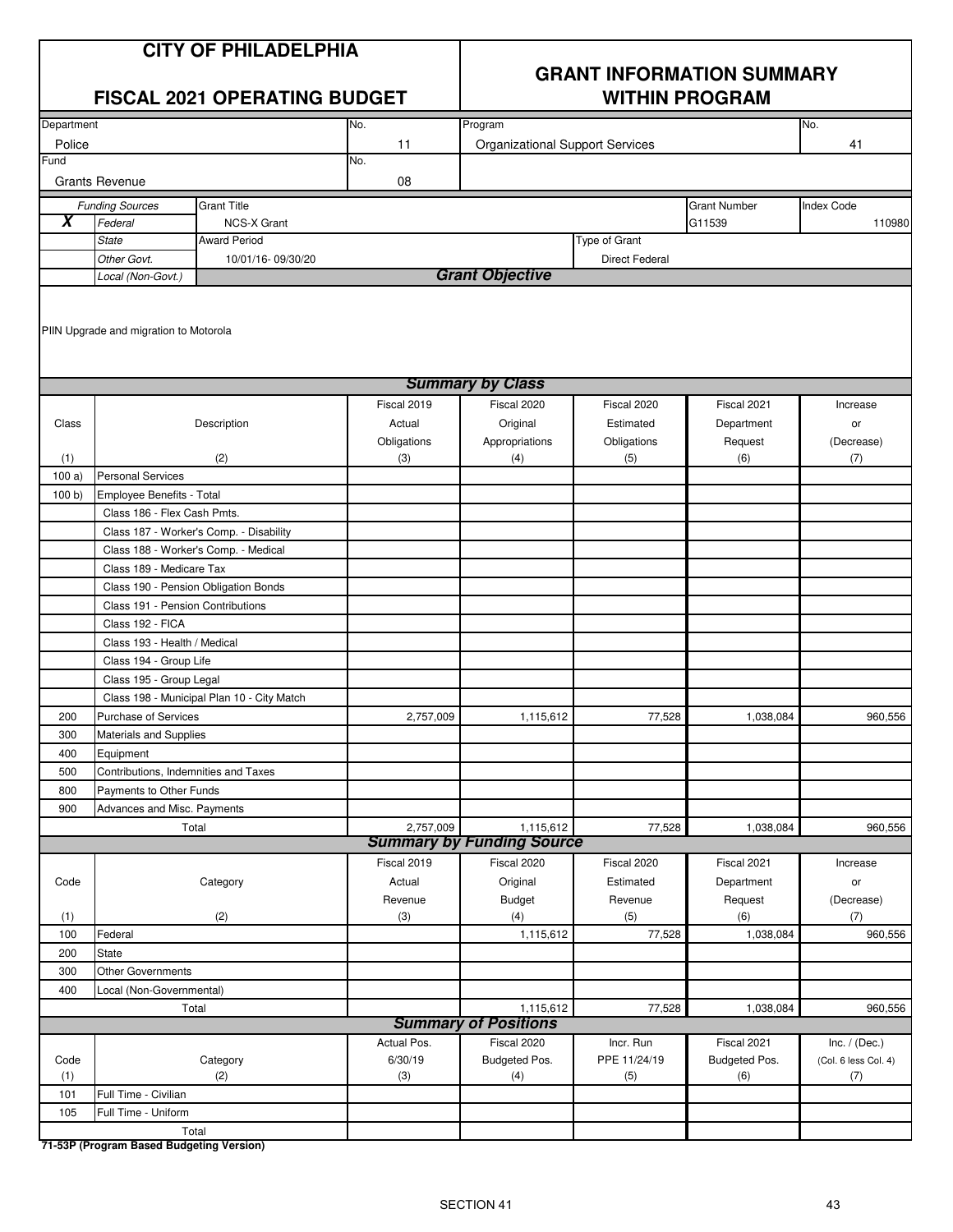# CITY OF PHILADELPHIA

## FISCAL 2021 OPERATING BUDGET

## GRANT INFORMATION SUMMARY WITHIN PROGRAM

| Department | No. | Program | No. |
|---|---|---|---|
| Police | 11 | Organizational Support Services | 41 |

| Fund | No. |
|---|---|
| Grants Revenue | 08 |

| | Funding Sources | Grant Title | Grant Number | Index Code |
|---|---|---|---|---|
| **X** | *Federal* | NCS-X Grant | G11539 | 110980 |
| | *State* | Award Period | Type of Grant | |
| | *Other Govt.* | 10/01/16- 09/30/20 | Direct Federal | |
| | *Local (Non-Govt.)* | | | |

### *Grant Objective*

PIIN Upgrade and migration to Motorola

### *Summary by Class*

| Class (1) | Description (2) | Fiscal 2019 Actual Obligations (3) | Fiscal 2020 Original Appropriations (4) | Fiscal 2020 Estimated Obligations (5) | Fiscal 2021 Department Request (6) | Increase or (Decrease) (7) |
|---|---|---|---|---|---|---|
| 100 a) | Personal Services | | | | | |
| 100 b) | Employee Benefits - Total | | | | | |
| | Class 186 - Flex Cash Pmts. | | | | | |
| | Class 187 - Worker's Comp. - Disability | | | | | |
| | Class 188 - Worker's Comp. - Medical | | | | | |
| | Class 189 - Medicare Tax | | | | | |
| | Class 190 - Pension Obligation Bonds | | | | | |
| | Class 191 - Pension Contributions | | | | | |
| | Class 192 - FICA | | | | | |
| | Class 193 - Health / Medical | | | | | |
| | Class 194 - Group Life | | | | | |
| | Class 195 - Group Legal | | | | | |
| | Class 198 - Municipal Plan 10 - City Match | | | | | |
| 200 | Purchase of Services | 2,757,009 | 1,115,612 | 77,528 | 1,038,084 | 960,556 |
| 300 | Materials and Supplies | | | | | |
| 400 | Equipment | | | | | |
| 500 | Contributions, Indemnities and Taxes | | | | | |
| 800 | Payments to Other Funds | | | | | |
| 900 | Advances and Misc. Payments | | | | | |
| | Total | 2,757,009 | 1,115,612 | 77,528 | 1,038,084 | 960,556 |

### *Summary by Funding Source*

| Code (1) | Category (2) | Fiscal 2019 Actual Revenue (3) | Fiscal 2020 Original Budget (4) | Fiscal 2020 Estimated Revenue (5) | Fiscal 2021 Department Request (6) | Increase or (Decrease) (7) |
|---|---|---|---|---|---|---|
| 100 | Federal | | 1,115,612 | 77,528 | 1,038,084 | 960,556 |
| 200 | State | | | | | |
| 300 | Other Governments | | | | | |
| 400 | Local (Non-Governmental) | | | | | |
| | Total | | 1,115,612 | 77,528 | 1,038,084 | 960,556 |

### *Summary of Positions*

| Code (1) | Category (2) | Actual Pos. 6/30/19 (3) | Fiscal 2020 Budgeted Pos. (4) | Incr. Run PPE 11/24/19 (5) | Fiscal 2021 Budgeted Pos. (6) | Inc. / (Dec.) (Col. 6 less Col. 4) (7) |
|---|---|---|---|---|---|---|
| 101 | Full Time - Civilian | | | | | |
| 105 | Full Time - Uniform | | | | | |
| | Total | | | | | |

**71-53P (Program Based Budgeting Version)**

SECTION 41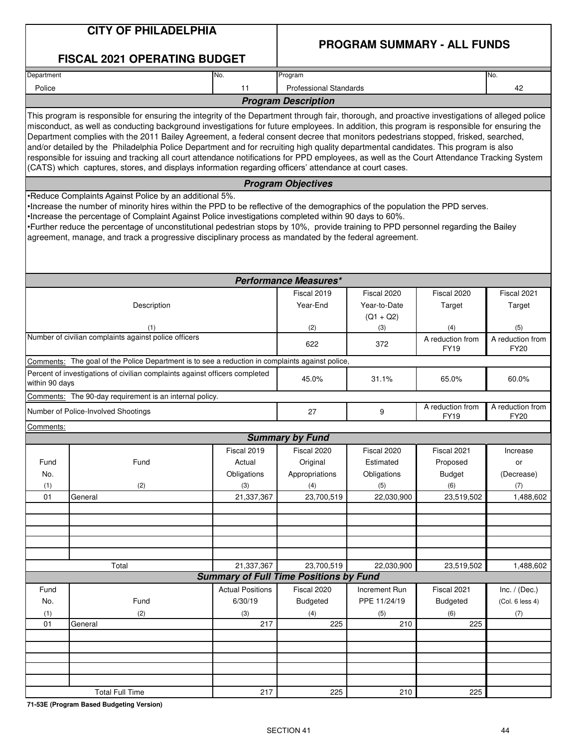# CITY OF PHILADELPHIA

## FISCAL 2021 OPERATING BUDGET

## PROGRAM SUMMARY - ALL FUNDS

| Department | No. | Program | No. |
|---|---|---|---|
| Police | 11 | Professional Standards | 42 |

### Program Description

This program is responsible for ensuring the integrity of the Department through fair, thorough, and proactive investigations of alleged police misconduct, as well as conducting background investigations for future employees. In addition, this program is responsible for ensuring the Department complies with the 2011 Bailey Agreement, a federal consent decree that monitors pedestrians stopped, frisked, searched, and/or detailed by the Philadelphia Police Department and for recruiting high quality departmental candidates. This program is also responsible for issuing and tracking all court attendance notifications for PPD employees, as well as the Court Attendance Tracking System (CATS) which captures, stores, and displays information regarding officers' attendance at court cases.

### Program Objectives

- Reduce Complaints Against Police by an additional 5%.
- Increase the number of minority hires within the PPD to be reflective of the demographics of the population the PPD serves.
- Increase the percentage of Complaint Against Police investigations completed within 90 days to 60%.
- Further reduce the percentage of unconstitutional pedestrian stops by 10%, provide training to PPD personnel regarding the Bailey agreement, manage, and track a progressive disciplinary process as mandated by the federal agreement.

### Performance Measures*

| Description (1) | Fiscal 2019 Year-End (2) | Fiscal 2020 Year-to-Date (Q1 + Q2) (3) | Fiscal 2020 Target (4) | Fiscal 2021 Target (5) |
|---|---|---|---|---|
| Number of civilian complaints against police officers | 622 | 372 | A reduction from FY19 | A reduction from FY20 |
| Comments: The goal of the Police Department is to see a reduction in complaints against police, | | | | |
| Percent of investigations of civilian complaints against officers completed within 90 days | 45.0% | 31.1% | 65.0% | 60.0% |
| Comments: The 90-day requirement is an internal policy. | | | | |
| Number of Police-Involved Shootings | 27 | 9 | A reduction from FY19 | A reduction from FY20 |
| Comments: | | | | |

### Summary by Fund

| Fund No. (1) | Fund (2) | Fiscal 2019 Actual Obligations (3) | Fiscal 2020 Original Appropriations (4) | Fiscal 2020 Estimated Obligations (5) | Fiscal 2021 Proposed Budget (6) | Increase or (Decrease) (7) |
|---|---|---|---|---|---|---|
| 01 | General | 21,337,367 | 23,700,519 | 22,030,900 | 23,519,502 | 1,488,602 |
| | Total | 21,337,367 | 23,700,519 | 22,030,900 | 23,519,502 | 1,488,602 |

### Summary of Full Time Positions by Fund

| Fund No. (1) | Fund (2) | Actual Positions 6/30/19 (3) | Fiscal 2020 Budgeted (4) | Increment Run PPE 11/24/19 (5) | Fiscal 2021 Budgeted (6) | Inc. / (Dec.) (Col. 6 less 4) (7) |
|---|---|---|---|---|---|---|
| 01 | General | 217 | 225 | 210 | 225 | |
| | Total Full Time | 217 | 225 | 210 | 225 | |

71-53E (Program Based Budgeting Version)

SECTION 41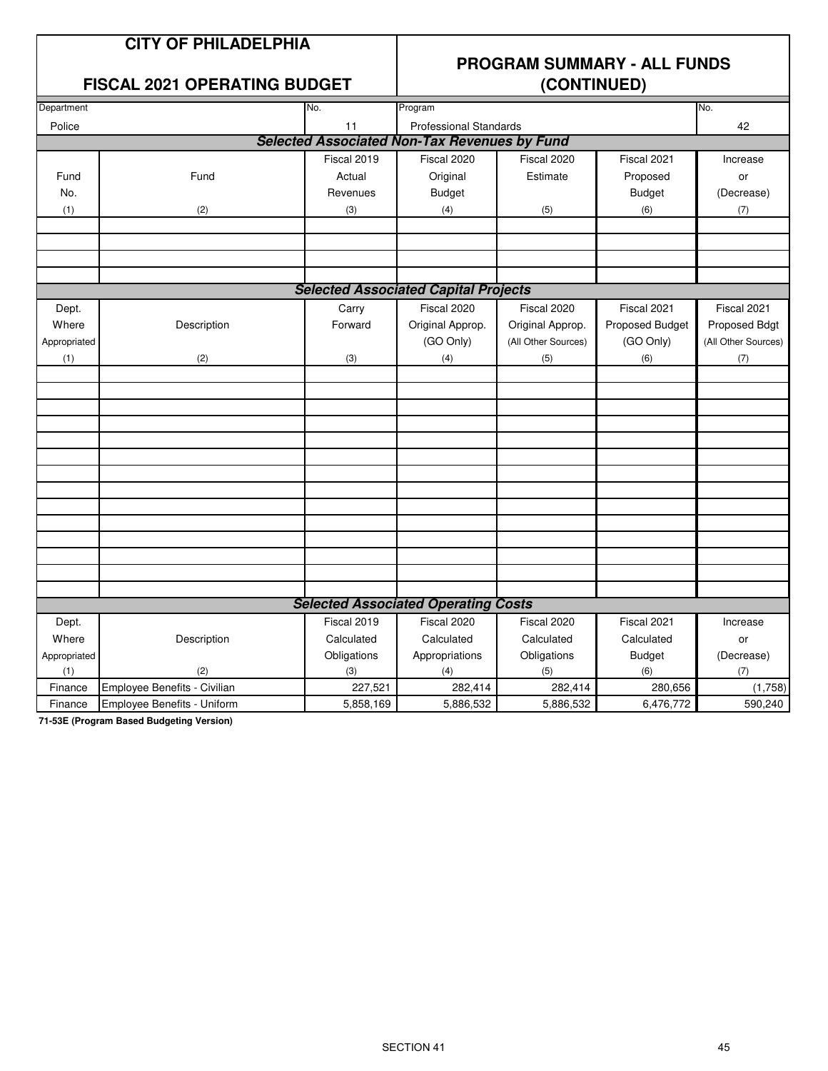# CITY OF PHILADELPHIA

## FISCAL 2021 OPERATING BUDGET

## PROGRAM SUMMARY - ALL FUNDS (CONTINUED)

| Department | No. | Program | No. |
|---|---|---|---|
| Police | 11 | Professional Standards | 42 |

### *Selected Associated Non-Tax Revenues by Fund*

| Fund No. (1) | Fund (2) | Fiscal 2019 Actual Revenues (3) | Fiscal 2020 Original Budget (4) | Fiscal 2020 Estimate (5) | Fiscal 2021 Proposed Budget (6) | Increase or (Decrease) (7) |
|---|---|---|---|---|---|---|
| | | | | | | |
| | | | | | | |
| | | | | | | |
| | | | | | | |

### *Selected Associated Capital Projects*

| Dept. Where Appropriated (1) | Description (2) | Carry Forward (3) | Fiscal 2020 Original Approp. (GO Only) (4) | Fiscal 2020 Original Approp. (All Other Sources) (5) | Fiscal 2021 Proposed Budget (GO Only) (6) | Fiscal 2021 Proposed Bdgt (All Other Sources) (7) |
|---|---|---|---|---|---|---|
| | | | | | | |
| | | | | | | |
| | | | | | | |
| | | | | | | |
| | | | | | | |
| | | | | | | |
| | | | | | | |
| | | | | | | |
| | | | | | | |
| | | | | | | |
| | | | | | | |
| | | | | | | |
| | | | | | | |
| | | | | | | |

### *Selected Associated Operating Costs*

| Dept. Where Appropriated (1) | Description (2) | Fiscal 2019 Calculated Obligations (3) | Fiscal 2020 Calculated Appropriations (4) | Fiscal 2020 Calculated Obligations (5) | Fiscal 2021 Calculated Budget (6) | Increase or (Decrease) (7) |
|---|---|---|---|---|---|---|
| Finance | Employee Benefits - Civilian | 227,521 | 282,414 | 282,414 | 280,656 | (1,758) |
| Finance | Employee Benefits - Uniform | 5,858,169 | 5,886,532 | 5,886,532 | 6,476,772 | 590,240 |

**71-53E (Program Based Budgeting Version)**

SECTION 41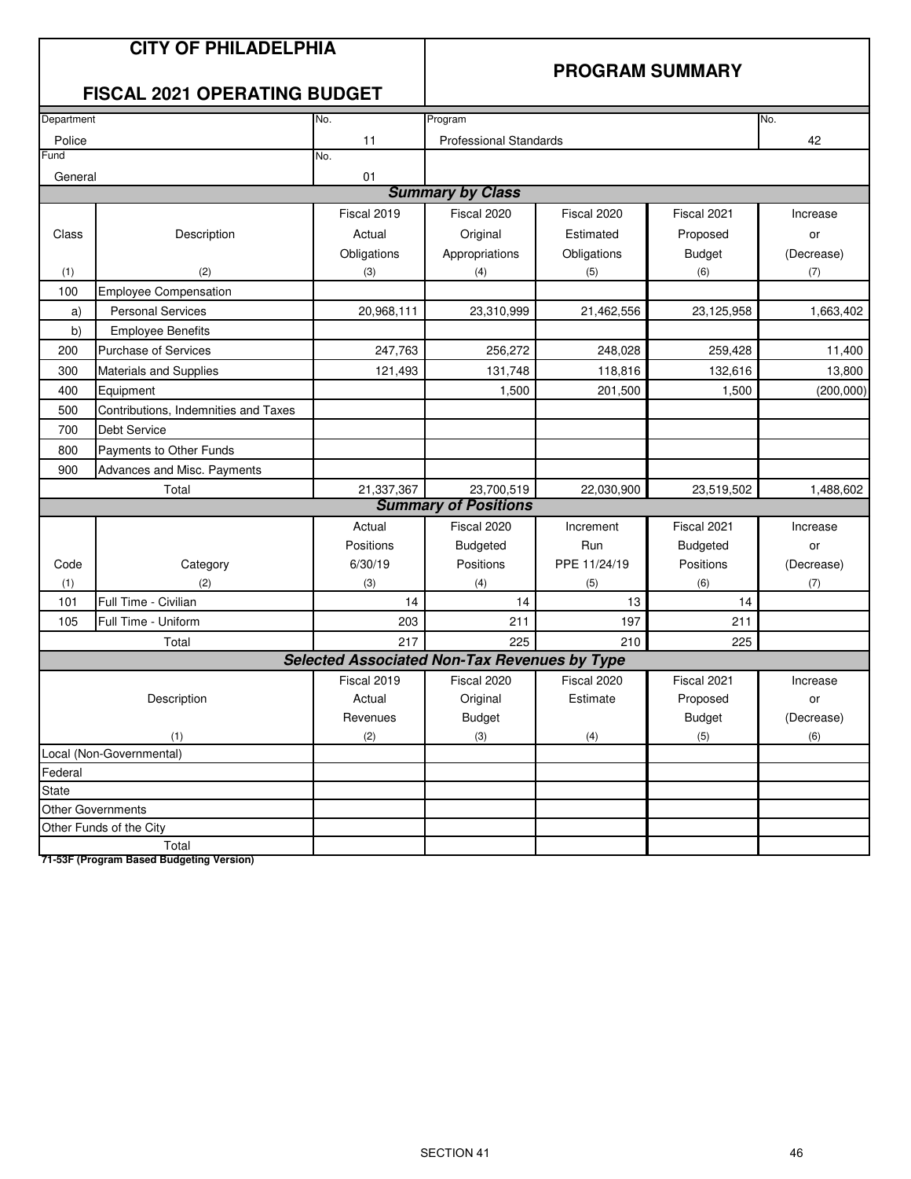# CITY OF PHILADELPHIA

## FISCAL 2021 OPERATING BUDGET

## PROGRAM SUMMARY

| Department | No. | Program | No. |
|---|---|---|---|
| Police | 11 | Professional Standards | 42 |
| Fund | No. | | |
| General | 01 | | |

### *Summary by Class*

| Class<br>(1) | Description<br>(2) | Fiscal 2019 Actual Obligations<br>(3) | Fiscal 2020 Original Appropriations<br>(4) | Fiscal 2020 Estimated Obligations<br>(5) | Fiscal 2021 Proposed Budget<br>(6) | Increase or (Decrease)<br>(7) |
|---|---|---|---|---|---|---|
| 100 | Employee Compensation | | | | | |
| a) | Personal Services | 20,968,111 | 23,310,999 | 21,462,556 | 23,125,958 | 1,663,402 |
| b) | Employee Benefits | | | | | |
| 200 | Purchase of Services | 247,763 | 256,272 | 248,028 | 259,428 | 11,400 |
| 300 | Materials and Supplies | 121,493 | 131,748 | 118,816 | 132,616 | 13,800 |
| 400 | Equipment | | 1,500 | 201,500 | 1,500 | (200,000) |
| 500 | Contributions, Indemnities and Taxes | | | | | |
| 700 | Debt Service | | | | | |
| 800 | Payments to Other Funds | | | | | |
| 900 | Advances and Misc. Payments | | | | | |
| | Total | 21,337,367 | 23,700,519 | 22,030,900 | 23,519,502 | 1,488,602 |

### *Summary of Positions*

| Code<br>(1) | Category<br>(2) | Actual Positions 6/30/19<br>(3) | Fiscal 2020 Budgeted Positions<br>(4) | Increment Run PPE 11/24/19<br>(5) | Fiscal 2021 Budgeted Positions<br>(6) | Increase or (Decrease)<br>(7) |
|---|---|---|---|---|---|---|
| 101 | Full Time - Civilian | 14 | 14 | 13 | 14 | |
| 105 | Full Time - Uniform | 203 | 211 | 197 | 211 | |
| | Total | 217 | 225 | 210 | 225 | |

### *Selected Associated Non-Tax Revenues by Type*

| Description<br>(1) | Fiscal 2019 Actual Revenues<br>(2) | Fiscal 2020 Original Budget<br>(3) | Fiscal 2020 Estimate<br>(4) | Fiscal 2021 Proposed Budget<br>(5) | Increase or (Decrease)<br>(6) |
|---|---|---|---|---|---|
| Local (Non-Governmental) | | | | | |
| Federal | | | | | |
| State | | | | | |
| Other Governments | | | | | |
| Other Funds of the City | | | | | |
| Total | | | | | |

**71-53F (Program Based Budgeting Version)**

SECTION 41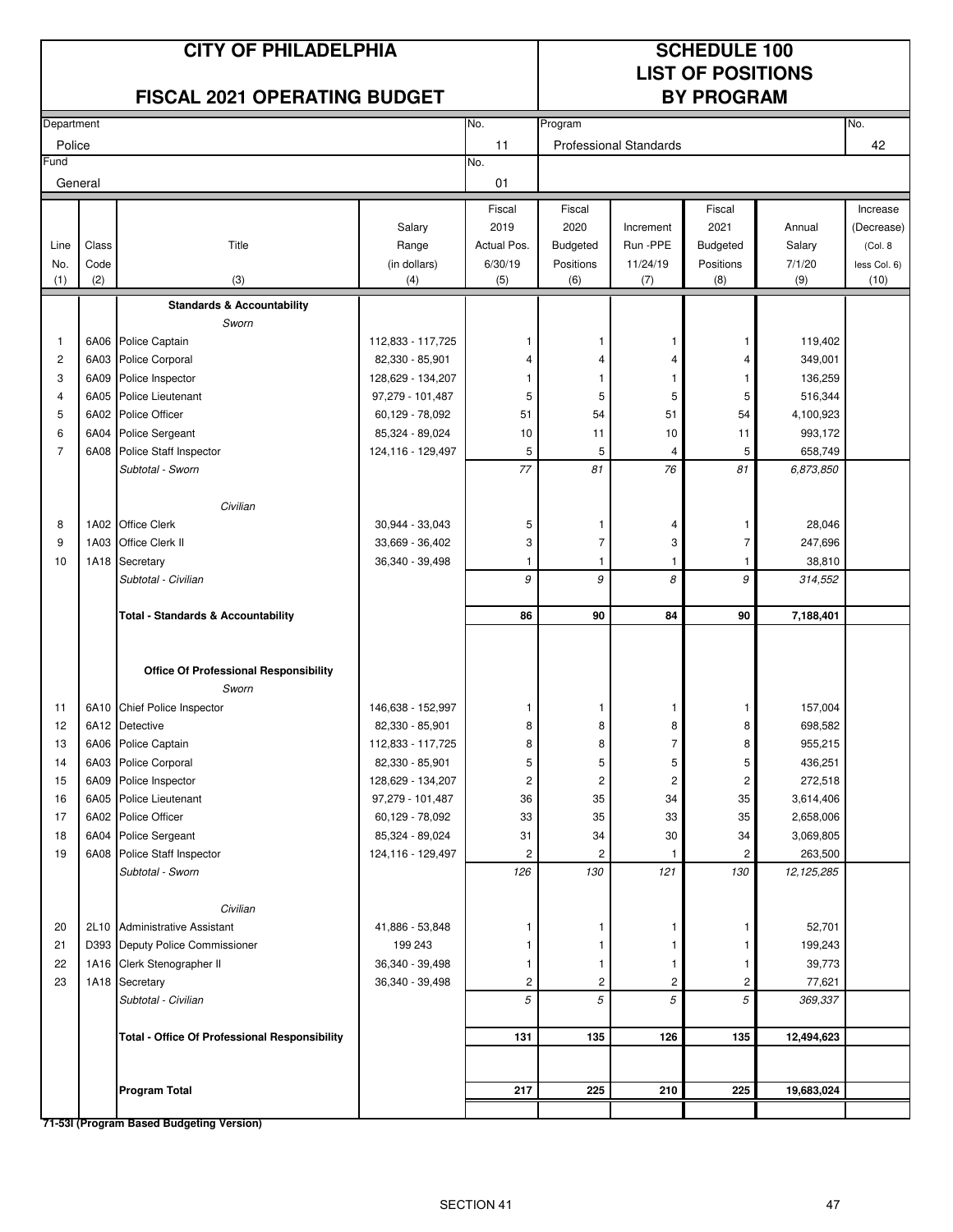# CITY OF PHILADELPHIA

## FISCAL 2021 OPERATING BUDGET

## SCHEDULE 100 LIST OF POSITIONS BY PROGRAM

| Department | No. | Program | No. |
|---|---|---|---|
| Police | 11 | Professional Standards | 42 |
| **Fund** | **No.** | | |
| General | 01 | | |

| Line No. (1) | Class Code (2) | Title (3) | Salary Range (in dollars) (4) | Fiscal 2019 Actual Pos. 6/30/19 (5) | Fiscal 2020 Budgeted Positions (6) | Increment Run -PPE 11/24/19 (7) | Fiscal 2021 Budgeted Positions (8) | Annual Salary 7/1/20 (9) | Increase (Decrease) (Col. 8 less Col. 6) (10) |
|---|---|---|---|---|---|---|---|---|---|
| | | **Standards & Accountability** | | | | | | | |
| | | *Sworn* | | | | | | | |
| 1 | 6A06 | Police Captain | 112,833 - 117,725 | 1 | 1 | 1 | 1 | 119,402 | |
| 2 | 6A03 | Police Corporal | 82,330 - 85,901 | 4 | 4 | 4 | 4 | 349,001 | |
| 3 | 6A09 | Police Inspector | 128,629 - 134,207 | 1 | 1 | 1 | 1 | 136,259 | |
| 4 | 6A05 | Police Lieutenant | 97,279 - 101,487 | 5 | 5 | 5 | 5 | 516,344 | |
| 5 | 6A02 | Police Officer | 60,129 - 78,092 | 51 | 54 | 51 | 54 | 4,100,923 | |
| 6 | 6A04 | Police Sergeant | 85,324 - 89,024 | 10 | 11 | 10 | 11 | 993,172 | |
| 7 | 6A08 | Police Staff Inspector | 124,116 - 129,497 | 5 | 5 | 4 | 5 | 658,749 | |
| | | *Subtotal - Sworn* | | *77* | *81* | *76* | *81* | *6,873,850* | |
| | | *Civilian* | | | | | | | |
| 8 | 1A02 | Office Clerk | 30,944 - 33,043 | 5 | 1 | 4 | 1 | 28,046 | |
| 9 | 1A03 | Office Clerk II | 33,669 - 36,402 | 3 | 7 | 3 | 7 | 247,696 | |
| 10 | 1A18 | Secretary | 36,340 - 39,498 | 1 | 1 | 1 | 1 | 38,810 | |
| | | *Subtotal - Civilian* | | *9* | *9* | *8* | *9* | *314,552* | |
| | | **Total - Standards & Accountability** | | **86** | **90** | **84** | **90** | **7,188,401** | |
| | | **Office Of Professional Responsibility** | | | | | | | |
| | | *Sworn* | | | | | | | |
| 11 | 6A10 | Chief Police Inspector | 146,638 - 152,997 | 1 | 1 | 1 | 1 | 157,004 | |
| 12 | 6A12 | Detective | 82,330 - 85,901 | 8 | 8 | 8 | 8 | 698,582 | |
| 13 | 6A06 | Police Captain | 112,833 - 117,725 | 8 | 8 | 7 | 8 | 955,215 | |
| 14 | 6A03 | Police Corporal | 82,330 - 85,901 | 5 | 5 | 5 | 5 | 436,251 | |
| 15 | 6A09 | Police Inspector | 128,629 - 134,207 | 2 | 2 | 2 | 2 | 272,518 | |
| 16 | 6A05 | Police Lieutenant | 97,279 - 101,487 | 36 | 35 | 34 | 35 | 3,614,406 | |
| 17 | 6A02 | Police Officer | 60,129 - 78,092 | 33 | 35 | 33 | 35 | 2,658,006 | |
| 18 | 6A04 | Police Sergeant | 85,324 - 89,024 | 31 | 34 | 30 | 34 | 3,069,805 | |
| 19 | 6A08 | Police Staff Inspector | 124,116 - 129,497 | 2 | 2 | 1 | 2 | 263,500 | |
| | | *Subtotal - Sworn* | | *126* | *130* | *121* | *130* | *12,125,285* | |
| | | *Civilian* | | | | | | | |
| 20 | 2L10 | Administrative Assistant | 41,886 - 53,848 | 1 | 1 | 1 | 1 | 52,701 | |
| 21 | D393 | Deputy Police Commissioner | 199 243 | 1 | 1 | 1 | 1 | 199,243 | |
| 22 | 1A16 | Clerk Stenographer II | 36,340 - 39,498 | 1 | 1 | 1 | 1 | 39,773 | |
| 23 | 1A18 | Secretary | 36,340 - 39,498 | 2 | 2 | 2 | 2 | 77,621 | |
| | | *Subtotal - Civilian* | | *5* | *5* | *5* | *5* | *369,337* | |
| | | **Total - Office Of Professional Responsibility** | | **131** | **135** | **126** | **135** | **12,494,623** | |
| | | **Program Total** | | **217** | **225** | **210** | **225** | **19,683,024** | |

**71-53I (Program Based Budgeting Version)**

SECTION 41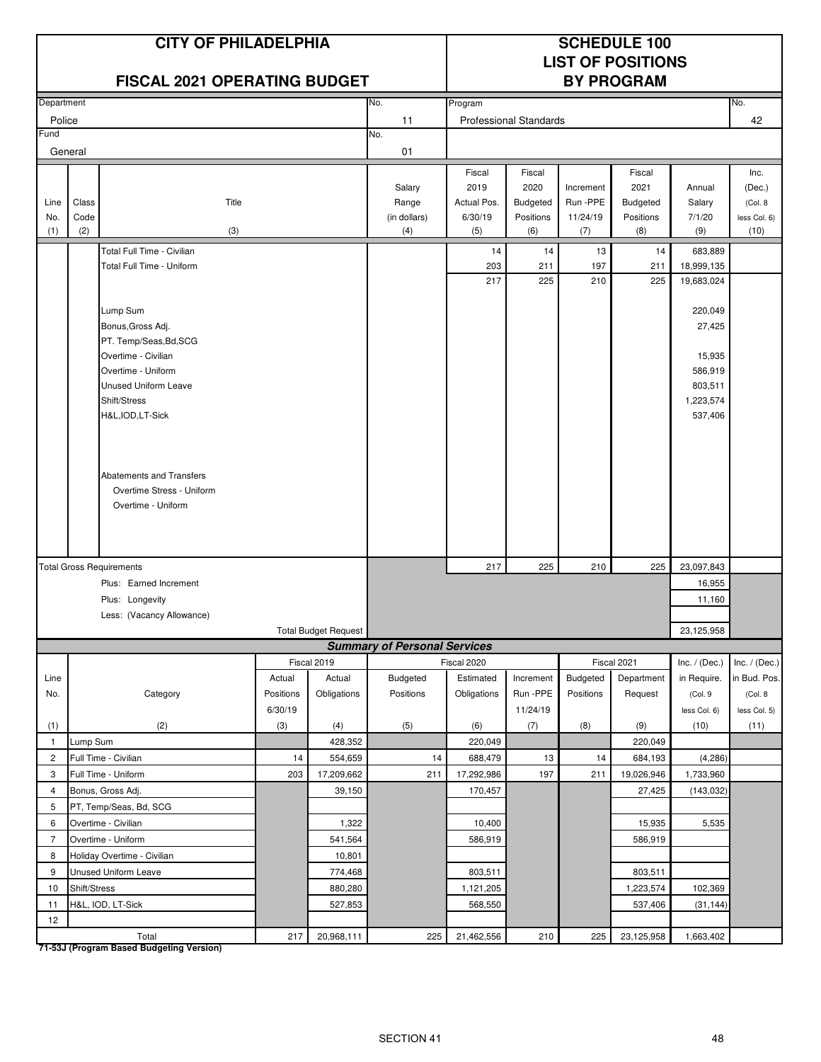# CITY OF PHILADELPHIA

## FISCAL 2021 OPERATING BUDGET

## SCHEDULE 100
## LIST OF POSITIONS
## BY PROGRAM

| Department | No. | Program | No. |
|---|---|---|---|
| Police | 11 | Professional Standards | 42 |
| Fund | No. | | |
| General | 01 | | |

| Line No. (1) | Class Code (2) | Title (3) | Salary Range (in dollars) (4) | Fiscal 2019 Actual Pos. 6/30/19 (5) | Fiscal 2020 Budgeted Positions (6) | Increment Run -PPE 11/24/19 (7) | Fiscal 2021 Budgeted Positions (8) | Annual Salary 7/1/20 (9) | Inc. (Dec.) (Col. 8 less Col. 6) (10) |
|---|---|---|---|---|---|---|---|---|---|
| | | Total Full Time - Civilian | | 14 | 14 | 13 | 14 | 683,889 | |
| | | Total Full Time - Uniform | | 203 | 211 | 197 | 211 | 18,999,135 | |
| | | | | 217 | 225 | 210 | 225 | 19,683,024 | |
| | | Lump Sum | | | | | | 220,049 | |
| | | Bonus,Gross Adj. | | | | | | 27,425 | |
| | | PT. Temp/Seas,Bd,SCG | | | | | | | |
| | | Overtime - Civilian | | | | | | 15,935 | |
| | | Overtime - Uniform | | | | | | 586,919 | |
| | | Unused Uniform Leave | | | | | | 803,511 | |
| | | Shift/Stress | | | | | | 1,223,574 | |
| | | H&L,IOD,LT-Sick | | | | | | 537,406 | |
| | | Abatements and Transfers | | | | | | | |
| | | Overtime Stress - Uniform | | | | | | | |
| | | Overtime - Uniform | | | | | | | |
| Total Gross Requirements | | | | 217 | 225 | 210 | 225 | 23,097,843 | |
| | | Plus: Earned Increment | | | | | | 16,955 | |
| | | Plus: Longevity | | | | | | 11,160 | |
| | | Less: (Vacancy Allowance) | | | | | | | |
| | | Total Budget Request | | | | | | 23,125,958 | |

### *Summary of Personal Services*

| Line No. (1) | Category (2) | Fiscal 2019 Actual Positions 6/30/19 (3) | Fiscal 2019 Actual Obligations (4) | Fiscal 2020 Budgeted Positions (5) | Fiscal 2020 Estimated Obligations (6) | Increment Run -PPE 11/24/19 (7) | Fiscal 2021 Budgeted Positions (8) | Fiscal 2021 Department Request (9) | Inc. / (Dec.) in Require. (Col. 9 less Col. 6) (10) | Inc. / (Dec.) in Bud. Pos. (Col. 8 less Col. 5) (11) |
|---|---|---|---|---|---|---|---|---|---|---|
| 1 | Lump Sum | | 428,352 | | 220,049 | | | 220,049 | | |
| 2 | Full Time - Civilian | 14 | 554,659 | 14 | 688,479 | 13 | 14 | 684,193 | (4,286) | |
| 3 | Full Time - Uniform | 203 | 17,209,662 | 211 | 17,292,986 | 197 | 211 | 19,026,946 | 1,733,960 | |
| 4 | Bonus, Gross Adj. | | 39,150 | | 170,457 | | | 27,425 | (143,032) | |
| 5 | PT, Temp/Seas, Bd, SCG | | | | | | | | | |
| 6 | Overtime - Civilian | | 1,322 | | 10,400 | | | 15,935 | 5,535 | |
| 7 | Overtime - Uniform | | 541,564 | | 586,919 | | | 586,919 | | |
| 8 | Holiday Overtime - Civilian | | 10,801 | | | | | | | |
| 9 | Unused Uniform Leave | | 774,468 | | 803,511 | | | 803,511 | | |
| 10 | Shift/Stress | | 880,280 | | 1,121,205 | | | 1,223,574 | 102,369 | |
| 11 | H&L, IOD, LT-Sick | | 527,853 | | 568,550 | | | 537,406 | (31,144) | |
| 12 | | | | | | | | | | |
| | Total | 217 | 20,968,111 | 225 | 21,462,556 | 210 | 225 | 23,125,958 | 1,663,402 | |

**71-53J (Program Based Budgeting Version)**

SECTION 41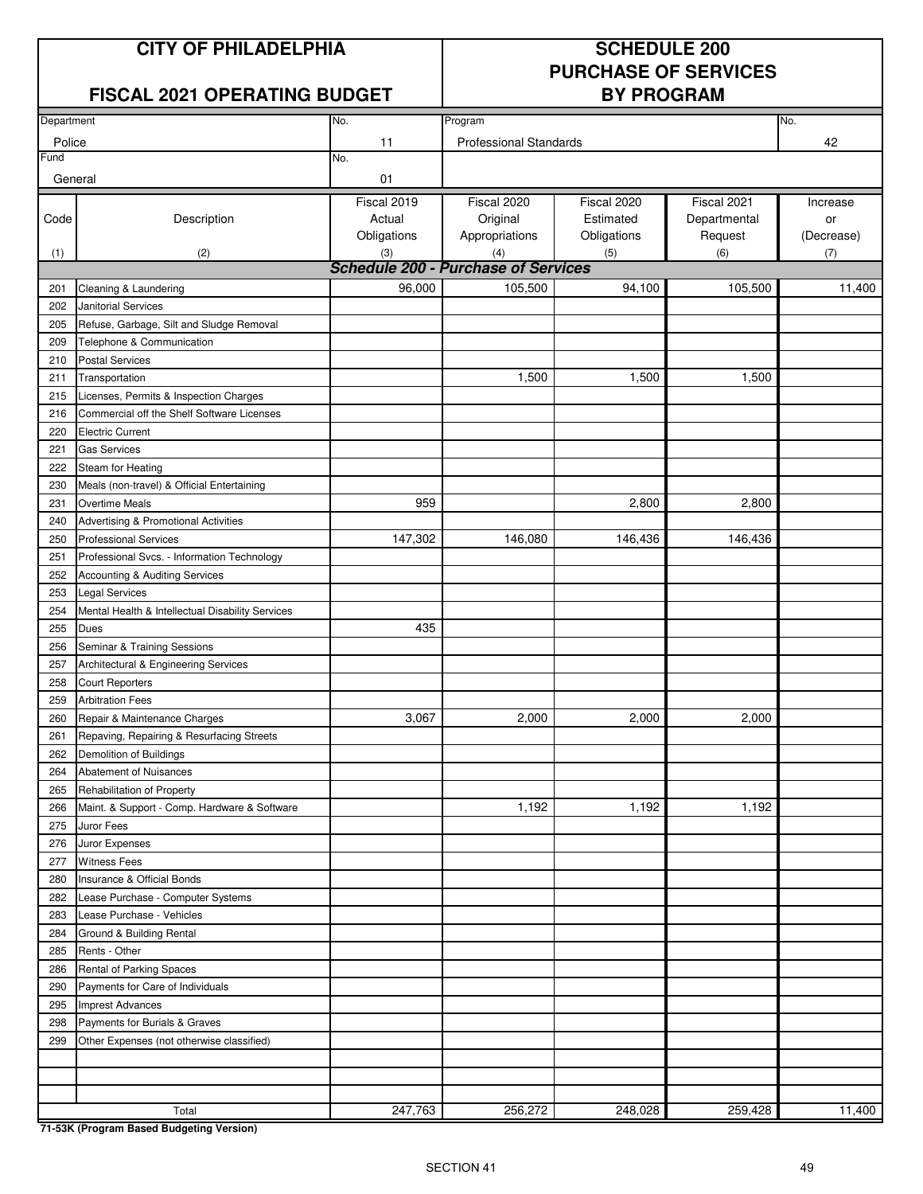# CITY OF PHILADELPHIA

## FISCAL 2021 OPERATING BUDGET

## SCHEDULE 200
## PURCHASE OF SERVICES
## BY PROGRAM

| Department | No. | Program | No. |
|---|---|---|---|
| Police | 11 | Professional Standards | 42 |
| Fund | No. | | |
| General | 01 | | |

| Code<br>(1) | Description<br>(2) | Fiscal 2019 Actual Obligations<br>(3) | Fiscal 2020 Original Appropriations<br>(4) | Fiscal 2020 Estimated Obligations<br>(5) | Fiscal 2021 Departmental Request<br>(6) | Increase or (Decrease)<br>(7) |
|---|---|---|---|---|---|---|
| | ***Schedule 200 - Purchase of Services*** | | | | | |
| 201 | Cleaning & Laundering | 96,000 | 105,500 | 94,100 | 105,500 | 11,400 |
| 202 | Janitorial Services | | | | | |
| 205 | Refuse, Garbage, Silt and Sludge Removal | | | | | |
| 209 | Telephone & Communication | | | | | |
| 210 | Postal Services | | | | | |
| 211 | Transportation | | 1,500 | 1,500 | 1,500 | |
| 215 | Licenses, Permits & Inspection Charges | | | | | |
| 216 | Commercial off the Shelf Software Licenses | | | | | |
| 220 | Electric Current | | | | | |
| 221 | Gas Services | | | | | |
| 222 | Steam for Heating | | | | | |
| 230 | Meals (non-travel) & Official Entertaining | | | | | |
| 231 | Overtime Meals | 959 | | 2,800 | 2,800 | |
| 240 | Advertising & Promotional Activities | | | | | |
| 250 | Professional Services | 147,302 | 146,080 | 146,436 | 146,436 | |
| 251 | Professional Svcs. - Information Technology | | | | | |
| 252 | Accounting & Auditing Services | | | | | |
| 253 | Legal Services | | | | | |
| 254 | Mental Health & Intellectual Disability Services | | | | | |
| 255 | Dues | 435 | | | | |
| 256 | Seminar & Training Sessions | | | | | |
| 257 | Architectural & Engineering Services | | | | | |
| 258 | Court Reporters | | | | | |
| 259 | Arbitration Fees | | | | | |
| 260 | Repair & Maintenance Charges | 3,067 | 2,000 | 2,000 | 2,000 | |
| 261 | Repaving, Repairing & Resurfacing Streets | | | | | |
| 262 | Demolition of Buildings | | | | | |
| 264 | Abatement of Nuisances | | | | | |
| 265 | Rehabilitation of Property | | | | | |
| 266 | Maint. & Support - Comp. Hardware & Software | | 1,192 | 1,192 | 1,192 | |
| 275 | Juror Fees | | | | | |
| 276 | Juror Expenses | | | | | |
| 277 | Witness Fees | | | | | |
| 280 | Insurance & Official Bonds | | | | | |
| 282 | Lease Purchase - Computer Systems | | | | | |
| 283 | Lease Purchase - Vehicles | | | | | |
| 284 | Ground & Building Rental | | | | | |
| 285 | Rents - Other | | | | | |
| 286 | Rental of Parking Spaces | | | | | |
| 290 | Payments for Care of Individuals | | | | | |
| 295 | Imprest Advances | | | | | |
| 298 | Payments for Burials & Graves | | | | | |
| 299 | Other Expenses (not otherwise classified) | | | | | |
| | | | | | | |
| | | | | | | |
| | | | | | | |
| | Total | 247,763 | 256,272 | 248,028 | 259,428 | 11,400 |

**71-53K (Program Based Budgeting Version)**

SECTION 41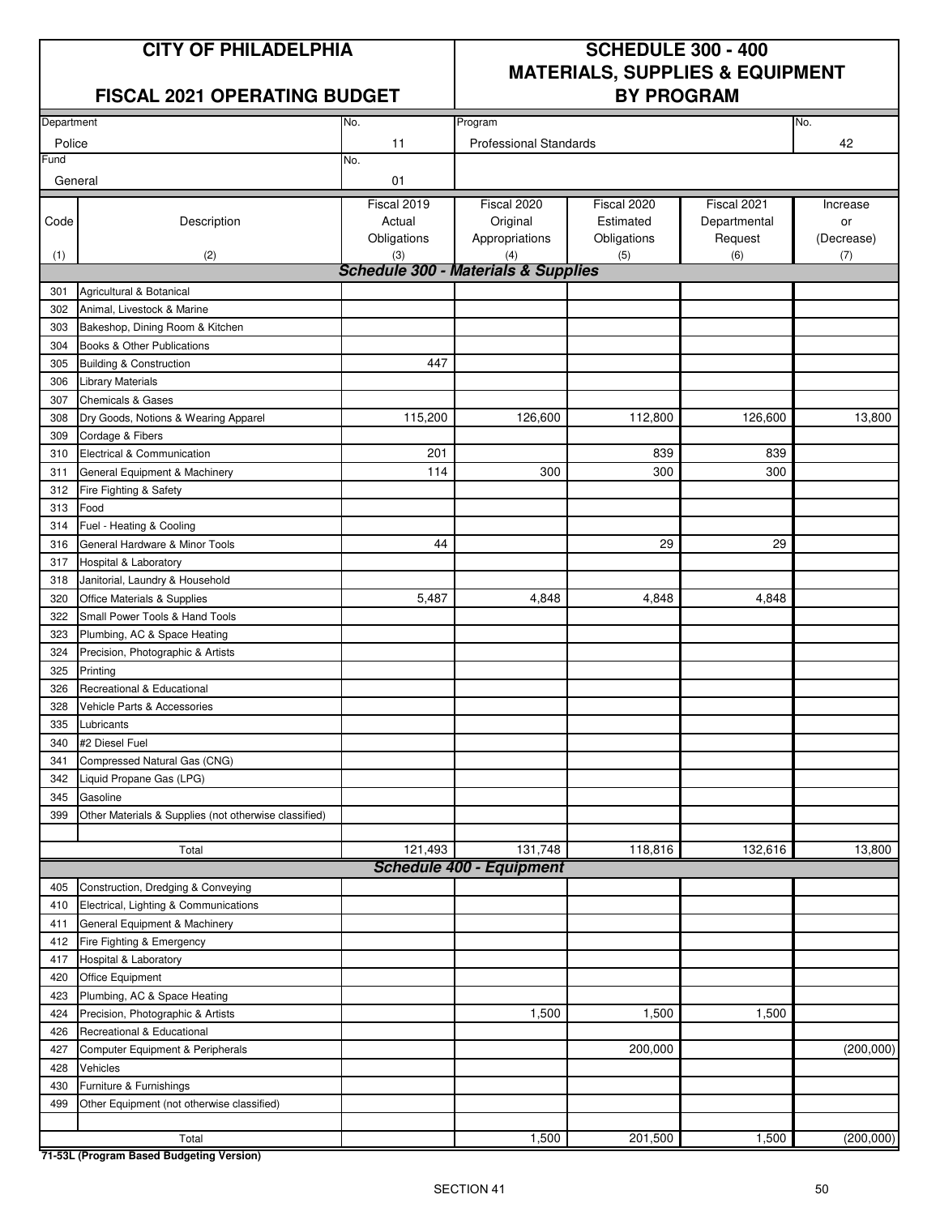# CITY OF PHILADELPHIA

## FISCAL 2021 OPERATING BUDGET

# SCHEDULE 300 - 400
# MATERIALS, SUPPLIES & EQUIPMENT
# BY PROGRAM

| Department | No. | Program | No. |
|---|---|---|---|
| Police | 11 | Professional Standards | 42 |
| **Fund** | **No.** | | |
| General | 01 | | |

| Code (1) | Description (2) | Fiscal 2019 Actual Obligations (3) | Fiscal 2020 Original Appropriations (4) | Fiscal 2020 Estimated Obligations (5) | Fiscal 2021 Departmental Request (6) | Increase or (Decrease) (7) |
|---|---|---|---|---|---|---|
| | ***Schedule 300 - Materials & Supplies*** | | | | | |
| 301 | Agricultural & Botanical | | | | | |
| 302 | Animal, Livestock & Marine | | | | | |
| 303 | Bakeshop, Dining Room & Kitchen | | | | | |
| 304 | Books & Other Publications | | | | | |
| 305 | Building & Construction | 447 | | | | |
| 306 | Library Materials | | | | | |
| 307 | Chemicals & Gases | | | | | |
| 308 | Dry Goods, Notions & Wearing Apparel | 115,200 | 126,600 | 112,800 | 126,600 | 13,800 |
| 309 | Cordage & Fibers | | | | | |
| 310 | Electrical & Communication | 201 | | 839 | 839 | |
| 311 | General Equipment & Machinery | 114 | 300 | 300 | 300 | |
| 312 | Fire Fighting & Safety | | | | | |
| 313 | Food | | | | | |
| 314 | Fuel - Heating & Cooling | | | | | |
| 316 | General Hardware & Minor Tools | 44 | | 29 | 29 | |
| 317 | Hospital & Laboratory | | | | | |
| 318 | Janitorial, Laundry & Household | | | | | |
| 320 | Office Materials & Supplies | 5,487 | 4,848 | 4,848 | 4,848 | |
| 322 | Small Power Tools & Hand Tools | | | | | |
| 323 | Plumbing, AC & Space Heating | | | | | |
| 324 | Precision, Photographic & Artists | | | | | |
| 325 | Printing | | | | | |
| 326 | Recreational & Educational | | | | | |
| 328 | Vehicle Parts & Accessories | | | | | |
| 335 | Lubricants | | | | | |
| 340 | #2 Diesel Fuel | | | | | |
| 341 | Compressed Natural Gas (CNG) | | | | | |
| 342 | Liquid Propane Gas (LPG) | | | | | |
| 345 | Gasoline | | | | | |
| 399 | Other Materials & Supplies (not otherwise classified) | | | | | |
| | Total | 121,493 | 131,748 | 118,816 | 132,616 | 13,800 |
| | ***Schedule 400 - Equipment*** | | | | | |
| 405 | Construction, Dredging & Conveying | | | | | |
| 410 | Electrical, Lighting & Communications | | | | | |
| 411 | General Equipment & Machinery | | | | | |
| 412 | Fire Fighting & Emergency | | | | | |
| 417 | Hospital & Laboratory | | | | | |
| 420 | Office Equipment | | | | | |
| 423 | Plumbing, AC & Space Heating | | | | | |
| 424 | Precision, Photographic & Artists | | 1,500 | 1,500 | 1,500 | |
| 426 | Recreational & Educational | | | | | |
| 427 | Computer Equipment & Peripherals | | | 200,000 | | (200,000) |
| 428 | Vehicles | | | | | |
| 430 | Furniture & Furnishings | | | | | |
| 499 | Other Equipment (not otherwise classified) | | | | | |
| | Total | | 1,500 | 201,500 | 1,500 | (200,000) |

**71-53L (Program Based Budgeting Version)**

SECTION 41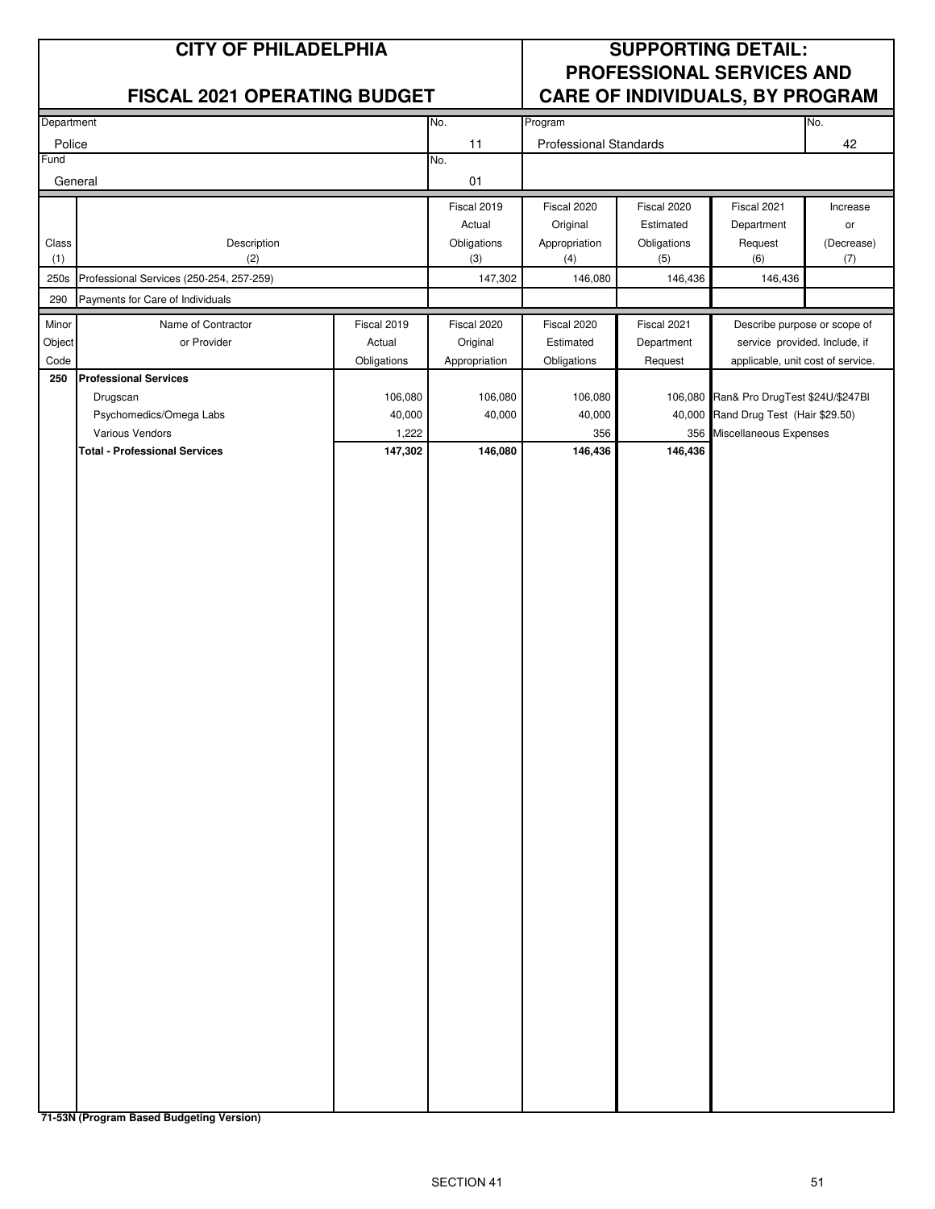# CITY OF PHILADELPHIA

## FISCAL 2021 OPERATING BUDGET

# SUPPORTING DETAIL: PROFESSIONAL SERVICES AND CARE OF INDIVIDUALS, BY PROGRAM

| Department | No. | Program | No. |
|---|---|---|---|
| Police | 11 | Professional Standards | 42 |
| **Fund** | **No.** | | |
| General | 01 | | |

| Class (1) | Description (2) | Fiscal 2019 Actual Obligations (3) | Fiscal 2020 Original Appropriation (4) | Fiscal 2020 Estimated Obligations (5) | Fiscal 2021 Department Request (6) | Increase or (Decrease) (7) |
|---|---|---|---|---|---|---|
| 250s | Professional Services (250-254, 257-259) | 147,302 | 146,080 | 146,436 | 146,436 | |
| 290 | Payments for Care of Individuals | | | | | |

| Minor Object Code | Name of Contractor or Provider | Fiscal 2019 Actual Obligations | Fiscal 2020 Original Appropriation | Fiscal 2020 Estimated Obligations | Fiscal 2021 Department Request | Describe purpose or scope of service provided. Include, if applicable, unit cost of service. |
|---|---|---|---|---|---|---|
| **250** | **Professional Services** | | | | | |
| | Drugscan | 106,080 | 106,080 | 106,080 | 106,080 | Ran& Pro DrugTest $24U/$247Bl |
| | Psychomedics/Omega Labs | 40,000 | 40,000 | 40,000 | 40,000 | Rand Drug Test (Hair $29.50) |
| | Various Vendors | 1,222 | | 356 | 356 | Miscellaneous Expenses |
| | **Total - Professional Services** | **147,302** | **146,080** | **146,436** | **146,436** | |

**71-53N (Program Based Budgeting Version)**

SECTION 41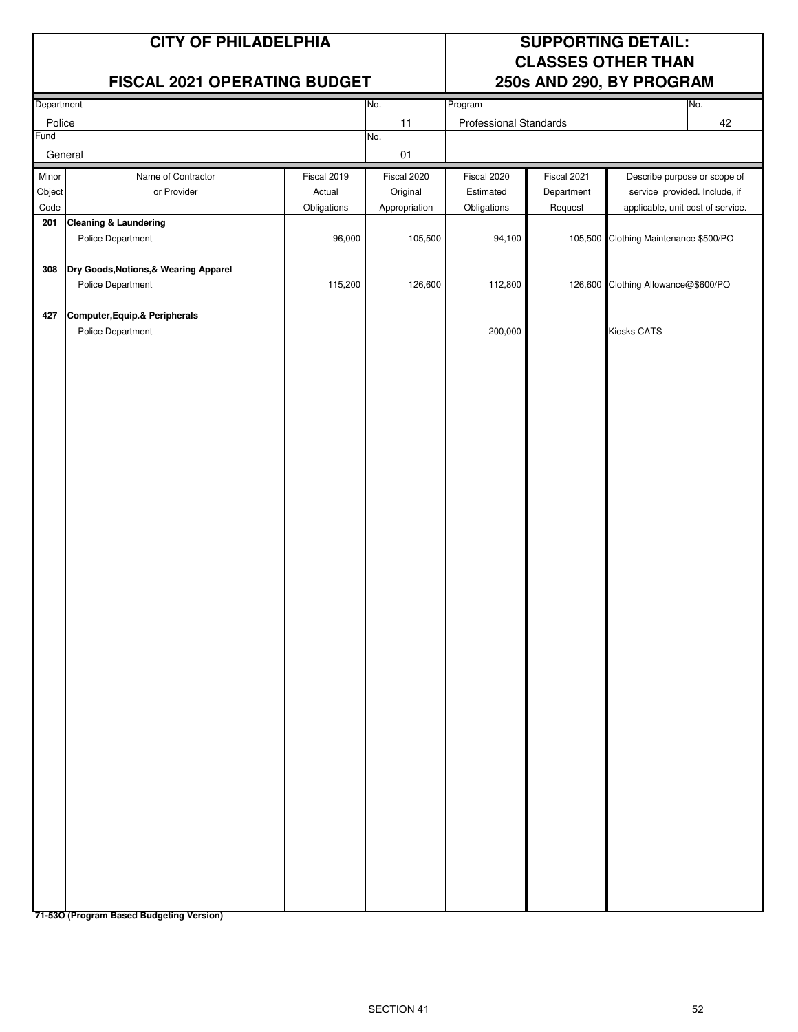# CITY OF PHILADELPHIA

## FISCAL 2021 OPERATING BUDGET

## SUPPORTING DETAIL: CLASSES OTHER THAN 250s AND 290, BY PROGRAM

| Department | No. | Program | No. |
|---|---|---|---|
| Police | 11 | Professional Standards | 42 |
| **Fund** | **No.** | | |
| General | 01 | | |

| Minor Object Code | Name of Contractor or Provider | Fiscal 2019 Actual Obligations | Fiscal 2020 Original Appropriation | Fiscal 2020 Estimated Obligations | Fiscal 2021 Department Request | Describe purpose or scope of service provided. Include, if applicable, unit cost of service. |
|---|---|---|---|---|---|---|
| **201** | **Cleaning & Laundering** | | | | | |
| | Police Department | 96,000 | 105,500 | 94,100 | 105,500 | Clothing Maintenance $500/PO |
| **308** | **Dry Goods,Notions,& Wearing Apparel** | | | | | |
| | Police Department | 115,200 | 126,600 | 112,800 | 126,600 | Clothing Allowance@$600/PO |
| **427** | **Computer,Equip.& Peripherals** | | | | | |
| | Police Department | | | 200,000 | | Kiosks CATS |

**71-53O (Program Based Budgeting Version)**

SECTION 41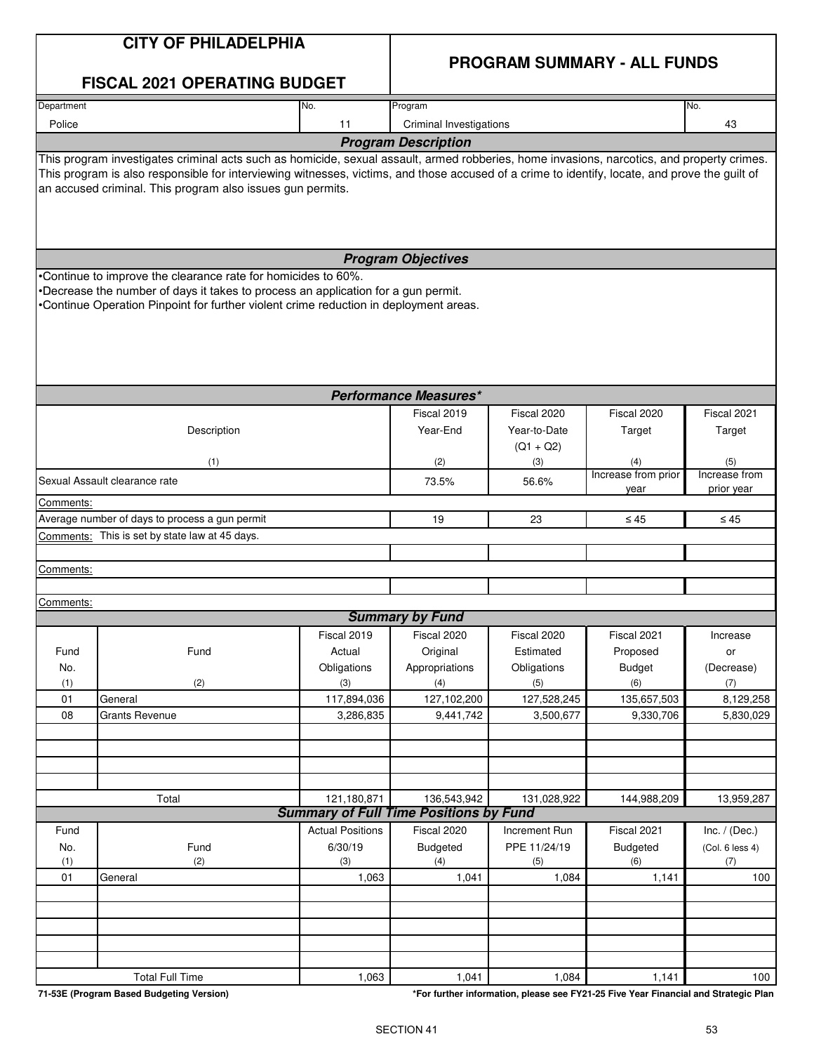# CITY OF PHILADELPHIA

## FISCAL 2021 OPERATING BUDGET

## PROGRAM SUMMARY - ALL FUNDS

| Department | No. | Program | No. |
|---|---|---|---|
| Police | 11 | Criminal Investigations | 43 |

### Program Description

This program investigates criminal acts such as homicide, sexual assault, armed robberies, home invasions, narcotics, and property crimes. This program is also responsible for interviewing witnesses, victims, and those accused of a crime to identify, locate, and prove the guilt of an accused criminal. This program also issues gun permits.

### Program Objectives

•Continue to improve the clearance rate for homicides to 60%.
•Decrease the number of days it takes to process an application for a gun permit.
•Continue Operation Pinpoint for further violent crime reduction in deployment areas.

### Performance Measures*

| Description (1) | Fiscal 2019 Year-End (2) | Fiscal 2020 Year-to-Date (Q1 + Q2) (3) | Fiscal 2020 Target (4) | Fiscal 2021 Target (5) |
|---|---|---|---|---|
| Sexual Assault clearance rate | 73.5% | 56.6% | Increase from prior year | Increase from prior year |
| Comments: | | | | |
| Average number of days to process a gun permit | 19 | 23 | ≤ 45 | ≤ 45 |
| Comments: This is set by state law at 45 days. | | | | |
| | | | | |
| Comments: | | | | |
| | | | | |
| Comments: | | | | |

### Summary by Fund

| Fund No. (1) | Fund (2) | Fiscal 2019 Actual Obligations (3) | Fiscal 2020 Original Appropriations (4) | Fiscal 2020 Estimated Obligations (5) | Fiscal 2021 Proposed Budget (6) | Increase or (Decrease) (7) |
|---|---|---|---|---|---|---|
| 01 | General | 117,894,036 | 127,102,200 | 127,528,245 | 135,657,503 | 8,129,258 |
| 08 | Grants Revenue | 3,286,835 | 9,441,742 | 3,500,677 | 9,330,706 | 5,830,029 |
| | Total | 121,180,871 | 136,543,942 | 131,028,922 | 144,988,209 | 13,959,287 |

### Summary of Full Time Positions by Fund

| Fund No. (1) | Fund (2) | Actual Positions 6/30/19 (3) | Fiscal 2020 Budgeted (4) | Increment Run PPE 11/24/19 (5) | Fiscal 2021 Budgeted (6) | Inc. / (Dec.) (Col. 6 less 4) (7) |
|---|---|---|---|---|---|---|
| 01 | General | 1,063 | 1,041 | 1,084 | 1,141 | 100 |
| | Total Full Time | 1,063 | 1,041 | 1,084 | 1,141 | 100 |

71-53E (Program Based Budgeting Version)

*For further information, please see FY21-25 Five Year Financial and Strategic Plan

SECTION 41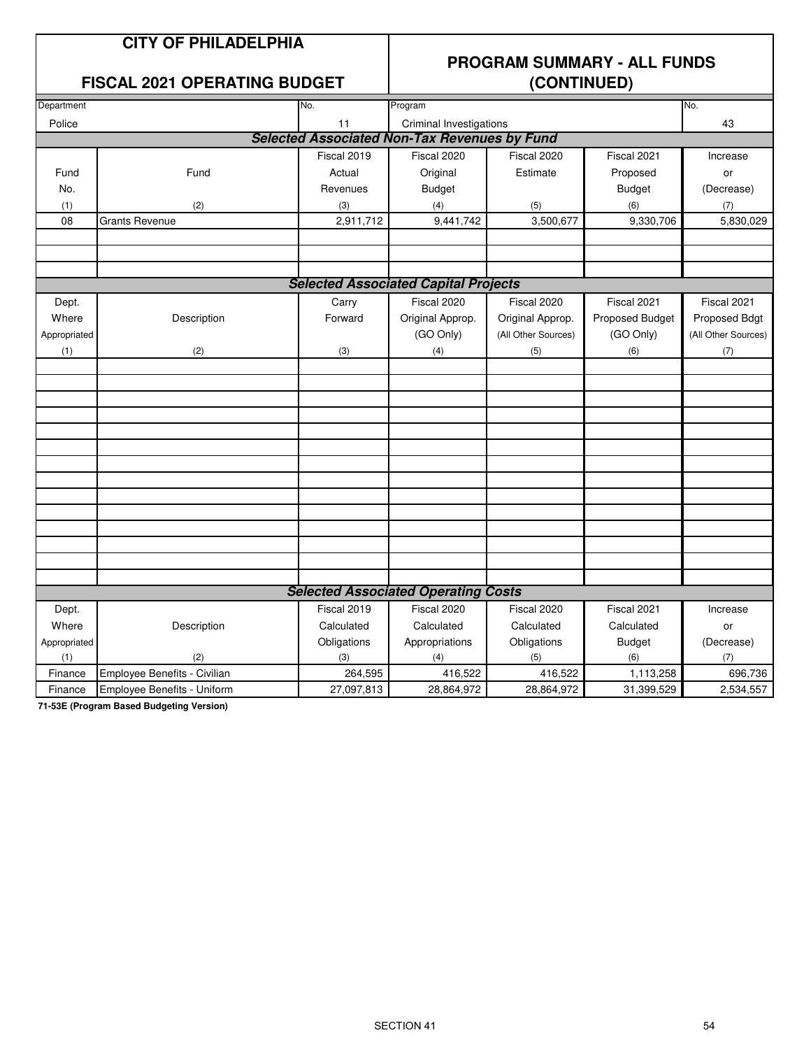# CITY OF PHILADELPHIA

## FISCAL 2021 OPERATING BUDGET

## PROGRAM SUMMARY - ALL FUNDS (CONTINUED)

| Department | No. | Program | No. |
|---|---|---|---|
| Police | 11 | Criminal Investigations | 43 |

### Selected Associated Non-Tax Revenues by Fund

| Fund No. | Fund | Fiscal 2019 Actual Revenues | Fiscal 2020 Original Budget | Fiscal 2020 Estimate | Fiscal 2021 Proposed Budget | Increase or (Decrease) |
|---|---|---|---|---|---|---|
| (1) | (2) | (3) | (4) | (5) | (6) | (7) |
| 08 | Grants Revenue | 2,911,712 | 9,441,742 | 3,500,677 | 9,330,706 | 5,830,029 |

### Selected Associated Capital Projects

| Dept. Where Appropriated | Description | Carry Forward | Fiscal 2020 Original Approp. (GO Only) | Fiscal 2020 Original Approp. (All Other Sources) | Fiscal 2021 Proposed Budget (GO Only) | Fiscal 2021 Proposed Bdgt (All Other Sources) |
|---|---|---|---|---|---|---|
| (1) | (2) | (3) | (4) | (5) | (6) | (7) |

### Selected Associated Operating Costs

| Dept. Where Appropriated | Description | Fiscal 2019 Calculated Obligations | Fiscal 2020 Calculated Appropriations | Fiscal 2020 Calculated Obligations | Fiscal 2021 Calculated Budget | Increase or (Decrease) |
|---|---|---|---|---|---|---|
| (1) | (2) | (3) | (4) | (5) | (6) | (7) |
| Finance | Employee Benefits - Civilian | 264,595 | 416,522 | 416,522 | 1,113,258 | 696,736 |
| Finance | Employee Benefits - Uniform | 27,097,813 | 28,864,972 | 28,864,972 | 31,399,529 | 2,534,557 |

**71-53E (Program Based Budgeting Version)**

SECTION 41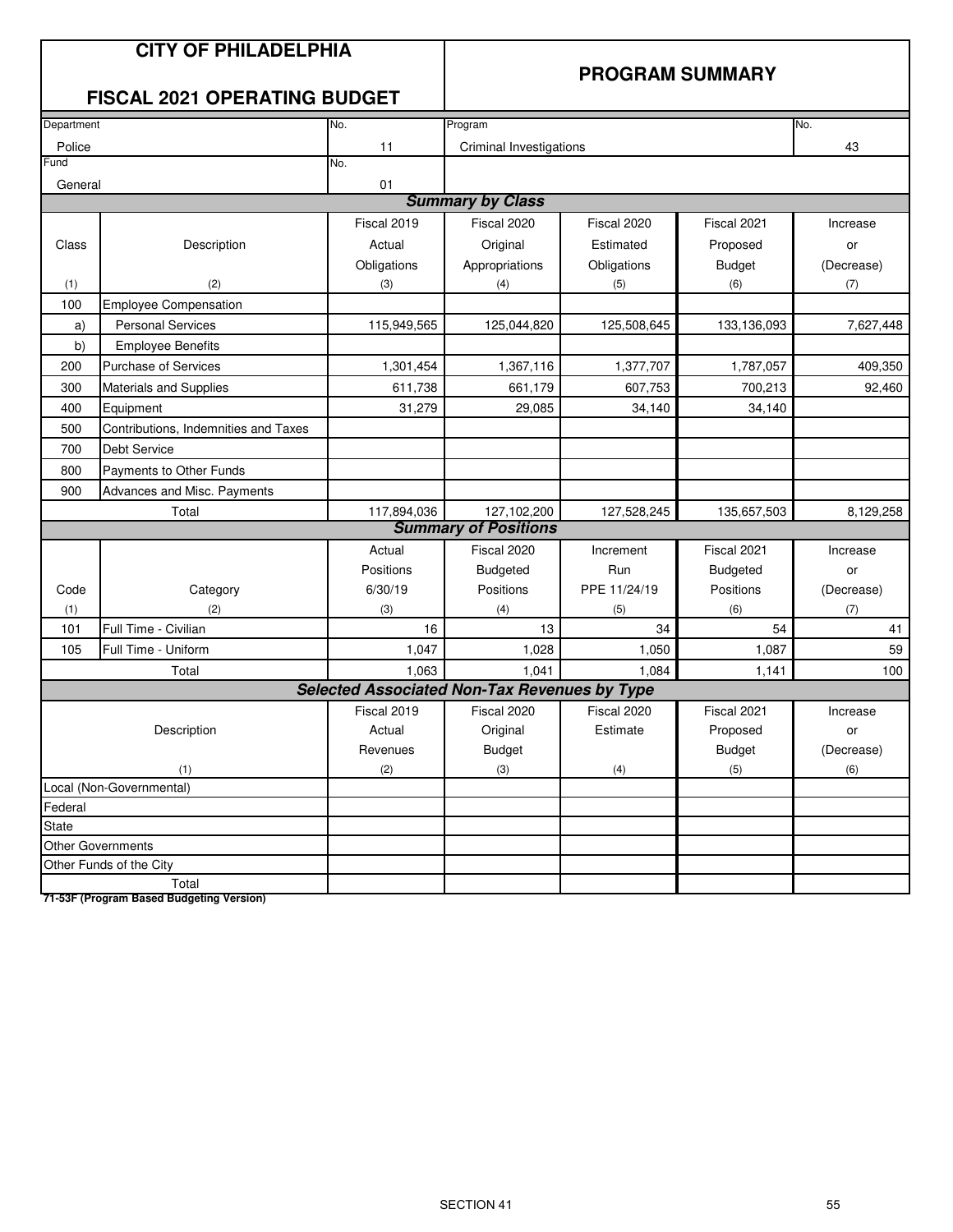# CITY OF PHILADELPHIA

## FISCAL 2021 OPERATING BUDGET

## PROGRAM SUMMARY

| Department | No. | Program | No. |
|---|---|---|---|
| Police | 11 | Criminal Investigations | 43 |
| Fund | No. | | |
| General | 01 | | |

### Summary by Class

| Class | Description | Fiscal 2019 Actual Obligations | Fiscal 2020 Original Appropriations | Fiscal 2020 Estimated Obligations | Fiscal 2021 Proposed Budget | Increase or (Decrease) |
|---|---|---|---|---|---|---|
| (1) | (2) | (3) | (4) | (5) | (6) | (7) |
| 100 | Employee Compensation | | | | | |
| a) | Personal Services | 115,949,565 | 125,044,820 | 125,508,645 | 133,136,093 | 7,627,448 |
| b) | Employee Benefits | | | | | |
| 200 | Purchase of Services | 1,301,454 | 1,367,116 | 1,377,707 | 1,787,057 | 409,350 |
| 300 | Materials and Supplies | 611,738 | 661,179 | 607,753 | 700,213 | 92,460 |
| 400 | Equipment | 31,279 | 29,085 | 34,140 | 34,140 | |
| 500 | Contributions, Indemnities and Taxes | | | | | |
| 700 | Debt Service | | | | | |
| 800 | Payments to Other Funds | | | | | |
| 900 | Advances and Misc. Payments | | | | | |
| | Total | 117,894,036 | 127,102,200 | 127,528,245 | 135,657,503 | 8,129,258 |

### Summary of Positions

| Code | Category | Actual Positions 6/30/19 | Fiscal 2020 Budgeted Positions | Increment Run PPE 11/24/19 | Fiscal 2021 Budgeted Positions | Increase or (Decrease) |
|---|---|---|---|---|---|---|
| (1) | (2) | (3) | (4) | (5) | (6) | (7) |
| 101 | Full Time - Civilian | 16 | 13 | 34 | 54 | 41 |
| 105 | Full Time - Uniform | 1,047 | 1,028 | 1,050 | 1,087 | 59 |
| | Total | 1,063 | 1,041 | 1,084 | 1,141 | 100 |

### Selected Associated Non-Tax Revenues by Type

| Description | Fiscal 2019 Actual Revenues | Fiscal 2020 Original Budget | Fiscal 2020 Estimate | Fiscal 2021 Proposed Budget | Increase or (Decrease) |
|---|---|---|---|---|---|
| (1) | (2) | (3) | (4) | (5) | (6) |
| Local (Non-Governmental) | | | | | |
| Federal | | | | | |
| State | | | | | |
| Other Governments | | | | | |
| Other Funds of the City | | | | | |
| Total | | | | | |

**71-53F (Program Based Budgeting Version)**

SECTION 41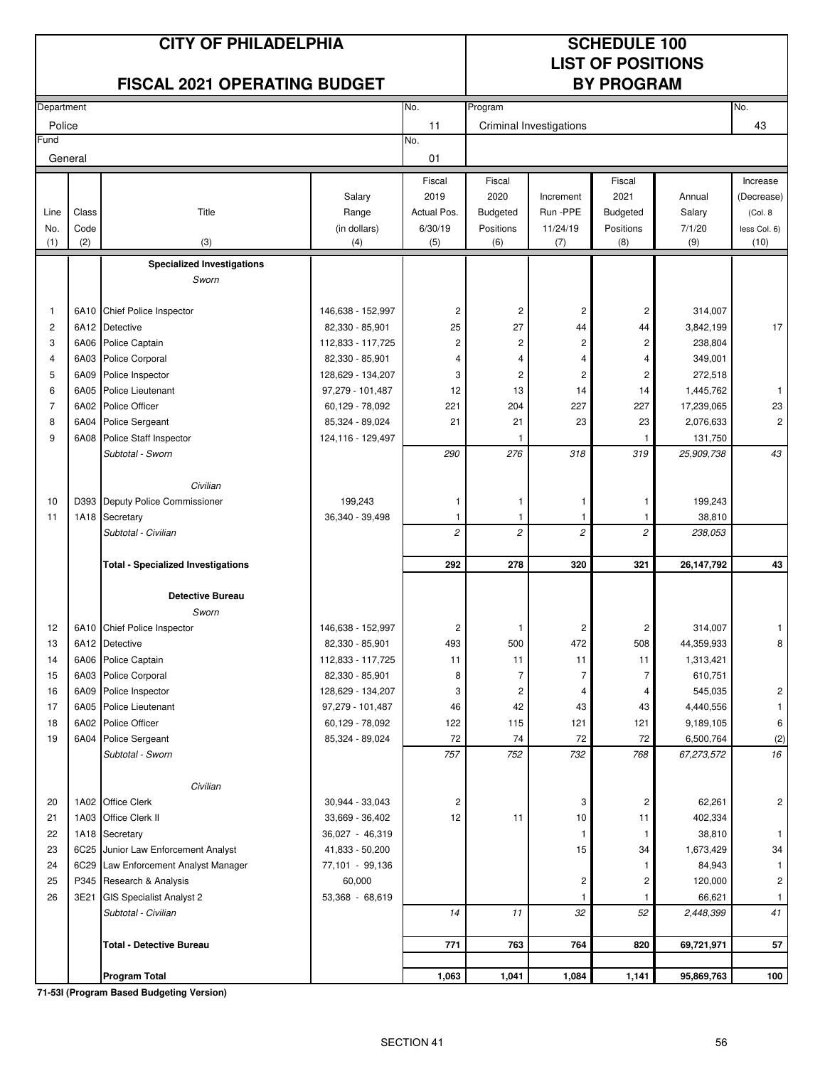# CITY OF PHILADELPHIA

## FISCAL 2021 OPERATING BUDGET

## SCHEDULE 100 LIST OF POSITIONS BY PROGRAM

| Department | No. | Program | No. |
|---|---|---|---|
| Police | 11 | Criminal Investigations | 43 |
| **Fund** | **No.** | | |
| General | 01 | | |

| Line No. (1) | Class Code (2) | Title (3) | Salary Range (in dollars) (4) | Fiscal 2019 Actual Pos. 6/30/19 (5) | Fiscal 2020 Budgeted Positions (6) | Increment Run -PPE 11/24/19 (7) | Fiscal 2021 Budgeted Positions (8) | Annual Salary 7/1/20 (9) | Increase (Decrease) (Col. 8 less Col. 6) (10) |
|---|---|---|---|---|---|---|---|---|---|
| | | **Specialized Investigations** | | | | | | | |
| | | *Sworn* | | | | | | | |
| 1 | 6A10 | Chief Police Inspector | 146,638 - 152,997 | 2 | 2 | 2 | 2 | 314,007 | |
| 2 | 6A12 | Detective | 82,330 - 85,901 | 25 | 27 | 44 | 44 | 3,842,199 | 17 |
| 3 | 6A06 | Police Captain | 112,833 - 117,725 | 2 | 2 | 2 | 2 | 238,804 | |
| 4 | 6A03 | Police Corporal | 82,330 - 85,901 | 4 | 4 | 4 | 4 | 349,001 | |
| 5 | 6A09 | Police Inspector | 128,629 - 134,207 | 3 | 2 | 2 | 2 | 272,518 | |
| 6 | 6A05 | Police Lieutenant | 97,279 - 101,487 | 12 | 13 | 14 | 14 | 1,445,762 | 1 |
| 7 | 6A02 | Police Officer | 60,129 - 78,092 | 221 | 204 | 227 | 227 | 17,239,065 | 23 |
| 8 | 6A04 | Police Sergeant | 85,324 - 89,024 | 21 | 21 | 23 | 23 | 2,076,633 | 2 |
| 9 | 6A08 | Police Staff Inspector | 124,116 - 129,497 | | 1 | | 1 | 131,750 | |
| | | *Subtotal - Sworn* | | *290* | *276* | *318* | *319* | *25,909,738* | *43* |
| | | *Civilian* | | | | | | | |
| 10 | D393 | Deputy Police Commissioner | 199,243 | 1 | 1 | 1 | 1 | 199,243 | |
| 11 | 1A18 | Secretary | 36,340 - 39,498 | 1 | 1 | 1 | 1 | 38,810 | |
| | | *Subtotal - Civilian* | | *2* | *2* | *2* | *2* | *238,053* | |
| | | **Total - Specialized Investigations** | | **292** | **278** | **320** | **321** | **26,147,792** | **43** |
| | | **Detective Bureau** | | | | | | | |
| | | *Sworn* | | | | | | | |
| 12 | 6A10 | Chief Police Inspector | 146,638 - 152,997 | 2 | 1 | 2 | 2 | 314,007 | 1 |
| 13 | 6A12 | Detective | 82,330 - 85,901 | 493 | 500 | 472 | 508 | 44,359,933 | 8 |
| 14 | 6A06 | Police Captain | 112,833 - 117,725 | 11 | 11 | 11 | 11 | 1,313,421 | |
| 15 | 6A03 | Police Corporal | 82,330 - 85,901 | 8 | 7 | 7 | 7 | 610,751 | |
| 16 | 6A09 | Police Inspector | 128,629 - 134,207 | 3 | 2 | 4 | 4 | 545,035 | 2 |
| 17 | 6A05 | Police Lieutenant | 97,279 - 101,487 | 46 | 42 | 43 | 43 | 4,440,556 | 1 |
| 18 | 6A02 | Police Officer | 60,129 - 78,092 | 122 | 115 | 121 | 121 | 9,189,105 | 6 |
| 19 | 6A04 | Police Sergeant | 85,324 - 89,024 | 72 | 74 | 72 | 72 | 6,500,764 | (2) |
| | | *Subtotal - Sworn* | | *757* | *752* | *732* | *768* | *67,273,572* | *16* |
| | | *Civilian* | | | | | | | |
| 20 | 1A02 | Office Clerk | 30,944 - 33,043 | 2 | | 3 | 2 | 62,261 | 2 |
| 21 | 1A03 | Office Clerk II | 33,669 - 36,402 | 12 | 11 | 10 | 11 | 402,334 | |
| 22 | 1A18 | Secretary | 36,027 - 46,319 | | | 1 | 1 | 38,810 | 1 |
| 23 | 6C25 | Junior Law Enforcement Analyst | 41,833 - 50,200 | | | 15 | 34 | 1,673,429 | 34 |
| 24 | 6C29 | Law Enforcement Analyst Manager | 77,101 - 99,136 | | | | 1 | 84,943 | 1 |
| 25 | P345 | Research & Analysis | 60,000 | | | 2 | 2 | 120,000 | 2 |
| 26 | 3E21 | GIS Specialist Analyst 2 | 53,368 - 68,619 | | | 1 | 1 | 66,621 | 1 |
| | | *Subtotal - Civilian* | | *14* | *11* | *32* | *52* | *2,448,399* | *41* |
| | | **Total - Detective Bureau** | | **771** | **763** | **764** | **820** | **69,721,971** | **57** |
| | | **Program Total** | | **1,063** | **1,041** | **1,084** | **1,141** | **95,869,763** | **100** |

**71-53I (Program Based Budgeting Version)**

SECTION 41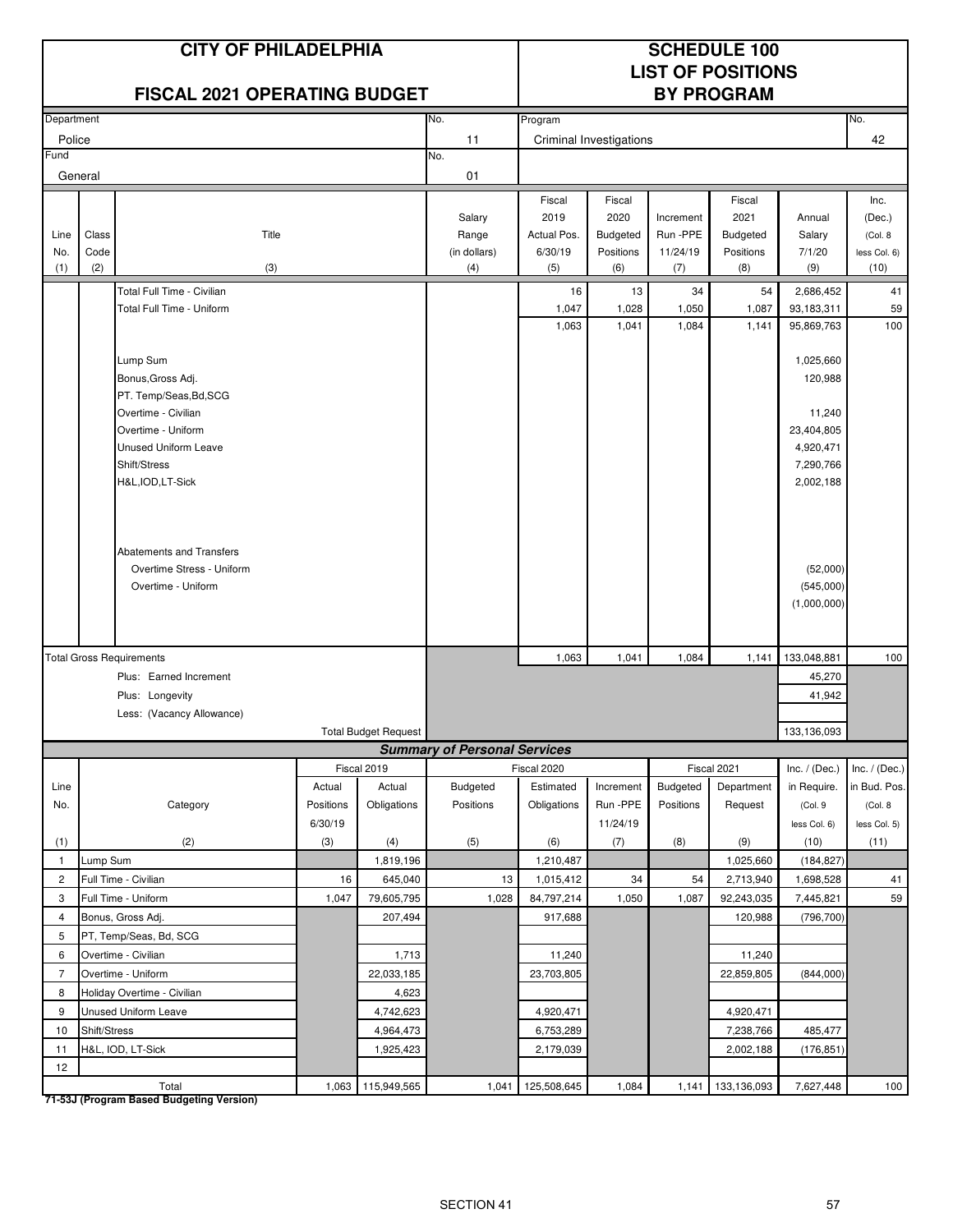# CITY OF PHILADELPHIA

## FISCAL 2021 OPERATING BUDGET

## SCHEDULE 100 LIST OF POSITIONS BY PROGRAM

| Department | No. | Program | No. |
|---|---|---|---|
| Police | 11 | Criminal Investigations | 42 |
| **Fund** | **No.** | | |
| General | 01 | | |

| Line No. (1) | Class Code (2) | Title (3) | Salary Range (in dollars) (4) | Fiscal 2019 Actual Pos. 6/30/19 (5) | Fiscal 2020 Budgeted Positions (6) | Increment Run -PPE 11/24/19 (7) | Fiscal 2021 Budgeted Positions (8) | Annual Salary 7/1/20 (9) | Inc. (Dec.) (Col. 8 less Col. 6) (10) |
|---|---|---|---|---|---|---|---|---|---|
| | | Total Full Time - Civilian | | 16 | 13 | 34 | 54 | 2,686,452 | 41 |
| | | Total Full Time - Uniform | | 1,047 | 1,028 | 1,050 | 1,087 | 93,183,311 | 59 |
| | | | | 1,063 | 1,041 | 1,084 | 1,141 | 95,869,763 | 100 |
| | | Lump Sum | | | | | | 1,025,660 | |
| | | Bonus,Gross Adj. | | | | | | 120,988 | |
| | | PT. Temp/Seas,Bd,SCG | | | | | | | |
| | | Overtime - Civilian | | | | | | 11,240 | |
| | | Overtime - Uniform | | | | | | 23,404,805 | |
| | | Unused Uniform Leave | | | | | | 4,920,471 | |
| | | Shift/Stress | | | | | | 7,290,766 | |
| | | H&L,IOD,LT-Sick | | | | | | 2,002,188 | |
| | | Abatements and Transfers | | | | | | | |
| | | Overtime Stress - Uniform | | | | | | (52,000) | |
| | | Overtime - Uniform | | | | | | (545,000) | |
| | | | | | | | | (1,000,000) | |
| | | **Total Gross Requirements** | | 1,063 | 1,041 | 1,084 | 1,141 | 133,048,881 | 100 |
| | | Plus: Earned Increment | | | | | | 45,270 | |
| | | Plus: Longevity | | | | | | 41,942 | |
| | | Less: (Vacancy Allowance) | | | | | | | |
| | | Total Budget Request | | | | | | 133,136,093 | |

### Summary of Personal Services

| Line No. (1) | Category (2) | Fiscal 2019 Actual Positions 6/30/19 (3) | Fiscal 2019 Actual Obligations (4) | Fiscal 2020 Budgeted Positions (5) | Fiscal 2020 Estimated Obligations (6) | Increment Run -PPE 11/24/19 (7) | Fiscal 2021 Budgeted Positions (8) | Fiscal 2021 Department Request (9) | Inc. / (Dec.) in Require. (Col. 9 less Col. 6) (10) | Inc. / (Dec.) in Bud. Pos. (Col. 8 less Col. 5) (11) |
|---|---|---|---|---|---|---|---|---|---|---|
| 1 | Lump Sum | | 1,819,196 | | 1,210,487 | | | 1,025,660 | (184,827) | |
| 2 | Full Time - Civilian | 16 | 645,040 | 13 | 1,015,412 | 34 | 54 | 2,713,940 | 1,698,528 | 41 |
| 3 | Full Time - Uniform | 1,047 | 79,605,795 | 1,028 | 84,797,214 | 1,050 | 1,087 | 92,243,035 | 7,445,821 | 59 |
| 4 | Bonus, Gross Adj. | | 207,494 | | 917,688 | | | 120,988 | (796,700) | |
| 5 | PT, Temp/Seas, Bd, SCG | | | | | | | | | |
| 6 | Overtime - Civilian | | 1,713 | | 11,240 | | | 11,240 | | |
| 7 | Overtime - Uniform | | 22,033,185 | | 23,703,805 | | | 22,859,805 | (844,000) | |
| 8 | Holiday Overtime - Civilian | | 4,623 | | | | | | | |
| 9 | Unused Uniform Leave | | 4,742,623 | | 4,920,471 | | | 4,920,471 | | |
| 10 | Shift/Stress | | 4,964,473 | | 6,753,289 | | | 7,238,766 | 485,477 | |
| 11 | H&L, IOD, LT-Sick | | 1,925,423 | | 2,179,039 | | | 2,002,188 | (176,851) | |
| 12 | | | | | | | | | | |
| | Total | 1,063 | 115,949,565 | 1,041 | 125,508,645 | 1,084 | 1,141 | 133,136,093 | 7,627,448 | 100 |

**71-53J (Program Based Budgeting Version)**

SECTION 41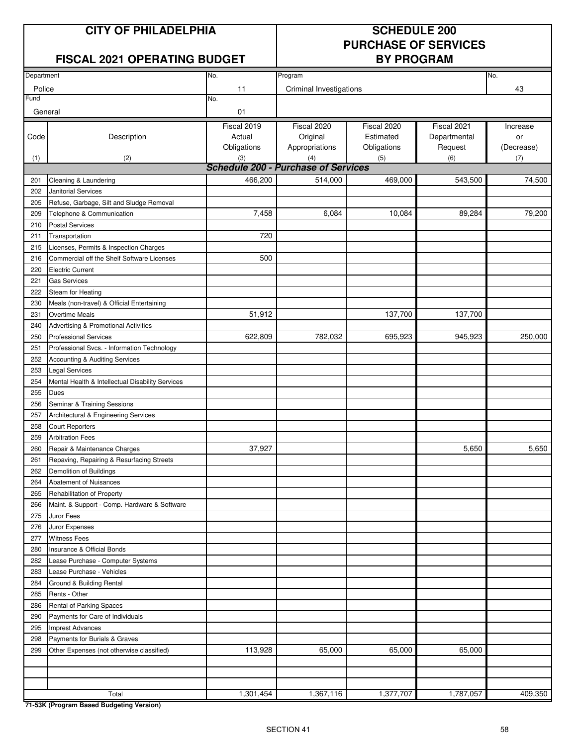# CITY OF PHILADELPHIA

## FISCAL 2021 OPERATING BUDGET

# SCHEDULE 200
# PURCHASE OF SERVICES
# BY PROGRAM

| Department | No. | Program | No. |
|---|---|---|---|
| Police | 11 | Criminal Investigations | 43 |
| **Fund** | **No.** | | |
| General | 01 | | |

| Code<br>(1) | Description<br>(2) | Fiscal 2019 Actual Obligations<br>(3) | Fiscal 2020 Original Appropriations<br>(4) | Fiscal 2020 Estimated Obligations<br>(5) | Fiscal 2021 Departmental Request<br>(6) | Increase or (Decrease)<br>(7) |
|---|---|---|---|---|---|---|
| | ***Schedule 200 - Purchase of Services*** | | | | | |
| 201 | Cleaning & Laundering | 466,200 | 514,000 | 469,000 | 543,500 | 74,500 |
| 202 | Janitorial Services | | | | | |
| 205 | Refuse, Garbage, Silt and Sludge Removal | | | | | |
| 209 | Telephone & Communication | 7,458 | 6,084 | 10,084 | 89,284 | 79,200 |
| 210 | Postal Services | | | | | |
| 211 | Transportation | 720 | | | | |
| 215 | Licenses, Permits & Inspection Charges | | | | | |
| 216 | Commercial off the Shelf Software Licenses | 500 | | | | |
| 220 | Electric Current | | | | | |
| 221 | Gas Services | | | | | |
| 222 | Steam for Heating | | | | | |
| 230 | Meals (non-travel) & Official Entertaining | | | | | |
| 231 | Overtime Meals | 51,912 | | 137,700 | 137,700 | |
| 240 | Advertising & Promotional Activities | | | | | |
| 250 | Professional Services | 622,809 | 782,032 | 695,923 | 945,923 | 250,000 |
| 251 | Professional Svcs. - Information Technology | | | | | |
| 252 | Accounting & Auditing Services | | | | | |
| 253 | Legal Services | | | | | |
| 254 | Mental Health & Intellectual Disability Services | | | | | |
| 255 | Dues | | | | | |
| 256 | Seminar & Training Sessions | | | | | |
| 257 | Architectural & Engineering Services | | | | | |
| 258 | Court Reporters | | | | | |
| 259 | Arbitration Fees | | | | | |
| 260 | Repair & Maintenance Charges | 37,927 | | | 5,650 | 5,650 |
| 261 | Repaving, Repairing & Resurfacing Streets | | | | | |
| 262 | Demolition of Buildings | | | | | |
| 264 | Abatement of Nuisances | | | | | |
| 265 | Rehabilitation of Property | | | | | |
| 266 | Maint. & Support - Comp. Hardware & Software | | | | | |
| 275 | Juror Fees | | | | | |
| 276 | Juror Expenses | | | | | |
| 277 | Witness Fees | | | | | |
| 280 | Insurance & Official Bonds | | | | | |
| 282 | Lease Purchase - Computer Systems | | | | | |
| 283 | Lease Purchase - Vehicles | | | | | |
| 284 | Ground & Building Rental | | | | | |
| 285 | Rents - Other | | | | | |
| 286 | Rental of Parking Spaces | | | | | |
| 290 | Payments for Care of Individuals | | | | | |
| 295 | Imprest Advances | | | | | |
| 298 | Payments for Burials & Graves | | | | | |
| 299 | Other Expenses (not otherwise classified) | 113,928 | 65,000 | 65,000 | 65,000 | |
| | | | | | | |
| | | | | | | |
| | | | | | | |
| | Total | 1,301,454 | 1,367,116 | 1,377,707 | 1,787,057 | 409,350 |

**71-53K (Program Based Budgeting Version)**

SECTION 41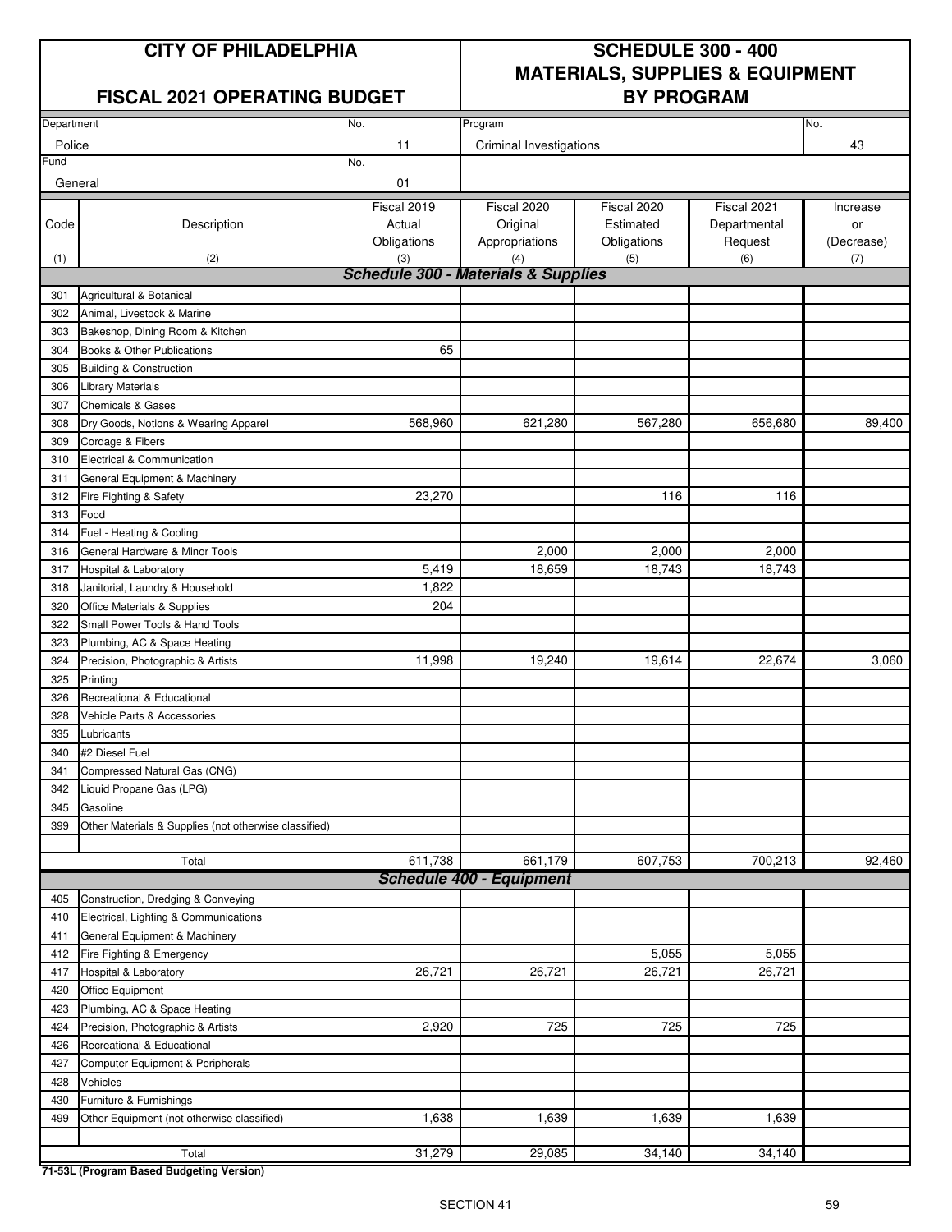# CITY OF PHILADELPHIA

## FISCAL 2021 OPERATING BUDGET

## SCHEDULE 300 - 400 MATERIALS, SUPPLIES & EQUIPMENT BY PROGRAM

| Department | No. | Program | No. |
|---|---|---|---|
| Police | 11 | Criminal Investigations | 43 |
| **Fund** | **No.** | | |
| General | 01 | | |

| Code (1) | Description (2) | Fiscal 2019 Actual Obligations (3) | Fiscal 2020 Original Appropriations (4) | Fiscal 2020 Estimated Obligations (5) | Fiscal 2021 Departmental Request (6) | Increase or (Decrease) (7) |
|---|---|---|---|---|---|---|
| | ***Schedule 300 - Materials & Supplies*** | | | | | |
| 301 | Agricultural & Botanical | | | | | |
| 302 | Animal, Livestock & Marine | | | | | |
| 303 | Bakeshop, Dining Room & Kitchen | | | | | |
| 304 | Books & Other Publications | 65 | | | | |
| 305 | Building & Construction | | | | | |
| 306 | Library Materials | | | | | |
| 307 | Chemicals & Gases | | | | | |
| 308 | Dry Goods, Notions & Wearing Apparel | 568,960 | 621,280 | 567,280 | 656,680 | 89,400 |
| 309 | Cordage & Fibers | | | | | |
| 310 | Electrical & Communication | | | | | |
| 311 | General Equipment & Machinery | | | | | |
| 312 | Fire Fighting & Safety | 23,270 | | 116 | 116 | |
| 313 | Food | | | | | |
| 314 | Fuel - Heating & Cooling | | | | | |
| 316 | General Hardware & Minor Tools | | 2,000 | 2,000 | 2,000 | |
| 317 | Hospital & Laboratory | 5,419 | 18,659 | 18,743 | 18,743 | |
| 318 | Janitorial, Laundry & Household | 1,822 | | | | |
| 320 | Office Materials & Supplies | 204 | | | | |
| 322 | Small Power Tools & Hand Tools | | | | | |
| 323 | Plumbing, AC & Space Heating | | | | | |
| 324 | Precision, Photographic & Artists | 11,998 | 19,240 | 19,614 | 22,674 | 3,060 |
| 325 | Printing | | | | | |
| 326 | Recreational & Educational | | | | | |
| 328 | Vehicle Parts & Accessories | | | | | |
| 335 | Lubricants | | | | | |
| 340 | #2 Diesel Fuel | | | | | |
| 341 | Compressed Natural Gas (CNG) | | | | | |
| 342 | Liquid Propane Gas (LPG) | | | | | |
| 345 | Gasoline | | | | | |
| 399 | Other Materials & Supplies (not otherwise classified) | | | | | |
| | Total | 611,738 | 661,179 | 607,753 | 700,213 | 92,460 |
| | ***Schedule 400 - Equipment*** | | | | | |
| 405 | Construction, Dredging & Conveying | | | | | |
| 410 | Electrical, Lighting & Communications | | | | | |
| 411 | General Equipment & Machinery | | | | | |
| 412 | Fire Fighting & Emergency | | | 5,055 | 5,055 | |
| 417 | Hospital & Laboratory | 26,721 | 26,721 | 26,721 | 26,721 | |
| 420 | Office Equipment | | | | | |
| 423 | Plumbing, AC & Space Heating | | | | | |
| 424 | Precision, Photographic & Artists | 2,920 | 725 | 725 | 725 | |
| 426 | Recreational & Educational | | | | | |
| 427 | Computer Equipment & Peripherals | | | | | |
| 428 | Vehicles | | | | | |
| 430 | Furniture & Furnishings | | | | | |
| 499 | Other Equipment (not otherwise classified) | 1,638 | 1,639 | 1,639 | 1,639 | |
| | Total | 31,279 | 29,085 | 34,140 | 34,140 | |

**71-53L (Program Based Budgeting Version)**

SECTION 41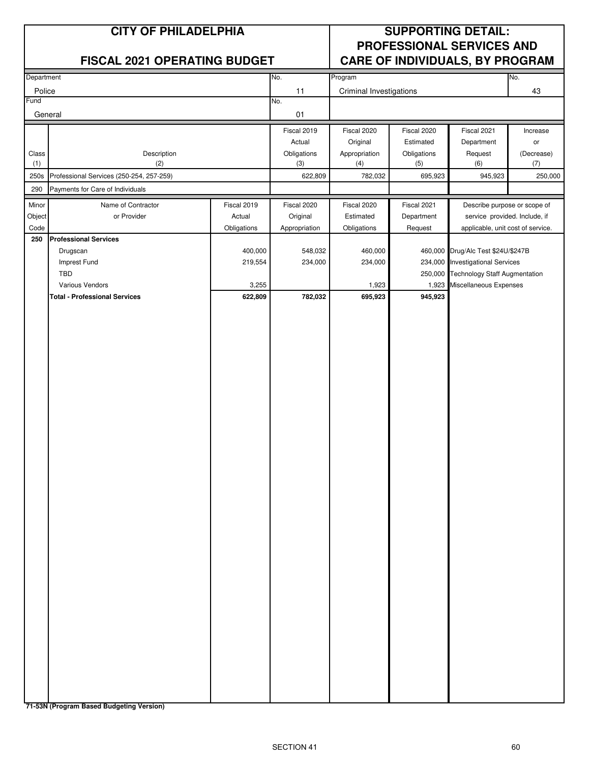# CITY OF PHILADELPHIA

## FISCAL 2021 OPERATING BUDGET

## SUPPORTING DETAIL: PROFESSIONAL SERVICES AND CARE OF INDIVIDUALS, BY PROGRAM

| Department | No. | Program | No. |
|---|---|---|---|
| Police | 11 | Criminal Investigations | 43 |
| **Fund** | **No.** | | |
| General | 01 | | |

| Class (1) | Description (2) | Fiscal 2019 Actual Obligations (3) | Fiscal 2020 Original Appropriation (4) | Fiscal 2020 Estimated Obligations (5) | Fiscal 2021 Department Request (6) | Increase or (Decrease) (7) |
|---|---|---|---|---|---|---|
| 250s | Professional Services (250-254, 257-259) | 622,809 | 782,032 | 695,923 | 945,923 | 250,000 |
| 290 | Payments for Care of Individuals | | | | | |

| Minor Object Code | Name of Contractor or Provider | Fiscal 2019 Actual Obligations | Fiscal 2020 Original Appropriation | Fiscal 2020 Estimated Obligations | Fiscal 2021 Department Request | Describe purpose or scope of service provided. Include, if applicable, unit cost of service. |
|---|---|---|---|---|---|---|
| **250** | **Professional Services** | | | | | |
| | Drugscan | 400,000 | 548,032 | 460,000 | 460,000 | Drug/Alc Test $24U/$247B |
| | Imprest Fund | 219,554 | 234,000 | 234,000 | 234,000 | Investigational Services |
| | TBD | | | | 250,000 | Technology Staff Augmentation |
| | Various Vendors | 3,255 | | 1,923 | 1,923 | Miscellaneous Expenses |
| | **Total - Professional Services** | **622,809** | **782,032** | **695,923** | **945,923** | |

**71-53N (Program Based Budgeting Version)**

SECTION 41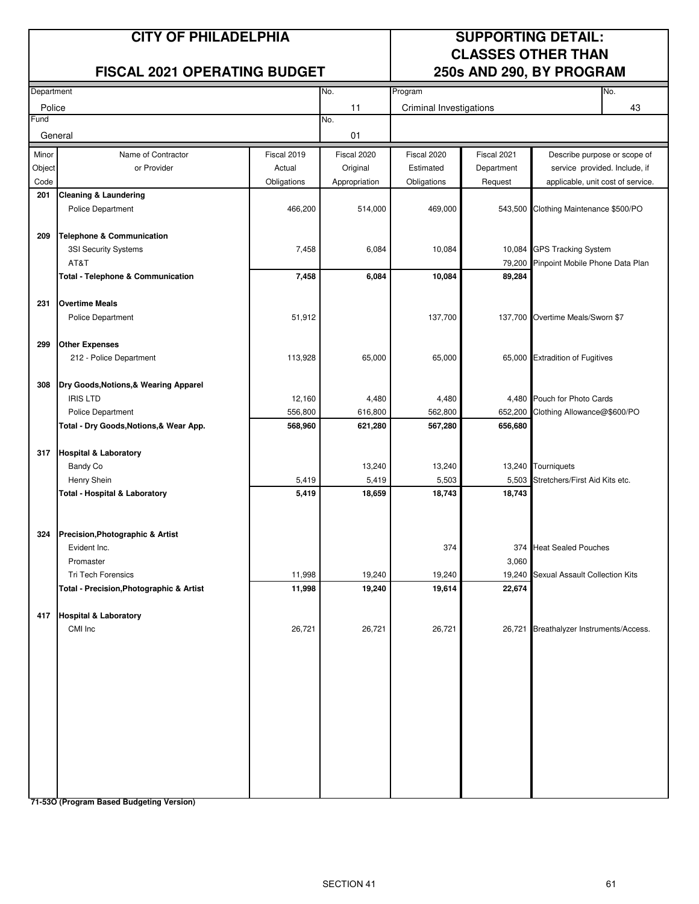# CITY OF PHILADELPHIA

## FISCAL 2021 OPERATING BUDGET

## SUPPORTING DETAIL: CLASSES OTHER THAN 250s AND 290, BY PROGRAM

| Department | No. | Program | No. |
|---|---|---|---|
| Police | 11 | Criminal Investigations | 43 |
| **Fund** | **No.** | | |
| General | 01 | | |

| Minor Object Code | Name of Contractor or Provider | Fiscal 2019 Actual Obligations | Fiscal 2020 Original Appropriation | Fiscal 2020 Estimated Obligations | Fiscal 2021 Department Request | Describe purpose or scope of service provided. Include, if applicable, unit cost of service. |
|---|---|---|---|---|---|---|
| **201** | **Cleaning & Laundering** | | | | | |
| | Police Department | 466,200 | 514,000 | 469,000 | 543,500 | Clothing Maintenance $500/PO |
| **209** | **Telephone & Communication** | | | | | |
| | 3SI Security Systems | 7,458 | 6,084 | 10,084 | 10,084 | GPS Tracking System |
| | AT&T | | | | 79,200 | Pinpoint Mobile Phone Data Plan |
| | **Total - Telephone & Communication** | **7,458** | **6,084** | **10,084** | **89,284** | |
| **231** | **Overtime Meals** | | | | | |
| | Police Department | 51,912 | | 137,700 | 137,700 | Overtime Meals/Sworn $7 |
| **299** | **Other Expenses** | | | | | |
| | 212 - Police Department | 113,928 | 65,000 | 65,000 | 65,000 | Extradition of Fugitives |
| **308** | **Dry Goods,Notions,& Wearing Apparel** | | | | | |
| | IRIS LTD | 12,160 | 4,480 | 4,480 | 4,480 | Pouch for Photo Cards |
| | Police Department | 556,800 | 616,800 | 562,800 | 652,200 | Clothing Allowance@$600/PO |
| | **Total - Dry Goods,Notions,& Wear App.** | **568,960** | **621,280** | **567,280** | **656,680** | |
| **317** | **Hospital & Laboratory** | | | | | |
| | Bandy Co | | 13,240 | 13,240 | 13,240 | Tourniquets |
| | Henry Shein | 5,419 | 5,419 | 5,503 | 5,503 | Stretchers/First Aid Kits etc. |
| | **Total - Hospital & Laboratory** | **5,419** | **18,659** | **18,743** | **18,743** | |
| **324** | **Precision,Photographic & Artist** | | | | | |
| | Evident Inc. | | | 374 | 374 | Heat Sealed Pouches |
| | Promaster | | | | 3,060 | |
| | Tri Tech Forensics | 11,998 | 19,240 | 19,240 | 19,240 | Sexual Assault Collection Kits |
| | **Total - Precision,Photographic & Artist** | **11,998** | **19,240** | **19,614** | **22,674** | |
| **417** | **Hospital & Laboratory** | | | | | |
| | CMI Inc | 26,721 | 26,721 | 26,721 | 26,721 | Breathalyzer Instruments/Access. |

**71-53O (Program Based Budgeting Version)**

SECTION 41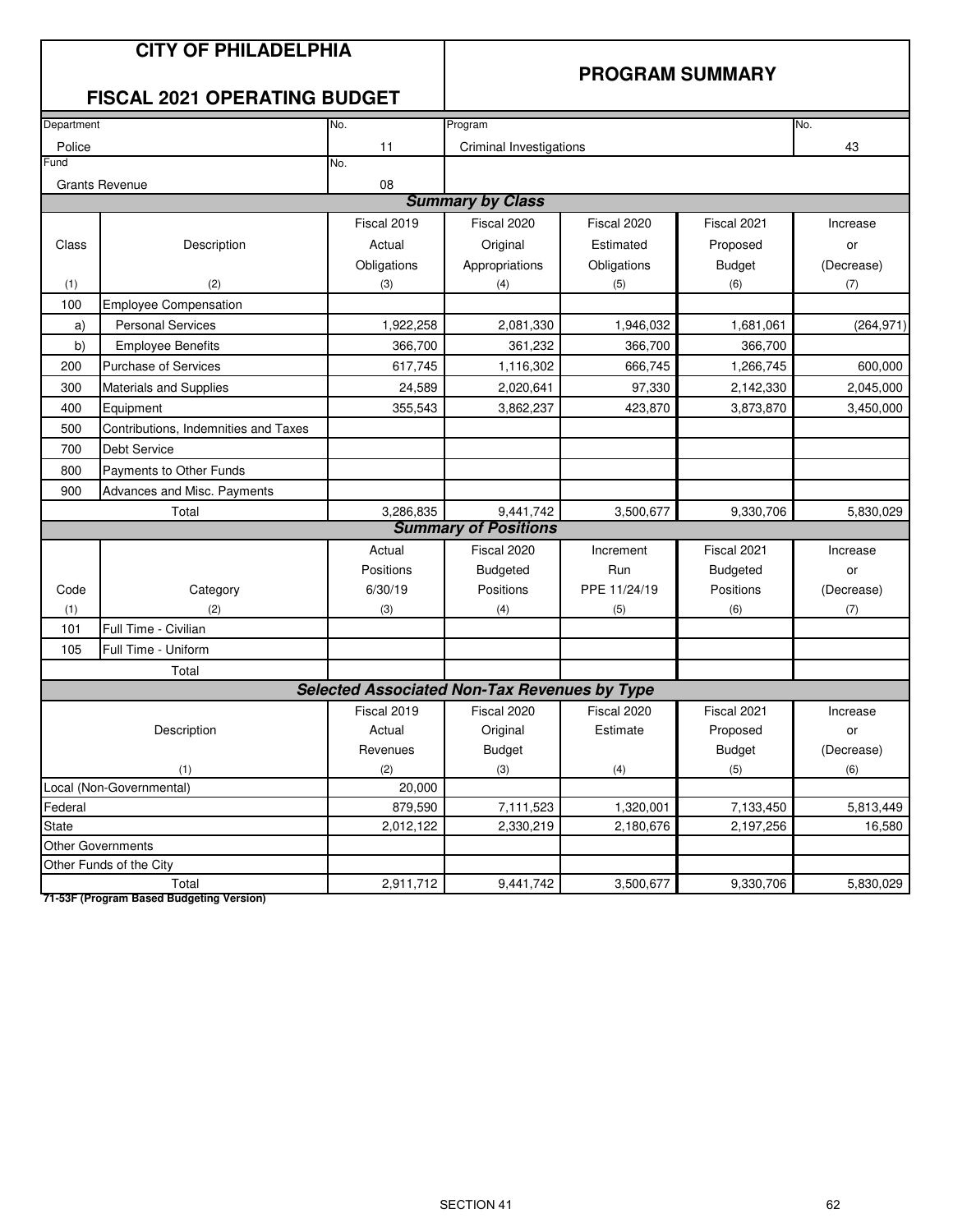# CITY OF PHILADELPHIA

## FISCAL 2021 OPERATING BUDGET

## PROGRAM SUMMARY

| Department | No. | Program | No. |
|---|---|---|---|
| Police | 11 | Criminal Investigations | 43 |
| Fund | No. | | |
| Grants Revenue | 08 | | |

### Summary by Class

| Class (1) | Description (2) | Fiscal 2019 Actual Obligations (3) | Fiscal 2020 Original Appropriations (4) | Fiscal 2020 Estimated Obligations (5) | Fiscal 2021 Proposed Budget (6) | Increase or (Decrease) (7) |
|---|---|---|---|---|---|---|
| 100 | Employee Compensation | | | | | |
| a) | Personal Services | 1,922,258 | 2,081,330 | 1,946,032 | 1,681,061 | (264,971) |
| b) | Employee Benefits | 366,700 | 361,232 | 366,700 | 366,700 | |
| 200 | Purchase of Services | 617,745 | 1,116,302 | 666,745 | 1,266,745 | 600,000 |
| 300 | Materials and Supplies | 24,589 | 2,020,641 | 97,330 | 2,142,330 | 2,045,000 |
| 400 | Equipment | 355,543 | 3,862,237 | 423,870 | 3,873,870 | 3,450,000 |
| 500 | Contributions, Indemnities and Taxes | | | | | |
| 700 | Debt Service | | | | | |
| 800 | Payments to Other Funds | | | | | |
| 900 | Advances and Misc. Payments | | | | | |
| | Total | 3,286,835 | 9,441,742 | 3,500,677 | 9,330,706 | 5,830,029 |

### Summary of Positions

| Code (1) | Category (2) | Actual Positions 6/30/19 (3) | Fiscal 2020 Budgeted Positions (4) | Increment Run PPE 11/24/19 (5) | Fiscal 2021 Budgeted Positions (6) | Increase or (Decrease) (7) |
|---|---|---|---|---|---|---|
| 101 | Full Time - Civilian | | | | | |
| 105 | Full Time - Uniform | | | | | |
| | Total | | | | | |

### Selected Associated Non-Tax Revenues by Type

| Description (1) | Fiscal 2019 Actual Revenues (2) | Fiscal 2020 Original Budget (3) | Fiscal 2020 Estimate (4) | Fiscal 2021 Proposed Budget (5) | Increase or (Decrease) (6) |
|---|---|---|---|---|---|
| Local (Non-Governmental) | 20,000 | | | | |
| Federal | 879,590 | 7,111,523 | 1,320,001 | 7,133,450 | 5,813,449 |
| State | 2,012,122 | 2,330,219 | 2,180,676 | 2,197,256 | 16,580 |
| Other Governments | | | | | |
| Other Funds of the City | | | | | |
| Total | 2,911,712 | 9,441,742 | 3,500,677 | 9,330,706 | 5,830,029 |

**71-53F (Program Based Budgeting Version)**

SECTION 41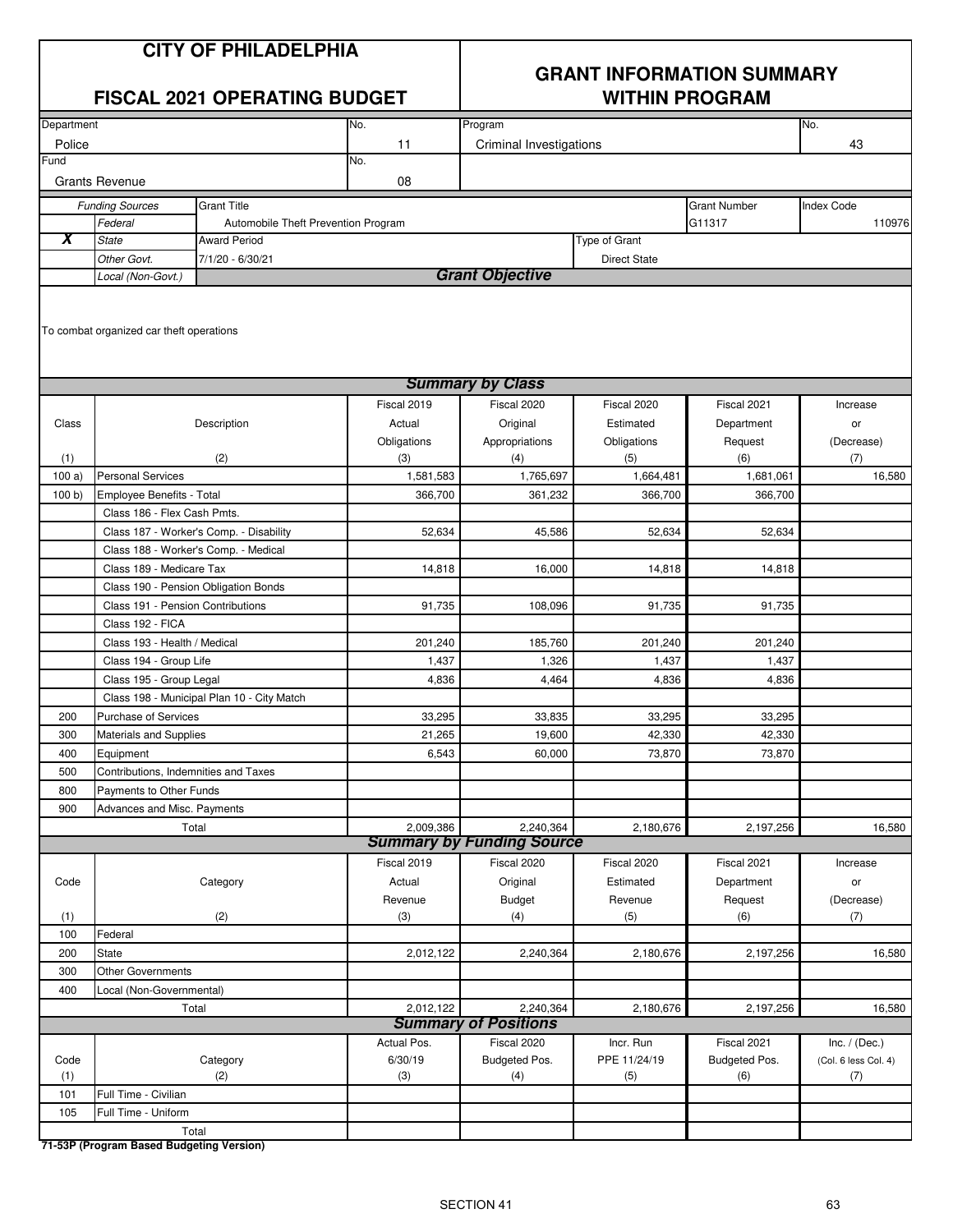# CITY OF PHILADELPHIA

## FISCAL 2021 OPERATING BUDGET

## GRANT INFORMATION SUMMARY WITHIN PROGRAM

| Department | No. | Program | No. |
|---|---|---|---|
| Police | 11 | Criminal Investigations | 43 |
| **Fund** | **No.** | | |
| Grants Revenue | 08 | | |

| | Funding Sources | Grant Title | Grant Number | Index Code |
|---|---|---|---|---|
| | Federal | Automobile Theft Prevention Program | G11317 | 110976 |
| X | State | Award Period | Type of Grant | |
| | Other Govt. | 7/1/20 - 6/30/21 | Direct State | |
| | Local (Non-Govt.) | | | |

### *Grant Objective*

To combat organized car theft operations

### *Summary by Class*

| Class (1) | Description (2) | Fiscal 2019 Actual Obligations (3) | Fiscal 2020 Original Appropriations (4) | Fiscal 2020 Estimated Obligations (5) | Fiscal 2021 Department Request (6) | Increase or (Decrease) (7) |
|---|---|---|---|---|---|---|
| 100 a) | Personal Services | 1,581,583 | 1,765,697 | 1,664,481 | 1,681,061 | 16,580 |
| 100 b) | Employee Benefits - Total | 366,700 | 361,232 | 366,700 | 366,700 | |
| | Class 186 - Flex Cash Pmts. | | | | | |
| | Class 187 - Worker's Comp. - Disability | 52,634 | 45,586 | 52,634 | 52,634 | |
| | Class 188 - Worker's Comp. - Medical | | | | | |
| | Class 189 - Medicare Tax | 14,818 | 16,000 | 14,818 | 14,818 | |
| | Class 190 - Pension Obligation Bonds | | | | | |
| | Class 191 - Pension Contributions | 91,735 | 108,096 | 91,735 | 91,735 | |
| | Class 192 - FICA | | | | | |
| | Class 193 - Health / Medical | 201,240 | 185,760 | 201,240 | 201,240 | |
| | Class 194 - Group Life | 1,437 | 1,326 | 1,437 | 1,437 | |
| | Class 195 - Group Legal | 4,836 | 4,464 | 4,836 | 4,836 | |
| | Class 198 - Municipal Plan 10 - City Match | | | | | |
| 200 | Purchase of Services | 33,295 | 33,835 | 33,295 | 33,295 | |
| 300 | Materials and Supplies | 21,265 | 19,600 | 42,330 | 42,330 | |
| 400 | Equipment | 6,543 | 60,000 | 73,870 | 73,870 | |
| 500 | Contributions, Indemnities and Taxes | | | | | |
| 800 | Payments to Other Funds | | | | | |
| 900 | Advances and Misc. Payments | | | | | |
| | Total | 2,009,386 | 2,240,364 | 2,180,676 | 2,197,256 | 16,580 |

### *Summary by Funding Source*

| Code (1) | Category (2) | Fiscal 2019 Actual Revenue (3) | Fiscal 2020 Original Budget (4) | Fiscal 2020 Estimated Revenue (5) | Fiscal 2021 Department Request (6) | Increase or (Decrease) (7) |
|---|---|---|---|---|---|---|
| 100 | Federal | | | | | |
| 200 | State | 2,012,122 | 2,240,364 | 2,180,676 | 2,197,256 | 16,580 |
| 300 | Other Governments | | | | | |
| 400 | Local (Non-Governmental) | | | | | |
| | Total | 2,012,122 | 2,240,364 | 2,180,676 | 2,197,256 | 16,580 |

### *Summary of Positions*

| Code (1) | Category (2) | Actual Pos. 6/30/19 (3) | Fiscal 2020 Budgeted Pos. (4) | Incr. Run PPE 11/24/19 (5) | Fiscal 2021 Budgeted Pos. (6) | Inc. / (Dec.) (Col. 6 less Col. 4) (7) |
|---|---|---|---|---|---|---|
| 101 | Full Time - Civilian | | | | | |
| 105 | Full Time - Uniform | | | | | |
| | Total | | | | | |

**71-53P (Program Based Budgeting Version)**

SECTION 41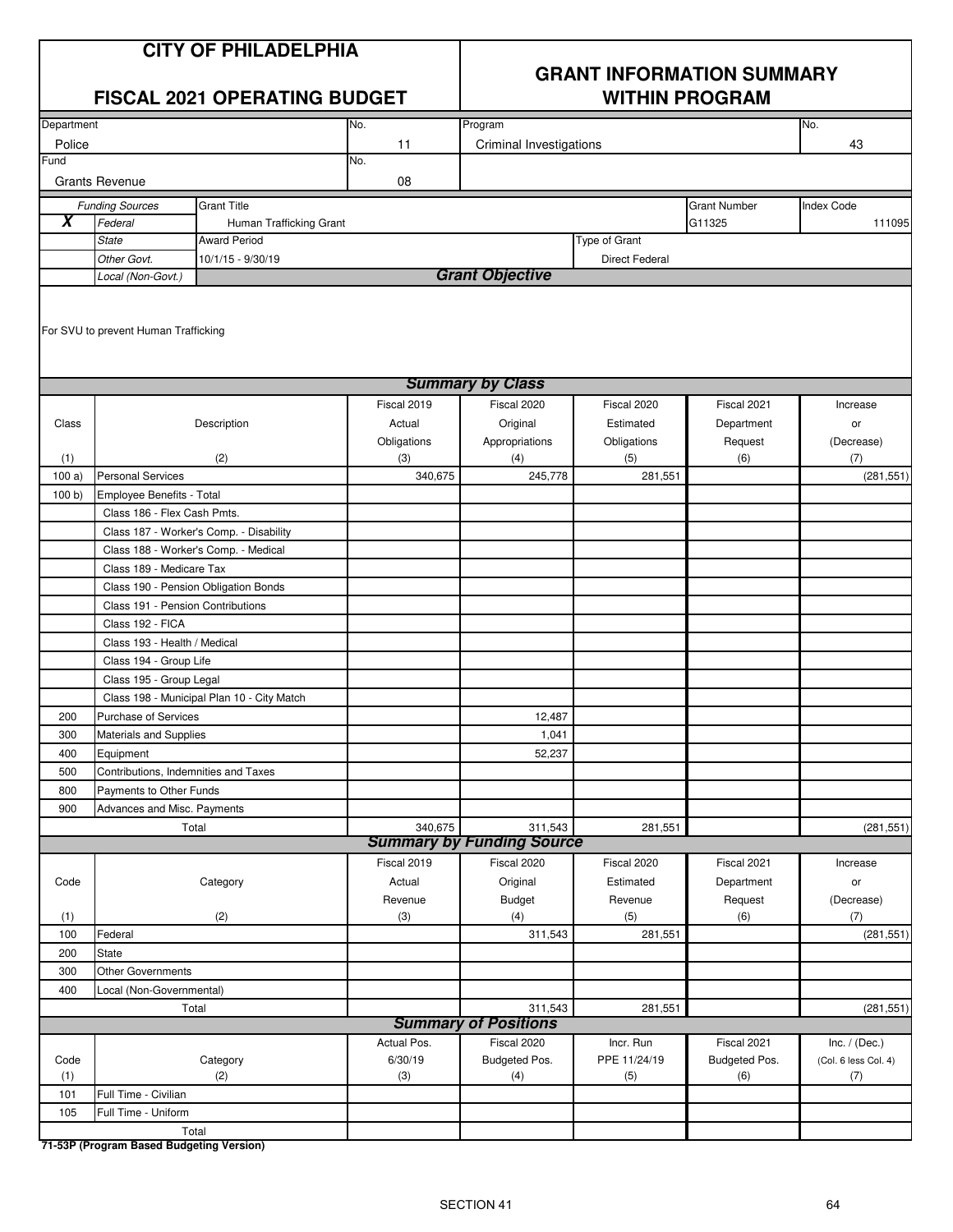# CITY OF PHILADELPHIA

## FISCAL 2021 OPERATING BUDGET

## GRANT INFORMATION SUMMARY WITHIN PROGRAM

| Department | No. | Program | No. |
|---|---|---|---|
| Police | 11 | Criminal Investigations | 43 |
| **Fund** | **No.** | | |
| Grants Revenue | 08 | | |

| | Funding Sources | Grant Title | Grant Number | Index Code |
|---|---|---|---|---|
| X | Federal | Human Trafficking Grant | G11325 | 111095 |
| | State | Award Period | Type of Grant | |
| | Other Govt. | 10/1/15 - 9/30/19 | Direct Federal | |
| | Local (Non-Govt.) | | | |

### *Grant Objective*

For SVU to prevent Human Trafficking

### *Summary by Class*

| Class (1) | Description (2) | Fiscal 2019 Actual Obligations (3) | Fiscal 2020 Original Appropriations (4) | Fiscal 2020 Estimated Obligations (5) | Fiscal 2021 Department Request (6) | Increase or (Decrease) (7) |
|---|---|---|---|---|---|---|
| 100 a) | Personal Services | 340,675 | 245,778 | 281,551 | | (281,551) |
| 100 b) | Employee Benefits - Total | | | | | |
| | Class 186 - Flex Cash Pmts. | | | | | |
| | Class 187 - Worker's Comp. - Disability | | | | | |
| | Class 188 - Worker's Comp. - Medical | | | | | |
| | Class 189 - Medicare Tax | | | | | |
| | Class 190 - Pension Obligation Bonds | | | | | |
| | Class 191 - Pension Contributions | | | | | |
| | Class 192 - FICA | | | | | |
| | Class 193 - Health / Medical | | | | | |
| | Class 194 - Group Life | | | | | |
| | Class 195 - Group Legal | | | | | |
| | Class 198 - Municipal Plan 10 - City Match | | | | | |
| 200 | Purchase of Services | | 12,487 | | | |
| 300 | Materials and Supplies | | 1,041 | | | |
| 400 | Equipment | | 52,237 | | | |
| 500 | Contributions, Indemnities and Taxes | | | | | |
| 800 | Payments to Other Funds | | | | | |
| 900 | Advances and Misc. Payments | | | | | |
| | Total | 340,675 | 311,543 | 281,551 | | (281,551) |

### *Summary by Funding Source*

| Code (1) | Category (2) | Fiscal 2019 Actual Revenue (3) | Fiscal 2020 Original Budget (4) | Fiscal 2020 Estimated Revenue (5) | Fiscal 2021 Department Request (6) | Increase or (Decrease) (7) |
|---|---|---|---|---|---|---|
| 100 | Federal | | 311,543 | 281,551 | | (281,551) |
| 200 | State | | | | | |
| 300 | Other Governments | | | | | |
| 400 | Local (Non-Governmental) | | | | | |
| | Total | | 311,543 | 281,551 | | (281,551) |

### *Summary of Positions*

| Code (1) | Category (2) | Actual Pos. 6/30/19 (3) | Fiscal 2020 Budgeted Pos. (4) | Incr. Run PPE 11/24/19 (5) | Fiscal 2021 Budgeted Pos. (6) | Inc. / (Dec.) (Col. 6 less Col. 4) (7) |
|---|---|---|---|---|---|---|
| 101 | Full Time - Civilian | | | | | |
| 105 | Full Time - Uniform | | | | | |
| | Total | | | | | |

**71-53P (Program Based Budgeting Version)**

SECTION 41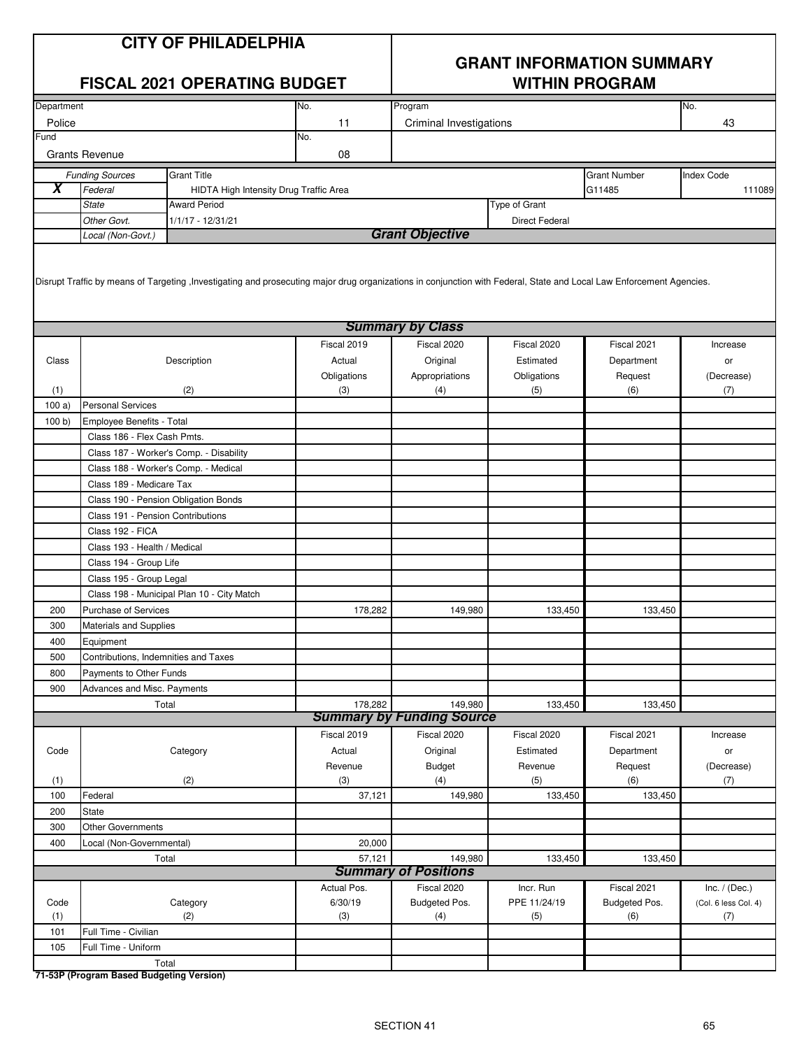# CITY OF PHILADELPHIA

## FISCAL 2021 OPERATING BUDGET

## GRANT INFORMATION SUMMARY WITHIN PROGRAM

| Department | No. | Program | No. |
|---|---|---|---|
| Police | 11 | Criminal Investigations | 43 |
| **Fund** | **No.** | | |
| Grants Revenue | 08 | | |

| | Funding Sources | Grant Title | Grant Number | Index Code |
|---|---|---|---|---|
| **X** | *Federal* | HIDTA High Intensity Drug Traffic Area | G11485 | 111089 |
| | *State* | Award Period | Type of Grant | |
| | *Other Govt.* | 1/1/17 - 12/31/21 | Direct Federal | |
| | *Local (Non-Govt.)* | | | |

### *Grant Objective*

Disrupt Traffic by means of Targeting ,Investigating and prosecuting major drug organizations in conjunction with Federal, State and Local Law Enforcement Agencies.

### *Summary by Class*

| Class (1) | Description (2) | Fiscal 2019 Actual Obligations (3) | Fiscal 2020 Original Appropriations (4) | Fiscal 2020 Estimated Obligations (5) | Fiscal 2021 Department Request (6) | Increase or (Decrease) (7) |
|---|---|---|---|---|---|---|
| 100 a) | Personal Services | | | | | |
| 100 b) | Employee Benefits - Total | | | | | |
| | Class 186 - Flex Cash Pmts. | | | | | |
| | Class 187 - Worker's Comp. - Disability | | | | | |
| | Class 188 - Worker's Comp. - Medical | | | | | |
| | Class 189 - Medicare Tax | | | | | |
| | Class 190 - Pension Obligation Bonds | | | | | |
| | Class 191 - Pension Contributions | | | | | |
| | Class 192 - FICA | | | | | |
| | Class 193 - Health / Medical | | | | | |
| | Class 194 - Group Life | | | | | |
| | Class 195 - Group Legal | | | | | |
| | Class 198 - Municipal Plan 10 - City Match | | | | | |
| 200 | Purchase of Services | 178,282 | 149,980 | 133,450 | 133,450 | |
| 300 | Materials and Supplies | | | | | |
| 400 | Equipment | | | | | |
| 500 | Contributions, Indemnities and Taxes | | | | | |
| 800 | Payments to Other Funds | | | | | |
| 900 | Advances and Misc. Payments | | | | | |
| | Total | 178,282 | 149,980 | 133,450 | 133,450 | |

### *Summary by Funding Source*

| Code (1) | Category (2) | Fiscal 2019 Actual Revenue (3) | Fiscal 2020 Original Budget (4) | Fiscal 2020 Estimated Revenue (5) | Fiscal 2021 Department Request (6) | Increase or (Decrease) (7) |
|---|---|---|---|---|---|---|
| 100 | Federal | 37,121 | 149,980 | 133,450 | 133,450 | |
| 200 | State | | | | | |
| 300 | Other Governments | | | | | |
| 400 | Local (Non-Governmental) | 20,000 | | | | |
| | Total | 57,121 | 149,980 | 133,450 | 133,450 | |

### *Summary of Positions*

| Code (1) | Category (2) | Actual Pos. 6/30/19 (3) | Fiscal 2020 Budgeted Pos. (4) | Incr. Run PPE 11/24/19 (5) | Fiscal 2021 Budgeted Pos. (6) | Inc. / (Dec.) (Col. 6 less Col. 4) (7) |
|---|---|---|---|---|---|---|
| 101 | Full Time - Civilian | | | | | |
| 105 | Full Time - Uniform | | | | | |
| | Total | | | | | |

**71-53P (Program Based Budgeting Version)**

SECTION 41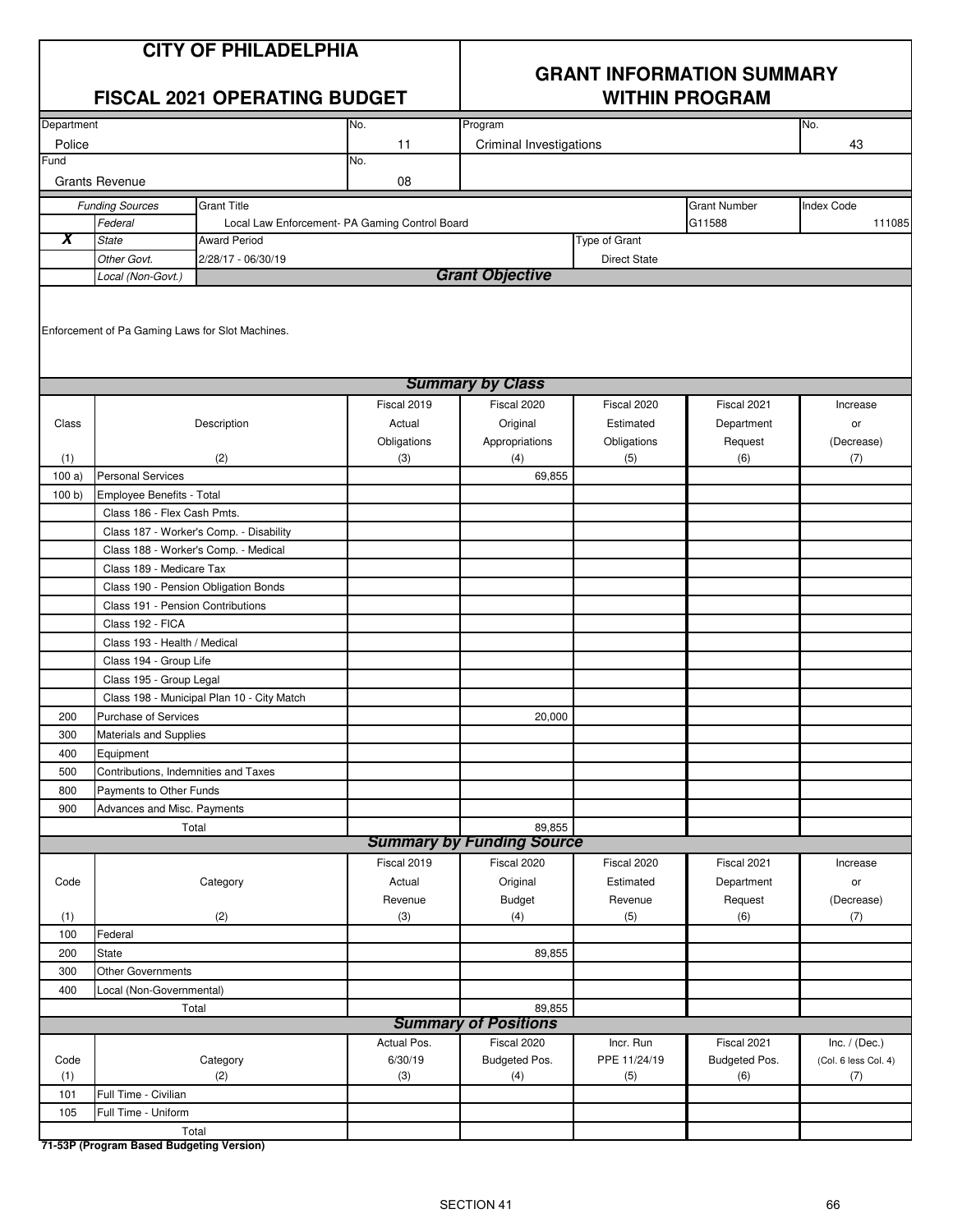# CITY OF PHILADELPHIA

## FISCAL 2021 OPERATING BUDGET

## GRANT INFORMATION SUMMARY WITHIN PROGRAM

| Department | No. | Program | No. |
|---|---|---|---|
| Police | 11 | Criminal Investigations | 43 |
| **Fund** | **No.** | | |
| Grants Revenue | 08 | | |

| | Funding Sources | Grant Title | Grant Number | Index Code |
|---|---|---|---|---|
| | Federal | Local Law Enforcement- PA Gaming Control Board | G11588 | 111085 |
| **X** | State | Award Period | Type of Grant | |
| | Other Govt. | 2/28/17 - 06/30/19 | Direct State | |
| | Local (Non-Govt.) | | | |

### Grant Objective

Enforcement of Pa Gaming Laws for Slot Machines.

### Summary by Class

| Class (1) | Description (2) | Fiscal 2019 Actual Obligations (3) | Fiscal 2020 Original Appropriations (4) | Fiscal 2020 Estimated Obligations (5) | Fiscal 2021 Department Request (6) | Increase or (Decrease) (7) |
|---|---|---|---|---|---|---|
| 100 a) | Personal Services | | 69,855 | | | |
| 100 b) | Employee Benefits - Total | | | | | |
| | Class 186 - Flex Cash Pmts. | | | | | |
| | Class 187 - Worker's Comp. - Disability | | | | | |
| | Class 188 - Worker's Comp. - Medical | | | | | |
| | Class 189 - Medicare Tax | | | | | |
| | Class 190 - Pension Obligation Bonds | | | | | |
| | Class 191 - Pension Contributions | | | | | |
| | Class 192 - FICA | | | | | |
| | Class 193 - Health / Medical | | | | | |
| | Class 194 - Group Life | | | | | |
| | Class 195 - Group Legal | | | | | |
| | Class 198 - Municipal Plan 10 - City Match | | | | | |
| 200 | Purchase of Services | | 20,000 | | | |
| 300 | Materials and Supplies | | | | | |
| 400 | Equipment | | | | | |
| 500 | Contributions, Indemnities and Taxes | | | | | |
| 800 | Payments to Other Funds | | | | | |
| 900 | Advances and Misc. Payments | | | | | |
| | Total | | 89,855 | | | |

### Summary by Funding Source

| Code (1) | Category (2) | Fiscal 2019 Actual Revenue (3) | Fiscal 2020 Original Budget (4) | Fiscal 2020 Estimated Revenue (5) | Fiscal 2021 Department Request (6) | Increase or (Decrease) (7) |
|---|---|---|---|---|---|---|
| 100 | Federal | | | | | |
| 200 | State | | 89,855 | | | |
| 300 | Other Governments | | | | | |
| 400 | Local (Non-Governmental) | | | | | |
| | Total | | 89,855 | | | |

### Summary of Positions

| Code (1) | Category (2) | Actual Pos. 6/30/19 (3) | Fiscal 2020 Budgeted Pos. (4) | Incr. Run PPE 11/24/19 (5) | Fiscal 2021 Budgeted Pos. (6) | Inc. / (Dec.) (Col. 6 less Col. 4) (7) |
|---|---|---|---|---|---|---|
| 101 | Full Time - Civilian | | | | | |
| 105 | Full Time - Uniform | | | | | |
| | Total | | | | | |

**71-53P (Program Based Budgeting Version)**

SECTION 41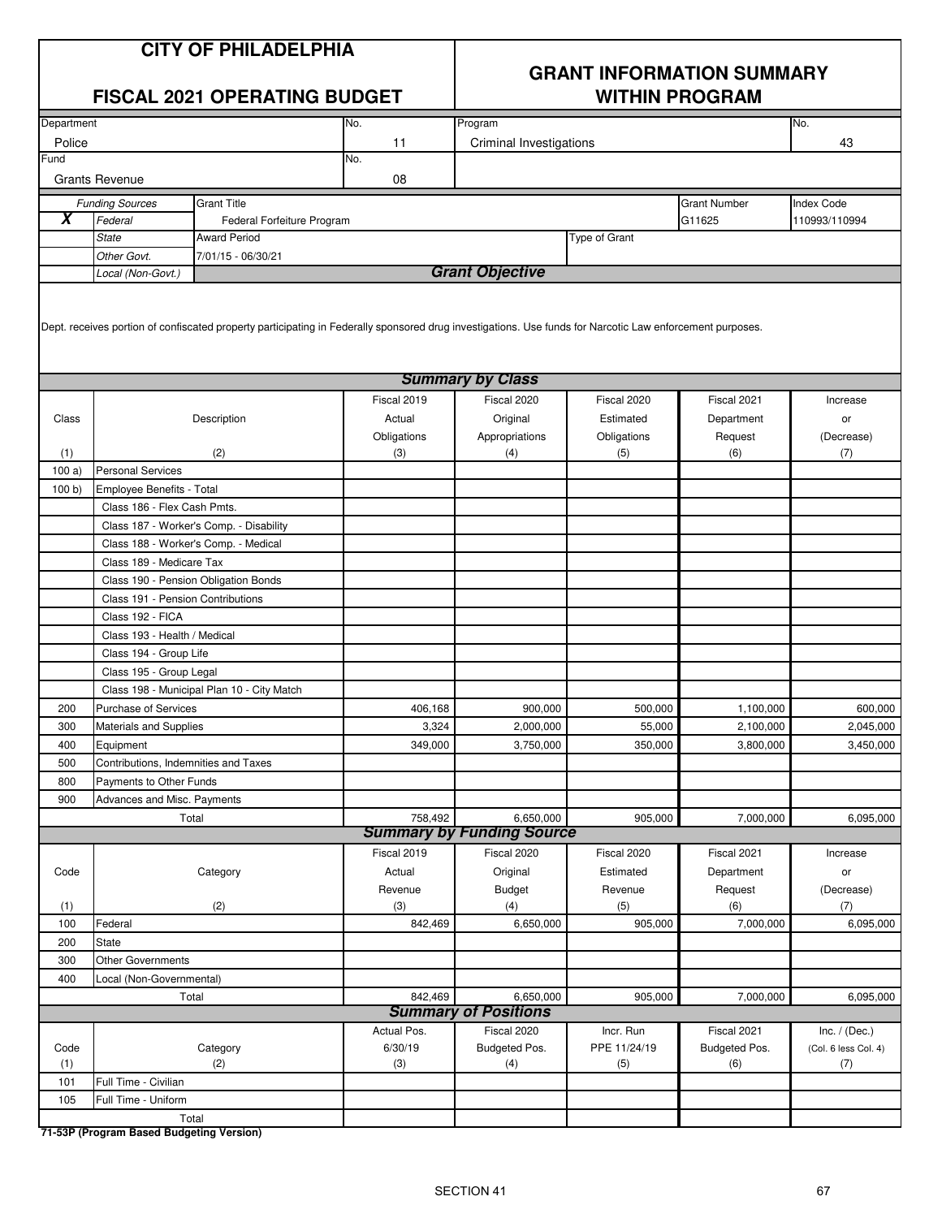# CITY OF PHILADELPHIA

## FISCAL 2021 OPERATING BUDGET

## GRANT INFORMATION SUMMARY WITHIN PROGRAM

| Department | No. | Program | No. |
|---|---|---|---|
| Police | 11 | Criminal Investigations | 43 |
| **Fund** | **No.** | | |
| Grants Revenue | 08 | | |

| | Funding Sources | Grant Title | Grant Number | Index Code |
|---|---|---|---|---|
| X | Federal | Federal Forfeiture Program | G11625 | 110993/110994 |
| | State | Award Period | Type of Grant | |
| | Other Govt. | 7/01/15 - 06/30/21 | | |
| | Local (Non-Govt.) | | | |

### Grant Objective

Dept. receives portion of confiscated property participating in Federally sponsored drug investigations. Use funds for Narcotic Law enforcement purposes.

### Summary by Class

| Class (1) | Description (2) | Fiscal 2019 Actual Obligations (3) | Fiscal 2020 Original Appropriations (4) | Fiscal 2020 Estimated Obligations (5) | Fiscal 2021 Department Request (6) | Increase or (Decrease) (7) |
|---|---|---|---|---|---|---|
| 100 a) | Personal Services | | | | | |
| 100 b) | Employee Benefits - Total | | | | | |
| | Class 186 - Flex Cash Pmts. | | | | | |
| | Class 187 - Worker's Comp. - Disability | | | | | |
| | Class 188 - Worker's Comp. - Medical | | | | | |
| | Class 189 - Medicare Tax | | | | | |
| | Class 190 - Pension Obligation Bonds | | | | | |
| | Class 191 - Pension Contributions | | | | | |
| | Class 192 - FICA | | | | | |
| | Class 193 - Health / Medical | | | | | |
| | Class 194 - Group Life | | | | | |
| | Class 195 - Group Legal | | | | | |
| | Class 198 - Municipal Plan 10 - City Match | | | | | |
| 200 | Purchase of Services | 406,168 | 900,000 | 500,000 | 1,100,000 | 600,000 |
| 300 | Materials and Supplies | 3,324 | 2,000,000 | 55,000 | 2,100,000 | 2,045,000 |
| 400 | Equipment | 349,000 | 3,750,000 | 350,000 | 3,800,000 | 3,450,000 |
| 500 | Contributions, Indemnities and Taxes | | | | | |
| 800 | Payments to Other Funds | | | | | |
| 900 | Advances and Misc. Payments | | | | | |
| | Total | 758,492 | 6,650,000 | 905,000 | 7,000,000 | 6,095,000 |

### Summary by Funding Source

| Code (1) | Category (2) | Fiscal 2019 Actual Revenue (3) | Fiscal 2020 Original Budget (4) | Fiscal 2020 Estimated Revenue (5) | Fiscal 2021 Department Request (6) | Increase or (Decrease) (7) |
|---|---|---|---|---|---|---|
| 100 | Federal | 842,469 | 6,650,000 | 905,000 | 7,000,000 | 6,095,000 |
| 200 | State | | | | | |
| 300 | Other Governments | | | | | |
| 400 | Local (Non-Governmental) | | | | | |
| | Total | 842,469 | 6,650,000 | 905,000 | 7,000,000 | 6,095,000 |

### Summary of Positions

| Code (1) | Category (2) | Actual Pos. 6/30/19 (3) | Fiscal 2020 Budgeted Pos. (4) | Incr. Run PPE 11/24/19 (5) | Fiscal 2021 Budgeted Pos. (6) | Inc. / (Dec.) (Col. 6 less Col. 4) (7) |
|---|---|---|---|---|---|---|
| 101 | Full Time - Civilian | | | | | |
| 105 | Full Time - Uniform | | | | | |
| | Total | | | | | |

**71-53P (Program Based Budgeting Version)**

SECTION 41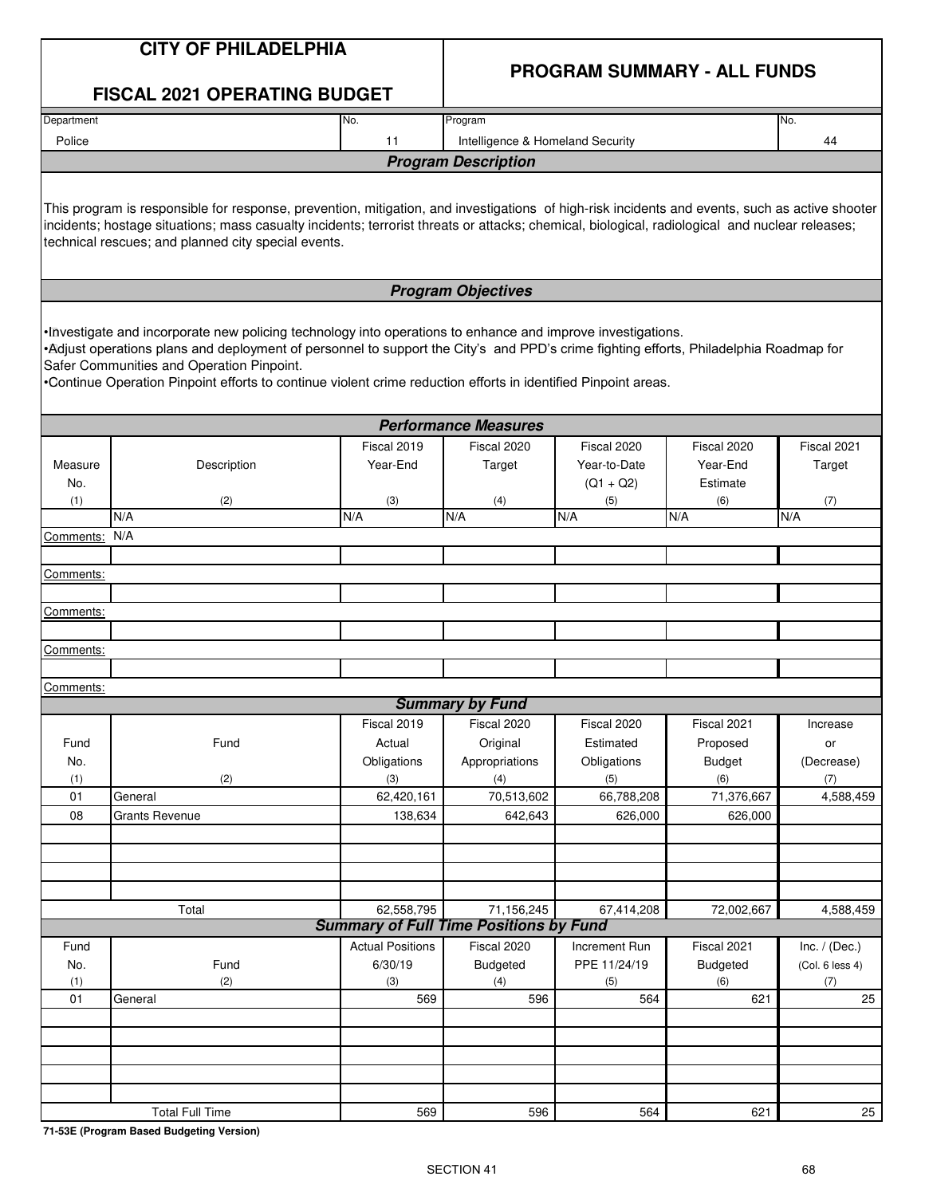# CITY OF PHILADELPHIA

## FISCAL 2021 OPERATING BUDGET

## PROGRAM SUMMARY - ALL FUNDS

| Department | No. | Program | No. |
|---|---|---|---|
| Police | 11 | Intelligence & Homeland Security | 44 |

### *Program Description*

This program is responsible for response, prevention, mitigation, and investigations of high-risk incidents and events, such as active shooter incidents; hostage situations; mass casualty incidents; terrorist threats or attacks; chemical, biological, radiological and nuclear releases; technical rescues; and planned city special events.

### *Program Objectives*

- Investigate and incorporate new policing technology into operations to enhance and improve investigations.
- Adjust operations plans and deployment of personnel to support the City's and PPD's crime fighting efforts, Philadelphia Roadmap for Safer Communities and Operation Pinpoint.
- Continue Operation Pinpoint efforts to continue violent crime reduction efforts in identified Pinpoint areas.

### *Performance Measures*

| Measure No. (1) | Description (2) | Fiscal 2019 Year-End (3) | Fiscal 2020 Target (4) | Fiscal 2020 Year-to-Date (Q1 + Q2) (5) | Fiscal 2020 Year-End Estimate (6) | Fiscal 2021 Target (7) |
|---|---|---|---|---|---|---|
| | N/A | N/A | N/A | N/A | N/A | N/A |

Comments: N/A

Comments:

Comments:

Comments:

Comments:

### *Summary by Fund*

| Fund No. (1) | Fund (2) | Fiscal 2019 Actual Obligations (3) | Fiscal 2020 Original Appropriations (4) | Fiscal 2020 Estimated Obligations (5) | Fiscal 2021 Proposed Budget (6) | Increase or (Decrease) (7) |
|---|---|---|---|---|---|---|
| 01 | General | 62,420,161 | 70,513,602 | 66,788,208 | 71,376,667 | 4,588,459 |
| 08 | Grants Revenue | 138,634 | 642,643 | 626,000 | 626,000 | |
| | Total | 62,558,795 | 71,156,245 | 67,414,208 | 72,002,667 | 4,588,459 |

### *Summary of Full Time Positions by Fund*

| Fund No. (1) | Fund (2) | Actual Positions 6/30/19 (3) | Fiscal 2020 Budgeted (4) | Increment Run PPE 11/24/19 (5) | Fiscal 2021 Budgeted (6) | Inc. / (Dec.) (Col. 6 less 4) (7) |
|---|---|---|---|---|---|---|
| 01 | General | 569 | 596 | 564 | 621 | 25 |
| | Total Full Time | 569 | 596 | 564 | 621 | 25 |

**71-53E (Program Based Budgeting Version)**

SECTION 41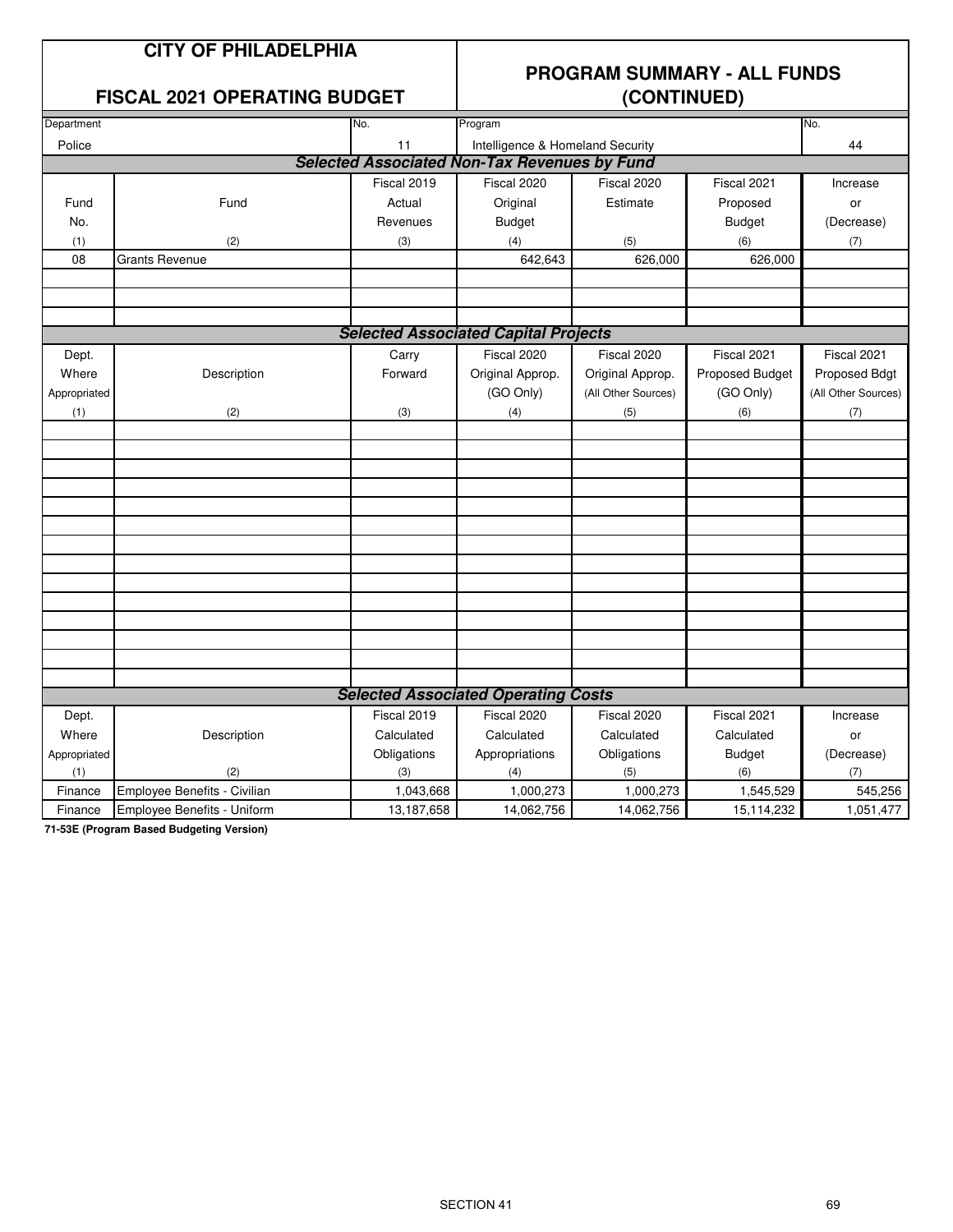# CITY OF PHILADELPHIA

## FISCAL 2021 OPERATING BUDGET

## PROGRAM SUMMARY - ALL FUNDS (CONTINUED)

| Department | No. | Program | No. |
|---|---|---|---|
| Police | 11 | Intelligence & Homeland Security | 44 |

### Selected Associated Non-Tax Revenues by Fund

| Fund No. | Fund | Fiscal 2019 Actual Revenues | Fiscal 2020 Original Budget | Fiscal 2020 Estimate | Fiscal 2021 Proposed Budget | Increase or (Decrease) |
|---|---|---|---|---|---|---|
| (1) | (2) | (3) | (4) | (5) | (6) | (7) |
| 08 | Grants Revenue | | 642,643 | 626,000 | 626,000 | |

### Selected Associated Capital Projects

| Dept. Where Appropriated | Description | Carry Forward | Fiscal 2020 Original Approp. (GO Only) | Fiscal 2020 Original Approp. (All Other Sources) | Fiscal 2021 Proposed Budget (GO Only) | Fiscal 2021 Proposed Bdgt (All Other Sources) |
|---|---|---|---|---|---|---|
| (1) | (2) | (3) | (4) | (5) | (6) | (7) |

### Selected Associated Operating Costs

| Dept. Where Appropriated | Description | Fiscal 2019 Calculated Obligations | Fiscal 2020 Calculated Appropriations | Fiscal 2020 Calculated Obligations | Fiscal 2021 Calculated Budget | Increase or (Decrease) |
|---|---|---|---|---|---|---|
| (1) | (2) | (3) | (4) | (5) | (6) | (7) |
| Finance | Employee Benefits - Civilian | 1,043,668 | 1,000,273 | 1,000,273 | 1,545,529 | 545,256 |
| Finance | Employee Benefits - Uniform | 13,187,658 | 14,062,756 | 14,062,756 | 15,114,232 | 1,051,477 |

**71-53E (Program Based Budgeting Version)**

SECTION 41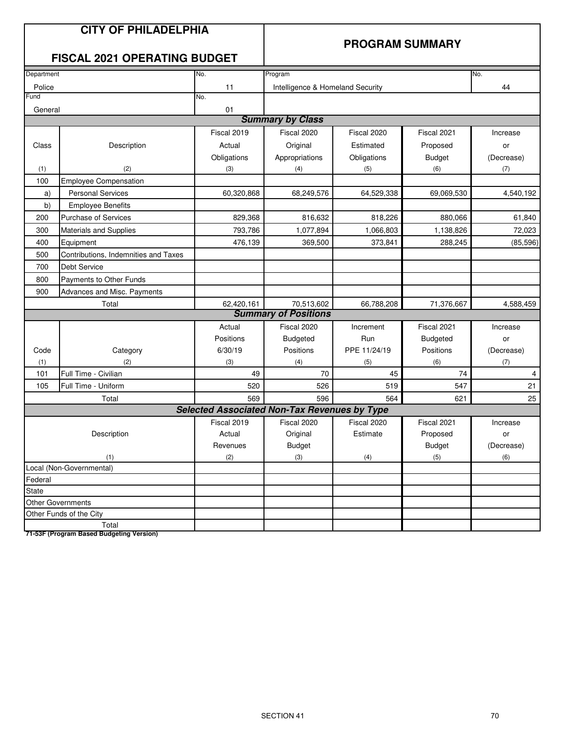# CITY OF PHILADELPHIA

## FISCAL 2021 OPERATING BUDGET

## PROGRAM SUMMARY

| Department | No. | Program | No. |
|---|---|---|---|
| Police | 11 | Intelligence & Homeland Security | 44 |
| Fund | No. | | |
| General | 01 | | |

### Summary by Class

| Class | Description | Fiscal 2019 Actual Obligations | Fiscal 2020 Original Appropriations | Fiscal 2020 Estimated Obligations | Fiscal 2021 Proposed Budget | Increase or (Decrease) |
|---|---|---|---|---|---|---|
| (1) | (2) | (3) | (4) | (5) | (6) | (7) |
| 100 | Employee Compensation | | | | | |
| a) | Personal Services | 60,320,868 | 68,249,576 | 64,529,338 | 69,069,530 | 4,540,192 |
| b) | Employee Benefits | | | | | |
| 200 | Purchase of Services | 829,368 | 816,632 | 818,226 | 880,066 | 61,840 |
| 300 | Materials and Supplies | 793,786 | 1,077,894 | 1,066,803 | 1,138,826 | 72,023 |
| 400 | Equipment | 476,139 | 369,500 | 373,841 | 288,245 | (85,596) |
| 500 | Contributions, Indemnities and Taxes | | | | | |
| 700 | Debt Service | | | | | |
| 800 | Payments to Other Funds | | | | | |
| 900 | Advances and Misc. Payments | | | | | |
| | Total | 62,420,161 | 70,513,602 | 66,788,208 | 71,376,667 | 4,588,459 |

### Summary of Positions

| Code | Category | Actual Positions 6/30/19 | Fiscal 2020 Budgeted Positions | Increment Run PPE 11/24/19 | Fiscal 2021 Budgeted Positions | Increase or (Decrease) |
|---|---|---|---|---|---|---|
| (1) | (2) | (3) | (4) | (5) | (6) | (7) |
| 101 | Full Time - Civilian | 49 | 70 | 45 | 74 | 4 |
| 105 | Full Time - Uniform | 520 | 526 | 519 | 547 | 21 |
| | Total | 569 | 596 | 564 | 621 | 25 |

### Selected Associated Non-Tax Revenues by Type

| Description | Fiscal 2019 Actual Revenues | Fiscal 2020 Original Budget | Fiscal 2020 Estimate | Fiscal 2021 Proposed Budget | Increase or (Decrease) |
|---|---|---|---|---|---|
| (1) | (2) | (3) | (4) | (5) | (6) |
| Local (Non-Governmental) | | | | | |
| Federal | | | | | |
| State | | | | | |
| Other Governments | | | | | |
| Other Funds of the City | | | | | |
| Total | | | | | |

**71-53F (Program Based Budgeting Version)**

SECTION 41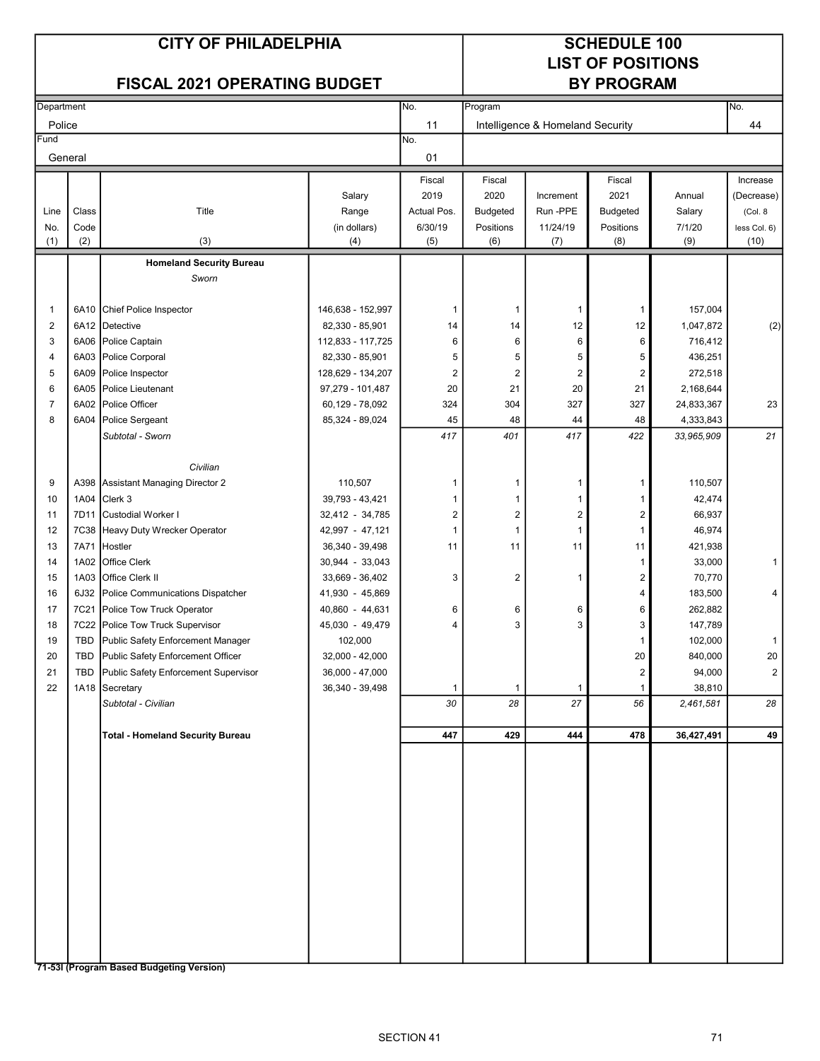# CITY OF PHILADELPHIA

## FISCAL 2021 OPERATING BUDGET

# SCHEDULE 100
## LIST OF POSITIONS BY PROGRAM

| Department | No. | Program | No. |
|---|---|---|---|
| Police | 11 | Intelligence & Homeland Security | 44 |
| **Fund** | **No.** | | |
| General | 01 | | |

| Line No. (1) | Class Code (2) | Title (3) | Salary Range (in dollars) (4) | Fiscal 2019 Actual Pos. 6/30/19 (5) | Fiscal 2020 Budgeted Positions (6) | Increment Run -PPE 11/24/19 (7) | Fiscal 2021 Budgeted Positions (8) | Annual Salary 7/1/20 (9) | Increase (Decrease) (Col. 8 less Col. 6) (10) |
|---|---|---|---|---|---|---|---|---|---|
| | | **Homeland Security Bureau** | | | | | | | |
| | | *Sworn* | | | | | | | |
| 1 | 6A10 | Chief Police Inspector | 146,638 - 152,997 | 1 | 1 | 1 | 1 | 157,004 | |
| 2 | 6A12 | Detective | 82,330 - 85,901 | 14 | 14 | 12 | 12 | 1,047,872 | (2) |
| 3 | 6A06 | Police Captain | 112,833 - 117,725 | 6 | 6 | 6 | 6 | 716,412 | |
| 4 | 6A03 | Police Corporal | 82,330 - 85,901 | 5 | 5 | 5 | 5 | 436,251 | |
| 5 | 6A09 | Police Inspector | 128,629 - 134,207 | 2 | 2 | 2 | 2 | 272,518 | |
| 6 | 6A05 | Police Lieutenant | 97,279 - 101,487 | 20 | 21 | 20 | 21 | 2,168,644 | |
| 7 | 6A02 | Police Officer | 60,129 - 78,092 | 324 | 304 | 327 | 327 | 24,833,367 | 23 |
| 8 | 6A04 | Police Sergeant | 85,324 - 89,024 | 45 | 48 | 44 | 48 | 4,333,843 | |
| | | *Subtotal - Sworn* | | *417* | *401* | *417* | *422* | *33,965,909* | *21* |
| | | *Civilian* | | | | | | | |
| 9 | A398 | Assistant Managing Director 2 | 110,507 | 1 | 1 | 1 | 1 | 110,507 | |
| 10 | 1A04 | Clerk 3 | 39,793 - 43,421 | 1 | 1 | 1 | 1 | 42,474 | |
| 11 | 7D11 | Custodial Worker I | 32,412 - 34,785 | 2 | 2 | 2 | 2 | 66,937 | |
| 12 | 7C38 | Heavy Duty Wrecker Operator | 42,997 - 47,121 | 1 | 1 | 1 | 1 | 46,974 | |
| 13 | 7A71 | Hostler | 36,340 - 39,498 | 11 | 11 | 11 | 11 | 421,938 | |
| 14 | 1A02 | Office Clerk | 30,944 - 33,043 | | | | 1 | 33,000 | 1 |
| 15 | 1A03 | Office Clerk II | 33,669 - 36,402 | 3 | 2 | 1 | 2 | 70,770 | |
| 16 | 6J32 | Police Communications Dispatcher | 41,930 - 45,869 | | | | 4 | 183,500 | 4 |
| 17 | 7C21 | Police Tow Truck Operator | 40,860 - 44,631 | 6 | 6 | 6 | 6 | 262,882 | |
| 18 | 7C22 | Police Tow Truck Supervisor | 45,030 - 49,479 | 4 | 3 | 3 | 3 | 147,789 | |
| 19 | TBD | Public Safety Enforcement Manager | 102,000 | | | | 1 | 102,000 | 1 |
| 20 | TBD | Public Safety Enforcement Officer | 32,000 - 42,000 | | | | 20 | 840,000 | 20 |
| 21 | TBD | Public Safety Enforcement Supervisor | 36,000 - 47,000 | | | | 2 | 94,000 | 2 |
| 22 | 1A18 | Secretary | 36,340 - 39,498 | 1 | 1 | 1 | 1 | 38,810 | |
| | | *Subtotal - Civilian* | | *30* | *28* | *27* | *56* | *2,461,581* | *28* |
| | | **Total - Homeland Security Bureau** | | **447** | **429** | **444** | **478** | **36,427,491** | **49** |

**71-53I (Program Based Budgeting Version)**

SECTION 41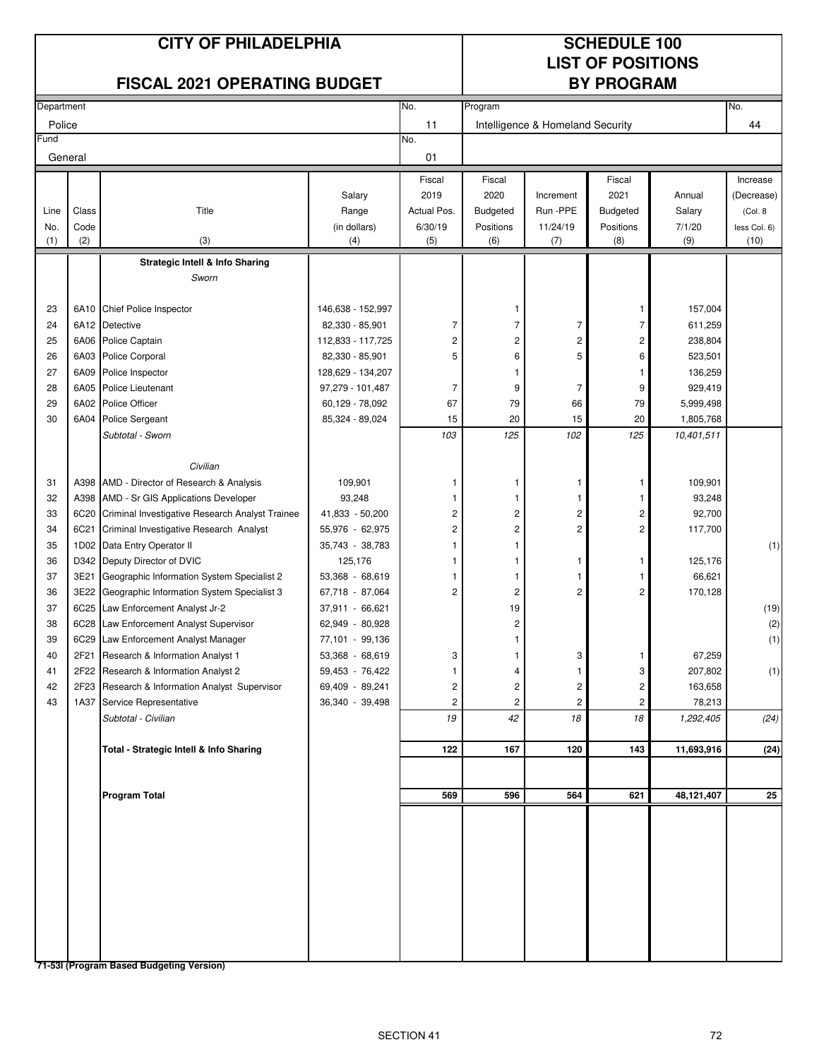# CITY OF PHILADELPHIA

## FISCAL 2021 OPERATING BUDGET

# SCHEDULE 100
## LIST OF POSITIONS BY PROGRAM

| Department | No. | Program | No. |
|---|---|---|---|
| Police | 11 | Intelligence & Homeland Security | 44 |
| **Fund** | **No.** | | |
| General | 01 | | |

| Line No. (1) | Class Code (2) | Title (3) | Salary Range (in dollars) (4) | Fiscal 2019 Actual Pos. 6/30/19 (5) | Fiscal 2020 Budgeted Positions (6) | Increment Run -PPE 11/24/19 (7) | Fiscal 2021 Budgeted Positions (8) | Annual Salary 7/1/20 (9) | Increase (Decrease) (Col. 8 less Col. 6) (10) |
|---|---|---|---|---|---|---|---|---|---|
| | | **Strategic Intell & Info Sharing** | | | | | | | |
| | | *Sworn* | | | | | | | |
| 23 | 6A10 | Chief Police Inspector | 146,638 - 152,997 | | 1 | | 1 | 157,004 | |
| 24 | 6A12 | Detective | 82,330 - 85,901 | 7 | 7 | 7 | 7 | 611,259 | |
| 25 | 6A06 | Police Captain | 112,833 - 117,725 | 2 | 2 | 2 | 2 | 238,804 | |
| 26 | 6A03 | Police Corporal | 82,330 - 85,901 | 5 | 6 | 5 | 6 | 523,501 | |
| 27 | 6A09 | Police Inspector | 128,629 - 134,207 | | 1 | | 1 | 136,259 | |
| 28 | 6A05 | Police Lieutenant | 97,279 - 101,487 | 7 | 9 | 7 | 9 | 929,419 | |
| 29 | 6A02 | Police Officer | 60,129 - 78,092 | 67 | 79 | 66 | 79 | 5,999,498 | |
| 30 | 6A04 | Police Sergeant | 85,324 - 89,024 | 15 | 20 | 15 | 20 | 1,805,768 | |
| | | *Subtotal - Sworn* | | *103* | *125* | *102* | *125* | *10,401,511* | |
| | | *Civilian* | | | | | | | |
| 31 | A398 | AMD - Director of Research & Analysis | 109,901 | 1 | 1 | 1 | 1 | 109,901 | |
| 32 | A398 | AMD - Sr GIS Applications Developer | 93,248 | 1 | 1 | 1 | 1 | 93,248 | |
| 33 | 6C20 | Criminal Investigative Research Analyst Trainee | 41,833 - 50,200 | 2 | 2 | 2 | 2 | 92,700 | |
| 34 | 6C21 | Criminal Investigative Research Analyst | 55,976 - 62,975 | 2 | 2 | 2 | 2 | 117,700 | |
| 35 | 1D02 | Data Entry Operator II | 35,743 - 38,783 | 1 | 1 | | | | (1) |
| 36 | D342 | Deputy Director of DVIC | 125,176 | 1 | 1 | 1 | 1 | 125,176 | |
| 37 | 3E21 | Geographic Information System Specialist 2 | 53,368 - 68,619 | 1 | 1 | 1 | 1 | 66,621 | |
| 36 | 3E22 | Geographic Information System Specialist 3 | 67,718 - 87,064 | 2 | 2 | 2 | 2 | 170,128 | |
| 37 | 6C25 | Law Enforcement Analyst Jr-2 | 37,911 - 66,621 | | 19 | | | | (19) |
| 38 | 6C28 | Law Enforcement Analyst Supervisor | 62,949 - 80,928 | | 2 | | | | (2) |
| 39 | 6C29 | Law Enforcement Analyst Manager | 77,101 - 99,136 | | 1 | | | | (1) |
| 40 | 2F21 | Research & Information Analyst 1 | 53,368 - 68,619 | 3 | 1 | 3 | 1 | 67,259 | |
| 41 | 2F22 | Research & Information Analyst 2 | 59,453 - 76,422 | 1 | 4 | 1 | 3 | 207,802 | (1) |
| 42 | 2F23 | Research & Information Analyst Supervisor | 69,409 - 89,241 | 2 | 2 | 2 | 2 | 163,658 | |
| 43 | 1A37 | Service Representative | 36,340 - 39,498 | 2 | 2 | 2 | 2 | 78,213 | |
| | | *Subtotal - Civilian* | | *19* | *42* | *18* | *18* | *1,292,405* | *(24)* |
| | | **Total - Strategic Intell & Info Sharing** | | **122** | **167** | **120** | **143** | **11,693,916** | **(24)** |
| | | **Program Total** | | **569** | **596** | **564** | **621** | **48,121,407** | **25** |

**71-53I (Program Based Budgeting Version)**

SECTION 41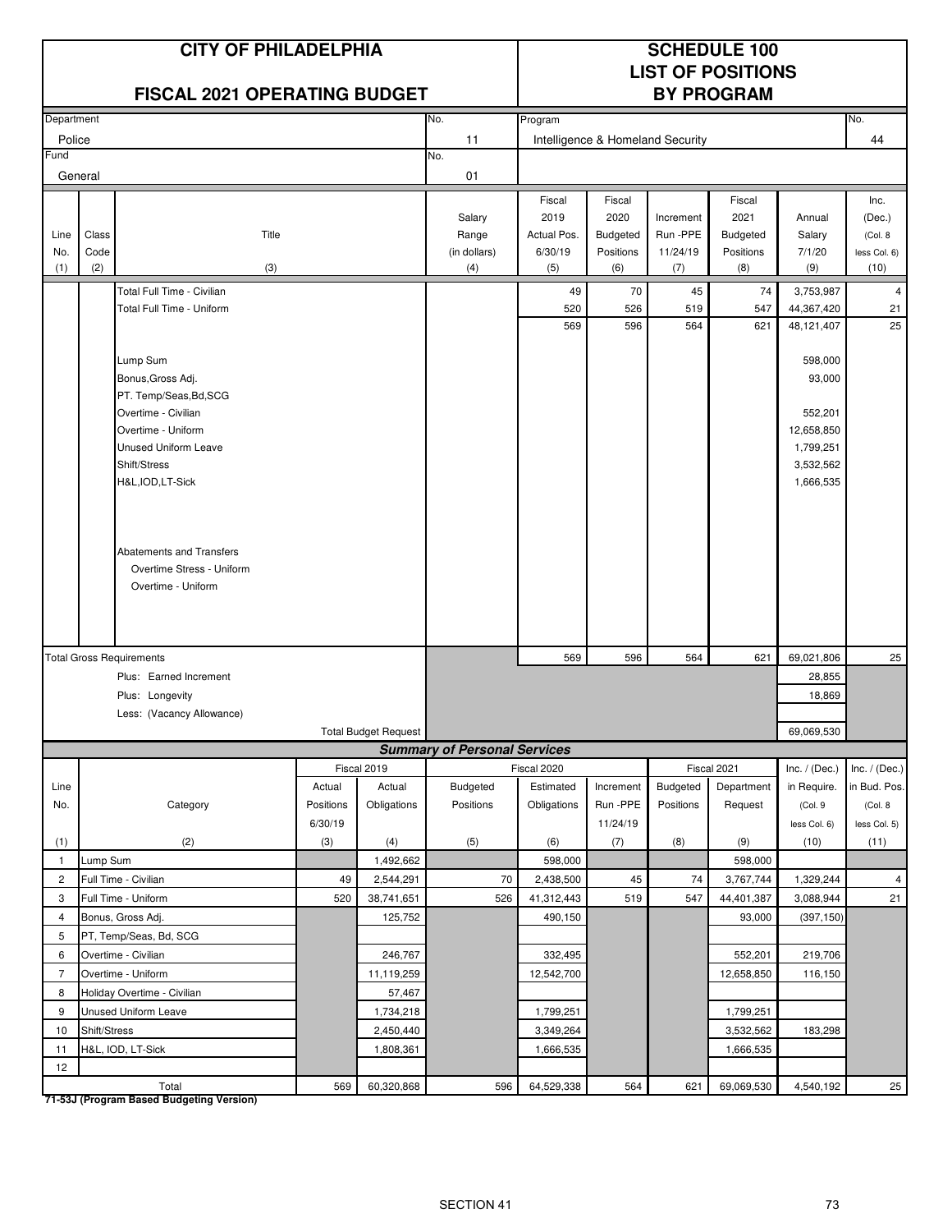# CITY OF PHILADELPHIA

## FISCAL 2021 OPERATING BUDGET

## SCHEDULE 100 LIST OF POSITIONS BY PROGRAM

| Department | No. | Program | No. |
|---|---|---|---|
| Police | 11 | Intelligence & Homeland Security | 44 |
| Fund | No. | | |
| General | 01 | | |

| Line No. (1) | Class Code (2) | Title (3) | Salary Range (in dollars) (4) | Fiscal 2019 Actual Pos. 6/30/19 (5) | Fiscal 2020 Budgeted Positions (6) | Increment Run -PPE 11/24/19 (7) | Fiscal 2021 Budgeted Positions (8) | Annual Salary 7/1/20 (9) | Inc. (Dec.) (Col. 8 less Col. 6) (10) |
|---|---|---|---|---|---|---|---|---|---|
| | | Total Full Time - Civilian | | 49 | 70 | 45 | 74 | 3,753,987 | 4 |
| | | Total Full Time - Uniform | | 520 | 526 | 519 | 547 | 44,367,420 | 21 |
| | | | | 569 | 596 | 564 | 621 | 48,121,407 | 25 |
| | | Lump Sum | | | | | | 598,000 | |
| | | Bonus,Gross Adj. | | | | | | 93,000 | |
| | | PT. Temp/Seas,Bd,SCG | | | | | | | |
| | | Overtime - Civilian | | | | | | 552,201 | |
| | | Overtime - Uniform | | | | | | 12,658,850 | |
| | | Unused Uniform Leave | | | | | | 1,799,251 | |
| | | Shift/Stress | | | | | | 3,532,562 | |
| | | H&L,IOD,LT-Sick | | | | | | 1,666,535 | |
| | | Abatements and Transfers | | | | | | | |
| | | Overtime Stress - Uniform | | | | | | | |
| | | Overtime - Uniform | | | | | | | |
| Total Gross Requirements | | | | 569 | 596 | 564 | 621 | 69,021,806 | 25 |
| | | Plus: Earned Increment | | | | | | 28,855 | |
| | | Plus: Longevity | | | | | | 18,869 | |
| | | Less: (Vacancy Allowance) | | | | | | | |
| | | Total Budget Request | | | | | | 69,069,530 | |

### Summary of Personal Services

| Line No. (1) | Category (2) | Fiscal 2019 Actual Positions 6/30/19 (3) | Fiscal 2019 Actual Obligations (4) | Fiscal 2020 Budgeted Positions (5) | Fiscal 2020 Estimated Obligations (6) | Fiscal 2020 Increment Run -PPE 11/24/19 (7) | Fiscal 2021 Budgeted Positions (8) | Fiscal 2021 Department Request (9) | Inc. / (Dec.) in Require. (Col. 9 less Col. 6) (10) | Inc. / (Dec.) in Bud. Pos. (Col. 8 less Col. 5) (11) |
|---|---|---|---|---|---|---|---|---|---|---|
| 1 | Lump Sum | | 1,492,662 | | 598,000 | | | 598,000 | | |
| 2 | Full Time - Civilian | 49 | 2,544,291 | 70 | 2,438,500 | 45 | 74 | 3,767,744 | 1,329,244 | 4 |
| 3 | Full Time - Uniform | 520 | 38,741,651 | 526 | 41,312,443 | 519 | 547 | 44,401,387 | 3,088,944 | 21 |
| 4 | Bonus, Gross Adj. | | 125,752 | | 490,150 | | | 93,000 | (397,150) | |
| 5 | PT, Temp/Seas, Bd, SCG | | | | | | | | | |
| 6 | Overtime - Civilian | | 246,767 | | 332,495 | | | 552,201 | 219,706 | |
| 7 | Overtime - Uniform | | 11,119,259 | | 12,542,700 | | | 12,658,850 | 116,150 | |
| 8 | Holiday Overtime - Civilian | | 57,467 | | | | | | | |
| 9 | Unused Uniform Leave | | 1,734,218 | | 1,799,251 | | | 1,799,251 | | |
| 10 | Shift/Stress | | 2,450,440 | | 3,349,264 | | | 3,532,562 | 183,298 | |
| 11 | H&L, IOD, LT-Sick | | 1,808,361 | | 1,666,535 | | | 1,666,535 | | |
| 12 | | | | | | | | | | |
| | Total | 569 | 60,320,868 | 596 | 64,529,338 | 564 | 621 | 69,069,530 | 4,540,192 | 25 |

**71-53J (Program Based Budgeting Version)**

SECTION 41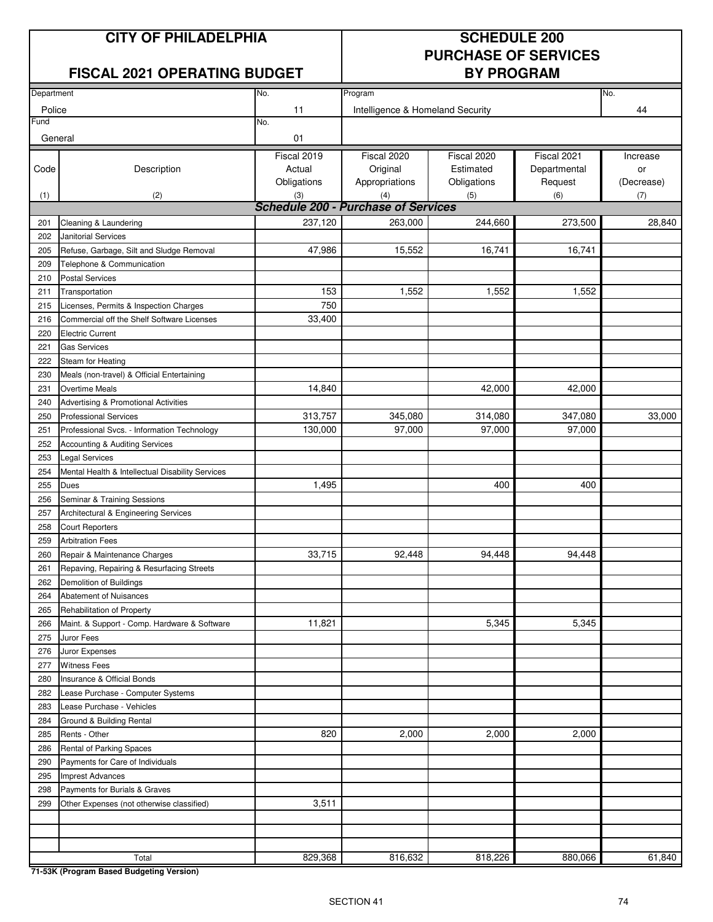# CITY OF PHILADELPHIA

## FISCAL 2021 OPERATING BUDGET

## SCHEDULE 200 PURCHASE OF SERVICES BY PROGRAM

| Department | No. | Program | No. |
|---|---|---|---|
| Police | 11 | Intelligence & Homeland Security | 44 |
| **Fund** | **No.** | | |
| General | 01 | | |

| Code (1) | Description (2) | Fiscal 2019 Actual Obligations (3) | Fiscal 2020 Original Appropriations (4) | Fiscal 2020 Estimated Obligations (5) | Fiscal 2021 Departmental Request (6) | Increase or (Decrease) (7) |
|---|---|---|---|---|---|---|
| | ***Schedule 200 - Purchase of Services*** | | | | | |
| 201 | Cleaning & Laundering | 237,120 | 263,000 | 244,660 | 273,500 | 28,840 |
| 202 | Janitorial Services | | | | | |
| 205 | Refuse, Garbage, Silt and Sludge Removal | 47,986 | 15,552 | 16,741 | 16,741 | |
| 209 | Telephone & Communication | | | | | |
| 210 | Postal Services | | | | | |
| 211 | Transportation | 153 | 1,552 | 1,552 | 1,552 | |
| 215 | Licenses, Permits & Inspection Charges | 750 | | | | |
| 216 | Commercial off the Shelf Software Licenses | 33,400 | | | | |
| 220 | Electric Current | | | | | |
| 221 | Gas Services | | | | | |
| 222 | Steam for Heating | | | | | |
| 230 | Meals (non-travel) & Official Entertaining | | | | | |
| 231 | Overtime Meals | 14,840 | | 42,000 | 42,000 | |
| 240 | Advertising & Promotional Activities | | | | | |
| 250 | Professional Services | 313,757 | 345,080 | 314,080 | 347,080 | 33,000 |
| 251 | Professional Svcs. - Information Technology | 130,000 | 97,000 | 97,000 | 97,000 | |
| 252 | Accounting & Auditing Services | | | | | |
| 253 | Legal Services | | | | | |
| 254 | Mental Health & Intellectual Disability Services | | | | | |
| 255 | Dues | 1,495 | | 400 | 400 | |
| 256 | Seminar & Training Sessions | | | | | |
| 257 | Architectural & Engineering Services | | | | | |
| 258 | Court Reporters | | | | | |
| 259 | Arbitration Fees | | | | | |
| 260 | Repair & Maintenance Charges | 33,715 | 92,448 | 94,448 | 94,448 | |
| 261 | Repaving, Repairing & Resurfacing Streets | | | | | |
| 262 | Demolition of Buildings | | | | | |
| 264 | Abatement of Nuisances | | | | | |
| 265 | Rehabilitation of Property | | | | | |
| 266 | Maint. & Support - Comp. Hardware & Software | 11,821 | | 5,345 | 5,345 | |
| 275 | Juror Fees | | | | | |
| 276 | Juror Expenses | | | | | |
| 277 | Witness Fees | | | | | |
| 280 | Insurance & Official Bonds | | | | | |
| 282 | Lease Purchase - Computer Systems | | | | | |
| 283 | Lease Purchase - Vehicles | | | | | |
| 284 | Ground & Building Rental | | | | | |
| 285 | Rents - Other | 820 | 2,000 | 2,000 | 2,000 | |
| 286 | Rental of Parking Spaces | | | | | |
| 290 | Payments for Care of Individuals | | | | | |
| 295 | Imprest Advances | | | | | |
| 298 | Payments for Burials & Graves | | | | | |
| 299 | Other Expenses (not otherwise classified) | 3,511 | | | | |
| | | | | | | |
| | | | | | | |
| | | | | | | |
| | Total | 829,368 | 816,632 | 818,226 | 880,066 | 61,840 |

**71-53K (Program Based Budgeting Version)**

SECTION 41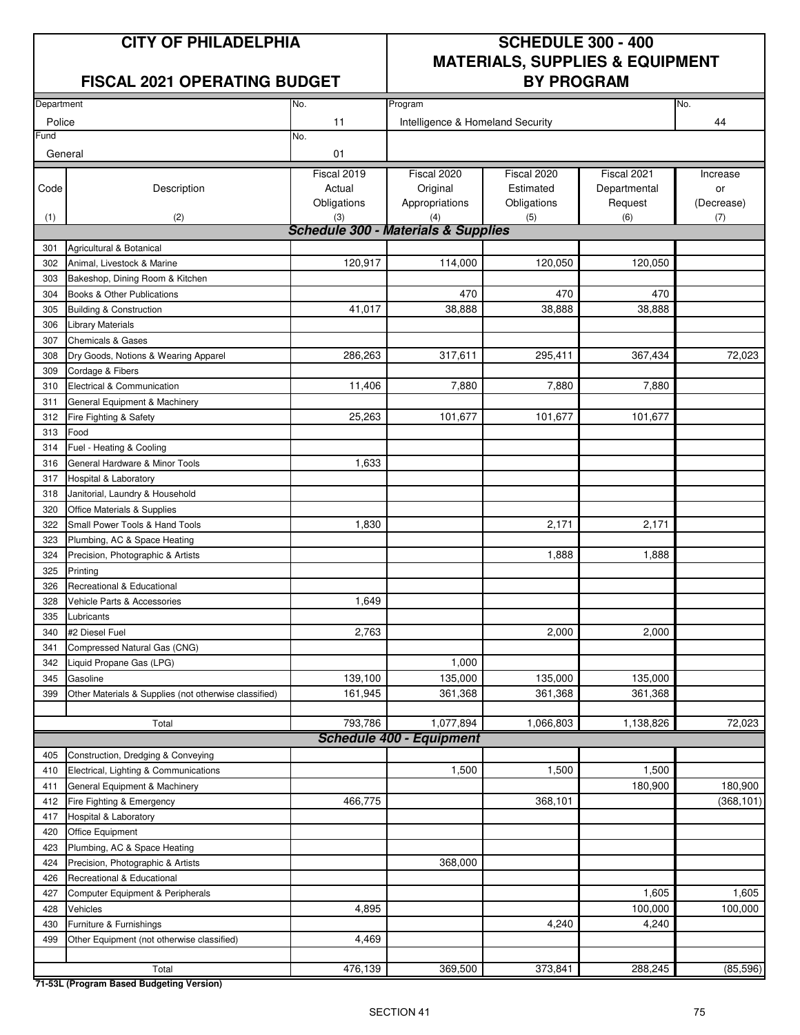# CITY OF PHILADELPHIA

## FISCAL 2021 OPERATING BUDGET

## SCHEDULE 300 - 400 MATERIALS, SUPPLIES & EQUIPMENT BY PROGRAM

| Department | No. | Program | No. |
|---|---|---|---|
| Police | 11 | Intelligence & Homeland Security | 44 |
| Fund | No. | | |
| General | 01 | | |

| Code (1) | Description (2) | Fiscal 2019 Actual Obligations (3) | Fiscal 2020 Original Appropriations (4) | Fiscal 2020 Estimated Obligations (5) | Fiscal 2021 Departmental Request (6) | Increase or (Decrease) (7) |
|---|---|---|---|---|---|---|
| | ***Schedule 300 - Materials & Supplies*** | | | | | |
| 301 | Agricultural & Botanical | | | | | |
| 302 | Animal, Livestock & Marine | 120,917 | 114,000 | 120,050 | 120,050 | |
| 303 | Bakeshop, Dining Room & Kitchen | | | | | |
| 304 | Books & Other Publications | | 470 | 470 | 470 | |
| 305 | Building & Construction | 41,017 | 38,888 | 38,888 | 38,888 | |
| 306 | Library Materials | | | | | |
| 307 | Chemicals & Gases | | | | | |
| 308 | Dry Goods, Notions & Wearing Apparel | 286,263 | 317,611 | 295,411 | 367,434 | 72,023 |
| 309 | Cordage & Fibers | | | | | |
| 310 | Electrical & Communication | 11,406 | 7,880 | 7,880 | 7,880 | |
| 311 | General Equipment & Machinery | | | | | |
| 312 | Fire Fighting & Safety | 25,263 | 101,677 | 101,677 | 101,677 | |
| 313 | Food | | | | | |
| 314 | Fuel - Heating & Cooling | | | | | |
| 316 | General Hardware & Minor Tools | 1,633 | | | | |
| 317 | Hospital & Laboratory | | | | | |
| 318 | Janitorial, Laundry & Household | | | | | |
| 320 | Office Materials & Supplies | | | | | |
| 322 | Small Power Tools & Hand Tools | 1,830 | | 2,171 | 2,171 | |
| 323 | Plumbing, AC & Space Heating | | | | | |
| 324 | Precision, Photographic & Artists | | | 1,888 | 1,888 | |
| 325 | Printing | | | | | |
| 326 | Recreational & Educational | | | | | |
| 328 | Vehicle Parts & Accessories | 1,649 | | | | |
| 335 | Lubricants | | | | | |
| 340 | #2 Diesel Fuel | 2,763 | | 2,000 | 2,000 | |
| 341 | Compressed Natural Gas (CNG) | | | | | |
| 342 | Liquid Propane Gas (LPG) | | 1,000 | | | |
| 345 | Gasoline | 139,100 | 135,000 | 135,000 | 135,000 | |
| 399 | Other Materials & Supplies (not otherwise classified) | 161,945 | 361,368 | 361,368 | 361,368 | |
| | Total | 793,786 | 1,077,894 | 1,066,803 | 1,138,826 | 72,023 |
| | ***Schedule 400 - Equipment*** | | | | | |
| 405 | Construction, Dredging & Conveying | | | | | |
| 410 | Electrical, Lighting & Communications | | 1,500 | 1,500 | 1,500 | |
| 411 | General Equipment & Machinery | | | | 180,900 | 180,900 |
| 412 | Fire Fighting & Emergency | 466,775 | | 368,101 | | (368,101) |
| 417 | Hospital & Laboratory | | | | | |
| 420 | Office Equipment | | | | | |
| 423 | Plumbing, AC & Space Heating | | | | | |
| 424 | Precision, Photographic & Artists | | 368,000 | | | |
| 426 | Recreational & Educational | | | | | |
| 427 | Computer Equipment & Peripherals | | | | 1,605 | 1,605 |
| 428 | Vehicles | 4,895 | | | 100,000 | 100,000 |
| 430 | Furniture & Furnishings | | | 4,240 | 4,240 | |
| 499 | Other Equipment (not otherwise classified) | 4,469 | | | | |
| | Total | 476,139 | 369,500 | 373,841 | 288,245 | (85,596) |

**71-53L (Program Based Budgeting Version)**

SECTION 41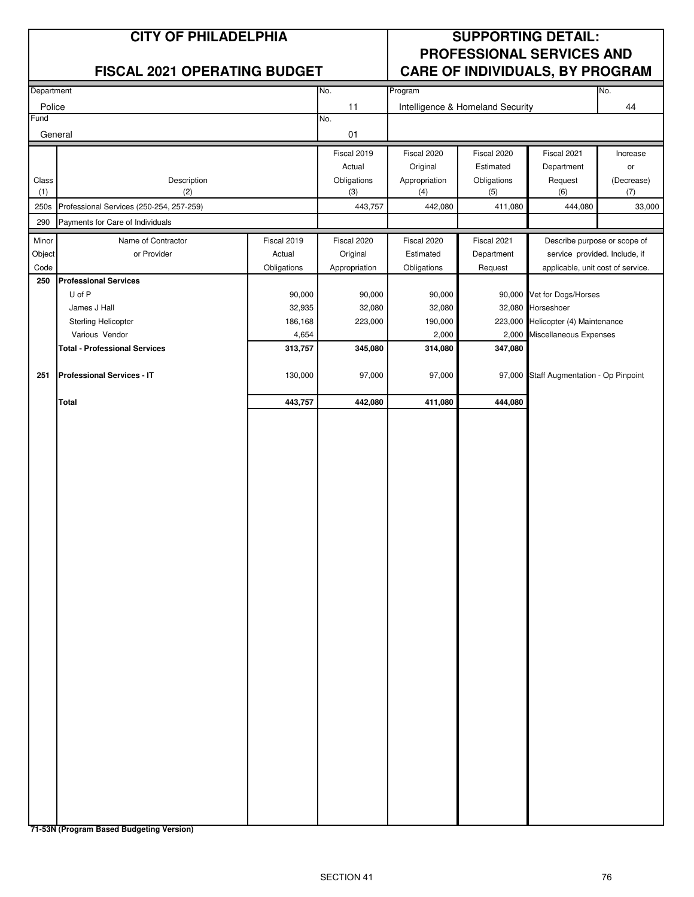# CITY OF PHILADELPHIA

## FISCAL 2021 OPERATING BUDGET

## SUPPORTING DETAIL: PROFESSIONAL SERVICES AND CARE OF INDIVIDUALS, BY PROGRAM

| Department | No. | Program | No. |
|---|---|---|---|
| Police | 11 | Intelligence & Homeland Security | 44 |
| **Fund** | **No.** | | |
| General | 01 | | |

| Class (1) | Description (2) | Fiscal 2019 Actual Obligations (3) | Fiscal 2020 Original Appropriation (4) | Fiscal 2020 Estimated Obligations (5) | Fiscal 2021 Department Request (6) | Increase or (Decrease) (7) |
|---|---|---|---|---|---|---|
| 250s | Professional Services (250-254, 257-259) | 443,757 | 442,080 | 411,080 | 444,080 | 33,000 |
| 290 | Payments for Care of Individuals | | | | | |

| Minor Object Code | Name of Contractor or Provider | Fiscal 2019 Actual Obligations | Fiscal 2020 Original Appropriation | Fiscal 2020 Estimated Obligations | Fiscal 2021 Department Request | Describe purpose or scope of service provided. Include, if applicable, unit cost of service. |
|---|---|---|---|---|---|---|
| **250** | **Professional Services** | | | | | |
| | U of P | 90,000 | 90,000 | 90,000 | 90,000 | Vet for Dogs/Horses |
| | James J Hall | 32,935 | 32,080 | 32,080 | 32,080 | Horseshoer |
| | Sterling Helicopter | 186,168 | 223,000 | 190,000 | 223,000 | Helicopter (4) Maintenance |
| | Various Vendor | 4,654 | | 2,000 | 2,000 | Miscellaneous Expenses |
| | **Total - Professional Services** | **313,757** | **345,080** | **314,080** | **347,080** | |
| **251** | **Professional Services - IT** | 130,000 | 97,000 | 97,000 | 97,000 | Staff Augmentation - Op Pinpoint |
| | **Total** | **443,757** | **442,080** | **411,080** | **444,080** | |

**71-53N (Program Based Budgeting Version)**

SECTION 41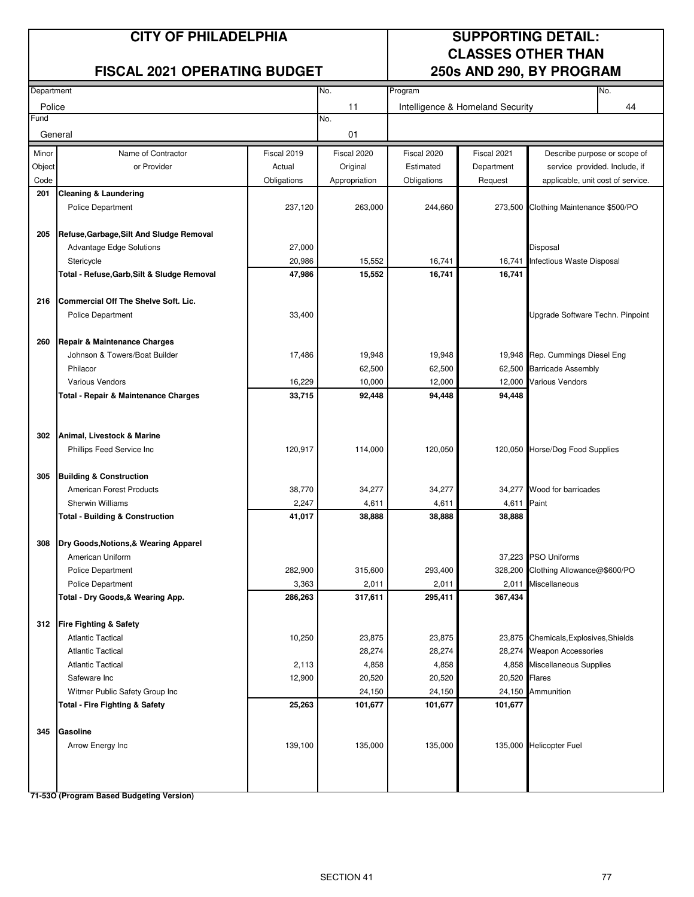# CITY OF PHILADELPHIA

## FISCAL 2021 OPERATING BUDGET

## SUPPORTING DETAIL: CLASSES OTHER THAN 250s AND 290, BY PROGRAM

| Department | No. | Program | No. |
|---|---|---|---|
| Police | 11 | Intelligence & Homeland Security | 44 |
| **Fund** | **No.** | | |
| General | 01 | | |

| Minor Object Code | Name of Contractor or Provider | Fiscal 2019 Actual Obligations | Fiscal 2020 Original Appropriation | Fiscal 2020 Estimated Obligations | Fiscal 2021 Department Request | Describe purpose or scope of service provided. Include, if applicable, unit cost of service. |
|---|---|---|---|---|---|---|
| **201** | **Cleaning & Laundering** | | | | | |
| | Police Department | 237,120 | 263,000 | 244,660 | 273,500 | Clothing Maintenance $500/PO |
| **205** | **Refuse,Garbage,Silt And Sludge Removal** | | | | | |
| | Advantage Edge Solutions | 27,000 | | | | Disposal |
| | Stericycle | 20,986 | 15,552 | 16,741 | 16,741 | Infectious Waste Disposal |
| | **Total - Refuse,Garb,Silt & Sludge Removal** | **47,986** | **15,552** | **16,741** | **16,741** | |
| **216** | **Commercial Off The Shelve Soft. Lic.** | | | | | |
| | Police Department | 33,400 | | | | Upgrade Software Techn. Pinpoint |
| **260** | **Repair & Maintenance Charges** | | | | | |
| | Johnson & Towers/Boat Builder | 17,486 | 19,948 | 19,948 | 19,948 | Rep. Cummings Diesel Eng |
| | Philacor | | 62,500 | 62,500 | 62,500 | Barricade Assembly |
| | Various Vendors | 16,229 | 10,000 | 12,000 | 12,000 | Various Vendors |
| | **Total - Repair & Maintenance Charges** | **33,715** | **92,448** | **94,448** | **94,448** | |
| **302** | **Animal, Livestock & Marine** | | | | | |
| | Phillips Feed Service Inc | 120,917 | 114,000 | 120,050 | 120,050 | Horse/Dog Food Supplies |
| **305** | **Building & Construction** | | | | | |
| | American Forest Products | 38,770 | 34,277 | 34,277 | 34,277 | Wood for barricades |
| | Sherwin Williams | 2,247 | 4,611 | 4,611 | 4,611 | Paint |
| | **Total - Building & Construction** | **41,017** | **38,888** | **38,888** | **38,888** | |
| **308** | **Dry Goods,Notions,& Wearing Apparel** | | | | | |
| | American Uniform | | | | 37,223 | PSO Uniforms |
| | Police Department | 282,900 | 315,600 | 293,400 | 328,200 | Clothing Allowance@$600/PO |
| | Police Department | 3,363 | 2,011 | 2,011 | 2,011 | Miscellaneous |
| | **Total - Dry Goods,& Wearing App.** | **286,263** | **317,611** | **295,411** | **367,434** | |
| **312** | **Fire Fighting & Safety** | | | | | |
| | Atlantic Tactical | 10,250 | 23,875 | 23,875 | 23,875 | Chemicals,Explosives,Shields |
| | Atlantic Tactical | | 28,274 | 28,274 | 28,274 | Weapon Accessories |
| | Atlantic Tactical | 2,113 | 4,858 | 4,858 | 4,858 | Miscellaneous Supplies |
| | Safeware Inc | 12,900 | 20,520 | 20,520 | 20,520 | Flares |
| | Witmer Public Safety Group Inc | | 24,150 | 24,150 | 24,150 | Ammunition |
| | **Total - Fire Fighting & Safety** | **25,263** | **101,677** | **101,677** | **101,677** | |
| **345** | **Gasoline** | | | | | |
| | Arrow Energy Inc | 139,100 | 135,000 | 135,000 | 135,000 | Helicopter Fuel |

**71-53O (Program Based Budgeting Version)**

SECTION 41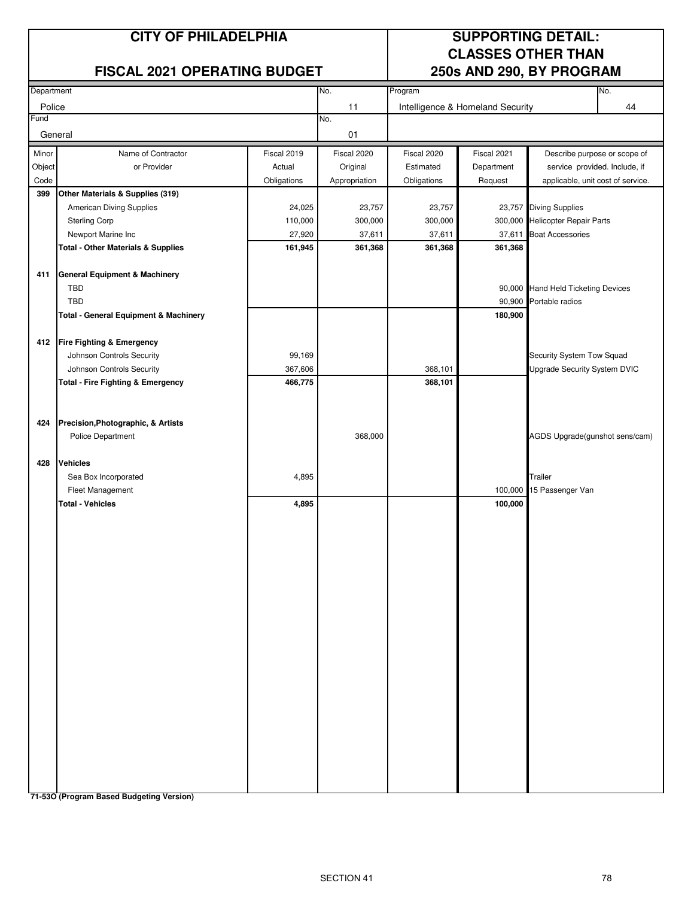# CITY OF PHILADELPHIA

## FISCAL 2021 OPERATING BUDGET

# SUPPORTING DETAIL: CLASSES OTHER THAN 250s AND 290, BY PROGRAM

| Department | No. | Program | No. |
|---|---|---|---|
| Police | 11 | Intelligence & Homeland Security | 44 |
| **Fund** | **No.** | | |
| General | 01 | | |

| Minor Object Code | Name of Contractor or Provider | Fiscal 2019 Actual Obligations | Fiscal 2020 Original Appropriation | Fiscal 2020 Estimated Obligations | Fiscal 2021 Department Request | Describe purpose or scope of service provided. Include, if applicable, unit cost of service. |
|---|---|---|---|---|---|---|
| **399** | **Other Materials & Supplies (319)** | | | | | |
| | American Diving Supplies | 24,025 | 23,757 | 23,757 | 23,757 | Diving Supplies |
| | Sterling Corp | 110,000 | 300,000 | 300,000 | 300,000 | Helicopter Repair Parts |
| | Newport Marine Inc | 27,920 | 37,611 | 37,611 | 37,611 | Boat Accessories |
| | **Total - Other Materials & Supplies** | **161,945** | **361,368** | **361,368** | **361,368** | |
| **411** | **General Equipment & Machinery** | | | | | |
| | TBD | | | | 90,000 | Hand Held Ticketing Devices |
| | TBD | | | | 90,900 | Portable radios |
| | **Total - General Equipment & Machinery** | | | | **180,900** | |
| **412** | **Fire Fighting & Emergency** | | | | | |
| | Johnson Controls Security | 99,169 | | | | Security System Tow Squad |
| | Johnson Controls Security | 367,606 | | 368,101 | | Upgrade Security System DVIC |
| | **Total - Fire Fighting & Emergency** | **466,775** | | **368,101** | | |
| **424** | **Precision,Photographic, & Artists** | | | | | |
| | Police Department | | 368,000 | | | AGDS Upgrade(gunshot sens/cam) |
| **428** | **Vehicles** | | | | | |
| | Sea Box Incorporated | 4,895 | | | | Trailer |
| | Fleet Management | | | | 100,000 | 15 Passenger Van |
| | **Total - Vehicles** | **4,895** | | | **100,000** | |

**71-53O (Program Based Budgeting Version)**

SECTION 41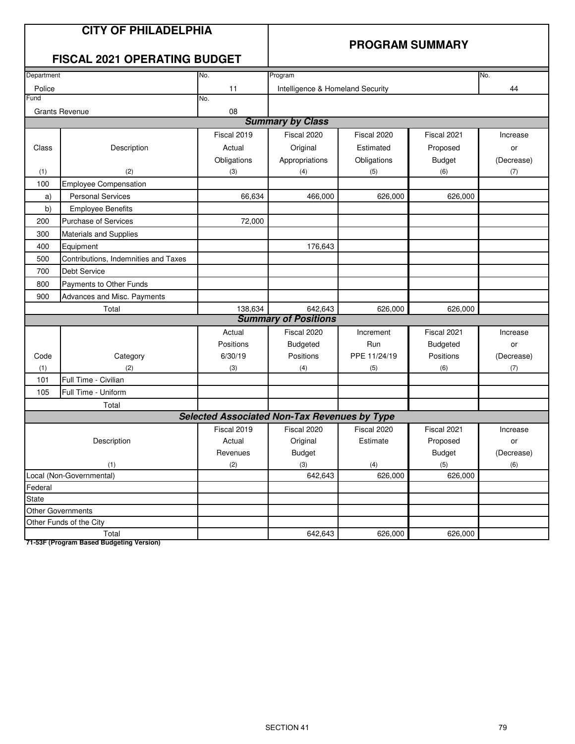# CITY OF PHILADELPHIA

## FISCAL 2021 OPERATING BUDGET

## PROGRAM SUMMARY

| Department | No. | Program | No. |
|---|---|---|---|
| Police | 11 | Intelligence & Homeland Security | 44 |
| Fund | No. | | |
| Grants Revenue | 08 | | |

### Summary by Class

| Class (1) | Description (2) | Fiscal 2019 Actual Obligations (3) | Fiscal 2020 Original Appropriations (4) | Fiscal 2020 Estimated Obligations (5) | Fiscal 2021 Proposed Budget (6) | Increase or (Decrease) (7) |
|---|---|---|---|---|---|---|
| 100 | Employee Compensation | | | | | |
| a) | Personal Services | 66,634 | 466,000 | 626,000 | 626,000 | |
| b) | Employee Benefits | | | | | |
| 200 | Purchase of Services | 72,000 | | | | |
| 300 | Materials and Supplies | | | | | |
| 400 | Equipment | | 176,643 | | | |
| 500 | Contributions, Indemnities and Taxes | | | | | |
| 700 | Debt Service | | | | | |
| 800 | Payments to Other Funds | | | | | |
| 900 | Advances and Misc. Payments | | | | | |
| | Total | 138,634 | 642,643 | 626,000 | 626,000 | |

### Summary of Positions

| Code (1) | Category (2) | Actual Positions 6/30/19 (3) | Fiscal 2020 Budgeted Positions (4) | Increment Run PPE 11/24/19 (5) | Fiscal 2021 Budgeted Positions (6) | Increase or (Decrease) (7) |
|---|---|---|---|---|---|---|
| 101 | Full Time - Civilian | | | | | |
| 105 | Full Time - Uniform | | | | | |
| | Total | | | | | |

### Selected Associated Non-Tax Revenues by Type

| Description (1) | Fiscal 2019 Actual Revenues (2) | Fiscal 2020 Original Budget (3) | Fiscal 2020 Estimate (4) | Fiscal 2021 Proposed Budget (5) | Increase or (Decrease) (6) |
|---|---|---|---|---|---|
| Local (Non-Governmental) | | 642,643 | 626,000 | 626,000 | |
| Federal | | | | | |
| State | | | | | |
| Other Governments | | | | | |
| Other Funds of the City | | | | | |
| Total | | 642,643 | 626,000 | 626,000 | |

**71-53F (Program Based Budgeting Version)**

SECTION 41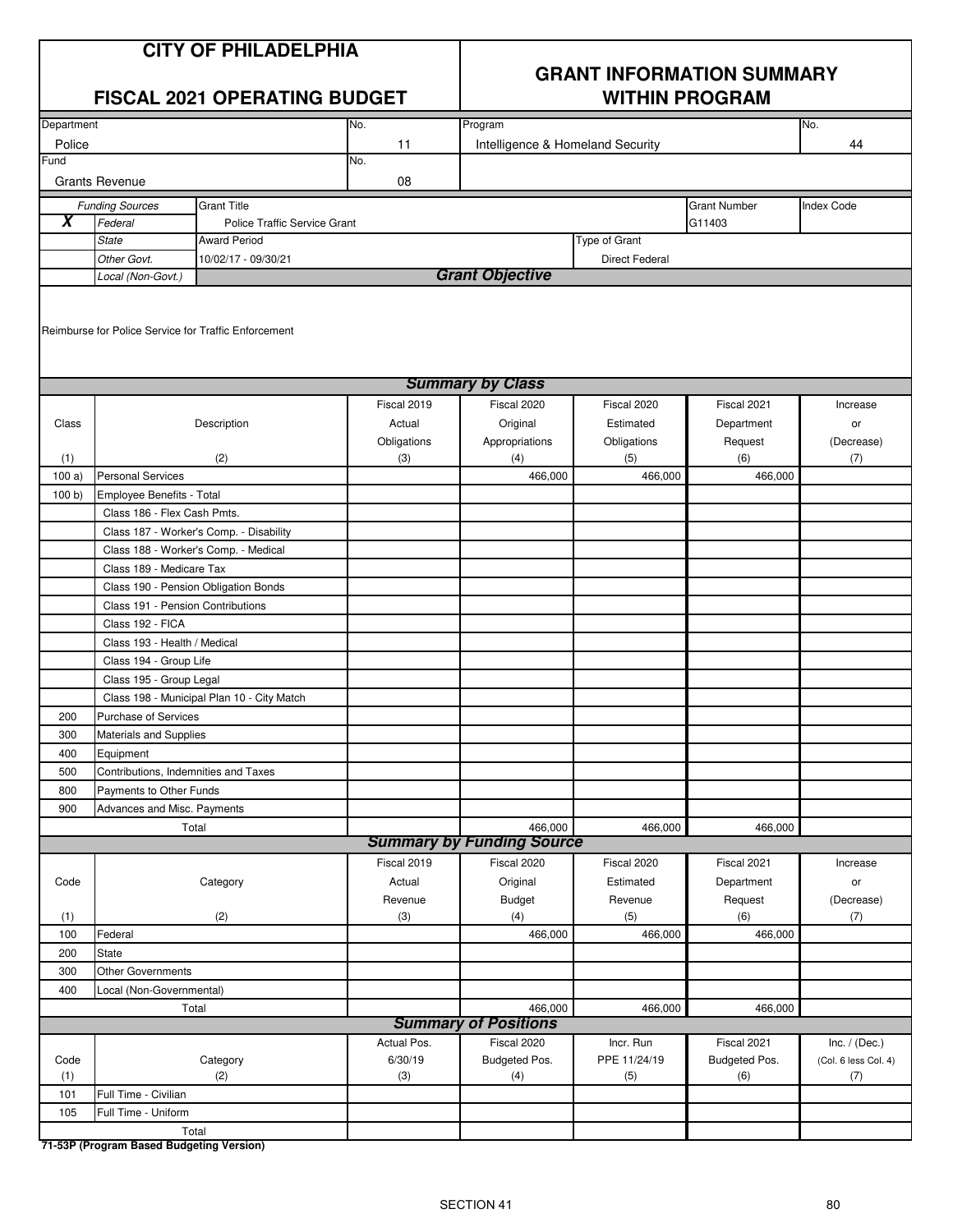# CITY OF PHILADELPHIA

## FISCAL 2021 OPERATING BUDGET

## GRANT INFORMATION SUMMARY WITHIN PROGRAM

| Department | No. | Program | No. |
|---|---|---|---|
| Police | 11 | Intelligence & Homeland Security | 44 |
| **Fund** | **No.** | | |
| Grants Revenue | 08 | | |

| | Funding Sources | Grant Title | Grant Number | Index Code |
|---|---|---|---|---|
| X | Federal | Police Traffic Service Grant | G11403 | |
| | State | Award Period | Type of Grant | |
| | Other Govt. | 10/02/17 - 09/30/21 | Direct Federal | |
| | Local (Non-Govt.) | | | |

### Grant Objective

Reimburse for Police Service for Traffic Enforcement

### Summary by Class

| Class (1) | Description (2) | Fiscal 2019 Actual Obligations (3) | Fiscal 2020 Original Appropriations (4) | Fiscal 2020 Estimated Obligations (5) | Fiscal 2021 Department Request (6) | Increase or (Decrease) (7) |
|---|---|---|---|---|---|---|
| 100 a) | Personal Services | | 466,000 | 466,000 | 466,000 | |
| 100 b) | Employee Benefits - Total | | | | | |
| | Class 186 - Flex Cash Pmts. | | | | | |
| | Class 187 - Worker's Comp. - Disability | | | | | |
| | Class 188 - Worker's Comp. - Medical | | | | | |
| | Class 189 - Medicare Tax | | | | | |
| | Class 190 - Pension Obligation Bonds | | | | | |
| | Class 191 - Pension Contributions | | | | | |
| | Class 192 - FICA | | | | | |
| | Class 193 - Health / Medical | | | | | |
| | Class 194 - Group Life | | | | | |
| | Class 195 - Group Legal | | | | | |
| | Class 198 - Municipal Plan 10 - City Match | | | | | |
| 200 | Purchase of Services | | | | | |
| 300 | Materials and Supplies | | | | | |
| 400 | Equipment | | | | | |
| 500 | Contributions, Indemnities and Taxes | | | | | |
| 800 | Payments to Other Funds | | | | | |
| 900 | Advances and Misc. Payments | | | | | |
| | Total | | 466,000 | 466,000 | 466,000 | |

### Summary by Funding Source

| Code (1) | Category (2) | Fiscal 2019 Actual Revenue (3) | Fiscal 2020 Original Budget (4) | Fiscal 2020 Estimated Revenue (5) | Fiscal 2021 Department Request (6) | Increase or (Decrease) (7) |
|---|---|---|---|---|---|---|
| 100 | Federal | | 466,000 | 466,000 | 466,000 | |
| 200 | State | | | | | |
| 300 | Other Governments | | | | | |
| 400 | Local (Non-Governmental) | | | | | |
| | Total | | 466,000 | 466,000 | 466,000 | |

### Summary of Positions

| Code (1) | Category (2) | Actual Pos. 6/30/19 (3) | Fiscal 2020 Budgeted Pos. (4) | Incr. Run PPE 11/24/19 (5) | Fiscal 2021 Budgeted Pos. (6) | Inc. / (Dec.) (Col. 6 less Col. 4) (7) |
|---|---|---|---|---|---|---|
| 101 | Full Time - Civilian | | | | | |
| 105 | Full Time - Uniform | | | | | |
| | Total | | | | | |

**71-53P (Program Based Budgeting Version)**

SECTION 41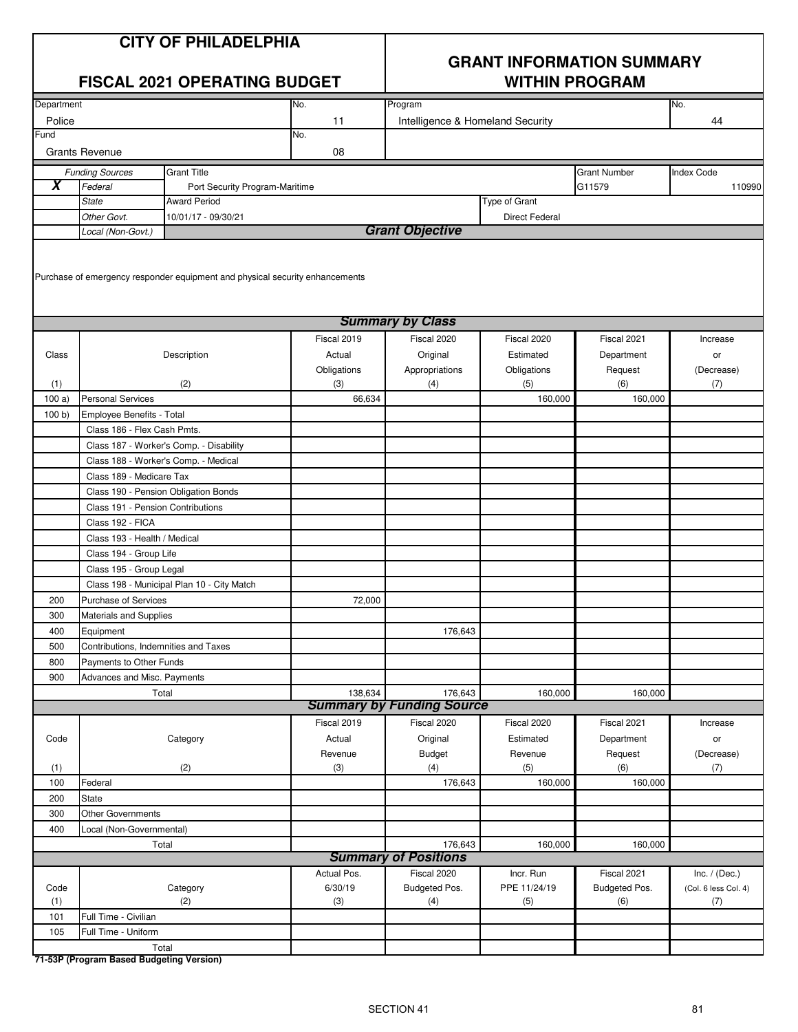# CITY OF PHILADELPHIA

## FISCAL 2021 OPERATING BUDGET

## GRANT INFORMATION SUMMARY WITHIN PROGRAM

| Department | No. | Program | No. |
|---|---|---|---|
| Police | 11 | Intelligence & Homeland Security | 44 |
| **Fund** | **No.** | | |
| Grants Revenue | 08 | | |

| | Funding Sources | Grant Title | Grant Number | Index Code |
|---|---|---|---|---|
| X | Federal | Port Security Program-Maritime | G11579 | 110990 |
| | State | Award Period | Type of Grant | |
| | Other Govt. | 10/01/17 - 09/30/21 | Direct Federal | |
| | Local (Non-Govt.) | | | |

### Grant Objective

Purchase of emergency responder equipment and physical security enhancements

### Summary by Class

| Class (1) | Description (2) | Fiscal 2019 Actual Obligations (3) | Fiscal 2020 Original Appropriations (4) | Fiscal 2020 Estimated Obligations (5) | Fiscal 2021 Department Request (6) | Increase or (Decrease) (7) |
|---|---|---|---|---|---|---|
| 100 a) | Personal Services | 66,634 | | 160,000 | 160,000 | |
| 100 b) | Employee Benefits - Total | | | | | |
| | Class 186 - Flex Cash Pmts. | | | | | |
| | Class 187 - Worker's Comp. - Disability | | | | | |
| | Class 188 - Worker's Comp. - Medical | | | | | |
| | Class 189 - Medicare Tax | | | | | |
| | Class 190 - Pension Obligation Bonds | | | | | |
| | Class 191 - Pension Contributions | | | | | |
| | Class 192 - FICA | | | | | |
| | Class 193 - Health / Medical | | | | | |
| | Class 194 - Group Life | | | | | |
| | Class 195 - Group Legal | | | | | |
| | Class 198 - Municipal Plan 10 - City Match | | | | | |
| 200 | Purchase of Services | 72,000 | | | | |
| 300 | Materials and Supplies | | | | | |
| 400 | Equipment | | 176,643 | | | |
| 500 | Contributions, Indemnities and Taxes | | | | | |
| 800 | Payments to Other Funds | | | | | |
| 900 | Advances and Misc. Payments | | | | | |
| | Total | 138,634 | 176,643 | 160,000 | 160,000 | |

### Summary by Funding Source

| Code (1) | Category (2) | Fiscal 2019 Actual Revenue (3) | Fiscal 2020 Original Budget (4) | Fiscal 2020 Estimated Revenue (5) | Fiscal 2021 Department Request (6) | Increase or (Decrease) (7) |
|---|---|---|---|---|---|---|
| 100 | Federal | | 176,643 | 160,000 | 160,000 | |
| 200 | State | | | | | |
| 300 | Other Governments | | | | | |
| 400 | Local (Non-Governmental) | | | | | |
| | Total | | 176,643 | 160,000 | 160,000 | |

### Summary of Positions

| Code (1) | Category (2) | Actual Pos. 6/30/19 (3) | Fiscal 2020 Budgeted Pos. (4) | Incr. Run PPE 11/24/19 (5) | Fiscal 2021 Budgeted Pos. (6) | Inc. / (Dec.) (Col. 6 less Col. 4) (7) |
|---|---|---|---|---|---|---|
| 101 | Full Time - Civilian | | | | | |
| 105 | Full Time - Uniform | | | | | |
| | Total | | | | | |

**71-53P (Program Based Budgeting Version)**

SECTION 41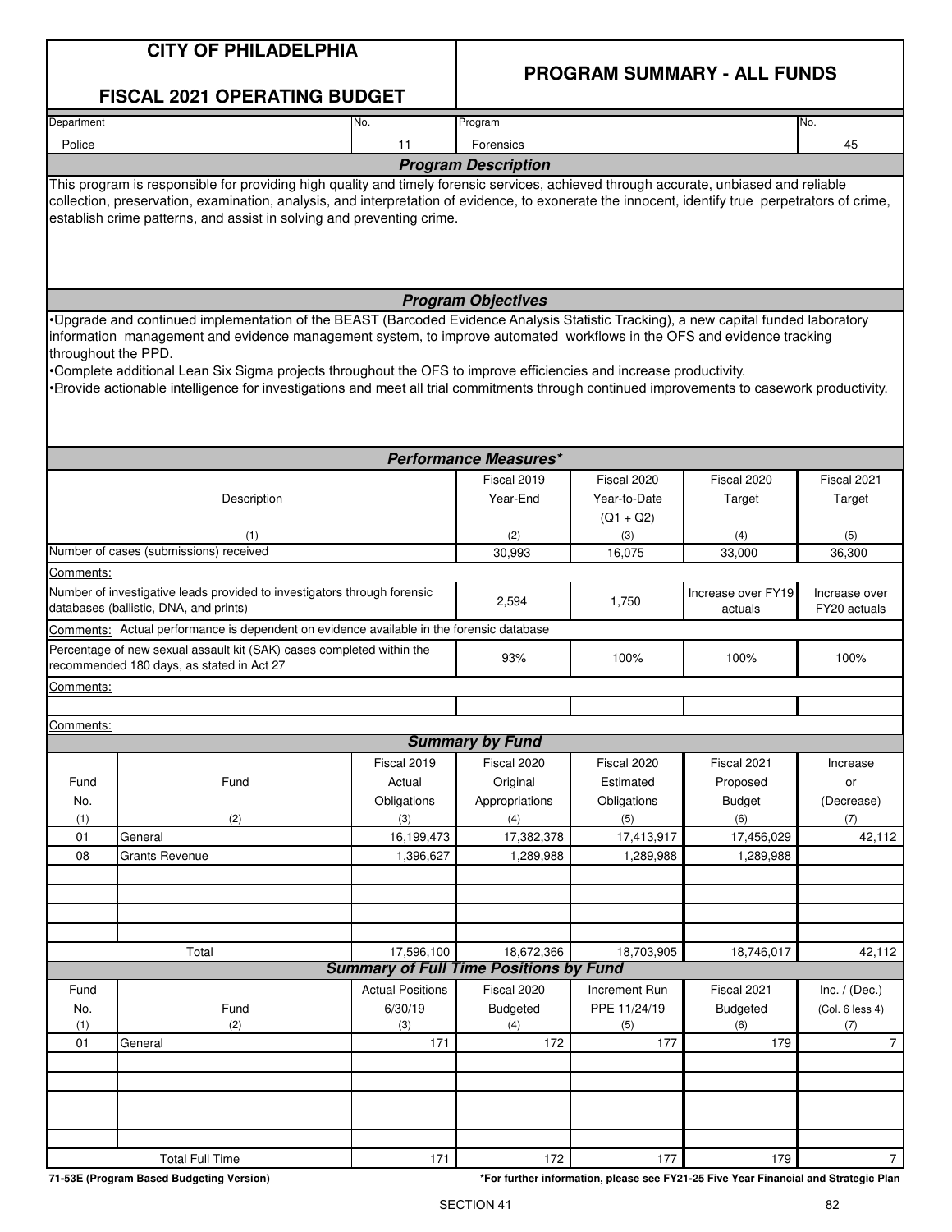# CITY OF PHILADELPHIA

## FISCAL 2021 OPERATING BUDGET

## PROGRAM SUMMARY - ALL FUNDS

| Department | No. | Program | No. |
|---|---|---|---|
| Police | 11 | Forensics | 45 |

### *Program Description*

This program is responsible for providing high quality and timely forensic services, achieved through accurate, unbiased and reliable collection, preservation, examination, analysis, and interpretation of evidence, to exonerate the innocent, identify true perpetrators of crime, establish crime patterns, and assist in solving and preventing crime.

### *Program Objectives*

- Upgrade and continued implementation of the BEAST (Barcoded Evidence Analysis Statistic Tracking), a new capital funded laboratory information management and evidence management system, to improve automated workflows in the OFS and evidence tracking throughout the PPD.
- Complete additional Lean Six Sigma projects throughout the OFS to improve efficiencies and increase productivity.
- Provide actionable intelligence for investigations and meet all trial commitments through continued improvements to casework productivity.

### *Performance Measures**

| Description<br>(1) | Fiscal 2019 Year-End<br>(2) | Fiscal 2020 Year-to-Date (Q1 + Q2)<br>(3) | Fiscal 2020 Target<br>(4) | Fiscal 2021 Target<br>(5) |
|---|---|---|---|---|
| Number of cases (submissions) received | 30,993 | 16,075 | 33,000 | 36,300 |
| Comments: | | | | |
| Number of investigative leads provided to investigators through forensic databases (ballistic, DNA, and prints) | 2,594 | 1,750 | Increase over FY19 actuals | Increase over FY20 actuals |
| Comments: Actual performance is dependent on evidence available in the forensic database | | | | |
| Percentage of new sexual assault kit (SAK) cases completed within the recommended 180 days, as stated in Act 27 | 93% | 100% | 100% | 100% |
| Comments: | | | | |
| | | | | |
| Comments: | | | | |

### *Summary by Fund*

| Fund No.<br>(1) | Fund<br>(2) | Fiscal 2019 Actual Obligations<br>(3) | Fiscal 2020 Original Appropriations<br>(4) | Fiscal 2020 Estimated Obligations<br>(5) | Fiscal 2021 Proposed Budget<br>(6) | Increase or (Decrease)<br>(7) |
|---|---|---|---|---|---|---|
| 01 | General | 16,199,473 | 17,382,378 | 17,413,917 | 17,456,029 | 42,112 |
| 08 | Grants Revenue | 1,396,627 | 1,289,988 | 1,289,988 | 1,289,988 | |
| | Total | 17,596,100 | 18,672,366 | 18,703,905 | 18,746,017 | 42,112 |

### *Summary of Full Time Positions by Fund*

| Fund No.<br>(1) | Fund<br>(2) | Actual Positions 6/30/19<br>(3) | Fiscal 2020 Budgeted<br>(4) | Increment Run PPE 11/24/19<br>(5) | Fiscal 2021 Budgeted<br>(6) | Inc. / (Dec.) (Col. 6 less 4)<br>(7) |
|---|---|---|---|---|---|---|
| 01 | General | 171 | 172 | 177 | 179 | 7 |
| | Total Full Time | 171 | 172 | 177 | 179 | 7 |

71-53E (Program Based Budgeting Version)

*For further information, please see FY21-25 Five Year Financial and Strategic Plan

SECTION 41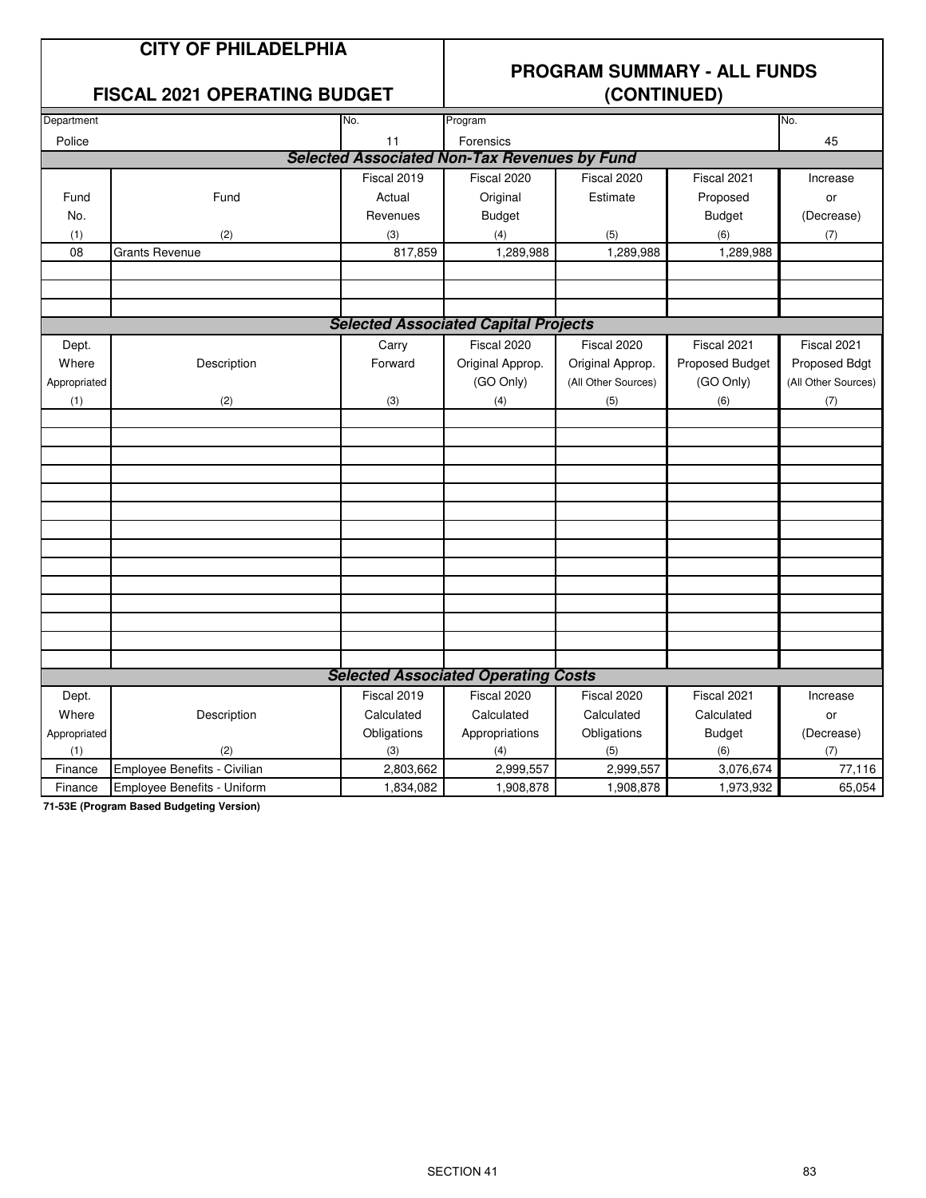# CITY OF PHILADELPHIA

## FISCAL 2021 OPERATING BUDGET

## PROGRAM SUMMARY - ALL FUNDS (CONTINUED)

| Department | No. | Program | No. |
|---|---|---|---|
| Police | 11 | Forensics | 45 |

### Selected Associated Non-Tax Revenues by Fund

| Fund No. | Fund | Fiscal 2019 Actual Revenues | Fiscal 2020 Original Budget | Fiscal 2020 Estimate | Fiscal 2021 Proposed Budget | Increase or (Decrease) |
|---|---|---|---|---|---|---|
| (1) | (2) | (3) | (4) | (5) | (6) | (7) |
| 08 | Grants Revenue | 817,859 | 1,289,988 | 1,289,988 | 1,289,988 | |

### Selected Associated Capital Projects

| Dept. Where Appropriated | Description | Carry Forward | Fiscal 2020 Original Approp. (GO Only) | Fiscal 2020 Original Approp. (All Other Sources) | Fiscal 2021 Proposed Budget (GO Only) | Fiscal 2021 Proposed Bdgt (All Other Sources) |
|---|---|---|---|---|---|---|
| (1) | (2) | (3) | (4) | (5) | (6) | (7) |

### Selected Associated Operating Costs

| Dept. Where Appropriated | Description | Fiscal 2019 Calculated Obligations | Fiscal 2020 Calculated Appropriations | Fiscal 2020 Calculated Obligations | Fiscal 2021 Calculated Budget | Increase or (Decrease) |
|---|---|---|---|---|---|---|
| (1) | (2) | (3) | (4) | (5) | (6) | (7) |
| Finance | Employee Benefits - Civilian | 2,803,662 | 2,999,557 | 2,999,557 | 3,076,674 | 77,116 |
| Finance | Employee Benefits - Uniform | 1,834,082 | 1,908,878 | 1,908,878 | 1,973,932 | 65,054 |

**71-53E (Program Based Budgeting Version)**

SECTION 41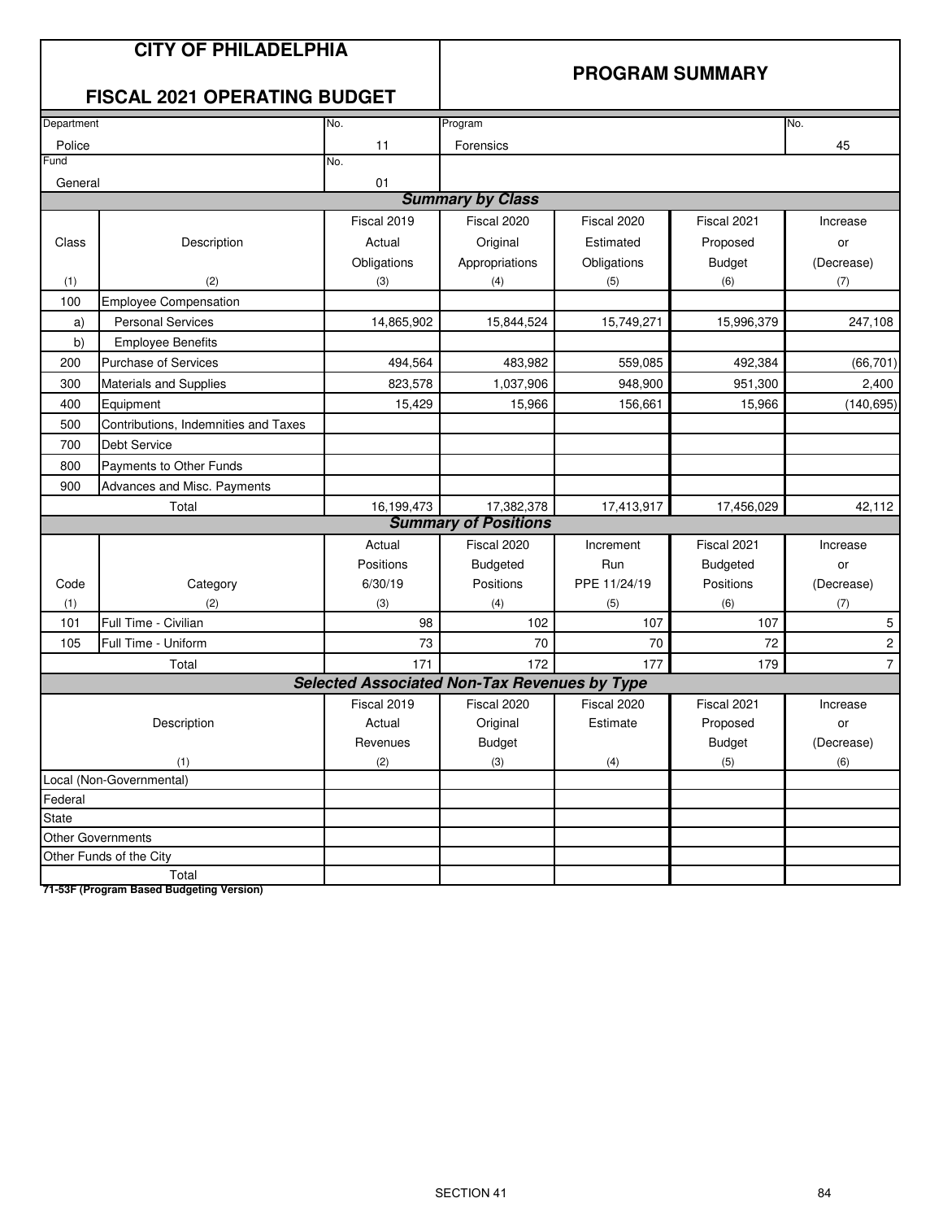# CITY OF PHILADELPHIA

## FISCAL 2021 OPERATING BUDGET

## PROGRAM SUMMARY

| Department | No. | Program | No. |
|---|---|---|---|
| Police | 11 | Forensics | 45 |
| Fund | No. | | |
| General | 01 | | |

### Summary by Class

| Class (1) | Description (2) | Fiscal 2019 Actual Obligations (3) | Fiscal 2020 Original Appropriations (4) | Fiscal 2020 Estimated Obligations (5) | Fiscal 2021 Proposed Budget (6) | Increase or (Decrease) (7) |
|---|---|---|---|---|---|---|
| 100 | Employee Compensation | | | | | |
| a) | Personal Services | 14,865,902 | 15,844,524 | 15,749,271 | 15,996,379 | 247,108 |
| b) | Employee Benefits | | | | | |
| 200 | Purchase of Services | 494,564 | 483,982 | 559,085 | 492,384 | (66,701) |
| 300 | Materials and Supplies | 823,578 | 1,037,906 | 948,900 | 951,300 | 2,400 |
| 400 | Equipment | 15,429 | 15,966 | 156,661 | 15,966 | (140,695) |
| 500 | Contributions, Indemnities and Taxes | | | | | |
| 700 | Debt Service | | | | | |
| 800 | Payments to Other Funds | | | | | |
| 900 | Advances and Misc. Payments | | | | | |
| | Total | 16,199,473 | 17,382,378 | 17,413,917 | 17,456,029 | 42,112 |

### Summary of Positions

| Code (1) | Category (2) | Actual Positions 6/30/19 (3) | Fiscal 2020 Budgeted Positions (4) | Increment Run PPE 11/24/19 (5) | Fiscal 2021 Budgeted Positions (6) | Increase or (Decrease) (7) |
|---|---|---|---|---|---|---|
| 101 | Full Time - Civilian | 98 | 102 | 107 | 107 | 5 |
| 105 | Full Time - Uniform | 73 | 70 | 70 | 72 | 2 |
| | Total | 171 | 172 | 177 | 179 | 7 |

### Selected Associated Non-Tax Revenues by Type

| Description (1) | Fiscal 2019 Actual Revenues (2) | Fiscal 2020 Original Budget (3) | Fiscal 2020 Estimate (4) | Fiscal 2021 Proposed Budget (5) | Increase or (Decrease) (6) |
|---|---|---|---|---|---|
| Local (Non-Governmental) | | | | | |
| Federal | | | | | |
| State | | | | | |
| Other Governments | | | | | |
| Other Funds of the City | | | | | |
| Total | | | | | |

**71-53F (Program Based Budgeting Version)**

SECTION 41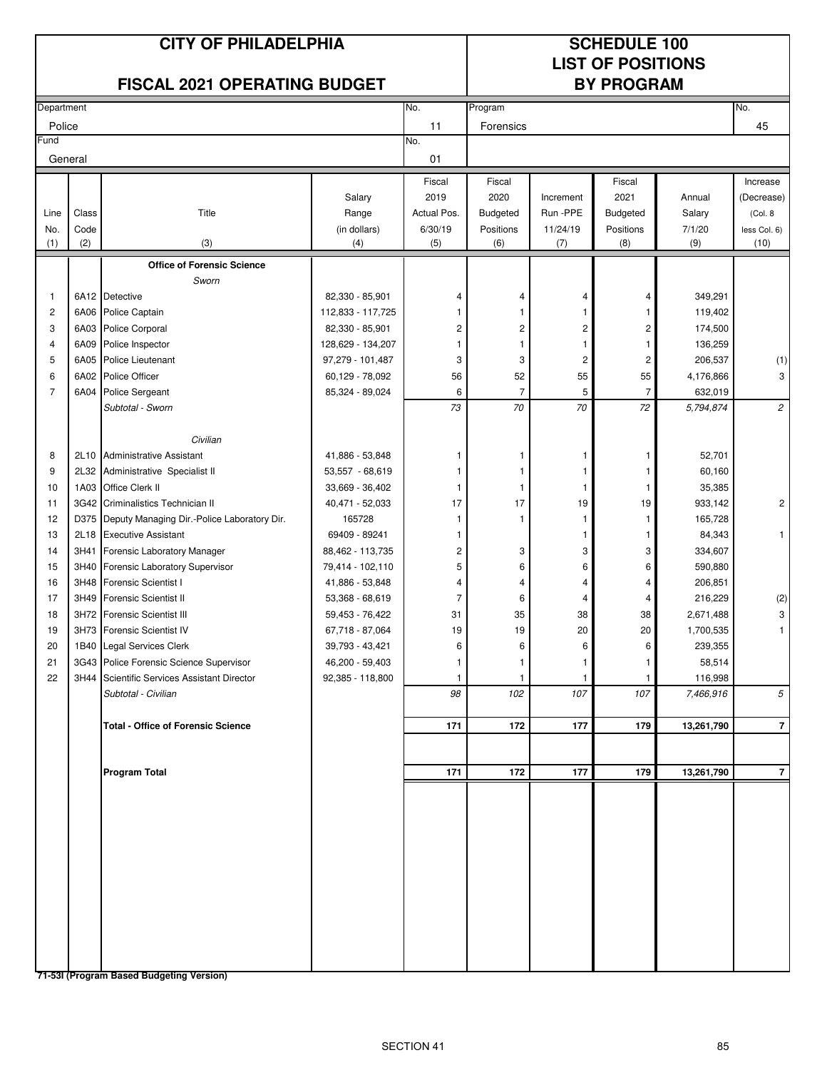# CITY OF PHILADELPHIA

## FISCAL 2021 OPERATING BUDGET

# SCHEDULE 100
## LIST OF POSITIONS BY PROGRAM

| Department | No. | Program | No. |
|---|---|---|---|
| Police | 11 | Forensics | 45 |
| **Fund** | **No.** | | |
| General | 01 | | |

| Line No. (1) | Class Code (2) | Title (3) | Salary Range (in dollars) (4) | Fiscal 2019 Actual Pos. 6/30/19 (5) | Fiscal 2020 Budgeted Positions (6) | Increment Run -PPE 11/24/19 (7) | Fiscal 2021 Budgeted Positions (8) | Annual Salary 7/1/20 (9) | Increase (Decrease) (Col. 8 less Col. 6) (10) |
|---|---|---|---|---|---|---|---|---|---|
| | | **Office of Forensic Science** | | | | | | | |
| | | *Sworn* | | | | | | | |
| 1 | 6A12 | Detective | 82,330 - 85,901 | 4 | 4 | 4 | 4 | 349,291 | |
| 2 | 6A06 | Police Captain | 112,833 - 117,725 | 1 | 1 | 1 | 1 | 119,402 | |
| 3 | 6A03 | Police Corporal | 82,330 - 85,901 | 2 | 2 | 2 | 2 | 174,500 | |
| 4 | 6A09 | Police Inspector | 128,629 - 134,207 | 1 | 1 | 1 | 1 | 136,259 | |
| 5 | 6A05 | Police Lieutenant | 97,279 - 101,487 | 3 | 3 | 2 | 2 | 206,537 | (1) |
| 6 | 6A02 | Police Officer | 60,129 - 78,092 | 56 | 52 | 55 | 55 | 4,176,866 | 3 |
| 7 | 6A04 | Police Sergeant | 85,324 - 89,024 | 6 | 7 | 5 | 7 | 632,019 | |
| | | *Subtotal - Sworn* | | *73* | *70* | *70* | *72* | *5,794,874* | *2* |
| | | *Civilian* | | | | | | | |
| 8 | 2L10 | Administrative Assistant | 41,886 - 53,848 | 1 | 1 | 1 | 1 | 52,701 | |
| 9 | 2L32 | Administrative Specialist II | 53,557 - 68,619 | 1 | 1 | 1 | 1 | 60,160 | |
| 10 | 1A03 | Office Clerk II | 33,669 - 36,402 | 1 | 1 | 1 | 1 | 35,385 | |
| 11 | 3G42 | Criminalistics Technician II | 40,471 - 52,033 | 17 | 17 | 19 | 19 | 933,142 | 2 |
| 12 | D375 | Deputy Managing Dir.-Police Laboratory Dir. | 165728 | 1 | 1 | 1 | 1 | 165,728 | |
| 13 | 2L18 | Executive Assistant | 69409 - 89241 | 1 | | 1 | 1 | 84,343 | 1 |
| 14 | 3H41 | Forensic Laboratory Manager | 88,462 - 113,735 | 2 | 3 | 3 | 3 | 334,607 | |
| 15 | 3H40 | Forensic Laboratory Supervisor | 79,414 - 102,110 | 5 | 6 | 6 | 6 | 590,880 | |
| 16 | 3H48 | Forensic Scientist I | 41,886 - 53,848 | 4 | 4 | 4 | 4 | 206,851 | |
| 17 | 3H49 | Forensic Scientist II | 53,368 - 68,619 | 7 | 6 | 4 | 4 | 216,229 | (2) |
| 18 | 3H72 | Forensic Scientist III | 59,453 - 76,422 | 31 | 35 | 38 | 38 | 2,671,488 | 3 |
| 19 | 3H73 | Forensic Scientist IV | 67,718 - 87,064 | 19 | 19 | 20 | 20 | 1,700,535 | 1 |
| 20 | 1B40 | Legal Services Clerk | 39,793 - 43,421 | 6 | 6 | 6 | 6 | 239,355 | |
| 21 | 3G43 | Police Forensic Science Supervisor | 46,200 - 59,403 | 1 | 1 | 1 | 1 | 58,514 | |
| 22 | 3H44 | Scientific Services Assistant Director | 92,385 - 118,800 | 1 | 1 | 1 | 1 | 116,998 | |
| | | *Subtotal - Civilian* | | *98* | *102* | *107* | *107* | *7,466,916* | *5* |
| | | **Total - Office of Forensic Science** | | **171** | **172** | **177** | **179** | **13,261,790** | **7** |
| | | **Program Total** | | **171** | **172** | **177** | **179** | **13,261,790** | **7** |

**71-53I (Program Based Budgeting Version)**

SECTION 41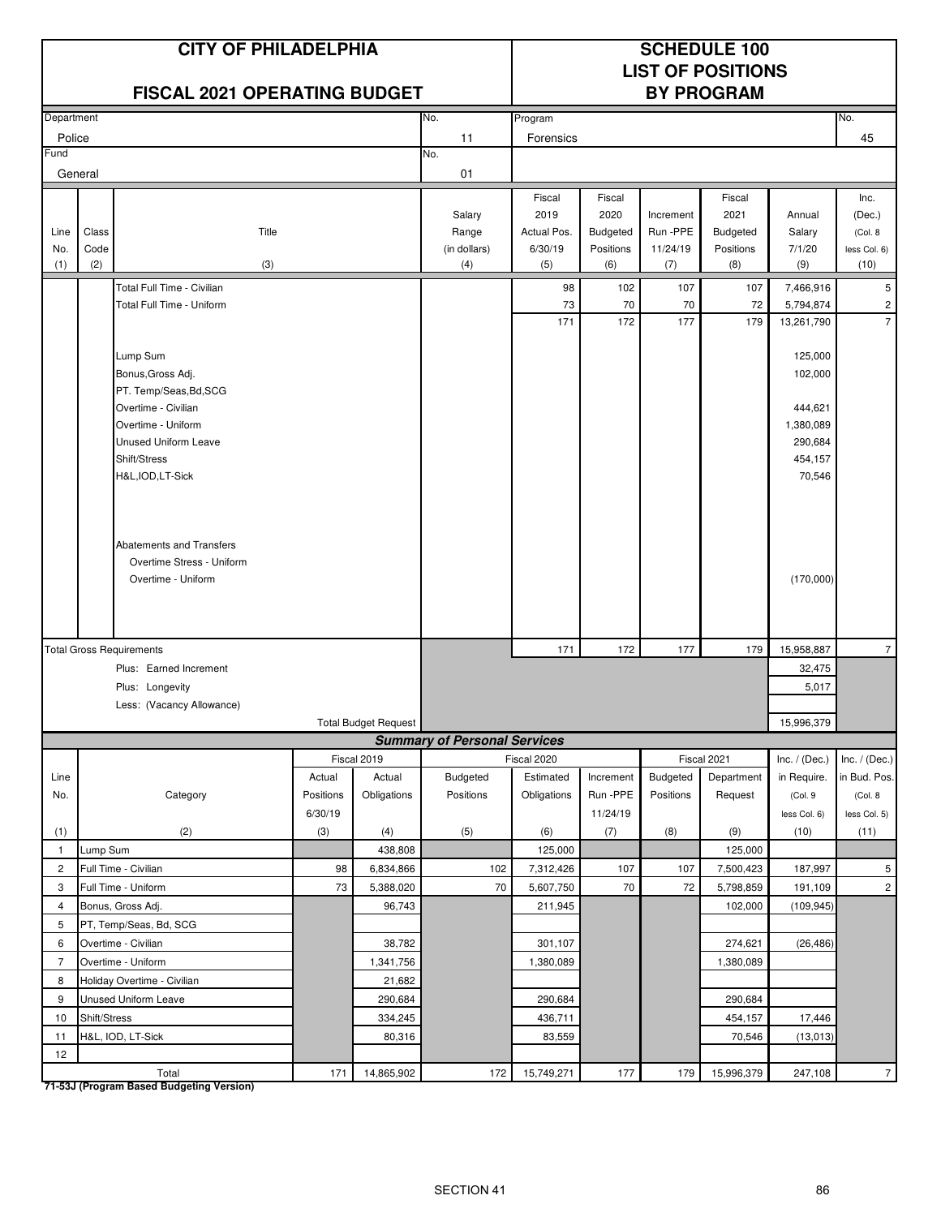# CITY OF PHILADELPHIA

## FISCAL 2021 OPERATING BUDGET

## SCHEDULE 100 LIST OF POSITIONS BY PROGRAM

| Department | No. | Program | No. |
|---|---|---|---|
| Police | 11 | Forensics | 45 |
| Fund | No. | | |
| General | 01 | | |

| Line No. (1) | Class Code (2) | Title (3) | Salary Range (in dollars) (4) | Fiscal 2019 Actual Pos. 6/30/19 (5) | Fiscal 2020 Budgeted Positions (6) | Increment Run -PPE 11/24/19 (7) | Fiscal 2021 Budgeted Positions (8) | Annual Salary 7/1/20 (9) | Inc. (Dec.) (Col. 8 less Col. 6) (10) |
|---|---|---|---|---|---|---|---|---|---|
| | | Total Full Time - Civilian | | 98 | 102 | 107 | 107 | 7,466,916 | 5 |
| | | Total Full Time - Uniform | | 73 | 70 | 70 | 72 | 5,794,874 | 2 |
| | | | | 171 | 172 | 177 | 179 | 13,261,790 | 7 |
| | | Lump Sum | | | | | | 125,000 | |
| | | Bonus,Gross Adj. | | | | | | 102,000 | |
| | | PT. Temp/Seas,Bd,SCG | | | | | | | |
| | | Overtime - Civilian | | | | | | 444,621 | |
| | | Overtime - Uniform | | | | | | 1,380,089 | |
| | | Unused Uniform Leave | | | | | | 290,684 | |
| | | Shift/Stress | | | | | | 454,157 | |
| | | H&L,IOD,LT-Sick | | | | | | 70,546 | |
| | | Abatements and Transfers | | | | | | | |
| | | Overtime Stress - Uniform | | | | | | | |
| | | Overtime - Uniform | | | | | | (170,000) | |
| Total Gross Requirements | | | | 171 | 172 | 177 | 179 | 15,958,887 | 7 |
| | | Plus: Earned Increment | | | | | | 32,475 | |
| | | Plus: Longevity | | | | | | 5,017 | |
| | | Less: (Vacancy Allowance) | | | | | | | |
| | | Total Budget Request | | | | | | 15,996,379 | |

### Summary of Personal Services

| Line No. (1) | Category (2) | Fiscal 2019 Actual Positions 6/30/19 (3) | Fiscal 2019 Actual Obligations (4) | Fiscal 2020 Budgeted Positions (5) | Fiscal 2020 Estimated Obligations (6) | Increment Run -PPE 11/24/19 (7) | Fiscal 2021 Budgeted Positions (8) | Fiscal 2021 Department Request (9) | Inc. / (Dec.) in Require. (Col. 9 less Col. 6) (10) | Inc. / (Dec.) in Bud. Pos. (Col. 8 less Col. 5) (11) |
|---|---|---|---|---|---|---|---|---|---|---|
| 1 | Lump Sum | | 438,808 | | 125,000 | | | 125,000 | | |
| 2 | Full Time - Civilian | 98 | 6,834,866 | 102 | 7,312,426 | 107 | 107 | 7,500,423 | 187,997 | 5 |
| 3 | Full Time - Uniform | 73 | 5,388,020 | 70 | 5,607,750 | 70 | 72 | 5,798,859 | 191,109 | 2 |
| 4 | Bonus, Gross Adj. | | 96,743 | | 211,945 | | | 102,000 | (109,945) | |
| 5 | PT, Temp/Seas, Bd, SCG | | | | | | | | | |
| 6 | Overtime - Civilian | | 38,782 | | 301,107 | | | 274,621 | (26,486) | |
| 7 | Overtime - Uniform | | 1,341,756 | | 1,380,089 | | | 1,380,089 | | |
| 8 | Holiday Overtime - Civilian | | 21,682 | | | | | | | |
| 9 | Unused Uniform Leave | | 290,684 | | 290,684 | | | 290,684 | | |
| 10 | Shift/Stress | | 334,245 | | 436,711 | | | 454,157 | 17,446 | |
| 11 | H&L, IOD, LT-Sick | | 80,316 | | 83,559 | | | 70,546 | (13,013) | |
| 12 | | | | | | | | | | |
| | Total | 171 | 14,865,902 | 172 | 15,749,271 | 177 | 179 | 15,996,379 | 247,108 | 7 |

**71-53J (Program Based Budgeting Version)**

SECTION 41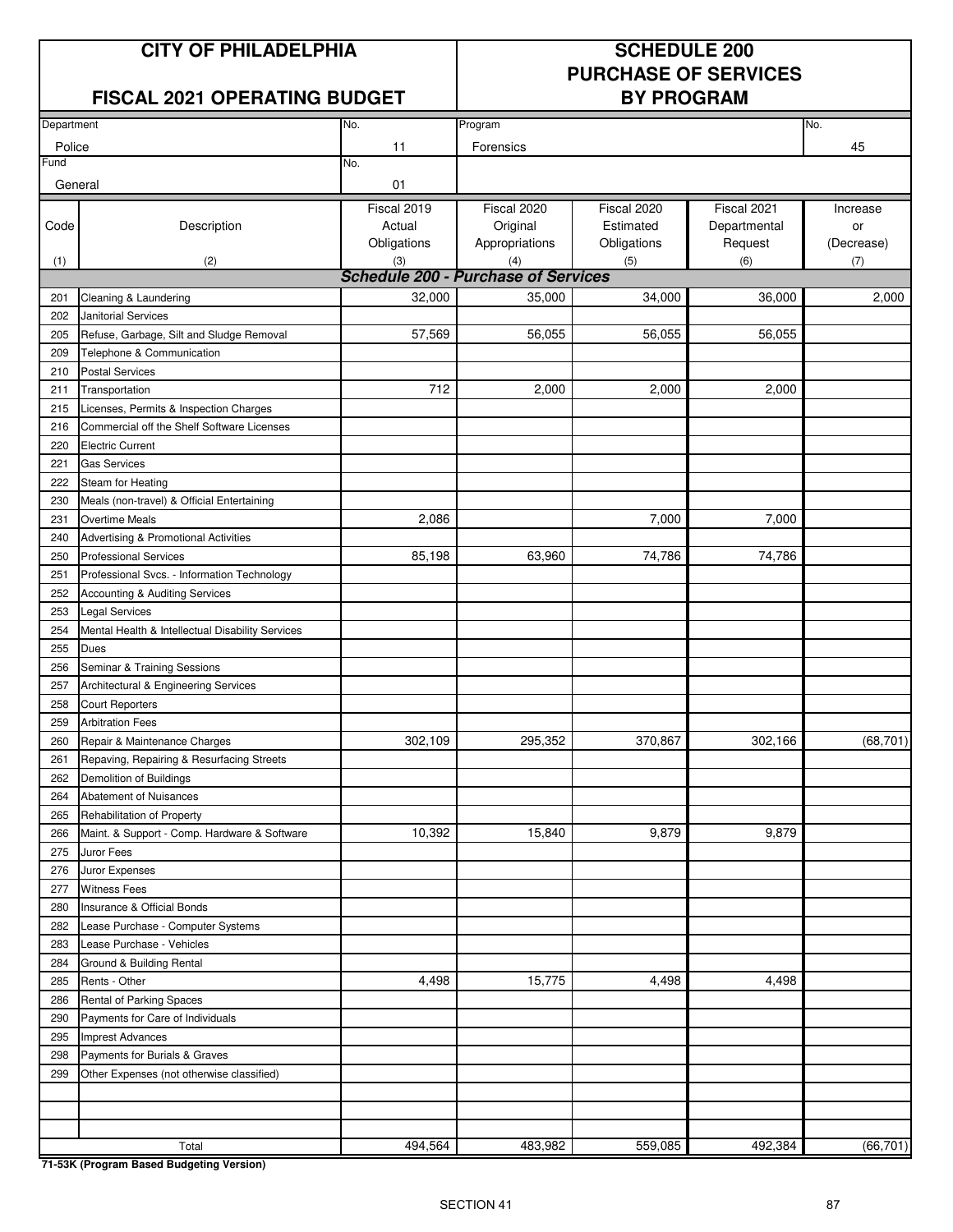| CITY OF PHILADELPHIA | | SCHEDULE 200 PURCHASE OF SERVICES BY PROGRAM | | | | |
|---|---|---|---|---|---|---|
| FISCAL 2021 OPERATING BUDGET | | | | | | |
| Department: Police | No. 11 | Program: Forensics | | | | No. 45 |
| Fund: General | No. 01 | | | | | |

| Code (1) | Description (2) | Fiscal 2019 Actual Obligations (3) | Fiscal 2020 Original Appropriations (4) | Fiscal 2020 Estimated Obligations (5) | Fiscal 2021 Departmental Request (6) | Increase or (Decrease) (7) |
|---|---|---|---|---|---|---|
| | ***Schedule 200 - Purchase of Services*** | | | | | |
| 201 | Cleaning & Laundering | 32,000 | 35,000 | 34,000 | 36,000 | 2,000 |
| 202 | Janitorial Services | | | | | |
| 205 | Refuse, Garbage, Silt and Sludge Removal | 57,569 | 56,055 | 56,055 | 56,055 | |
| 209 | Telephone & Communication | | | | | |
| 210 | Postal Services | | | | | |
| 211 | Transportation | 712 | 2,000 | 2,000 | 2,000 | |
| 215 | Licenses, Permits & Inspection Charges | | | | | |
| 216 | Commercial off the Shelf Software Licenses | | | | | |
| 220 | Electric Current | | | | | |
| 221 | Gas Services | | | | | |
| 222 | Steam for Heating | | | | | |
| 230 | Meals (non-travel) & Official Entertaining | | | | | |
| 231 | Overtime Meals | 2,086 | | 7,000 | 7,000 | |
| 240 | Advertising & Promotional Activities | | | | | |
| 250 | Professional Services | 85,198 | 63,960 | 74,786 | 74,786 | |
| 251 | Professional Svcs. - Information Technology | | | | | |
| 252 | Accounting & Auditing Services | | | | | |
| 253 | Legal Services | | | | | |
| 254 | Mental Health & Intellectual Disability Services | | | | | |
| 255 | Dues | | | | | |
| 256 | Seminar & Training Sessions | | | | | |
| 257 | Architectural & Engineering Services | | | | | |
| 258 | Court Reporters | | | | | |
| 259 | Arbitration Fees | | | | | |
| 260 | Repair & Maintenance Charges | 302,109 | 295,352 | 370,867 | 302,166 | (68,701) |
| 261 | Repaving, Repairing & Resurfacing Streets | | | | | |
| 262 | Demolition of Buildings | | | | | |
| 264 | Abatement of Nuisances | | | | | |
| 265 | Rehabilitation of Property | | | | | |
| 266 | Maint. & Support - Comp. Hardware & Software | 10,392 | 15,840 | 9,879 | 9,879 | |
| 275 | Juror Fees | | | | | |
| 276 | Juror Expenses | | | | | |
| 277 | Witness Fees | | | | | |
| 280 | Insurance & Official Bonds | | | | | |
| 282 | Lease Purchase - Computer Systems | | | | | |
| 283 | Lease Purchase - Vehicles | | | | | |
| 284 | Ground & Building Rental | | | | | |
| 285 | Rents - Other | 4,498 | 15,775 | 4,498 | 4,498 | |
| 286 | Rental of Parking Spaces | | | | | |
| 290 | Payments for Care of Individuals | | | | | |
| 295 | Imprest Advances | | | | | |
| 298 | Payments for Burials & Graves | | | | | |
| 299 | Other Expenses (not otherwise classified) | | | | | |
| | | | | | | |
| | | | | | | |
| | | | | | | |
| | Total | 494,564 | 483,982 | 559,085 | 492,384 | (66,701) |

**71-53K (Program Based Budgeting Version)**

SECTION 41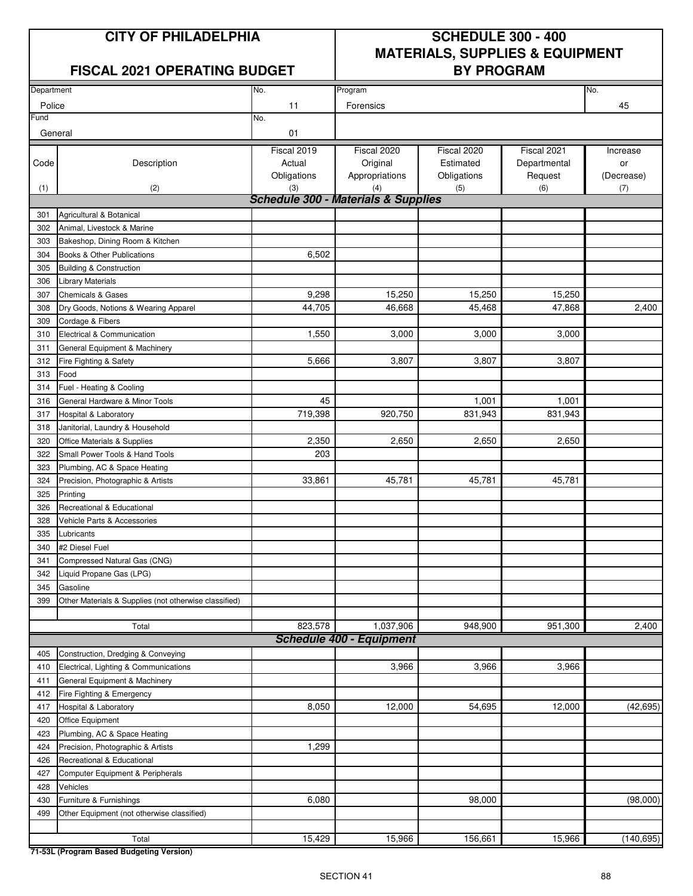# CITY OF PHILADELPHIA

## FISCAL 2021 OPERATING BUDGET

## SCHEDULE 300 - 400 MATERIALS, SUPPLIES & EQUIPMENT BY PROGRAM

| Department | No. | Program | No. |
|---|---|---|---|
| Police | 11 | Forensics | 45 |
| **Fund** | **No.** | | |
| General | 01 | | |

| Code (1) | Description (2) | Fiscal 2019 Actual Obligations (3) | Fiscal 2020 Original Appropriations (4) | Fiscal 2020 Estimated Obligations (5) | Fiscal 2021 Departmental Request (6) | Increase or (Decrease) (7) |
|---|---|---|---|---|---|---|
| | ***Schedule 300 - Materials & Supplies*** | | | | | |
| 301 | Agricultural & Botanical | | | | | |
| 302 | Animal, Livestock & Marine | | | | | |
| 303 | Bakeshop, Dining Room & Kitchen | | | | | |
| 304 | Books & Other Publications | 6,502 | | | | |
| 305 | Building & Construction | | | | | |
| 306 | Library Materials | | | | | |
| 307 | Chemicals & Gases | 9,298 | 15,250 | 15,250 | 15,250 | |
| 308 | Dry Goods, Notions & Wearing Apparel | 44,705 | 46,668 | 45,468 | 47,868 | 2,400 |
| 309 | Cordage & Fibers | | | | | |
| 310 | Electrical & Communication | 1,550 | 3,000 | 3,000 | 3,000 | |
| 311 | General Equipment & Machinery | | | | | |
| 312 | Fire Fighting & Safety | 5,666 | 3,807 | 3,807 | 3,807 | |
| 313 | Food | | | | | |
| 314 | Fuel - Heating & Cooling | | | | | |
| 316 | General Hardware & Minor Tools | 45 | | 1,001 | 1,001 | |
| 317 | Hospital & Laboratory | 719,398 | 920,750 | 831,943 | 831,943 | |
| 318 | Janitorial, Laundry & Household | | | | | |
| 320 | Office Materials & Supplies | 2,350 | 2,650 | 2,650 | 2,650 | |
| 322 | Small Power Tools & Hand Tools | 203 | | | | |
| 323 | Plumbing, AC & Space Heating | | | | | |
| 324 | Precision, Photographic & Artists | 33,861 | 45,781 | 45,781 | 45,781 | |
| 325 | Printing | | | | | |
| 326 | Recreational & Educational | | | | | |
| 328 | Vehicle Parts & Accessories | | | | | |
| 335 | Lubricants | | | | | |
| 340 | #2 Diesel Fuel | | | | | |
| 341 | Compressed Natural Gas (CNG) | | | | | |
| 342 | Liquid Propane Gas (LPG) | | | | | |
| 345 | Gasoline | | | | | |
| 399 | Other Materials & Supplies (not otherwise classified) | | | | | |
| | Total | 823,578 | 1,037,906 | 948,900 | 951,300 | 2,400 |
| | ***Schedule 400 - Equipment*** | | | | | |
| 405 | Construction, Dredging & Conveying | | | | | |
| 410 | Electrical, Lighting & Communications | | 3,966 | 3,966 | 3,966 | |
| 411 | General Equipment & Machinery | | | | | |
| 412 | Fire Fighting & Emergency | | | | | |
| 417 | Hospital & Laboratory | 8,050 | 12,000 | 54,695 | 12,000 | (42,695) |
| 420 | Office Equipment | | | | | |
| 423 | Plumbing, AC & Space Heating | | | | | |
| 424 | Precision, Photographic & Artists | 1,299 | | | | |
| 426 | Recreational & Educational | | | | | |
| 427 | Computer Equipment & Peripherals | | | | | |
| 428 | Vehicles | | | | | |
| 430 | Furniture & Furnishings | 6,080 | | 98,000 | | (98,000) |
| 499 | Other Equipment (not otherwise classified) | | | | | |
| | Total | 15,429 | 15,966 | 156,661 | 15,966 | (140,695) |

**71-53L (Program Based Budgeting Version)**

SECTION 41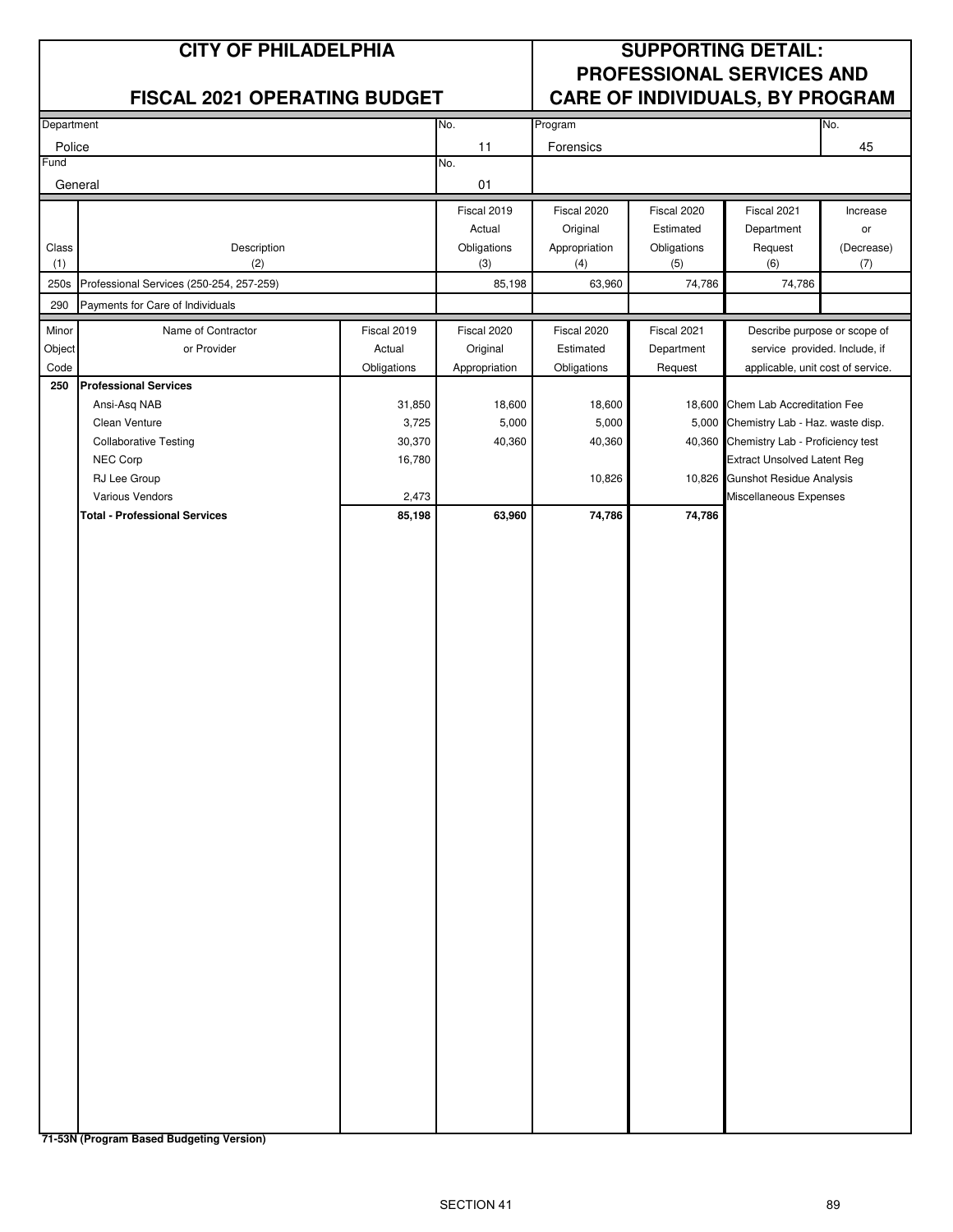# CITY OF PHILADELPHIA

## FISCAL 2021 OPERATING BUDGET

## SUPPORTING DETAIL: PROFESSIONAL SERVICES AND CARE OF INDIVIDUALS, BY PROGRAM

| Department | No. | Program | No. |
|---|---|---|---|
| Police | 11 | Forensics | 45 |
| **Fund** | **No.** | | |
| General | 01 | | |

| Class (1) | Description (2) | Fiscal 2019 Actual Obligations (3) | Fiscal 2020 Original Appropriation (4) | Fiscal 2020 Estimated Obligations (5) | Fiscal 2021 Department Request (6) | Increase or (Decrease) (7) |
|---|---|---|---|---|---|---|
| 250s | Professional Services (250-254, 257-259) | 85,198 | 63,960 | 74,786 | 74,786 | |
| 290 | Payments for Care of Individuals | | | | | |

| Minor Object Code | Name of Contractor or Provider | Fiscal 2019 Actual Obligations | Fiscal 2020 Original Appropriation | Fiscal 2020 Estimated Obligations | Fiscal 2021 Department Request | Describe purpose or scope of service provided. Include, if applicable, unit cost of service. |
|---|---|---|---|---|---|---|
| **250** | **Professional Services** | | | | | |
| | Ansi-Asq NAB | 31,850 | 18,600 | 18,600 | 18,600 | Chem Lab Accreditation Fee |
| | Clean Venture | 3,725 | 5,000 | 5,000 | 5,000 | Chemistry Lab - Haz. waste disp. |
| | Collaborative Testing | 30,370 | 40,360 | 40,360 | 40,360 | Chemistry Lab - Proficiency test |
| | NEC Corp | 16,780 | | | | Extract Unsolved Latent Reg |
| | RJ Lee Group | | | 10,826 | 10,826 | Gunshot Residue Analysis |
| | Various Vendors | 2,473 | | | | Miscellaneous Expenses |
| | **Total - Professional Services** | **85,198** | **63,960** | **74,786** | **74,786** | |

**71-53N (Program Based Budgeting Version)**

SECTION 41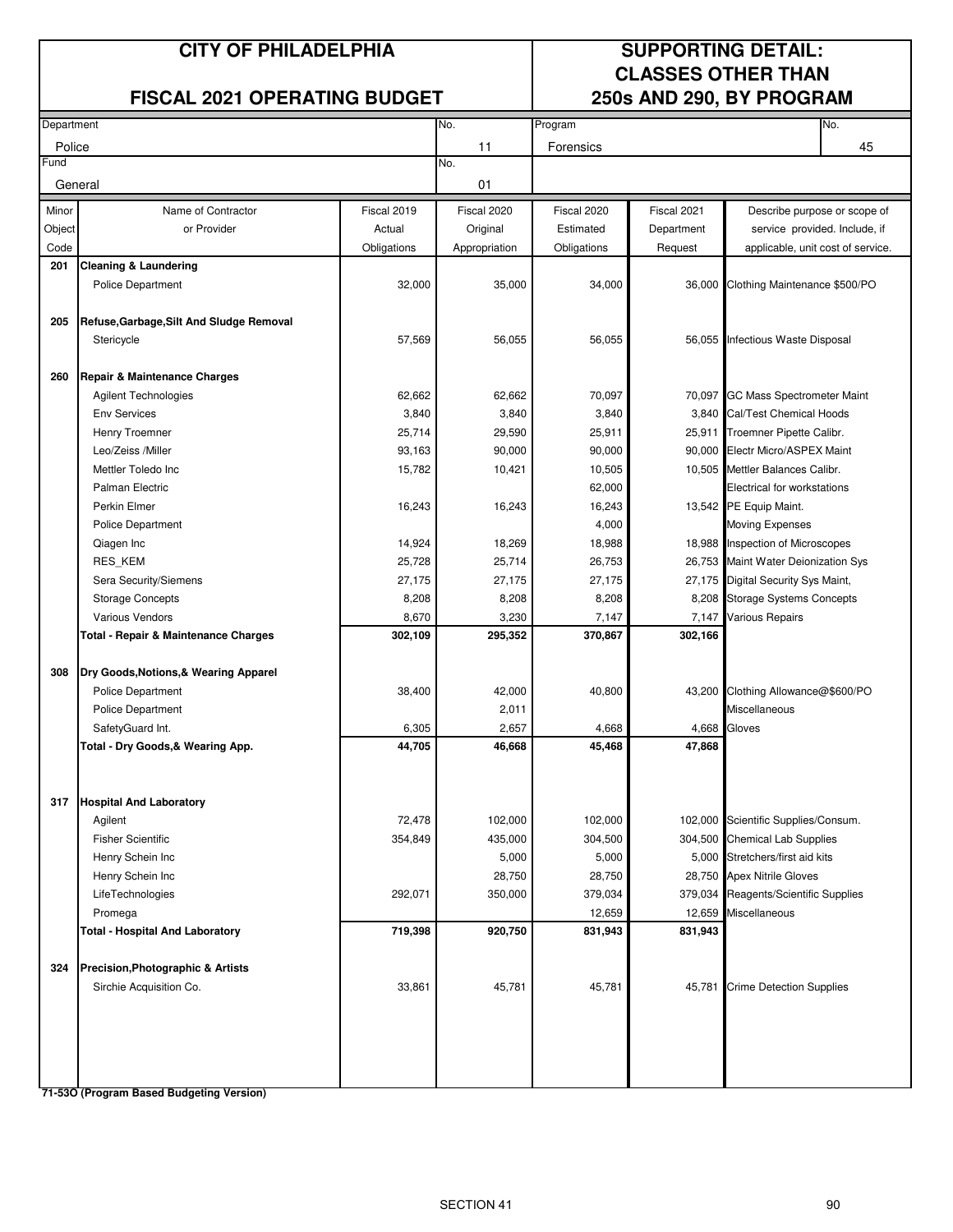# CITY OF PHILADELPHIA

## FISCAL 2021 OPERATING BUDGET

## SUPPORTING DETAIL: CLASSES OTHER THAN 250s AND 290, BY PROGRAM

| Department | No. | Program | No. |
|---|---|---|---|
| Police | 11 | Forensics | 45 |
| **Fund** | **No.** | | |
| General | 01 | | |

| Minor Object Code | Name of Contractor or Provider | Fiscal 2019 Actual Obligations | Fiscal 2020 Original Appropriation | Fiscal 2020 Estimated Obligations | Fiscal 2021 Department Request | Describe purpose or scope of service provided. Include, if applicable, unit cost of service. |
|---|---|---|---|---|---|---|
| **201** | **Cleaning & Laundering** | | | | | |
| | Police Department | 32,000 | 35,000 | 34,000 | 36,000 | Clothing Maintenance $500/PO |
| **205** | **Refuse,Garbage,Silt And Sludge Removal** | | | | | |
| | Stericycle | 57,569 | 56,055 | 56,055 | 56,055 | Infectious Waste Disposal |
| **260** | **Repair & Maintenance Charges** | | | | | |
| | Agilent Technologies | 62,662 | 62,662 | 70,097 | 70,097 | GC Mass Spectrometer Maint |
| | Env Services | 3,840 | 3,840 | 3,840 | 3,840 | Cal/Test Chemical Hoods |
| | Henry Troemner | 25,714 | 29,590 | 25,911 | 25,911 | Troemner Pipette Calibr. |
| | Leo/Zeiss /Miller | 93,163 | 90,000 | 90,000 | 90,000 | Electr Micro/ASPEX Maint |
| | Mettler Toledo Inc | 15,782 | 10,421 | 10,505 | 10,505 | Mettler Balances Calibr. |
| | Palman Electric | | | 62,000 | | Electrical for workstations |
| | Perkin Elmer | 16,243 | 16,243 | 16,243 | 13,542 | PE Equip Maint. |
| | Police Department | | | 4,000 | | Moving Expenses |
| | Qiagen Inc | 14,924 | 18,269 | 18,988 | 18,988 | Inspection of Microscopes |
| | RES_KEM | 25,728 | 25,714 | 26,753 | 26,753 | Maint Water Deionization Sys |
| | Sera Security/Siemens | 27,175 | 27,175 | 27,175 | 27,175 | Digital Security Sys Maint, |
| | Storage Concepts | 8,208 | 8,208 | 8,208 | 8,208 | Storage Systems Concepts |
| | Various Vendors | 8,670 | 3,230 | 7,147 | 7,147 | Various Repairs |
| | **Total - Repair & Maintenance Charges** | **302,109** | **295,352** | **370,867** | **302,166** | |
| **308** | **Dry Goods,Notions,& Wearing Apparel** | | | | | |
| | Police Department | 38,400 | 42,000 | 40,800 | 43,200 | Clothing Allowance@$600/PO |
| | Police Department | | 2,011 | | | Miscellaneous |
| | SafetyGuard Int. | 6,305 | 2,657 | 4,668 | 4,668 | Gloves |
| | **Total - Dry Goods,& Wearing App.** | **44,705** | **46,668** | **45,468** | **47,868** | |
| **317** | **Hospital And Laboratory** | | | | | |
| | Agilent | 72,478 | 102,000 | 102,000 | 102,000 | Scientific Supplies/Consum. |
| | Fisher Scientific | 354,849 | 435,000 | 304,500 | 304,500 | Chemical Lab Supplies |
| | Henry Schein Inc | | 5,000 | 5,000 | 5,000 | Stretchers/first aid kits |
| | Henry Schein Inc | | 28,750 | 28,750 | 28,750 | Apex Nitrile Gloves |
| | LifeTechnologies | 292,071 | 350,000 | 379,034 | 379,034 | Reagents/Scientific Supplies |
| | Promega | | | 12,659 | 12,659 | Miscellaneous |
| | **Total - Hospital And Laboratory** | **719,398** | **920,750** | **831,943** | **831,943** | |
| **324** | **Precision,Photographic & Artists** | | | | | |
| | Sirchie Acquisition Co. | 33,861 | 45,781 | 45,781 | 45,781 | Crime Detection Supplies |

**71-53O (Program Based Budgeting Version)**

SECTION 41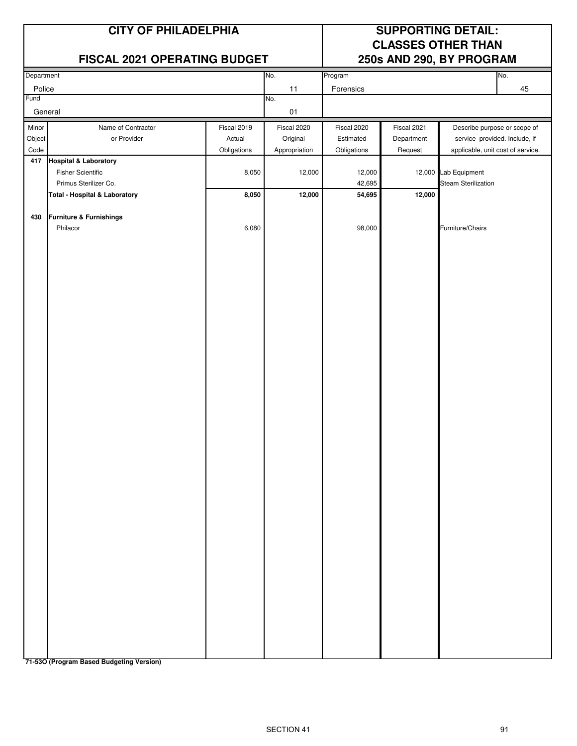# CITY OF PHILADELPHIA

## FISCAL 2021 OPERATING BUDGET

## SUPPORTING DETAIL: CLASSES OTHER THAN 250s AND 290, BY PROGRAM

| Department | No. | Program | No. |
|---|---|---|---|
| Police | 11 | Forensics | 45 |
| **Fund** | **No.** | | |
| General | 01 | | |

| Minor Object Code | Name of Contractor or Provider | Fiscal 2019 Actual Obligations | Fiscal 2020 Original Appropriation | Fiscal 2020 Estimated Obligations | Fiscal 2021 Department Request | Describe purpose or scope of service provided. Include, if applicable, unit cost of service. |
|---|---|---|---|---|---|---|
| **417** | **Hospital & Laboratory** | | | | | |
| | Fisher Scientific | 8,050 | 12,000 | 12,000 | 12,000 | Lab Equipment |
| | Primus Sterilizer Co. | | | 42,695 | | Steam Sterilization |
| | **Total - Hospital & Laboratory** | **8,050** | **12,000** | **54,695** | **12,000** | |
| | | | | | | |
| **430** | **Furniture & Furnishings** | | | | | |
| | Philacor | 6,080 | | 98,000 | | Furniture/Chairs |

**71-53O (Program Based Budgeting Version)**

SECTION 41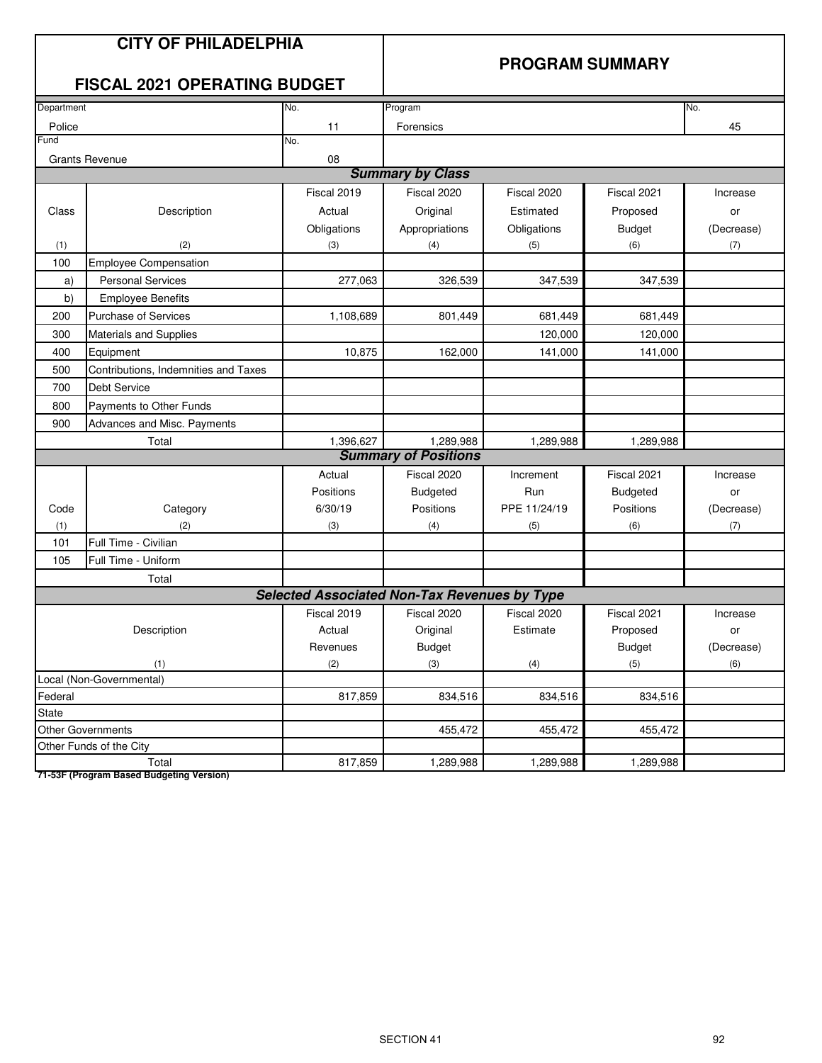# CITY OF PHILADELPHIA

## FISCAL 2021 OPERATING BUDGET

## PROGRAM SUMMARY

| Department | No. | Program | No. |
|---|---|---|---|
| Police | 11 | Forensics | 45 |
| **Fund** | **No.** | | |
| Grants Revenue | 08 | | |

### Summary by Class

| Class | Description | Fiscal 2019 Actual Obligations | Fiscal 2020 Original Appropriations | Fiscal 2020 Estimated Obligations | Fiscal 2021 Proposed Budget | Increase or (Decrease) |
|---|---|---|---|---|---|---|
| (1) | (2) | (3) | (4) | (5) | (6) | (7) |
| 100 | Employee Compensation | | | | | |
| a) | Personal Services | 277,063 | 326,539 | 347,539 | 347,539 | |
| b) | Employee Benefits | | | | | |
| 200 | Purchase of Services | 1,108,689 | 801,449 | 681,449 | 681,449 | |
| 300 | Materials and Supplies | | | 120,000 | 120,000 | |
| 400 | Equipment | 10,875 | 162,000 | 141,000 | 141,000 | |
| 500 | Contributions, Indemnities and Taxes | | | | | |
| 700 | Debt Service | | | | | |
| 800 | Payments to Other Funds | | | | | |
| 900 | Advances and Misc. Payments | | | | | |
| | Total | 1,396,627 | 1,289,988 | 1,289,988 | 1,289,988 | |

### Summary of Positions

| Code | Category | Actual Positions 6/30/19 | Fiscal 2020 Budgeted Positions | Increment Run PPE 11/24/19 | Fiscal 2021 Budgeted Positions | Increase or (Decrease) |
|---|---|---|---|---|---|---|
| (1) | (2) | (3) | (4) | (5) | (6) | (7) |
| 101 | Full Time - Civilian | | | | | |
| 105 | Full Time - Uniform | | | | | |
| | Total | | | | | |

### Selected Associated Non-Tax Revenues by Type

| Description | Fiscal 2019 Actual Revenues | Fiscal 2020 Original Budget | Fiscal 2020 Estimate | Fiscal 2021 Proposed Budget | Increase or (Decrease) |
|---|---|---|---|---|---|
| (1) | (2) | (3) | (4) | (5) | (6) |
| Local (Non-Governmental) | | | | | |
| Federal | 817,859 | 834,516 | 834,516 | 834,516 | |
| State | | | | | |
| Other Governments | | 455,472 | 455,472 | 455,472 | |
| Other Funds of the City | | | | | |
| Total | 817,859 | 1,289,988 | 1,289,988 | 1,289,988 | |

**71-53F (Program Based Budgeting Version)**

SECTION 41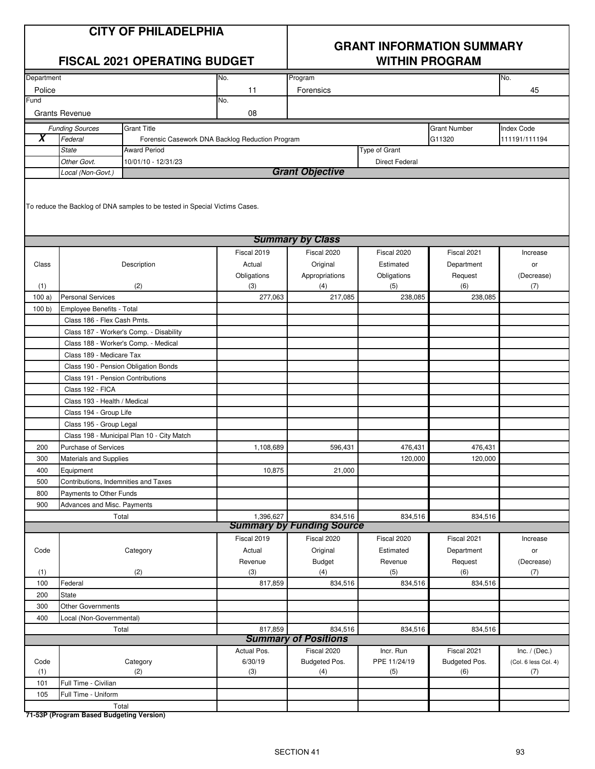# CITY OF PHILADELPHIA

## FISCAL 2021 OPERATING BUDGET

## GRANT INFORMATION SUMMARY WITHIN PROGRAM

| Department | No. | Program | No. |
|---|---|---|---|
| Police | 11 | Forensics | 45 |

| Fund | No. |
|---|---|
| Grants Revenue | 08 |

| | Funding Sources | Grant Title | Grant Number | Index Code |
|---|---|---|---|---|
| X | Federal | Forensic Casework DNA Backlog Reduction Program | G11320 | 111191/111194 |
| | State | Award Period | Type of Grant | |
| | Other Govt. | 10/01/10 - 12/31/23 | Direct Federal | |
| | Local (Non-Govt.) | | | |

### Grant Objective

To reduce the Backlog of DNA samples to be tested in Special Victims Cases.

### Summary by Class

| Class (1) | Description (2) | Fiscal 2019 Actual Obligations (3) | Fiscal 2020 Original Appropriations (4) | Fiscal 2020 Estimated Obligations (5) | Fiscal 2021 Department Request (6) | Increase or (Decrease) (7) |
|---|---|---|---|---|---|---|
| 100 a) | Personal Services | 277,063 | 217,085 | 238,085 | 238,085 | |
| 100 b) | Employee Benefits - Total | | | | | |
| | Class 186 - Flex Cash Pmts. | | | | | |
| | Class 187 - Worker's Comp. - Disability | | | | | |
| | Class 188 - Worker's Comp. - Medical | | | | | |
| | Class 189 - Medicare Tax | | | | | |
| | Class 190 - Pension Obligation Bonds | | | | | |
| | Class 191 - Pension Contributions | | | | | |
| | Class 192 - FICA | | | | | |
| | Class 193 - Health / Medical | | | | | |
| | Class 194 - Group Life | | | | | |
| | Class 195 - Group Legal | | | | | |
| | Class 198 - Municipal Plan 10 - City Match | | | | | |
| 200 | Purchase of Services | 1,108,689 | 596,431 | 476,431 | 476,431 | |
| 300 | Materials and Supplies | | | 120,000 | 120,000 | |
| 400 | Equipment | 10,875 | 21,000 | | | |
| 500 | Contributions, Indemnities and Taxes | | | | | |
| 800 | Payments to Other Funds | | | | | |
| 900 | Advances and Misc. Payments | | | | | |
| | Total | 1,396,627 | 834,516 | 834,516 | 834,516 | |

### Summary by Funding Source

| Code (1) | Category (2) | Fiscal 2019 Actual Revenue (3) | Fiscal 2020 Original Budget (4) | Fiscal 2020 Estimated Revenue (5) | Fiscal 2021 Department Request (6) | Increase or (Decrease) (7) |
|---|---|---|---|---|---|---|
| 100 | Federal | 817,859 | 834,516 | 834,516 | 834,516 | |
| 200 | State | | | | | |
| 300 | Other Governments | | | | | |
| 400 | Local (Non-Governmental) | | | | | |
| | Total | 817,859 | 834,516 | 834,516 | 834,516 | |

### Summary of Positions

| Code (1) | Category (2) | Actual Pos. 6/30/19 (3) | Fiscal 2020 Budgeted Pos. (4) | Incr. Run PPE 11/24/19 (5) | Fiscal 2021 Budgeted Pos. (6) | Inc. / (Dec.) (Col. 6 less Col. 4) (7) |
|---|---|---|---|---|---|---|
| 101 | Full Time - Civilian | | | | | |
| 105 | Full Time - Uniform | | | | | |
| | Total | | | | | |

**71-53P (Program Based Budgeting Version)**

SECTION 41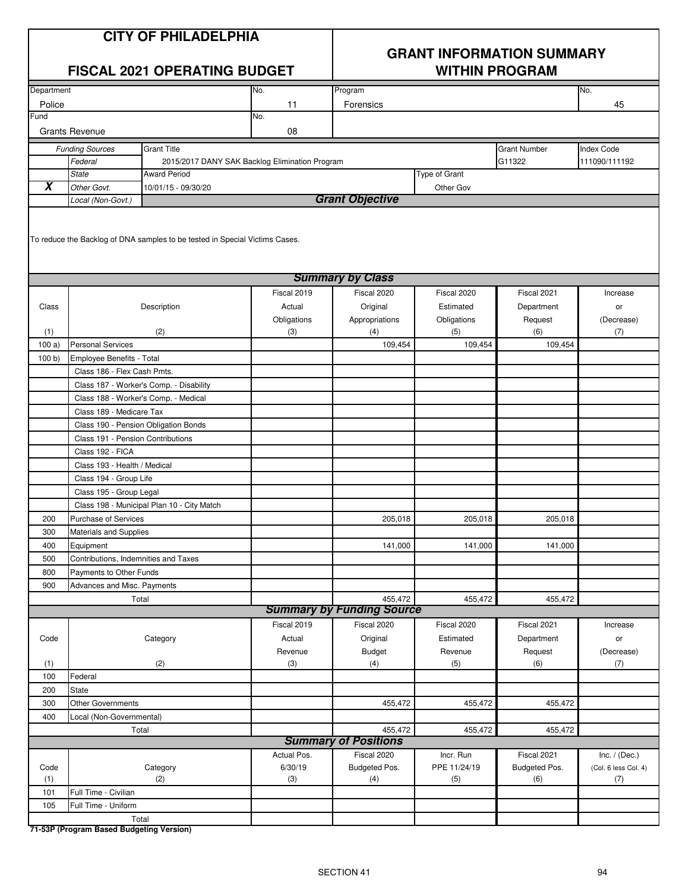# CITY OF PHILADELPHIA

## FISCAL 2021 OPERATING BUDGET

## GRANT INFORMATION SUMMARY WITHIN PROGRAM

| Department | No. | Program | No. |
|---|---|---|---|
| Police | 11 | Forensics | 45 |
| **Fund** | **No.** | | |
| Grants Revenue | 08 | | |

| | Funding Sources | Grant Title | Grant Number | Index Code |
|---|---|---|---|---|
| | Federal | 2015/2017 DANY SAK Backlog Elimination Program | G11322 | 111090/111192 |
| | State | **Award Period** | **Type of Grant** | |
| **X** | Other Govt. | 10/01/15 - 09/30/20 | Other Gov | |
| | Local (Non-Govt.) | | | |

### *Grant Objective*

To reduce the Backlog of DNA samples to be tested in Special Victims Cases.

### *Summary by Class*

| Class (1) | Description (2) | Fiscal 2019 Actual Obligations (3) | Fiscal 2020 Original Appropriations (4) | Fiscal 2020 Estimated Obligations (5) | Fiscal 2021 Department Request (6) | Increase or (Decrease) (7) |
|---|---|---|---|---|---|---|
| 100 a) | Personal Services | | 109,454 | 109,454 | 109,454 | |
| 100 b) | Employee Benefits - Total | | | | | |
| | Class 186 - Flex Cash Pmts. | | | | | |
| | Class 187 - Worker's Comp. - Disability | | | | | |
| | Class 188 - Worker's Comp. - Medical | | | | | |
| | Class 189 - Medicare Tax | | | | | |
| | Class 190 - Pension Obligation Bonds | | | | | |
| | Class 191 - Pension Contributions | | | | | |
| | Class 192 - FICA | | | | | |
| | Class 193 - Health / Medical | | | | | |
| | Class 194 - Group Life | | | | | |
| | Class 195 - Group Legal | | | | | |
| | Class 198 - Municipal Plan 10 - City Match | | | | | |
| 200 | Purchase of Services | | 205,018 | 205,018 | 205,018 | |
| 300 | Materials and Supplies | | | | | |
| 400 | Equipment | | 141,000 | 141,000 | 141,000 | |
| 500 | Contributions, Indemnities and Taxes | | | | | |
| 800 | Payments to Other Funds | | | | | |
| 900 | Advances and Misc. Payments | | | | | |
| | Total | | 455,472 | 455,472 | 455,472 | |

### *Summary by Funding Source*

| Code (1) | Category (2) | Fiscal 2019 Actual Revenue (3) | Fiscal 2020 Original Budget (4) | Fiscal 2020 Estimated Revenue (5) | Fiscal 2021 Department Request (6) | Increase or (Decrease) (7) |
|---|---|---|---|---|---|---|
| 100 | Federal | | | | | |
| 200 | State | | | | | |
| 300 | Other Governments | | 455,472 | 455,472 | 455,472 | |
| 400 | Local (Non-Governmental) | | | | | |
| | Total | | 455,472 | 455,472 | 455,472 | |

### *Summary of Positions*

| Code (1) | Category (2) | Actual Pos. 6/30/19 (3) | Fiscal 2020 Budgeted Pos. (4) | Incr. Run PPE 11/24/19 (5) | Fiscal 2021 Budgeted Pos. (6) | Inc. / (Dec.) (Col. 6 less Col. 4) (7) |
|---|---|---|---|---|---|---|
| 101 | Full Time - Civilian | | | | | |
| 105 | Full Time - Uniform | | | | | |
| | Total | | | | | |

**71-53P (Program Based Budgeting Version)**

SECTION 41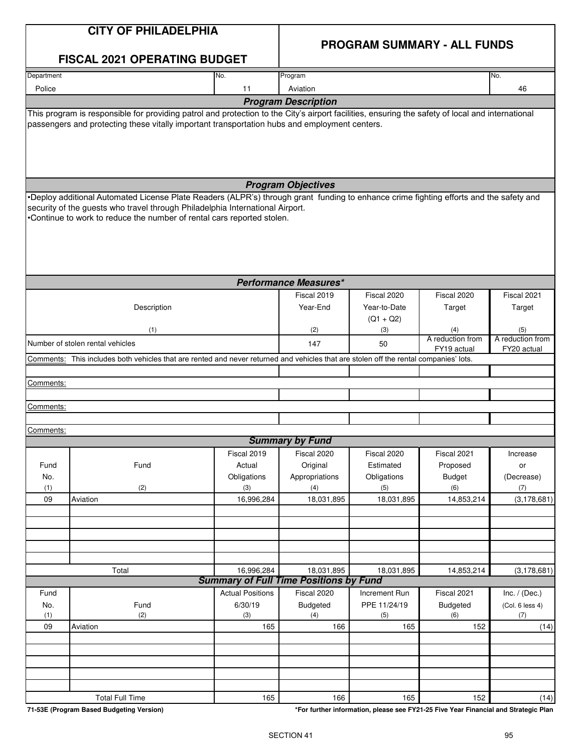# CITY OF PHILADELPHIA

## FISCAL 2021 OPERATING BUDGET

## PROGRAM SUMMARY - ALL FUNDS

| Department | No. | Program | No. |
|---|---|---|---|
| Police | 11 | Aviation | 46 |

### *Program Description*

This program is responsible for providing patrol and protection to the City's airport facilities, ensuring the safety of local and international passengers and protecting these vitally important transportation hubs and employment centers.

### *Program Objectives*

•Deploy additional Automated License Plate Readers (ALPR's) through grant funding to enhance crime fighting efforts and the safety and security of the guests who travel through Philadelphia International Airport.
•Continue to work to reduce the number of rental cars reported stolen.

### *Performance Measures**

| Description<br>(1) | Fiscal 2019 Year-End<br>(2) | Fiscal 2020 Year-to-Date (Q1 + Q2)<br>(3) | Fiscal 2020 Target<br>(4) | Fiscal 2021 Target<br>(5) |
|---|---|---|---|---|
| Number of stolen rental vehicles | 147 | 50 | A reduction from FY19 actual | A reduction from FY20 actual |

Comments: This includes both vehicles that are rented and never returned and vehicles that are stolen off the rental companies' lots.

Comments:

Comments:

Comments:

### *Summary by Fund*

| Fund No.<br>(1) | Fund<br>(2) | Fiscal 2019 Actual Obligations<br>(3) | Fiscal 2020 Original Appropriations<br>(4) | Fiscal 2020 Estimated Obligations<br>(5) | Fiscal 2021 Proposed Budget<br>(6) | Increase or (Decrease)<br>(7) |
|---|---|---|---|---|---|---|
| 09 | Aviation | 16,996,284 | 18,031,895 | 18,031,895 | 14,853,214 | (3,178,681) |
| | Total | 16,996,284 | 18,031,895 | 18,031,895 | 14,853,214 | (3,178,681) |

### *Summary of Full Time Positions by Fund*

| Fund No.<br>(1) | Fund<br>(2) | Actual Positions 6/30/19<br>(3) | Fiscal 2020 Budgeted<br>(4) | Increment Run PPE 11/24/19<br>(5) | Fiscal 2021 Budgeted<br>(6) | Inc. / (Dec.) (Col. 6 less 4)<br>(7) |
|---|---|---|---|---|---|---|
| 09 | Aviation | 165 | 166 | 165 | 152 | (14) |
| | Total Full Time | 165 | 166 | 165 | 152 | (14) |

71-53E (Program Based Budgeting Version)

*For further information, please see FY21-25 Five Year Financial and Strategic Plan

SECTION 41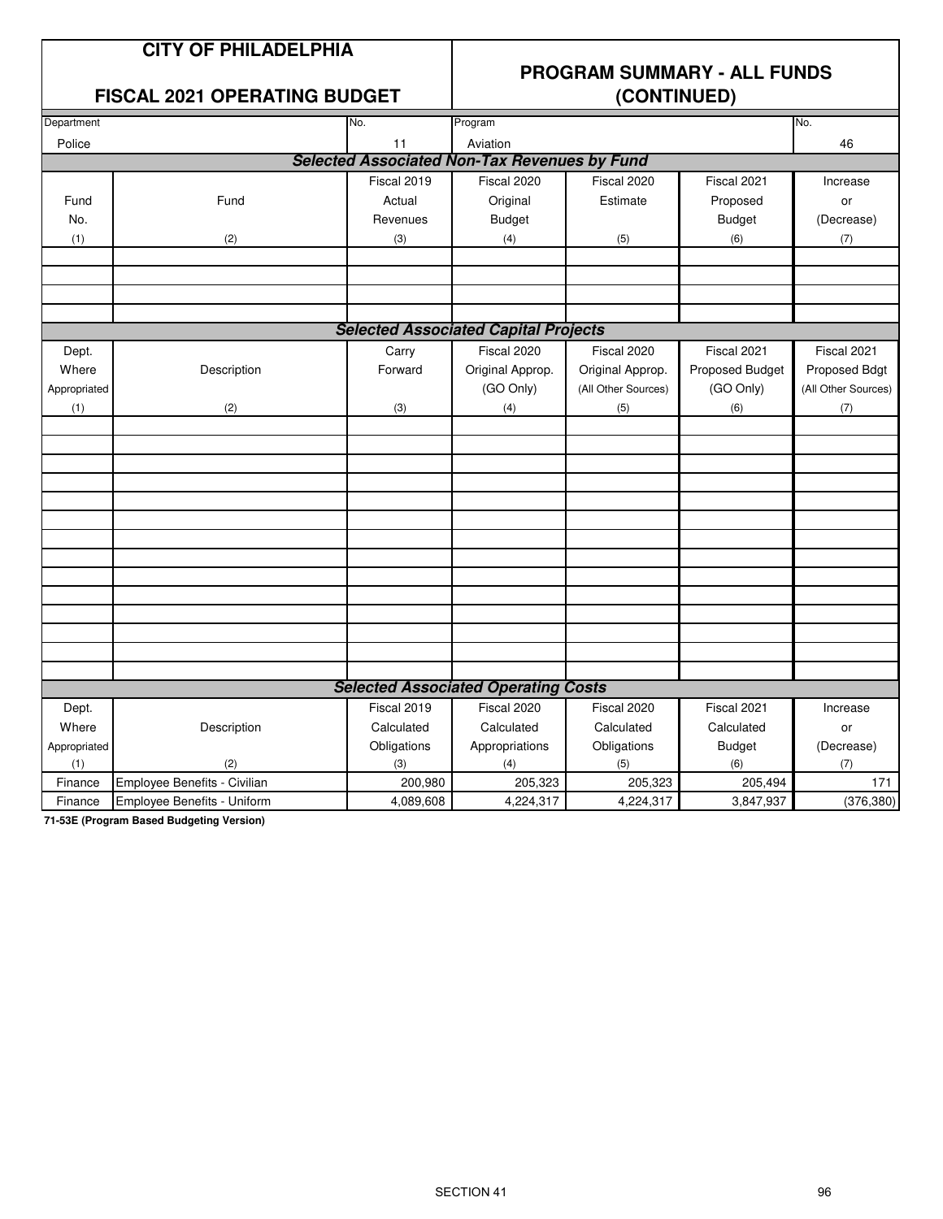**CITY OF PHILADELPHIA**

**FISCAL 2021 OPERATING BUDGET**

## PROGRAM SUMMARY - ALL FUNDS (CONTINUED)

| Department | No. | Program | No. |
|---|---|---|---|
| Police | 11 | Aviation | 46 |

### *Selected Associated Non-Tax Revenues by Fund*

| Fund No. (1) | Fund (2) | Fiscal 2019 Actual Revenues (3) | Fiscal 2020 Original Budget (4) | Fiscal 2020 Estimate (5) | Fiscal 2021 Proposed Budget (6) | Increase or (Decrease) (7) |
|---|---|---|---|---|---|---|
| | | | | | | |

### *Selected Associated Capital Projects*

| Dept. Where Appropriated (1) | Description (2) | Carry Forward (3) | Fiscal 2020 Original Approp. (GO Only) (4) | Fiscal 2020 Original Approp. (All Other Sources) (5) | Fiscal 2021 Proposed Budget (GO Only) (6) | Fiscal 2021 Proposed Bdgt (All Other Sources) (7) |
|---|---|---|---|---|---|---|
| | | | | | | |

### *Selected Associated Operating Costs*

| Dept. Where Appropriated (1) | Description (2) | Fiscal 2019 Calculated Obligations (3) | Fiscal 2020 Calculated Appropriations (4) | Fiscal 2020 Calculated Obligations (5) | Fiscal 2021 Calculated Budget (6) | Increase or (Decrease) (7) |
|---|---|---|---|---|---|---|
| Finance | Employee Benefits - Civilian | 200,980 | 205,323 | 205,323 | 205,494 | 171 |
| Finance | Employee Benefits - Uniform | 4,089,608 | 4,224,317 | 4,224,317 | 3,847,937 | (376,380) |

**71-53E (Program Based Budgeting Version)**

SECTION 41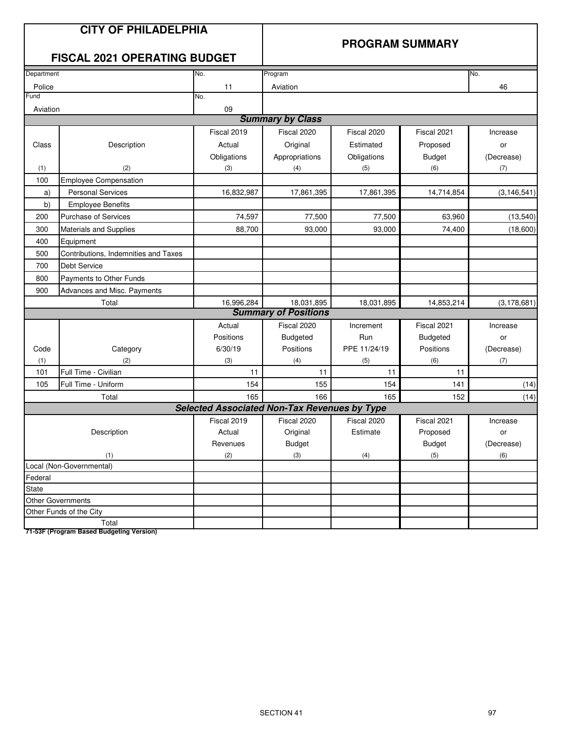## CITY OF PHILADELPHIA

## FISCAL 2021 OPERATING BUDGET

## PROGRAM SUMMARY

| Department | No. | Program | No. |
|---|---|---|---|
| Police | 11 | Aviation | 46 |
| Fund | No. | | |
| Aviation | 09 | | |

### *Summary by Class*

| Class (1) | Description (2) | Fiscal 2019 Actual Obligations (3) | Fiscal 2020 Original Appropriations (4) | Fiscal 2020 Estimated Obligations (5) | Fiscal 2021 Proposed Budget (6) | Increase or (Decrease) (7) |
|---|---|---|---|---|---|---|
| 100 | Employee Compensation | | | | | |
| a) | Personal Services | 16,832,987 | 17,861,395 | 17,861,395 | 14,714,854 | (3,146,541) |
| b) | Employee Benefits | | | | | |
| 200 | Purchase of Services | 74,597 | 77,500 | 77,500 | 63,960 | (13,540) |
| 300 | Materials and Supplies | 88,700 | 93,000 | 93,000 | 74,400 | (18,600) |
| 400 | Equipment | | | | | |
| 500 | Contributions, Indemnities and Taxes | | | | | |
| 700 | Debt Service | | | | | |
| 800 | Payments to Other Funds | | | | | |
| 900 | Advances and Misc. Payments | | | | | |
| | Total | 16,996,284 | 18,031,895 | 18,031,895 | 14,853,214 | (3,178,681) |

### *Summary of Positions*

| Code (1) | Category (2) | Actual Positions 6/30/19 (3) | Fiscal 2020 Budgeted Positions (4) | Increment Run PPE 11/24/19 (5) | Fiscal 2021 Budgeted Positions (6) | Increase or (Decrease) (7) |
|---|---|---|---|---|---|---|
| 101 | Full Time - Civilian | 11 | 11 | 11 | 11 | |
| 105 | Full Time - Uniform | 154 | 155 | 154 | 141 | (14) |
| | Total | 165 | 166 | 165 | 152 | (14) |

### *Selected Associated Non-Tax Revenues by Type*

| Description (1) | Fiscal 2019 Actual Revenues (2) | Fiscal 2020 Original Budget (3) | Fiscal 2020 Estimate (4) | Fiscal 2021 Proposed Budget (5) | Increase or (Decrease) (6) |
|---|---|---|---|---|---|
| Local (Non-Governmental) | | | | | |
| Federal | | | | | |
| State | | | | | |
| Other Governments | | | | | |
| Other Funds of the City | | | | | |
| Total | | | | | |

**71-53F (Program Based Budgeting Version)**

SECTION 41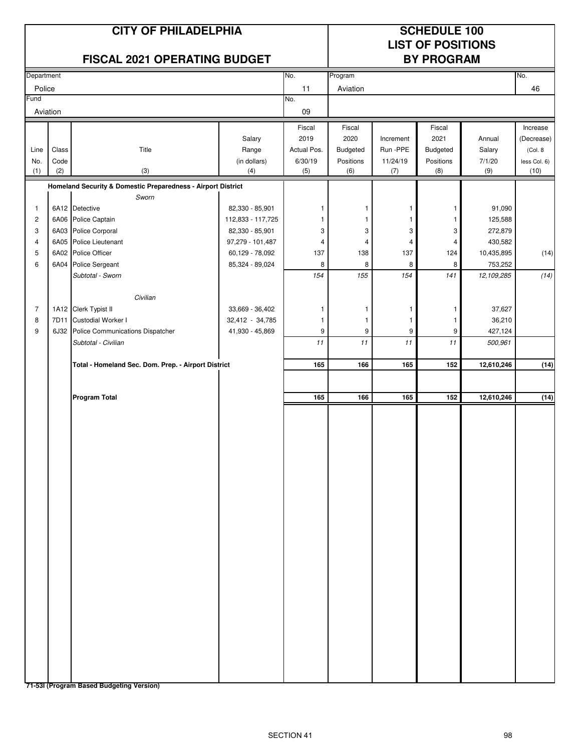# CITY OF PHILADELPHIA

## FISCAL 2021 OPERATING BUDGET

# SCHEDULE 100
## LIST OF POSITIONS
## BY PROGRAM

| Department | No. | Program | No. |
|---|---|---|---|
| Police | 11 | Aviation | 46 |
| **Fund** | **No.** | | |
| Aviation | 09 | | |

| Line No. (1) | Class Code (2) | Title (3) | Salary Range (in dollars) (4) | Fiscal 2019 Actual Pos. 6/30/19 (5) | Fiscal 2020 Budgeted Positions (6) | Increment Run -PPE 11/24/19 (7) | Fiscal 2021 Budgeted Positions (8) | Annual Salary 7/1/20 (9) | Increase (Decrease) (Col. 8 less Col. 6) (10) |
|---|---|---|---|---|---|---|---|---|---|
| | | **Homeland Security & Domestic Preparedness - Airport District** | | | | | | | |
| | | *Sworn* | | | | | | | |
| 1 | 6A12 | Detective | 82,330 - 85,901 | 1 | 1 | 1 | 1 | 91,090 | |
| 2 | 6A06 | Police Captain | 112,833 - 117,725 | 1 | 1 | 1 | 1 | 125,588 | |
| 3 | 6A03 | Police Corporal | 82,330 - 85,901 | 3 | 3 | 3 | 3 | 272,879 | |
| 4 | 6A05 | Police Lieutenant | 97,279 - 101,487 | 4 | 4 | 4 | 4 | 430,582 | |
| 5 | 6A02 | Police Officer | 60,129 - 78,092 | 137 | 138 | 137 | 124 | 10,435,895 | (14) |
| 6 | 6A04 | Police Sergeant | 85,324 - 89,024 | 8 | 8 | 8 | 8 | 753,252 | |
| | | *Subtotal - Sworn* | | *154* | *155* | *154* | *141* | *12,109,285* | *(14)* |
| | | *Civilian* | | | | | | | |
| 7 | 1A12 | Clerk Typist II | 33,669 - 36,402 | 1 | 1 | 1 | 1 | 37,627 | |
| 8 | 7D11 | Custodial Worker I | 32,412 - 34,785 | 1 | 1 | 1 | 1 | 36,210 | |
| 9 | 6J32 | Police Communications Dispatcher | 41,930 - 45,869 | 9 | 9 | 9 | 9 | 427,124 | |
| | | *Subtotal - Civilian* | | *11* | *11* | *11* | *11* | *500,961* | |
| | | **Total - Homeland Sec. Dom. Prep. - Airport District** | | **165** | **166** | **165** | **152** | **12,610,246** | **(14)** |
| | | **Program Total** | | **165** | **166** | **165** | **152** | **12,610,246** | **(14)** |

**71-53I (Program Based Budgeting Version)**

SECTION 41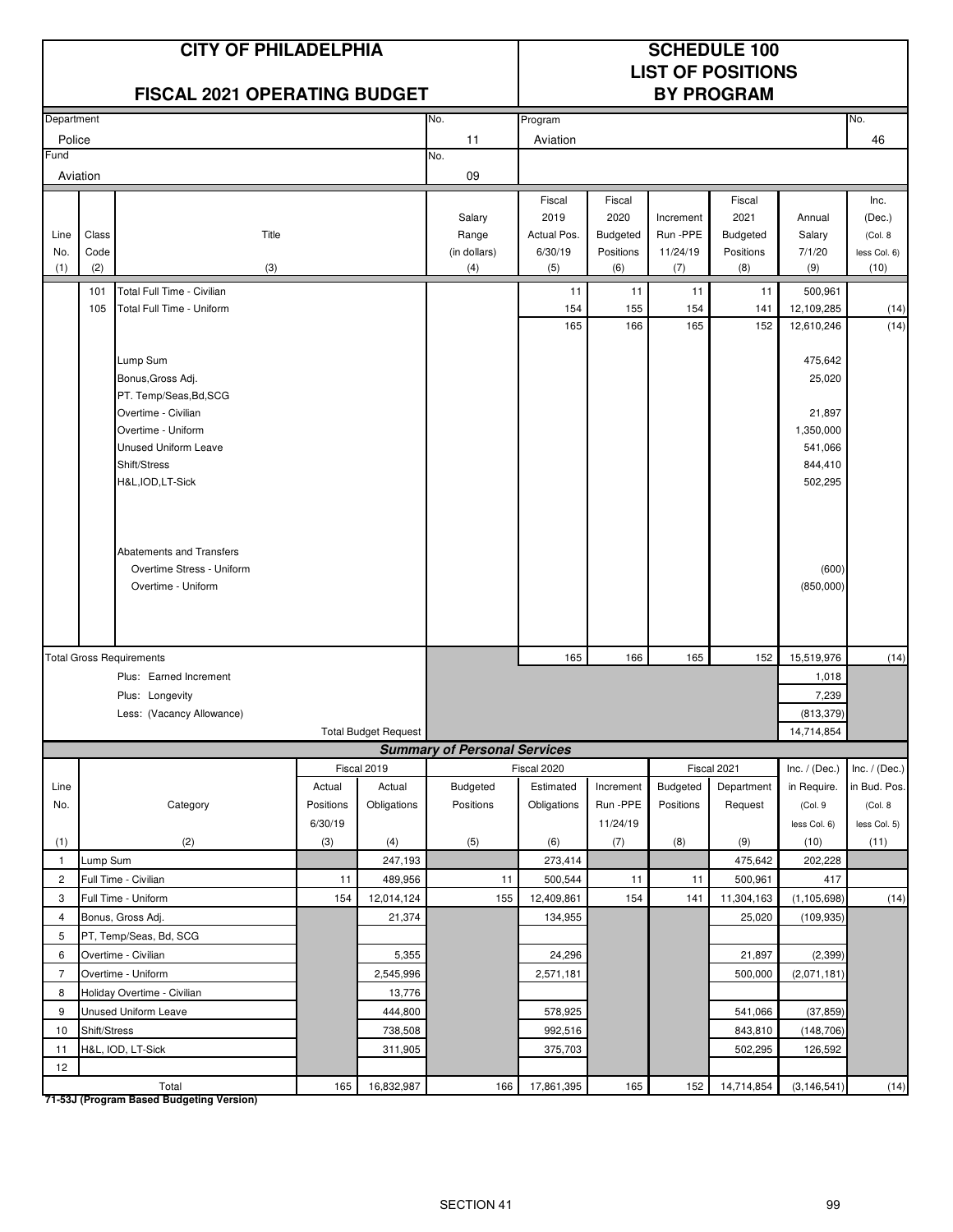# CITY OF PHILADELPHIA

## FISCAL 2021 OPERATING BUDGET

## SCHEDULE 100 LIST OF POSITIONS BY PROGRAM

| Department | No. | Program | No. |
|---|---|---|---|
| Police | 11 | Aviation | 46 |
| Fund | No. | | |
| Aviation | 09 | | |

| Line No. (1) | Class Code (2) | Title (3) | Salary Range (in dollars) (4) | Fiscal 2019 Actual Pos. 6/30/19 (5) | Fiscal 2020 Budgeted Positions (6) | Increment Run -PPE 11/24/19 (7) | Fiscal 2021 Budgeted Positions (8) | Annual Salary 7/1/20 (9) | Inc. (Dec.) (Col. 8 less Col. 6) (10) |
|---|---|---|---|---|---|---|---|---|---|
| | 101 | Total Full Time - Civilian | | 11 | 11 | 11 | 11 | 500,961 | |
| | 105 | Total Full Time - Uniform | | 154 | 155 | 154 | 141 | 12,109,285 | (14) |
| | | | | 165 | 166 | 165 | 152 | 12,610,246 | (14) |
| | | Lump Sum | | | | | | 475,642 | |
| | | Bonus,Gross Adj. | | | | | | 25,020 | |
| | | PT. Temp/Seas,Bd,SCG | | | | | | | |
| | | Overtime - Civilian | | | | | | 21,897 | |
| | | Overtime - Uniform | | | | | | 1,350,000 | |
| | | Unused Uniform Leave | | | | | | 541,066 | |
| | | Shift/Stress | | | | | | 844,410 | |
| | | H&L,IOD,LT-Sick | | | | | | 502,295 | |
| | | Abatements and Transfers | | | | | | | |
| | | Overtime Stress - Uniform | | | | | | (600) | |
| | | Overtime - Uniform | | | | | | (850,000) | |
| Total Gross Requirements | | | | 165 | 166 | 165 | 152 | 15,519,976 | (14) |
| | | Plus: Earned Increment | | | | | | 1,018 | |
| | | Plus: Longevity | | | | | | 7,239 | |
| | | Less: (Vacancy Allowance) | | | | | | (813,379) | |
| | | Total Budget Request | | | | | | 14,714,854 | |

### Summary of Personal Services

| Line No. (1) | Category (2) | Fiscal 2019 Actual Positions 6/30/19 (3) | Fiscal 2019 Actual Obligations (4) | Fiscal 2020 Budgeted Positions (5) | Fiscal 2020 Estimated Obligations (6) | Fiscal 2020 Increment Run -PPE 11/24/19 (7) | Fiscal 2021 Budgeted Positions (8) | Fiscal 2021 Department Request (9) | Inc. / (Dec.) in Require. (Col. 9 less Col. 6) (10) | Inc. / (Dec.) in Bud. Pos. (Col. 8 less Col. 5) (11) |
|---|---|---|---|---|---|---|---|---|---|---|
| 1 | Lump Sum | | 247,193 | | 273,414 | | | 475,642 | 202,228 | |
| 2 | Full Time - Civilian | 11 | 489,956 | 11 | 500,544 | 11 | 11 | 500,961 | 417 | |
| 3 | Full Time - Uniform | 154 | 12,014,124 | 155 | 12,409,861 | 154 | 141 | 11,304,163 | (1,105,698) | (14) |
| 4 | Bonus, Gross Adj. | | 21,374 | | 134,955 | | | 25,020 | (109,935) | |
| 5 | PT, Temp/Seas, Bd, SCG | | | | | | | | | |
| 6 | Overtime - Civilian | | 5,355 | | 24,296 | | | 21,897 | (2,399) | |
| 7 | Overtime - Uniform | | 2,545,996 | | 2,571,181 | | | 500,000 | (2,071,181) | |
| 8 | Holiday Overtime - Civilian | | 13,776 | | | | | | | |
| 9 | Unused Uniform Leave | | 444,800 | | 578,925 | | | 541,066 | (37,859) | |
| 10 | Shift/Stress | | 738,508 | | 992,516 | | | 843,810 | (148,706) | |
| 11 | H&L, IOD, LT-Sick | | 311,905 | | 375,703 | | | 502,295 | 126,592 | |
| 12 | | | | | | | | | | |
| | Total | 165 | 16,832,987 | 166 | 17,861,395 | 165 | 152 | 14,714,854 | (3,146,541) | (14) |

**71-53J (Program Based Budgeting Version)**

SECTION 41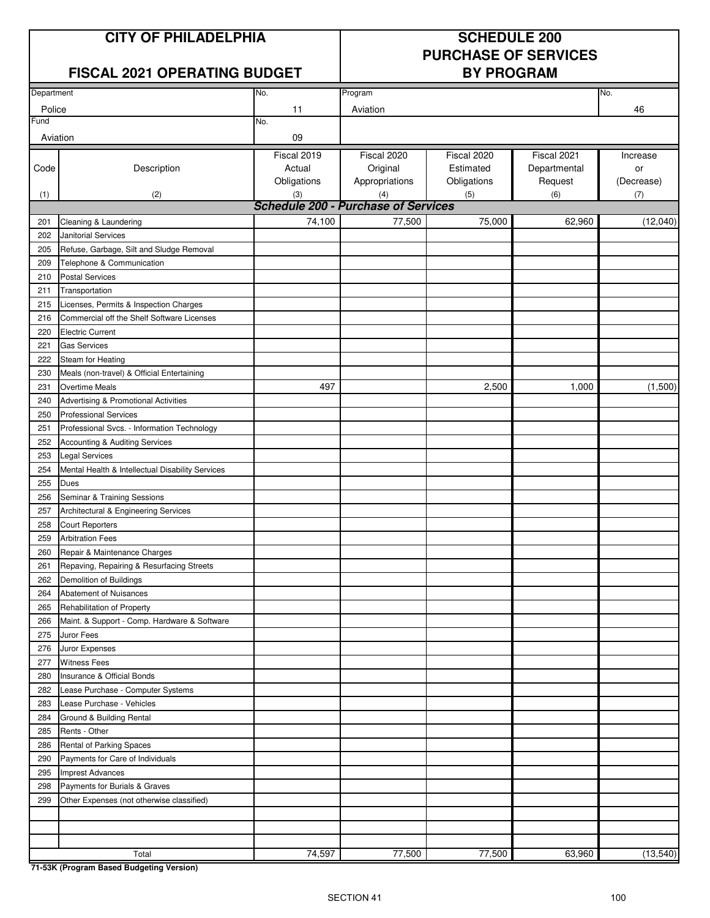# CITY OF PHILADELPHIA

## FISCAL 2021 OPERATING BUDGET

## SCHEDULE 200 PURCHASE OF SERVICES BY PROGRAM

| Department | No. | Program | No. |
|---|---|---|---|
| Police | 11 | Aviation | 46 |
| Fund | No. | | |
| Aviation | 09 | | |

| Code (1) | Description (2) | Fiscal 2019 Actual Obligations (3) | Fiscal 2020 Original Appropriations (4) | Fiscal 2020 Estimated Obligations (5) | Fiscal 2021 Departmental Request (6) | Increase or (Decrease) (7) |
|---|---|---|---|---|---|---|
| | ***Schedule 200 - Purchase of Services*** | | | | | |
| 201 | Cleaning & Laundering | 74,100 | 77,500 | 75,000 | 62,960 | (12,040) |
| 202 | Janitorial Services | | | | | |
| 205 | Refuse, Garbage, Silt and Sludge Removal | | | | | |
| 209 | Telephone & Communication | | | | | |
| 210 | Postal Services | | | | | |
| 211 | Transportation | | | | | |
| 215 | Licenses, Permits & Inspection Charges | | | | | |
| 216 | Commercial off the Shelf Software Licenses | | | | | |
| 220 | Electric Current | | | | | |
| 221 | Gas Services | | | | | |
| 222 | Steam for Heating | | | | | |
| 230 | Meals (non-travel) & Official Entertaining | | | | | |
| 231 | Overtime Meals | 497 | | 2,500 | 1,000 | (1,500) |
| 240 | Advertising & Promotional Activities | | | | | |
| 250 | Professional Services | | | | | |
| 251 | Professional Svcs. - Information Technology | | | | | |
| 252 | Accounting & Auditing Services | | | | | |
| 253 | Legal Services | | | | | |
| 254 | Mental Health & Intellectual Disability Services | | | | | |
| 255 | Dues | | | | | |
| 256 | Seminar & Training Sessions | | | | | |
| 257 | Architectural & Engineering Services | | | | | |
| 258 | Court Reporters | | | | | |
| 259 | Arbitration Fees | | | | | |
| 260 | Repair & Maintenance Charges | | | | | |
| 261 | Repaving, Repairing & Resurfacing Streets | | | | | |
| 262 | Demolition of Buildings | | | | | |
| 264 | Abatement of Nuisances | | | | | |
| 265 | Rehabilitation of Property | | | | | |
| 266 | Maint. & Support - Comp. Hardware & Software | | | | | |
| 275 | Juror Fees | | | | | |
| 276 | Juror Expenses | | | | | |
| 277 | Witness Fees | | | | | |
| 280 | Insurance & Official Bonds | | | | | |
| 282 | Lease Purchase - Computer Systems | | | | | |
| 283 | Lease Purchase - Vehicles | | | | | |
| 284 | Ground & Building Rental | | | | | |
| 285 | Rents - Other | | | | | |
| 286 | Rental of Parking Spaces | | | | | |
| 290 | Payments for Care of Individuals | | | | | |
| 295 | Imprest Advances | | | | | |
| 298 | Payments for Burials & Graves | | | | | |
| 299 | Other Expenses (not otherwise classified) | | | | | |
| | | | | | | |
| | | | | | | |
| | | | | | | |
| | Total | 74,597 | 77,500 | 77,500 | 63,960 | (13,540) |

**71-53K (Program Based Budgeting Version)**

SECTION 41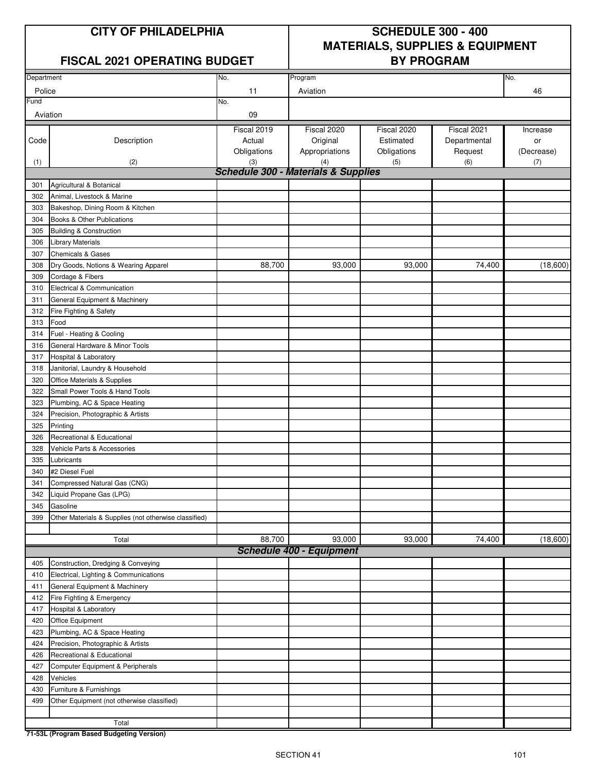| CITY OF PHILADELPHIA | | SCHEDULE 300 - 400 | | | | |
|---|---|---|---|---|---|---|
| FISCAL 2021 OPERATING BUDGET | | MATERIALS, SUPPLIES & EQUIPMENT BY PROGRAM | | | | |
| Department | | No. | Program | | | No. |
| Police | | 11 | Aviation | | | 46 |
| Fund | | No. | | | | |
| Aviation | | 09 | | | | |

| Code (1) | Description (2) | Fiscal 2019 Actual Obligations (3) | Fiscal 2020 Original Appropriations (4) | Fiscal 2020 Estimated Obligations (5) | Fiscal 2021 Departmental Request (6) | Increase or (Decrease) (7) |
|---|---|---|---|---|---|---|
| | ***Schedule 300 - Materials & Supplies*** | | | | | |
| 301 | Agricultural & Botanical | | | | | |
| 302 | Animal, Livestock & Marine | | | | | |
| 303 | Bakeshop, Dining Room & Kitchen | | | | | |
| 304 | Books & Other Publications | | | | | |
| 305 | Building & Construction | | | | | |
| 306 | Library Materials | | | | | |
| 307 | Chemicals & Gases | | | | | |
| 308 | Dry Goods, Notions & Wearing Apparel | 88,700 | 93,000 | 93,000 | 74,400 | (18,600) |
| 309 | Cordage & Fibers | | | | | |
| 310 | Electrical & Communication | | | | | |
| 311 | General Equipment & Machinery | | | | | |
| 312 | Fire Fighting & Safety | | | | | |
| 313 | Food | | | | | |
| 314 | Fuel - Heating & Cooling | | | | | |
| 316 | General Hardware & Minor Tools | | | | | |
| 317 | Hospital & Laboratory | | | | | |
| 318 | Janitorial, Laundry & Household | | | | | |
| 320 | Office Materials & Supplies | | | | | |
| 322 | Small Power Tools & Hand Tools | | | | | |
| 323 | Plumbing, AC & Space Heating | | | | | |
| 324 | Precision, Photographic & Artists | | | | | |
| 325 | Printing | | | | | |
| 326 | Recreational & Educational | | | | | |
| 328 | Vehicle Parts & Accessories | | | | | |
| 335 | Lubricants | | | | | |
| 340 | #2 Diesel Fuel | | | | | |
| 341 | Compressed Natural Gas (CNG) | | | | | |
| 342 | Liquid Propane Gas (LPG) | | | | | |
| 345 | Gasoline | | | | | |
| 399 | Other Materials & Supplies (not otherwise classified) | | | | | |
| | | | | | | |
| | Total | 88,700 | 93,000 | 93,000 | 74,400 | (18,600) |
| | ***Schedule 400 - Equipment*** | | | | | |
| 405 | Construction, Dredging & Conveying | | | | | |
| 410 | Electrical, Lighting & Communications | | | | | |
| 411 | General Equipment & Machinery | | | | | |
| 412 | Fire Fighting & Emergency | | | | | |
| 417 | Hospital & Laboratory | | | | | |
| 420 | Office Equipment | | | | | |
| 423 | Plumbing, AC & Space Heating | | | | | |
| 424 | Precision, Photographic & Artists | | | | | |
| 426 | Recreational & Educational | | | | | |
| 427 | Computer Equipment & Peripherals | | | | | |
| 428 | Vehicles | | | | | |
| 430 | Furniture & Furnishings | | | | | |
| 499 | Other Equipment (not otherwise classified) | | | | | |
| | | | | | | |
| | Total | | | | | |

**71-53L (Program Based Budgeting Version)**

SECTION 41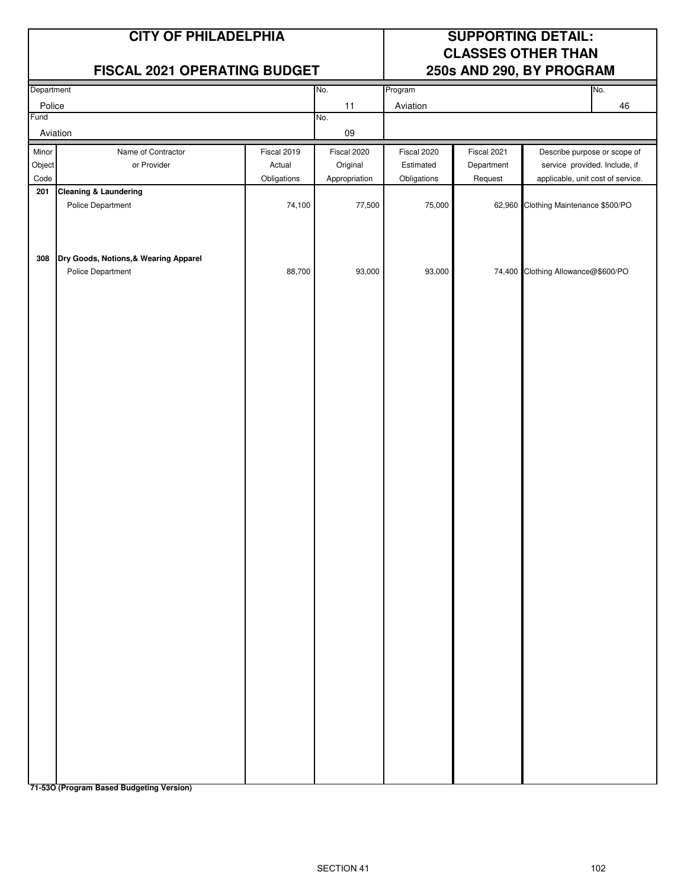# CITY OF PHILADELPHIA

## FISCAL 2021 OPERATING BUDGET

## SUPPORTING DETAIL: CLASSES OTHER THAN 250s AND 290, BY PROGRAM

| Department | No. | Program | No. |
|---|---|---|---|
| Police | 11 | Aviation | 46 |
| **Fund** | **No.** | | |
| Aviation | 09 | | |

| Minor Object Code | Name of Contractor or Provider | Fiscal 2019 Actual Obligations | Fiscal 2020 Original Appropriation | Fiscal 2020 Estimated Obligations | Fiscal 2021 Department Request | Describe purpose or scope of service provided. Include, if applicable, unit cost of service. |
|---|---|---|---|---|---|---|
| **201** | **Cleaning & Laundering** | | | | | |
| | Police Department | 74,100 | 77,500 | 75,000 | 62,960 | Clothing Maintenance $500/PO |
| **308** | **Dry Goods, Notions,& Wearing Apparel** | | | | | |
| | Police Department | 88,700 | 93,000 | 93,000 | 74,400 | Clothing Allowance@$600/PO |

**71-53O (Program Based Budgeting Version)**

SECTION 41